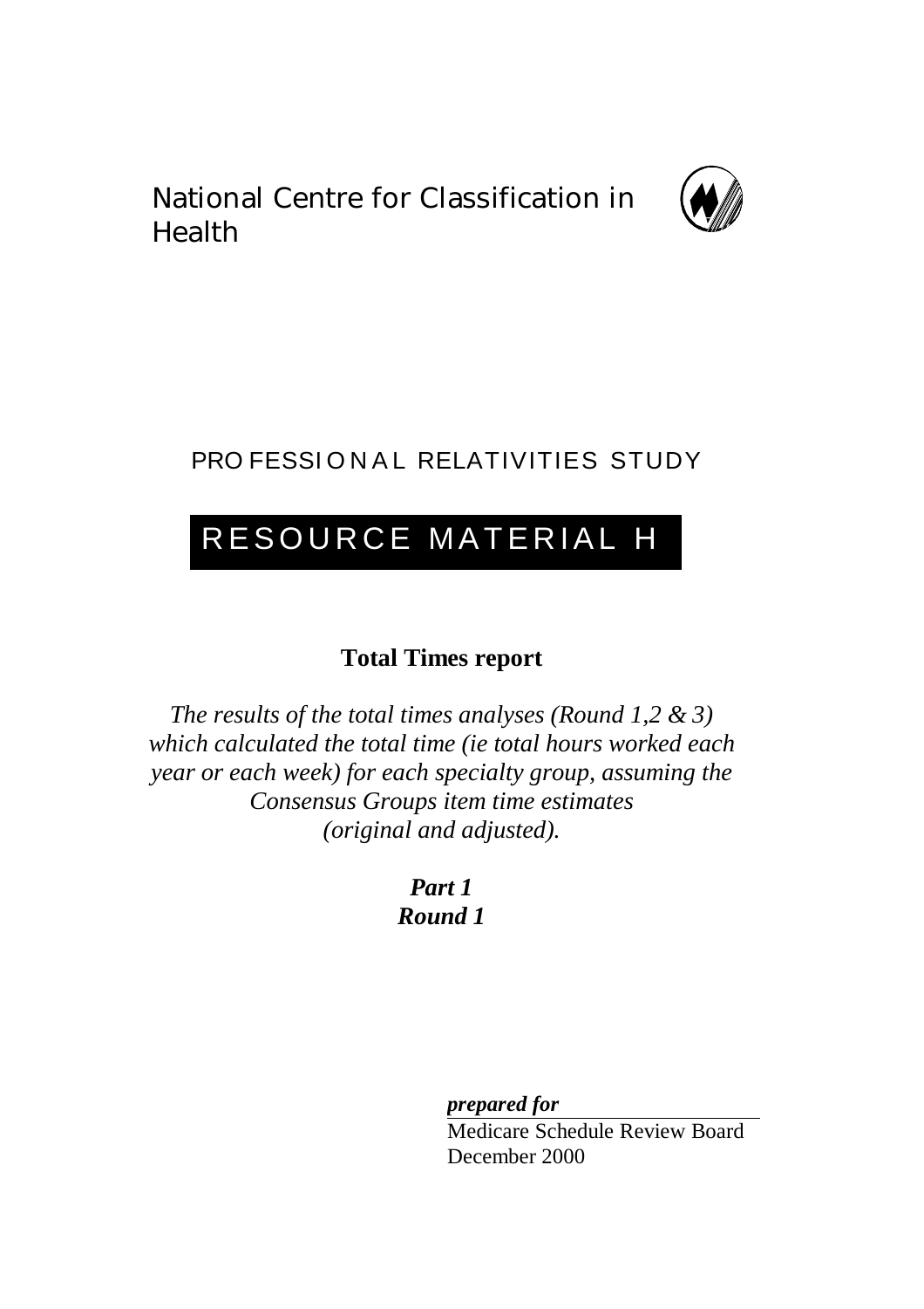National Centre for Classification in Health

PROFESSIONAL RELATIVITIES STUDY

# RESOURCE MATERIAL H

## Total Times report

*The results of the total times analyses (Round 1,2 & 3) which calculated the total time (ie total hours worked each year or each week) for each specialty group, assuming the Consensus Groups item time estimates (original and adjusted).*

***Part 1***
***Round 1***

***prepared for***

Medicare Schedule Review Board
December 2000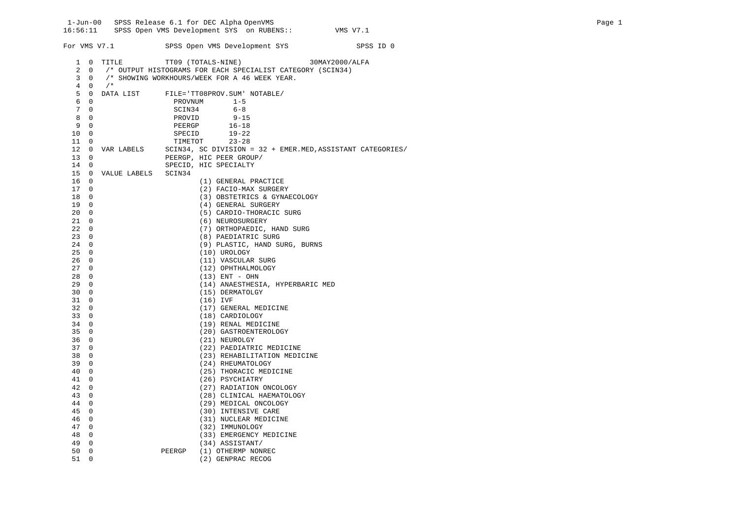```
For VMS V7.1            SPSS Open VMS Development SYS               SPSS ID 0

   1  0  TITLE          TT09 (TOTALS-NINE)                30MAY2000/ALFA
   2  0  /* OUTPUT HISTOGRAMS FOR EACH SPECIALIST CATEGORY (SCIN34)
   3  0  /* SHOWING WORKHOURS/WEEK FOR A 46 WEEK YEAR.
   4  0  /*
   5  0  DATA LIST      FILE='TT08PROV.SUM' NOTABLE/
   6  0                   PROVNUM      1-5
   7  0                   SCIN34       6-8
   8  0                   PROVID       9-15
   9  0                   PEERGP       16-18
  10  0                   SPECID       19-22
  11  0                   TIMETOT      23-28
  12  0  VAR LABELS     SCIN34, SC DIVISION = 32 + EMER.MED,ASSISTANT CATEGORIES/
  13  0                 PEERGP, HIC PEER GROUP/
  14  0                 SPECID, HIC SPECIALTY
  15  0  VALUE LABELS   SCIN34
  16  0                         (1) GENERAL PRACTICE
  17  0                         (2) FACIO-MAX SURGERY
  18  0                         (3) OBSTETRICS & GYNAECOLOGY
  19  0                         (4) GENERAL SURGERY
  20  0                         (5) CARDIO-THORACIC SURG
  21  0                         (6) NEUROSURGERY
  22  0                         (7) ORTHOPAEDIC, HAND SURG
  23  0                         (8) PAEDIATRIC SURG
  24  0                         (9) PLASTIC, HAND SURG, BURNS
  25  0                         (10) UROLOGY
  26  0                         (11) VASCULAR SURG
  27  0                         (12) OPHTHALMOLOGY
  28  0                         (13) ENT - OHN
  29  0                         (14) ANAESTHESIA, HYPERBARIC MED
  30  0                         (15) DERMATOLGY
  31  0                         (16) IVF
  32  0                         (17) GENERAL MEDICINE
  33  0                         (18) CARDIOLOGY
  34  0                         (19) RENAL MEDICINE
  35  0                         (20) GASTROENTEROLOGY
  36  0                         (21) NEUROLGY
  37  0                         (22) PAEDIATRIC MEDICINE
  38  0                         (23) REHABILITATION MEDICINE
  39  0                         (24) RHEUMATOLOGY
  40  0                         (25) THORACIC MEDICINE
  41  0                         (26) PSYCHIATRY
  42  0                         (27) RADIATION ONCOLOGY
  43  0                         (28) CLINICAL HAEMATOLOGY
  44  0                         (29) MEDICAL ONCOLOGY
  45  0                         (30) INTENSIVE CARE
  46  0                         (31) NUCLEAR MEDICINE
  47  0                         (32) IMMUNOLOGY
  48  0                         (33) EMERGENCY MEDICINE
  49  0                         (34) ASSISTANT/
  50  0                PEERGP   (1) OTHERMP NONREC
  51  0                         (2) GENPRAC RECOG
```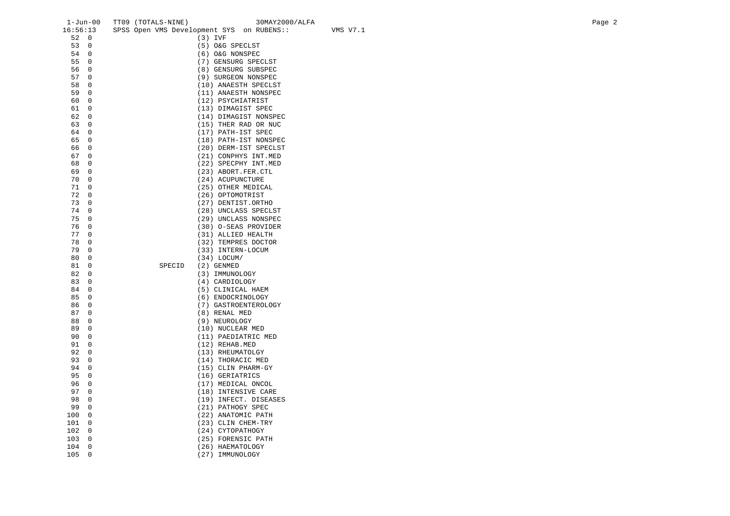```
 52  0                    (3) IVF
 53  0                    (5) O&G SPECLST
 54  0                    (6) O&G NONSPEC
 55  0                    (7) GENSURG SPECLST
 56  0                    (8) GENSURG SUBSPEC
 57  0                    (9) SURGEON NONSPEC
 58  0                    (10) ANAESTH SPECLST
 59  0                    (11) ANAESTH NONSPEC
 60  0                    (12) PSYCHIATRIST
 61  0                    (13) DIMAGIST SPEC
 62  0                    (14) DIMAGIST NONSPEC
 63  0                    (15) THER RAD OR NUC
 64  0                    (17) PATH-IST SPEC
 65  0                    (18) PATH-IST NONSPEC
 66  0                    (20) DERM-IST SPECLST
 67  0                    (21) CONPHYS INT.MED
 68  0                    (22) SPECPHY INT.MED
 69  0                    (23) ABORT.FER.CTL
 70  0                    (24) ACUPUNCTURE
 71  0                    (25) OTHER MEDICAL
 72  0                    (26) OPTOMOTRIST
 73  0                    (27) DENTIST.ORTHO
 74  0                    (28) UNCLASS SPECLST
 75  0                    (29) UNCLASS NONSPEC
 76  0                    (30) O-SEAS PROVIDER
 77  0                    (31) ALLIED HEALTH
 78  0                    (32) TEMPRES DOCTOR
 79  0                    (33) INTERN-LOCUM
 80  0                    (34) LOCUM/
 81  0           SPECID   (2) GENMED
 82  0                    (3) IMMUNOLOGY
 83  0                    (4) CARDIOLOGY
 84  0                    (5) CLINICAL HAEM
 85  0                    (6) ENDOCRINOLOGY
 86  0                    (7) GASTROENTEROLOGY
 87  0                    (8) RENAL MED
 88  0                    (9) NEUROLOGY
 89  0                    (10) NUCLEAR MED
 90  0                    (11) PAEDIATRIC MED
 91  0                    (12) REHAB.MED
 92  0                    (13) RHEUMATOLGY
 93  0                    (14) THORACIC MED
 94  0                    (15) CLIN PHARM-GY
 95  0                    (16) GERIATRICS
 96  0                    (17) MEDICAL ONCOL
 97  0                    (18) INTENSIVE CARE
 98  0                    (19) INFECT. DISEASES
 99  0                    (21) PATHOGY SPEC
100  0                    (22) ANATOMIC PATH
101  0                    (23) CLIN CHEM-TRY
102  0                    (24) CYTOPATHOGY
103  0                    (25) FORENSIC PATH
104  0                    (26) HAEMATOLOGY
105  0                    (27) IMMUNOLOGY
```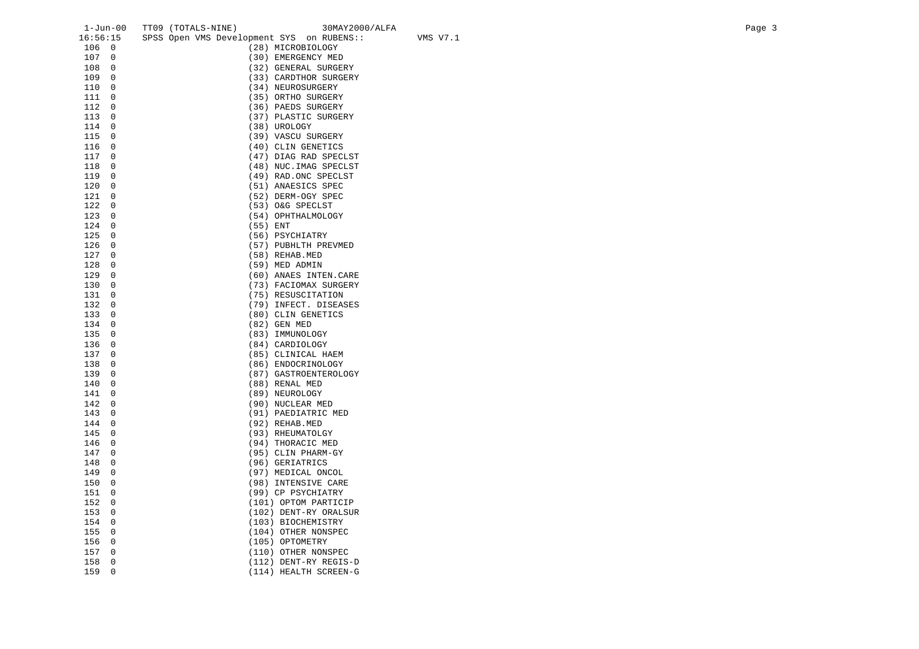```
106  0                          (28) MICROBIOLOGY
107  0                          (30) EMERGENCY MED
108  0                          (32) GENERAL SURGERY
109  0                          (33) CARDTHOR SURGERY
110  0                          (34) NEUROSURGERY
111  0                          (35) ORTHO SURGERY
112  0                          (36) PAEDS SURGERY
113  0                          (37) PLASTIC SURGERY
114  0                          (38) UROLOGY
115  0                          (39) VASCU SURGERY
116  0                          (40) CLIN GENETICS
117  0                          (47) DIAG RAD SPECLST
118  0                          (48) NUC.IMAG SPECLST
119  0                          (49) RAD.ONC SPECLST
120  0                          (51) ANAESICS SPEC
121  0                          (52) DERM-OGY SPEC
122  0                          (53) O&G SPECLST
123  0                          (54) OPHTHALMOLOGY
124  0                          (55) ENT
125  0                          (56) PSYCHIATRY
126  0                          (57) PUBHLTH PREVMED
127  0                          (58) REHAB.MED
128  0                          (59) MED ADMIN
129  0                          (60) ANAES INTEN.CARE
130  0                          (73) FACIOMAX SURGERY
131  0                          (75) RESUSCITATION
132  0                          (79) INFECT. DISEASES
133  0                          (80) CLIN GENETICS
134  0                          (82) GEN MED
135  0                          (83) IMMUNOLOGY
136  0                          (84) CARDIOLOGY
137  0                          (85) CLINICAL HAEM
138  0                          (86) ENDOCRINOLOGY
139  0                          (87) GASTROENTEROLOGY
140  0                          (88) RENAL MED
141  0                          (89) NEUROLOGY
142  0                          (90) NUCLEAR MED
143  0                          (91) PAEDIATRIC MED
144  0                          (92) REHAB.MED
145  0                          (93) RHEUMATOLGY
146  0                          (94) THORACIC MED
147  0                          (95) CLIN PHARM-GY
148  0                          (96) GERIATRICS
149  0                          (97) MEDICAL ONCOL
150  0                          (98) INTENSIVE CARE
151  0                          (99) CP PSYCHIATRY
152  0                          (101) OPTOM PARTICIP
153  0                          (102) DENT-RY ORALSUR
154  0                          (103) BIOCHEMISTRY
155  0                          (104) OTHER NONSPEC
156  0                          (105) OPTOMETRY
157  0                          (110) OTHER NONSPEC
158  0                          (112) DENT-RY REGIS-D
159  0                          (114) HEALTH SCREEN-G
```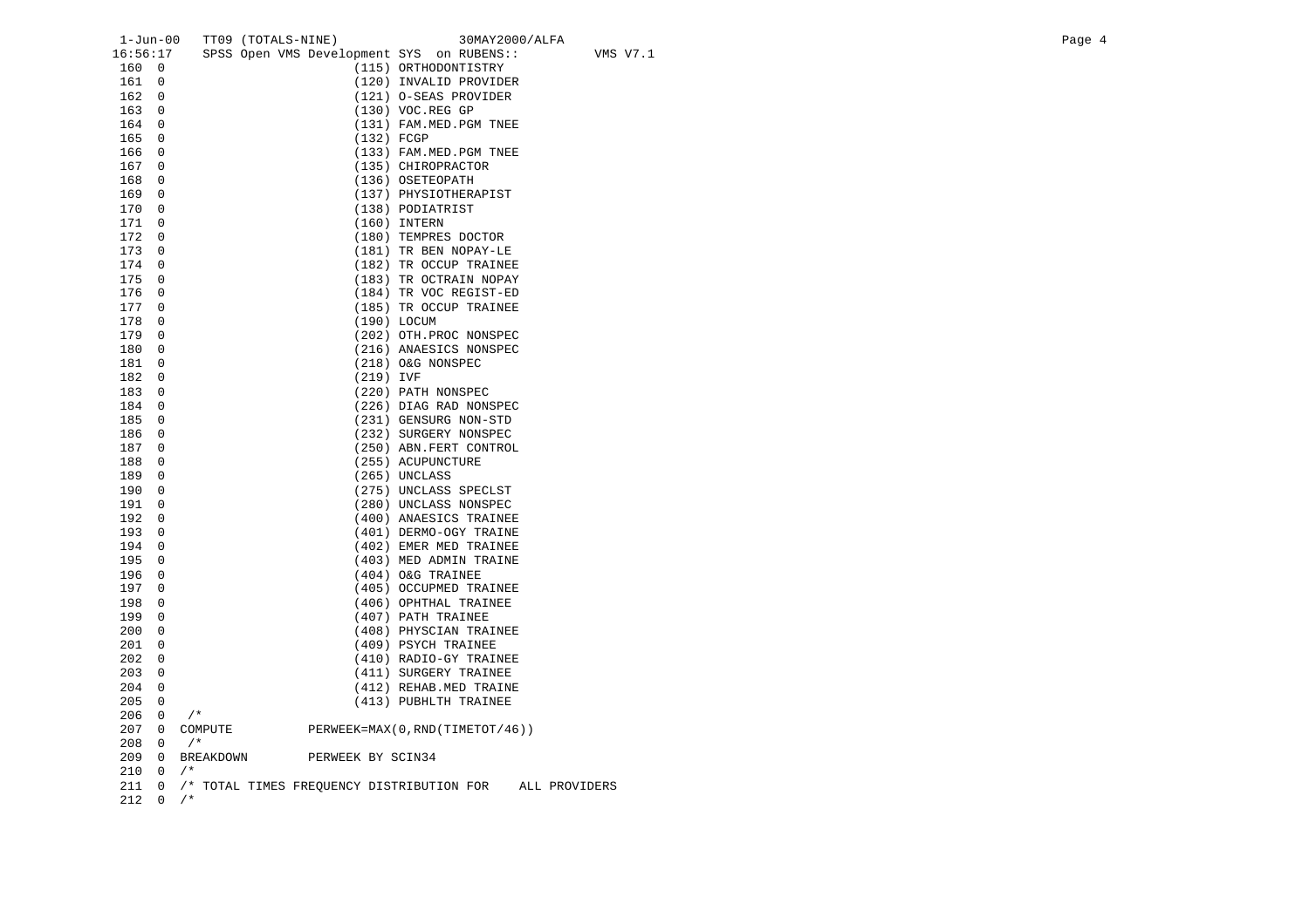```
160  0                         (115) ORTHODONTISTRY
161  0                         (120) INVALID PROVIDER
162  0                         (121) O-SEAS PROVIDER
163  0                         (130) VOC.REG GP
164  0                         (131) FAM.MED.PGM TNEE
165  0                         (132) FCGP
166  0                         (133) FAM.MED.PGM TNEE
167  0                         (135) CHIROPRACTOR
168  0                         (136) OSETEOPATH
169  0                         (137) PHYSIOTHERAPIST
170  0                         (138) PODIATRIST
171  0                         (160) INTERN
172  0                         (180) TEMPRES DOCTOR
173  0                         (181) TR BEN NOPAY-LE
174  0                         (182) TR OCCUP TRAINEE
175  0                         (183) TR OCTRAIN NOPAY
176  0                         (184) TR VOC REGIST-ED
177  0                         (185) TR OCCUP TRAINEE
178  0                         (190) LOCUM
179  0                         (202) OTH.PROC NONSPEC
180  0                         (216) ANAESICS NONSPEC
181  0                         (218) O&G NONSPEC
182  0                         (219) IVF
183  0                         (220) PATH NONSPEC
184  0                         (226) DIAG RAD NONSPEC
185  0                         (231) GENSURG NON-STD
186  0                         (232) SURGERY NONSPEC
187  0                         (250) ABN.FERT CONTROL
188  0                         (255) ACUPUNCTURE
189  0                         (265) UNCLASS
190  0                         (275) UNCLASS SPECLST
191  0                         (280) UNCLASS NONSPEC
192  0                         (400) ANAESICS TRAINEE
193  0                         (401) DERMO-OGY TRAINE
194  0                         (402) EMER MED TRAINEE
195  0                         (403) MED ADMIN TRAINE
196  0                         (404) O&G TRAINEE
197  0                         (405) OCCUPMED TRAINEE
198  0                         (406) OPHTHAL TRAINEE
199  0                         (407) PATH TRAINEE
200  0                         (408) PHYSCIAN TRAINEE
201  0                         (409) PSYCH TRAINEE
202  0                         (410) RADIO-GY TRAINEE
203  0                         (411) SURGERY TRAINEE
204  0                         (412) REHAB.MED TRAINE
205  0                         (413) PUBHLTH TRAINEE
206  0   /*
207  0  COMPUTE          PERWEEK=MAX(0,RND(TIMETOT/46))
208  0   /*
209  0  BREAKDOWN        PERWEEK BY SCIN34
210  0  /*
211  0  /* TOTAL TIMES FREQUENCY DISTRIBUTION FOR    ALL PROVIDERS
212  0  /*
```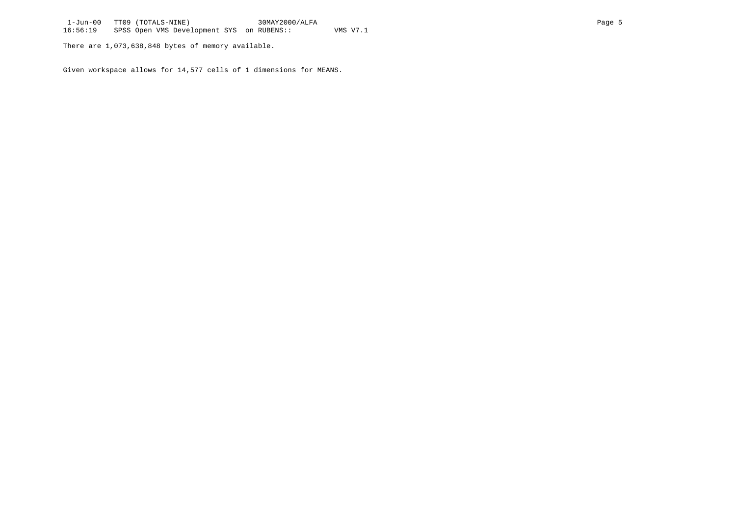There are 1,073,638,848 bytes of memory available.

Given workspace allows for 14,577 cells of 1 dimensions for MEANS.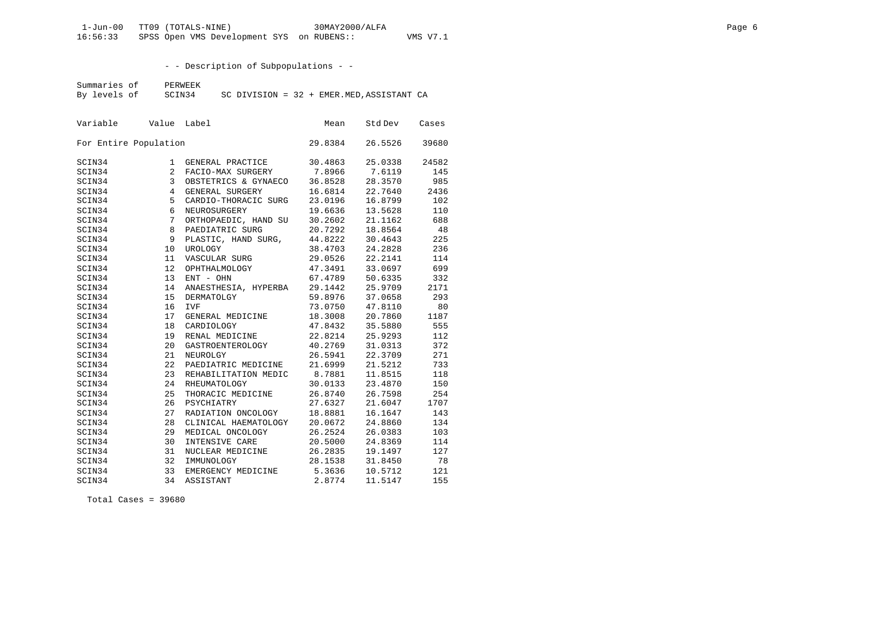- - Description of Subpopulations - -

Summaries of PERWEEK
By levels of SCIN34 SC DIVISION = 32 + EMER.MED,ASSISTANT CA

| Variable | Value | Label | Mean | Std Dev | Cases |
|---|---|---|---|---|---|
| For Entire Population | | | 29.8384 | 26.5526 | 39680 |
| SCIN34 | 1 | GENERAL PRACTICE | 30.4863 | 25.0338 | 24582 |
| SCIN34 | 2 | FACIO-MAX SURGERY | 7.8966 | 7.6119 | 145 |
| SCIN34 | 3 | OBSTETRICS & GYNAECO | 36.8528 | 28.3570 | 985 |
| SCIN34 | 4 | GENERAL SURGERY | 16.6814 | 22.7640 | 2436 |
| SCIN34 | 5 | CARDIO-THORACIC SURG | 23.0196 | 16.8799 | 102 |
| SCIN34 | 6 | NEUROSURGERY | 19.6636 | 13.5628 | 110 |
| SCIN34 | 7 | ORTHOPAEDIC, HAND SU | 30.2602 | 21.1162 | 688 |
| SCIN34 | 8 | PAEDIATRIC SURG | 20.7292 | 18.8564 | 48 |
| SCIN34 | 9 | PLASTIC, HAND SURG, | 44.8222 | 30.4643 | 225 |
| SCIN34 | 10 | UROLOGY | 38.4703 | 24.2828 | 236 |
| SCIN34 | 11 | VASCULAR SURG | 29.0526 | 22.2141 | 114 |
| SCIN34 | 12 | OPHTHALMOLOGY | 47.3491 | 33.0697 | 699 |
| SCIN34 | 13 | ENT - OHN | 67.4789 | 50.6335 | 332 |
| SCIN34 | 14 | ANAESTHESIA, HYPERBA | 29.1442 | 25.9709 | 2171 |
| SCIN34 | 15 | DERMATOLGY | 59.8976 | 37.0658 | 293 |
| SCIN34 | 16 | IVF | 73.0750 | 47.8110 | 80 |
| SCIN34 | 17 | GENERAL MEDICINE | 18.3008 | 20.7860 | 1187 |
| SCIN34 | 18 | CARDIOLOGY | 47.8432 | 35.5880 | 555 |
| SCIN34 | 19 | RENAL MEDICINE | 22.8214 | 25.9293 | 112 |
| SCIN34 | 20 | GASTROENTEROLOGY | 40.2769 | 31.0313 | 372 |
| SCIN34 | 21 | NEUROLGY | 26.5941 | 22.3709 | 271 |
| SCIN34 | 22 | PAEDIATRIC MEDICINE | 21.6999 | 21.5212 | 733 |
| SCIN34 | 23 | REHABILITATION MEDIC | 8.7881 | 11.8515 | 118 |
| SCIN34 | 24 | RHEUMATOLOGY | 30.0133 | 23.4870 | 150 |
| SCIN34 | 25 | THORACIC MEDICINE | 26.8740 | 26.7598 | 254 |
| SCIN34 | 26 | PSYCHIATRY | 27.6327 | 21.6047 | 1707 |
| SCIN34 | 27 | RADIATION ONCOLOGY | 18.8881 | 16.1647 | 143 |
| SCIN34 | 28 | CLINICAL HAEMATOLOGY | 20.0672 | 24.8860 | 134 |
| SCIN34 | 29 | MEDICAL ONCOLOGY | 26.2524 | 26.0383 | 103 |
| SCIN34 | 30 | INTENSIVE CARE | 20.5000 | 24.8369 | 114 |
| SCIN34 | 31 | NUCLEAR MEDICINE | 26.2835 | 19.1497 | 127 |
| SCIN34 | 32 | IMMUNOLOGY | 28.1538 | 31.8450 | 78 |
| SCIN34 | 33 | EMERGENCY MEDICINE | 5.3636 | 10.5712 | 121 |
| SCIN34 | 34 | ASSISTANT | 2.8774 | 11.5147 | 155 |

Total Cases = 39680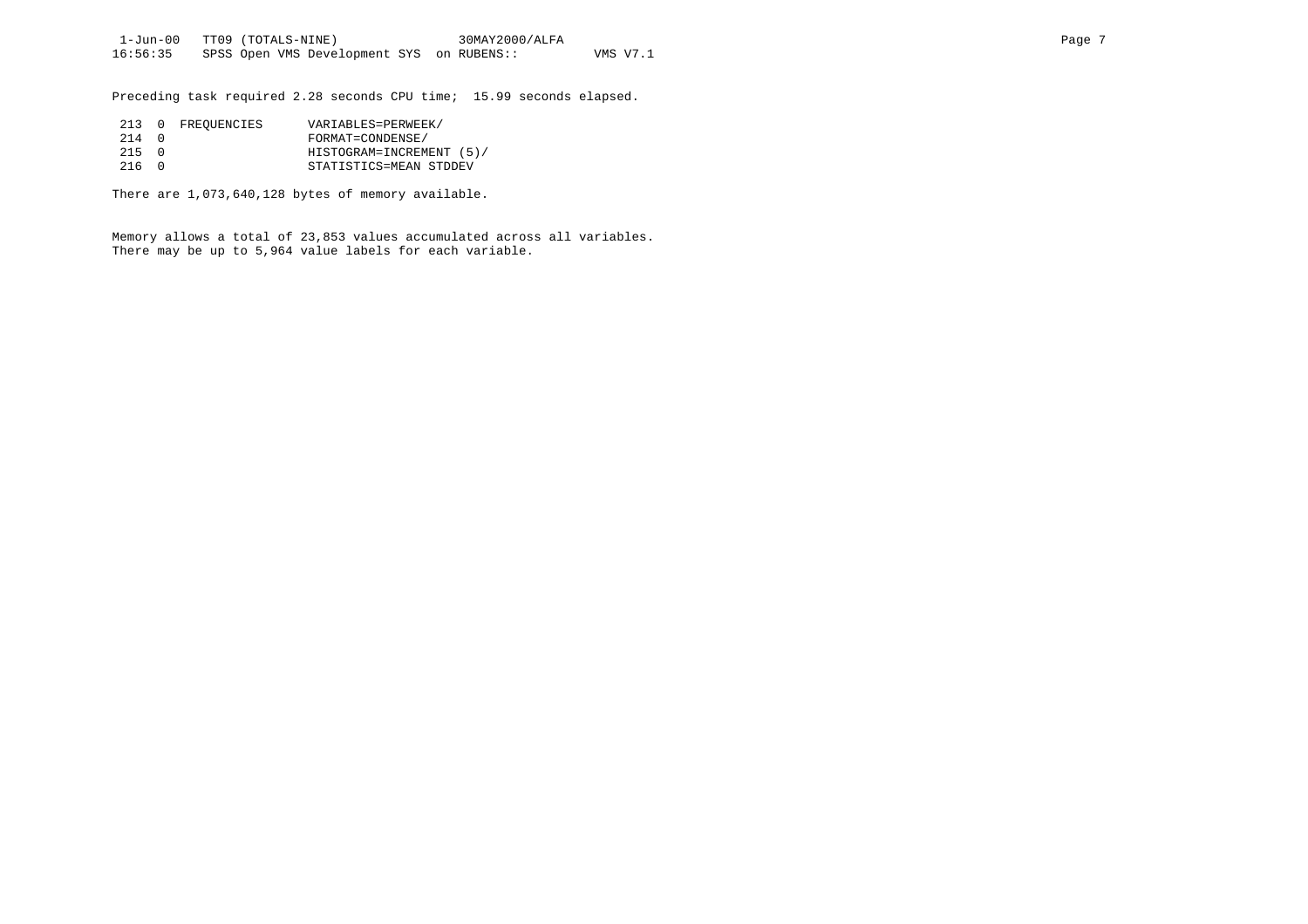Preceding task required 2.28 seconds CPU time;  15.99 seconds elapsed.

```
 213  0  FREQUENCIES      VARIABLES=PERWEEK/
 214  0                   FORMAT=CONDENSE/
 215  0                   HISTOGRAM=INCREMENT (5)/
 216  0                   STATISTICS=MEAN STDDEV
```

There are 1,073,640,128 bytes of memory available.

Memory allows a total of 23,853 values accumulated across all variables.
There may be up to 5,964 value labels for each variable.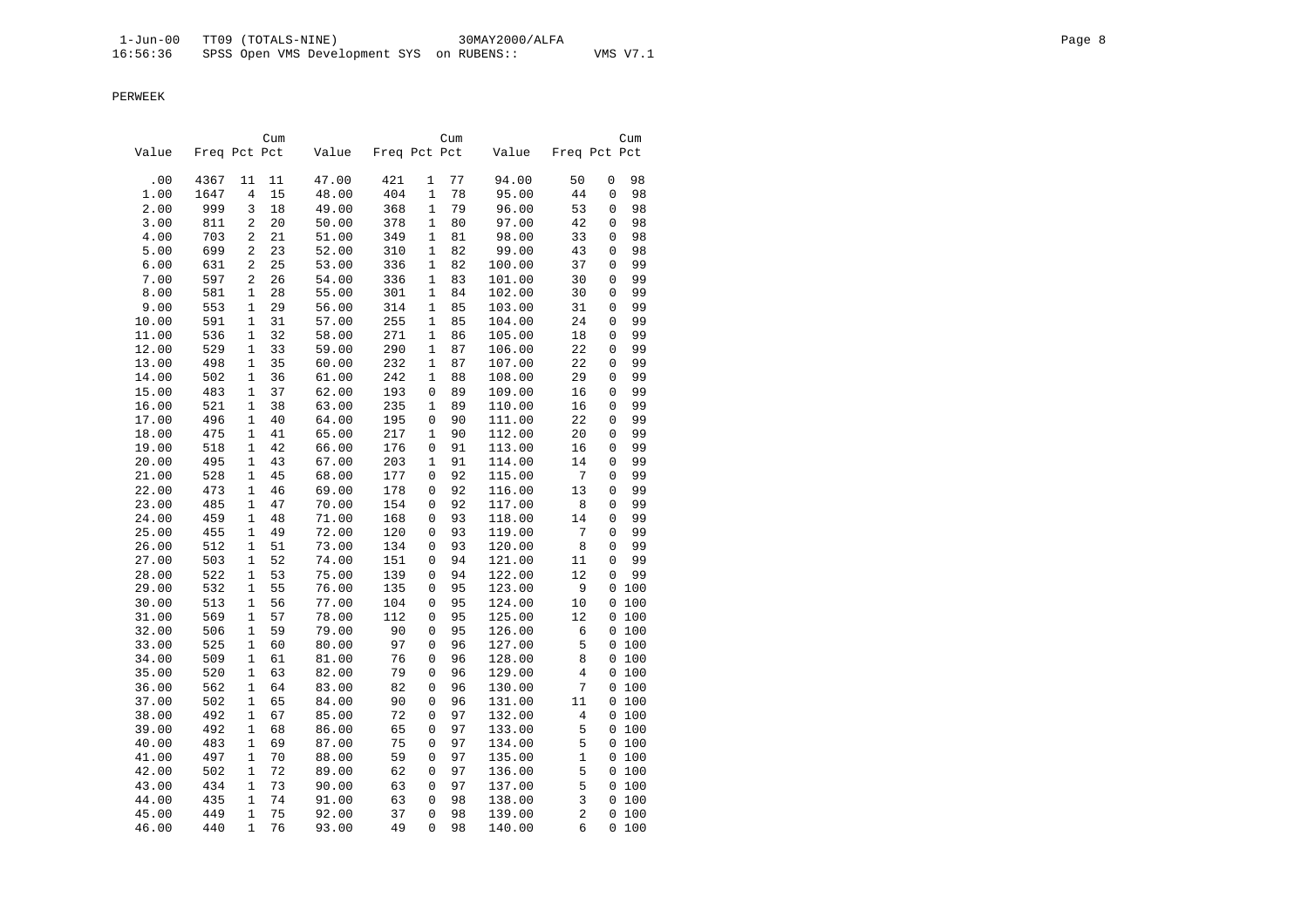PERWEEK

| Value | Freq | Pct | Cum Pct | Value | Freq | Pct | Cum Pct | Value | Freq | Pct | Cum Pct |
|---|---|---|---|---|---|---|---|---|---|---|---|
| .00 | 4367 | 11 | 11 | 47.00 | 421 | 1 | 77 | 94.00 | 50 | 0 | 98 |
| 1.00 | 1647 | 4 | 15 | 48.00 | 404 | 1 | 78 | 95.00 | 44 | 0 | 98 |
| 2.00 | 999 | 3 | 18 | 49.00 | 368 | 1 | 79 | 96.00 | 53 | 0 | 98 |
| 3.00 | 811 | 2 | 20 | 50.00 | 378 | 1 | 80 | 97.00 | 42 | 0 | 98 |
| 4.00 | 703 | 2 | 21 | 51.00 | 349 | 1 | 81 | 98.00 | 33 | 0 | 98 |
| 5.00 | 699 | 2 | 23 | 52.00 | 310 | 1 | 82 | 99.00 | 43 | 0 | 98 |
| 6.00 | 631 | 2 | 25 | 53.00 | 336 | 1 | 82 | 100.00 | 37 | 0 | 99 |
| 7.00 | 597 | 2 | 26 | 54.00 | 336 | 1 | 83 | 101.00 | 30 | 0 | 99 |
| 8.00 | 581 | 1 | 28 | 55.00 | 301 | 1 | 84 | 102.00 | 30 | 0 | 99 |
| 9.00 | 553 | 1 | 29 | 56.00 | 314 | 1 | 85 | 103.00 | 31 | 0 | 99 |
| 10.00 | 591 | 1 | 31 | 57.00 | 255 | 1 | 85 | 104.00 | 24 | 0 | 99 |
| 11.00 | 536 | 1 | 32 | 58.00 | 271 | 1 | 86 | 105.00 | 18 | 0 | 99 |
| 12.00 | 529 | 1 | 33 | 59.00 | 290 | 1 | 87 | 106.00 | 22 | 0 | 99 |
| 13.00 | 498 | 1 | 35 | 60.00 | 232 | 1 | 87 | 107.00 | 22 | 0 | 99 |
| 14.00 | 502 | 1 | 36 | 61.00 | 242 | 1 | 88 | 108.00 | 29 | 0 | 99 |
| 15.00 | 483 | 1 | 37 | 62.00 | 193 | 0 | 89 | 109.00 | 16 | 0 | 99 |
| 16.00 | 521 | 1 | 38 | 63.00 | 235 | 1 | 89 | 110.00 | 16 | 0 | 99 |
| 17.00 | 496 | 1 | 40 | 64.00 | 195 | 0 | 90 | 111.00 | 22 | 0 | 99 |
| 18.00 | 475 | 1 | 41 | 65.00 | 217 | 1 | 90 | 112.00 | 20 | 0 | 99 |
| 19.00 | 518 | 1 | 42 | 66.00 | 176 | 0 | 91 | 113.00 | 16 | 0 | 99 |
| 20.00 | 495 | 1 | 43 | 67.00 | 203 | 1 | 91 | 114.00 | 14 | 0 | 99 |
| 21.00 | 528 | 1 | 45 | 68.00 | 177 | 0 | 92 | 115.00 | 7 | 0 | 99 |
| 22.00 | 473 | 1 | 46 | 69.00 | 178 | 0 | 92 | 116.00 | 13 | 0 | 99 |
| 23.00 | 485 | 1 | 47 | 70.00 | 154 | 0 | 92 | 117.00 | 8 | 0 | 99 |
| 24.00 | 459 | 1 | 48 | 71.00 | 168 | 0 | 93 | 118.00 | 14 | 0 | 99 |
| 25.00 | 455 | 1 | 49 | 72.00 | 120 | 0 | 93 | 119.00 | 7 | 0 | 99 |
| 26.00 | 512 | 1 | 51 | 73.00 | 134 | 0 | 93 | 120.00 | 8 | 0 | 99 |
| 27.00 | 503 | 1 | 52 | 74.00 | 151 | 0 | 94 | 121.00 | 11 | 0 | 99 |
| 28.00 | 522 | 1 | 53 | 75.00 | 139 | 0 | 94 | 122.00 | 12 | 0 | 99 |
| 29.00 | 532 | 1 | 55 | 76.00 | 135 | 0 | 95 | 123.00 | 9 | 0 | 100 |
| 30.00 | 513 | 1 | 56 | 77.00 | 104 | 0 | 95 | 124.00 | 10 | 0 | 100 |
| 31.00 | 569 | 1 | 57 | 78.00 | 112 | 0 | 95 | 125.00 | 12 | 0 | 100 |
| 32.00 | 506 | 1 | 59 | 79.00 | 90 | 0 | 95 | 126.00 | 6 | 0 | 100 |
| 33.00 | 525 | 1 | 60 | 80.00 | 97 | 0 | 96 | 127.00 | 5 | 0 | 100 |
| 34.00 | 509 | 1 | 61 | 81.00 | 76 | 0 | 96 | 128.00 | 8 | 0 | 100 |
| 35.00 | 520 | 1 | 63 | 82.00 | 79 | 0 | 96 | 129.00 | 4 | 0 | 100 |
| 36.00 | 562 | 1 | 64 | 83.00 | 82 | 0 | 96 | 130.00 | 7 | 0 | 100 |
| 37.00 | 502 | 1 | 65 | 84.00 | 90 | 0 | 96 | 131.00 | 11 | 0 | 100 |
| 38.00 | 492 | 1 | 67 | 85.00 | 72 | 0 | 97 | 132.00 | 4 | 0 | 100 |
| 39.00 | 492 | 1 | 68 | 86.00 | 65 | 0 | 97 | 133.00 | 5 | 0 | 100 |
| 40.00 | 483 | 1 | 69 | 87.00 | 75 | 0 | 97 | 134.00 | 5 | 0 | 100 |
| 41.00 | 497 | 1 | 70 | 88.00 | 59 | 0 | 97 | 135.00 | 1 | 0 | 100 |
| 42.00 | 502 | 1 | 72 | 89.00 | 62 | 0 | 97 | 136.00 | 5 | 0 | 100 |
| 43.00 | 434 | 1 | 73 | 90.00 | 63 | 0 | 97 | 137.00 | 5 | 0 | 100 |
| 44.00 | 435 | 1 | 74 | 91.00 | 63 | 0 | 98 | 138.00 | 3 | 0 | 100 |
| 45.00 | 449 | 1 | 75 | 92.00 | 37 | 0 | 98 | 139.00 | 2 | 0 | 100 |
| 46.00 | 440 | 1 | 76 | 93.00 | 49 | 0 | 98 | 140.00 | 6 | 0 | 100 |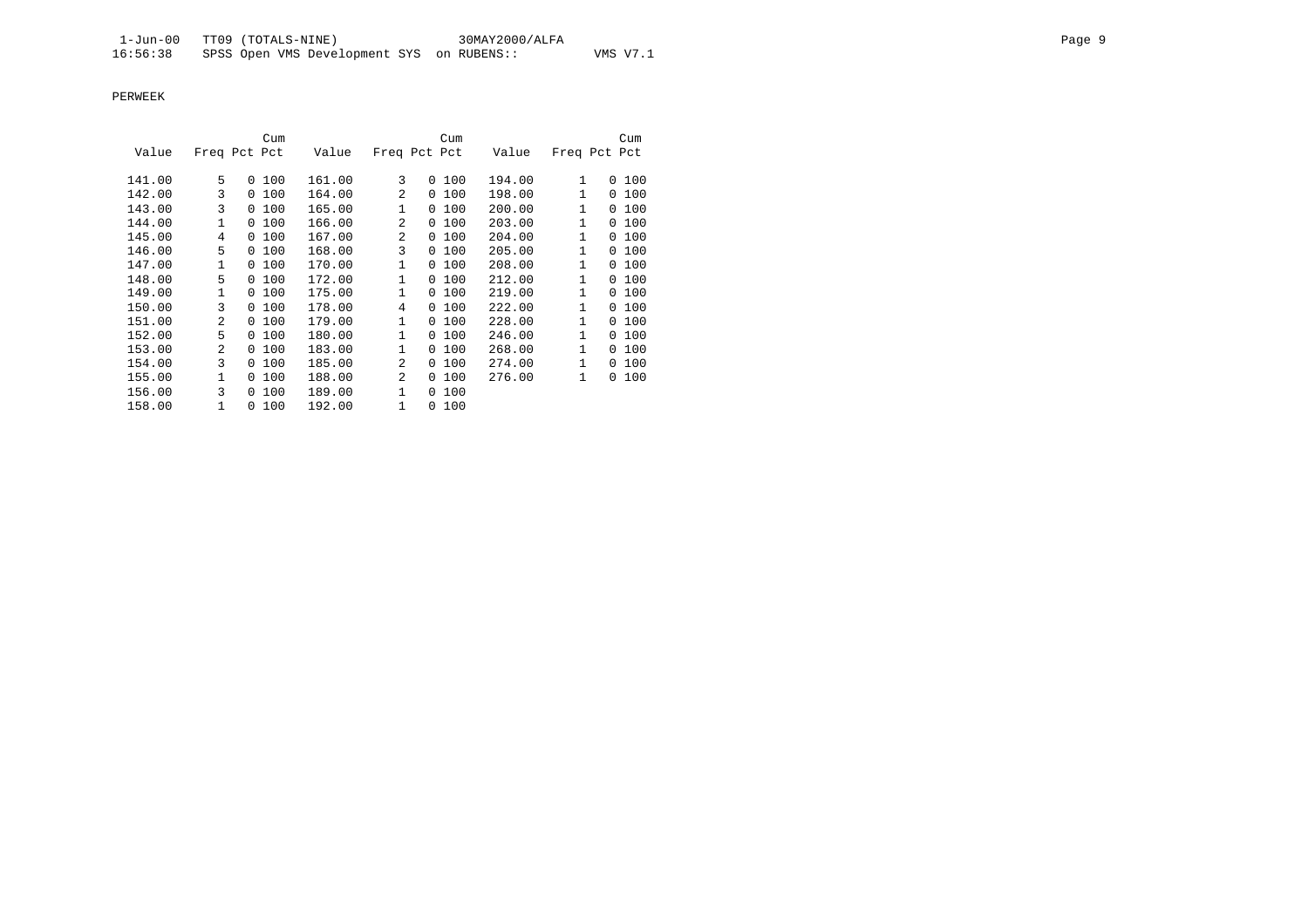PERWEEK

| Value | Freq | Pct | Cum Pct | Value | Freq | Pct | Cum Pct | Value | Freq | Pct | Cum Pct |
|---|---|---|---|---|---|---|---|---|---|---|---|
| 141.00 | 5 | 0 | 100 | 161.00 | 3 | 0 | 100 | 194.00 | 1 | 0 | 100 |
| 142.00 | 3 | 0 | 100 | 164.00 | 2 | 0 | 100 | 198.00 | 1 | 0 | 100 |
| 143.00 | 3 | 0 | 100 | 165.00 | 1 | 0 | 100 | 200.00 | 1 | 0 | 100 |
| 144.00 | 1 | 0 | 100 | 166.00 | 2 | 0 | 100 | 203.00 | 1 | 0 | 100 |
| 145.00 | 4 | 0 | 100 | 167.00 | 2 | 0 | 100 | 204.00 | 1 | 0 | 100 |
| 146.00 | 5 | 0 | 100 | 168.00 | 3 | 0 | 100 | 205.00 | 1 | 0 | 100 |
| 147.00 | 1 | 0 | 100 | 170.00 | 1 | 0 | 100 | 208.00 | 1 | 0 | 100 |
| 148.00 | 5 | 0 | 100 | 172.00 | 1 | 0 | 100 | 212.00 | 1 | 0 | 100 |
| 149.00 | 1 | 0 | 100 | 175.00 | 1 | 0 | 100 | 219.00 | 1 | 0 | 100 |
| 150.00 | 3 | 0 | 100 | 178.00 | 4 | 0 | 100 | 222.00 | 1 | 0 | 100 |
| 151.00 | 2 | 0 | 100 | 179.00 | 1 | 0 | 100 | 228.00 | 1 | 0 | 100 |
| 152.00 | 5 | 0 | 100 | 180.00 | 1 | 0 | 100 | 246.00 | 1 | 0 | 100 |
| 153.00 | 2 | 0 | 100 | 183.00 | 1 | 0 | 100 | 268.00 | 1 | 0 | 100 |
| 154.00 | 3 | 0 | 100 | 185.00 | 2 | 0 | 100 | 274.00 | 1 | 0 | 100 |
| 155.00 | 1 | 0 | 100 | 188.00 | 2 | 0 | 100 | 276.00 | 1 | 0 | 100 |
| 156.00 | 3 | 0 | 100 | 189.00 | 1 | 0 | 100 | | | | |
| 158.00 | 1 | 0 | 100 | 192.00 | 1 | 0 | 100 | | | | |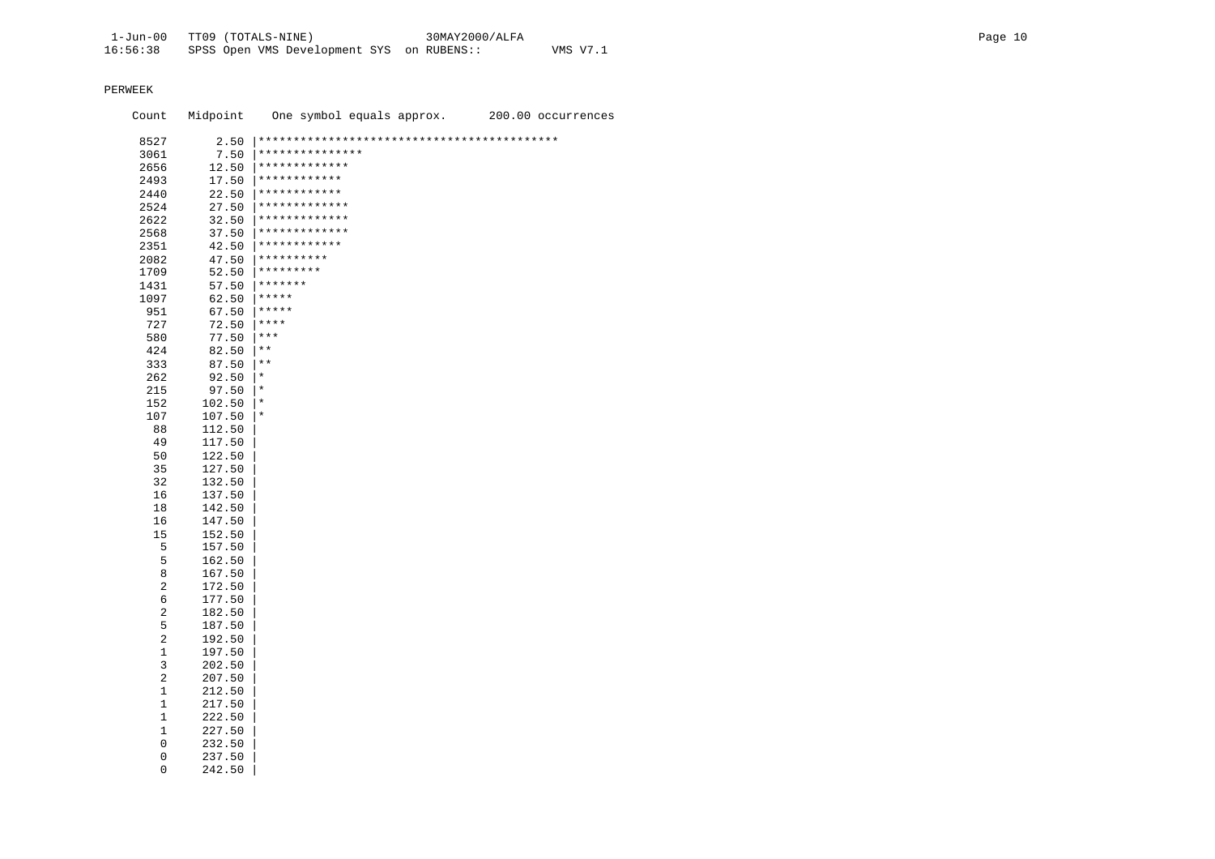PERWEEK

```
    Count  Midpoint    One symbol equals approx.      200.00 occurrences

     8527      2.50 |*******************************************
     3061      7.50 |***************
     2656     12.50 |*************
     2493     17.50 |************
     2440     22.50 |************
     2524     27.50 |*************
     2622     32.50 |*************
     2568     37.50 |*************
     2351     42.50 |************
     2082     47.50 |**********
     1709     52.50 |*********
     1431     57.50 |*******
     1097     62.50 |*****
      951     67.50 |*****
      727     72.50 |****
      580     77.50 |***
      424     82.50 |**
      333     87.50 |**
      262     92.50 |*
      215     97.50 |*
      152    102.50 |*
      107    107.50 |*
       88    112.50 |
       49    117.50 |
       50    122.50 |
       35    127.50 |
       32    132.50 |
       16    137.50 |
       18    142.50 |
       16    147.50 |
       15    152.50 |
        5    157.50 |
        5    162.50 |
        8    167.50 |
        2    172.50 |
        6    177.50 |
        2    182.50 |
        5    187.50 |
        2    192.50 |
        1    197.50 |
        3    202.50 |
        2    207.50 |
        1    212.50 |
        1    217.50 |
        1    222.50 |
        1    227.50 |
        0    232.50 |
        0    237.50 |
        0    242.50 |
```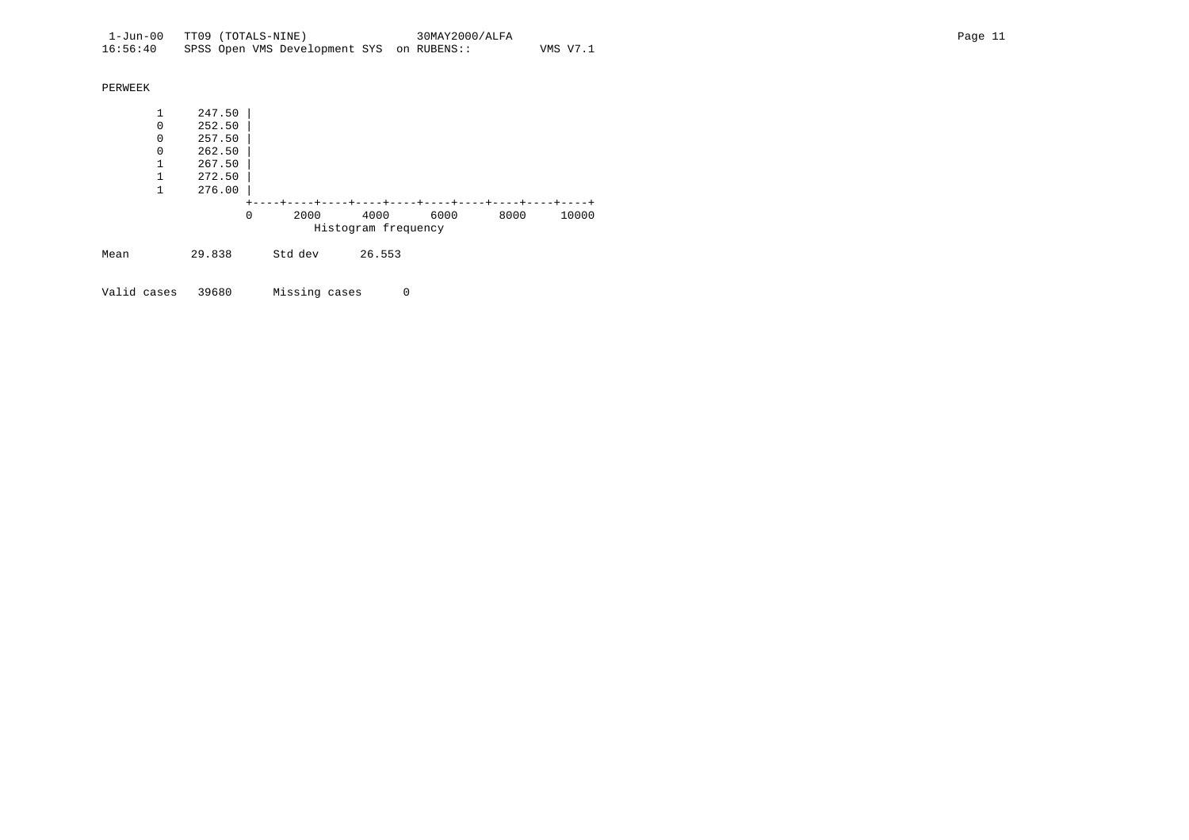PERWEEK

```
       1     247.50 |
       0     252.50 |
       0     257.50 |
       0     262.50 |
       1     267.50 |
       1     272.50 |
       1     276.00 |
                    +----+----+----+----+----+----+----+----+----+----+
                    0      2000      4000      6000      8000     10000
                              Histogram frequency

Mean          29.838      Std dev      26.553


Valid cases   39680       Missing cases      0
```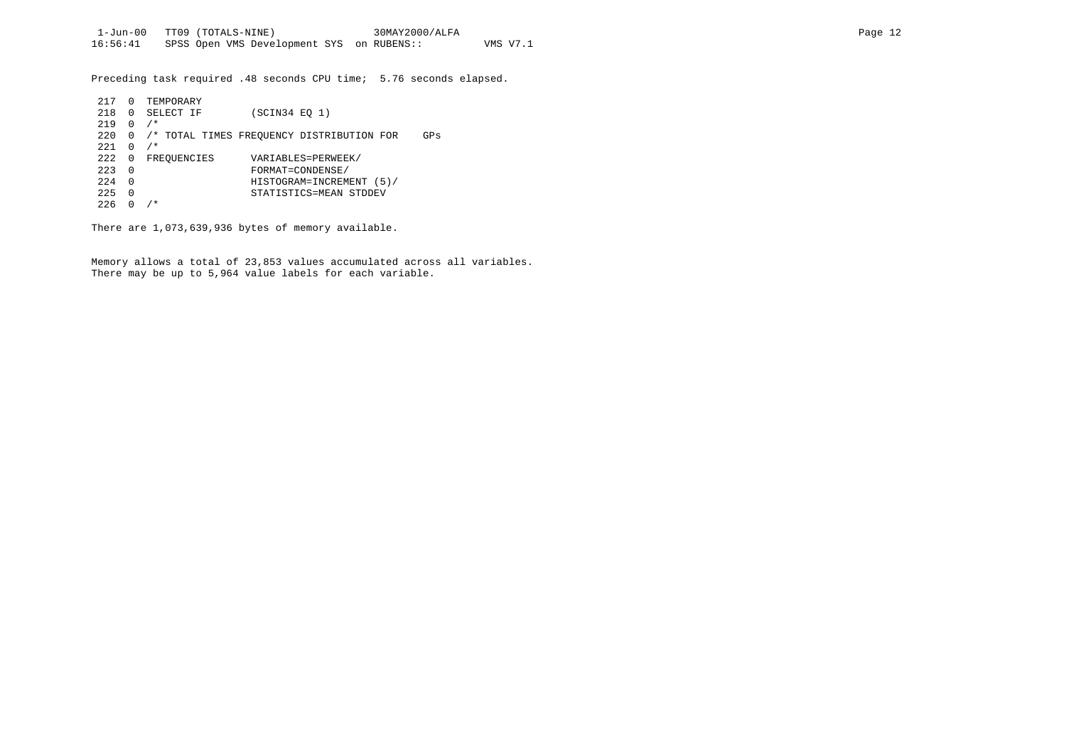Preceding task required .48 seconds CPU time; 5.76 seconds elapsed.

```
 217  0  TEMPORARY
 218  0  SELECT IF        (SCIN34 EQ 1)
 219  0  /*
 220  0  /* TOTAL TIMES FREQUENCY DISTRIBUTION FOR    GPs
 221  0  /*
 222  0  FREQUENCIES      VARIABLES=PERWEEK/
 223  0                   FORMAT=CONDENSE/
 224  0                   HISTOGRAM=INCREMENT (5)/
 225  0                   STATISTICS=MEAN STDDEV
 226  0  /*
```

There are 1,073,639,936 bytes of memory available.

Memory allows a total of 23,853 values accumulated across all variables.
There may be up to 5,964 value labels for each variable.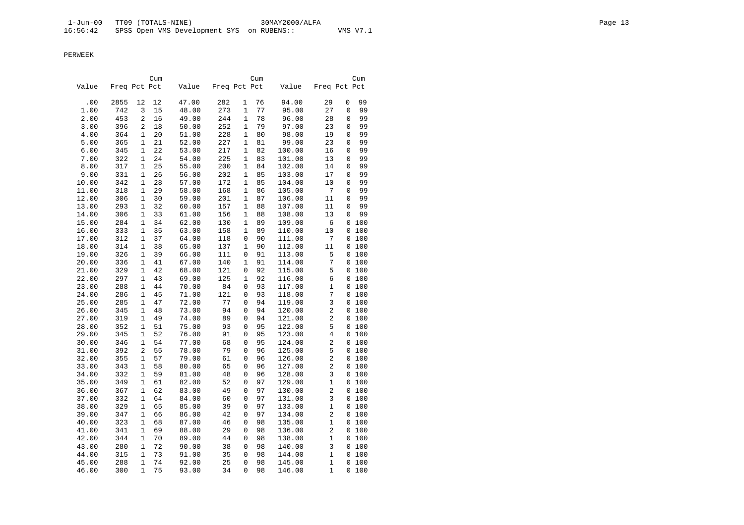PERWEEK

| Value | Freq | Pct | Cum Pct | Value | Freq | Pct | Cum Pct | Value | Freq | Pct | Cum Pct |
|---|---|---|---|---|---|---|---|---|---|---|---|
| .00 | 2855 | 12 | 12 | 47.00 | 282 | 1 | 76 | 94.00 | 29 | 0 | 99 |
| 1.00 | 742 | 3 | 15 | 48.00 | 273 | 1 | 77 | 95.00 | 27 | 0 | 99 |
| 2.00 | 453 | 2 | 16 | 49.00 | 244 | 1 | 78 | 96.00 | 28 | 0 | 99 |
| 3.00 | 396 | 2 | 18 | 50.00 | 252 | 1 | 79 | 97.00 | 23 | 0 | 99 |
| 4.00 | 364 | 1 | 20 | 51.00 | 228 | 1 | 80 | 98.00 | 19 | 0 | 99 |
| 5.00 | 365 | 1 | 21 | 52.00 | 227 | 1 | 81 | 99.00 | 23 | 0 | 99 |
| 6.00 | 345 | 1 | 22 | 53.00 | 217 | 1 | 82 | 100.00 | 16 | 0 | 99 |
| 7.00 | 322 | 1 | 24 | 54.00 | 225 | 1 | 83 | 101.00 | 13 | 0 | 99 |
| 8.00 | 317 | 1 | 25 | 55.00 | 200 | 1 | 84 | 102.00 | 14 | 0 | 99 |
| 9.00 | 331 | 1 | 26 | 56.00 | 202 | 1 | 85 | 103.00 | 17 | 0 | 99 |
| 10.00 | 342 | 1 | 28 | 57.00 | 172 | 1 | 85 | 104.00 | 10 | 0 | 99 |
| 11.00 | 318 | 1 | 29 | 58.00 | 168 | 1 | 86 | 105.00 | 7 | 0 | 99 |
| 12.00 | 306 | 1 | 30 | 59.00 | 201 | 1 | 87 | 106.00 | 11 | 0 | 99 |
| 13.00 | 293 | 1 | 32 | 60.00 | 157 | 1 | 88 | 107.00 | 11 | 0 | 99 |
| 14.00 | 306 | 1 | 33 | 61.00 | 156 | 1 | 88 | 108.00 | 13 | 0 | 99 |
| 15.00 | 284 | 1 | 34 | 62.00 | 130 | 1 | 89 | 109.00 | 6 | 0 | 100 |
| 16.00 | 333 | 1 | 35 | 63.00 | 158 | 1 | 89 | 110.00 | 10 | 0 | 100 |
| 17.00 | 312 | 1 | 37 | 64.00 | 118 | 0 | 90 | 111.00 | 7 | 0 | 100 |
| 18.00 | 314 | 1 | 38 | 65.00 | 137 | 1 | 90 | 112.00 | 11 | 0 | 100 |
| 19.00 | 326 | 1 | 39 | 66.00 | 111 | 0 | 91 | 113.00 | 5 | 0 | 100 |
| 20.00 | 336 | 1 | 41 | 67.00 | 140 | 1 | 91 | 114.00 | 7 | 0 | 100 |
| 21.00 | 329 | 1 | 42 | 68.00 | 121 | 0 | 92 | 115.00 | 5 | 0 | 100 |
| 22.00 | 297 | 1 | 43 | 69.00 | 125 | 1 | 92 | 116.00 | 6 | 0 | 100 |
| 23.00 | 288 | 1 | 44 | 70.00 | 84 | 0 | 93 | 117.00 | 1 | 0 | 100 |
| 24.00 | 286 | 1 | 45 | 71.00 | 121 | 0 | 93 | 118.00 | 7 | 0 | 100 |
| 25.00 | 285 | 1 | 47 | 72.00 | 77 | 0 | 94 | 119.00 | 3 | 0 | 100 |
| 26.00 | 345 | 1 | 48 | 73.00 | 94 | 0 | 94 | 120.00 | 2 | 0 | 100 |
| 27.00 | 319 | 1 | 49 | 74.00 | 89 | 0 | 94 | 121.00 | 2 | 0 | 100 |
| 28.00 | 352 | 1 | 51 | 75.00 | 93 | 0 | 95 | 122.00 | 5 | 0 | 100 |
| 29.00 | 345 | 1 | 52 | 76.00 | 91 | 0 | 95 | 123.00 | 4 | 0 | 100 |
| 30.00 | 346 | 1 | 54 | 77.00 | 68 | 0 | 95 | 124.00 | 2 | 0 | 100 |
| 31.00 | 392 | 2 | 55 | 78.00 | 79 | 0 | 96 | 125.00 | 5 | 0 | 100 |
| 32.00 | 355 | 1 | 57 | 79.00 | 61 | 0 | 96 | 126.00 | 2 | 0 | 100 |
| 33.00 | 343 | 1 | 58 | 80.00 | 65 | 0 | 96 | 127.00 | 2 | 0 | 100 |
| 34.00 | 332 | 1 | 59 | 81.00 | 48 | 0 | 96 | 128.00 | 3 | 0 | 100 |
| 35.00 | 349 | 1 | 61 | 82.00 | 52 | 0 | 97 | 129.00 | 1 | 0 | 100 |
| 36.00 | 367 | 1 | 62 | 83.00 | 49 | 0 | 97 | 130.00 | 2 | 0 | 100 |
| 37.00 | 332 | 1 | 64 | 84.00 | 60 | 0 | 97 | 131.00 | 3 | 0 | 100 |
| 38.00 | 329 | 1 | 65 | 85.00 | 39 | 0 | 97 | 133.00 | 1 | 0 | 100 |
| 39.00 | 347 | 1 | 66 | 86.00 | 42 | 0 | 97 | 134.00 | 2 | 0 | 100 |
| 40.00 | 323 | 1 | 68 | 87.00 | 46 | 0 | 98 | 135.00 | 1 | 0 | 100 |
| 41.00 | 341 | 1 | 69 | 88.00 | 29 | 0 | 98 | 136.00 | 2 | 0 | 100 |
| 42.00 | 344 | 1 | 70 | 89.00 | 44 | 0 | 98 | 138.00 | 1 | 0 | 100 |
| 43.00 | 280 | 1 | 72 | 90.00 | 38 | 0 | 98 | 140.00 | 3 | 0 | 100 |
| 44.00 | 315 | 1 | 73 | 91.00 | 35 | 0 | 98 | 144.00 | 1 | 0 | 100 |
| 45.00 | 288 | 1 | 74 | 92.00 | 25 | 0 | 98 | 145.00 | 1 | 0 | 100 |
| 46.00 | 300 | 1 | 75 | 93.00 | 34 | 0 | 98 | 146.00 | 1 | 0 | 100 |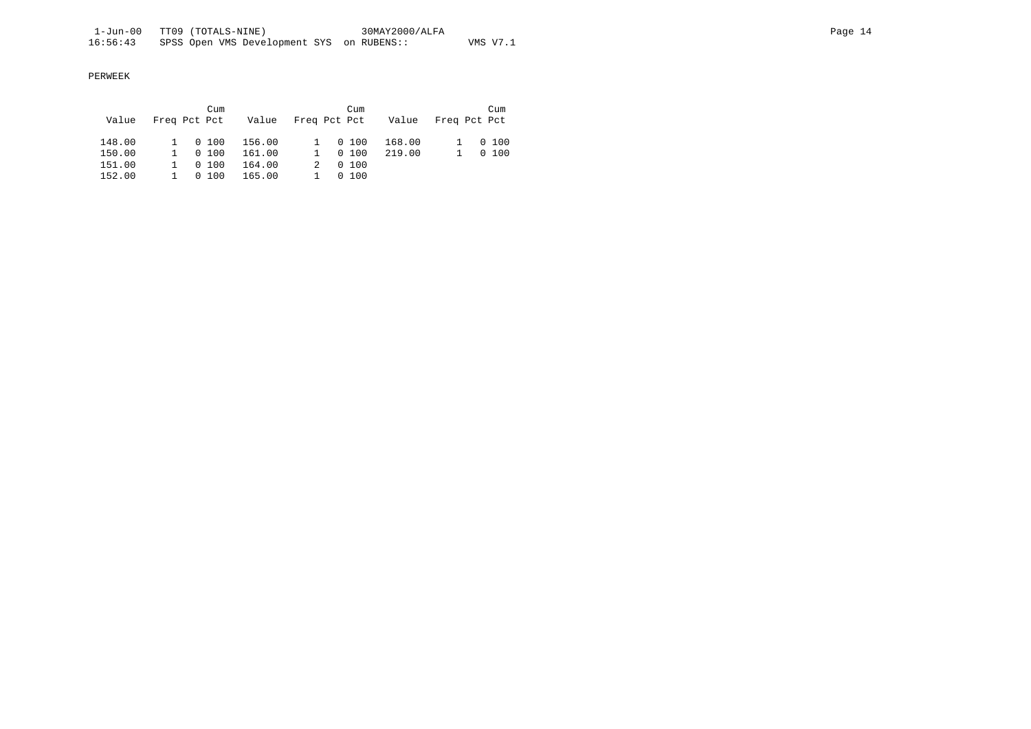PERWEEK

| Value | Freq | Pct | Cum Pct | Value | Freq | Pct | Cum Pct | Value | Freq | Pct | Cum Pct |
|---|---|---|---|---|---|---|---|---|---|---|---|
| 148.00 | 1 | 0 | 100 | 156.00 | 1 | 0 | 100 | 168.00 | 1 | 0 | 100 |
| 150.00 | 1 | 0 | 100 | 161.00 | 1 | 0 | 100 | 219.00 | 1 | 0 | 100 |
| 151.00 | 1 | 0 | 100 | 164.00 | 2 | 0 | 100 | | | | |
| 152.00 | 1 | 0 | 100 | 165.00 | 1 | 0 | 100 | | | | |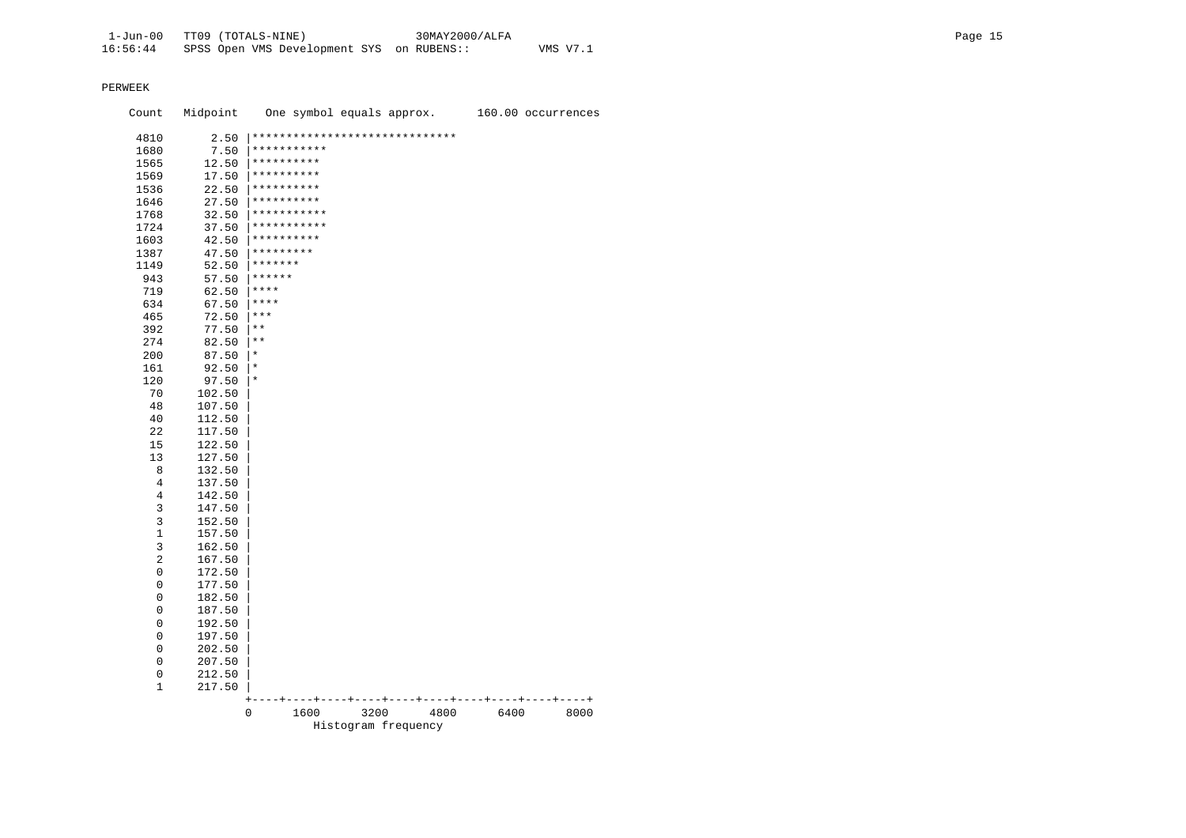PERWEEK

```
    Count   Midpoint    One symbol equals approx.      160.00 occurrences

     4810       2.50 |******************************
     1680       7.50 |***********
     1565      12.50 |**********
     1569      17.50 |**********
     1536      22.50 |**********
     1646      27.50 |**********
     1768      32.50 |***********
     1724      37.50 |***********
     1603      42.50 |**********
     1387      47.50 |*********
     1149      52.50 |*******
      943      57.50 |******
      719      62.50 |****
      634      67.50 |****
      465      72.50 |***
      392      77.50 |**
      274      82.50 |**
      200      87.50 |*
      161      92.50 |*
      120      97.50 |*
       70     102.50 |
       48     107.50 |
       40     112.50 |
       22     117.50 |
       15     122.50 |
       13     127.50 |
        8     132.50 |
        4     137.50 |
        4     142.50 |
        3     147.50 |
        3     152.50 |
        1     157.50 |
        3     162.50 |
        2     167.50 |
        0     172.50 |
        0     177.50 |
        0     182.50 |
        0     187.50 |
        0     192.50 |
        0     197.50 |
        0     202.50 |
        0     207.50 |
        0     212.50 |
        1     217.50 |
                     +----+----+----+----+----+----+----+----+----+----+
                     0       1600      3200      4800      6400      8000
                               Histogram frequency
```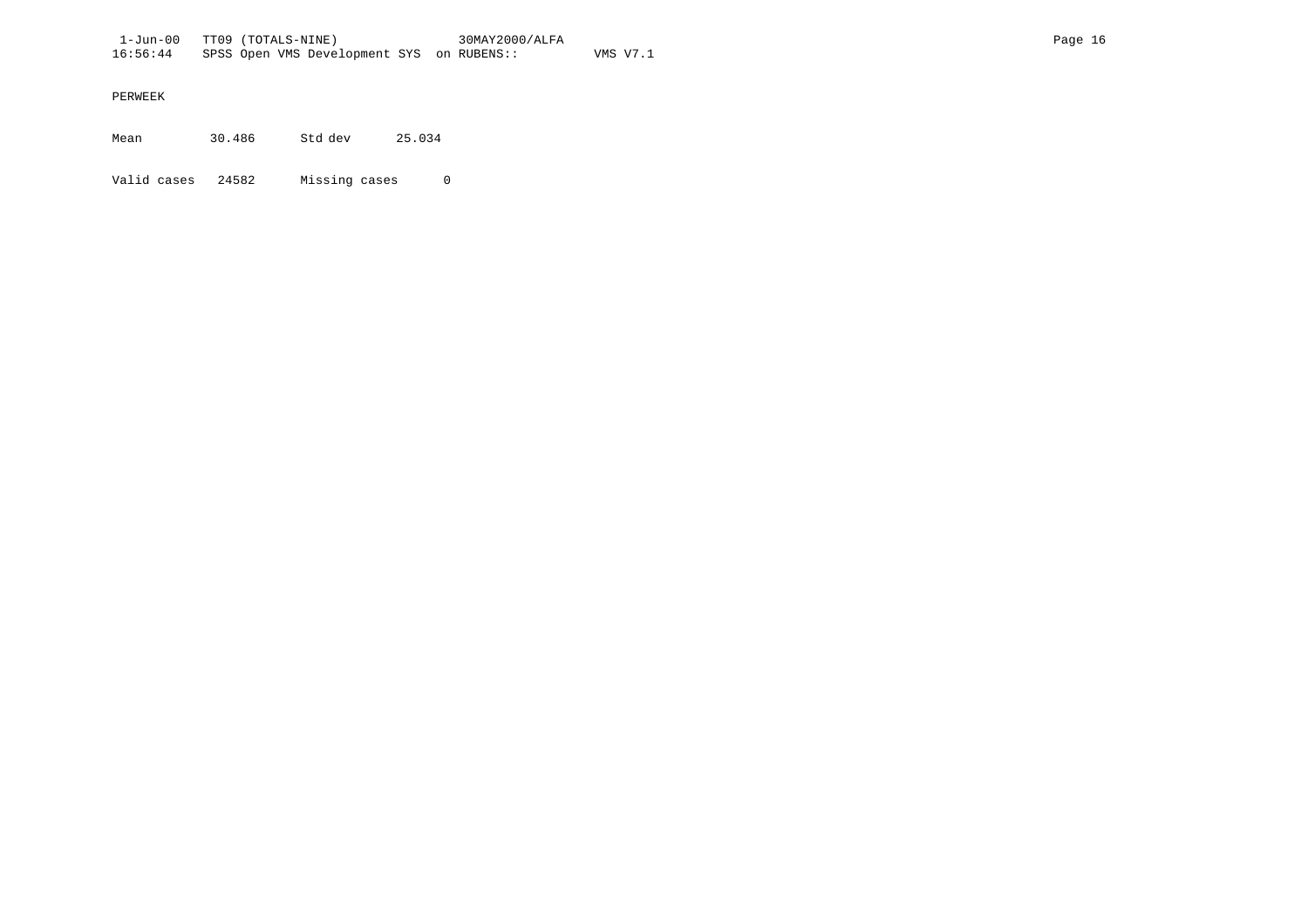PERWEEK

| Mean | 30.486 | Std dev | 25.034 |
|---|---|---|---|
| Valid cases | 24582 | Missing cases | 0 |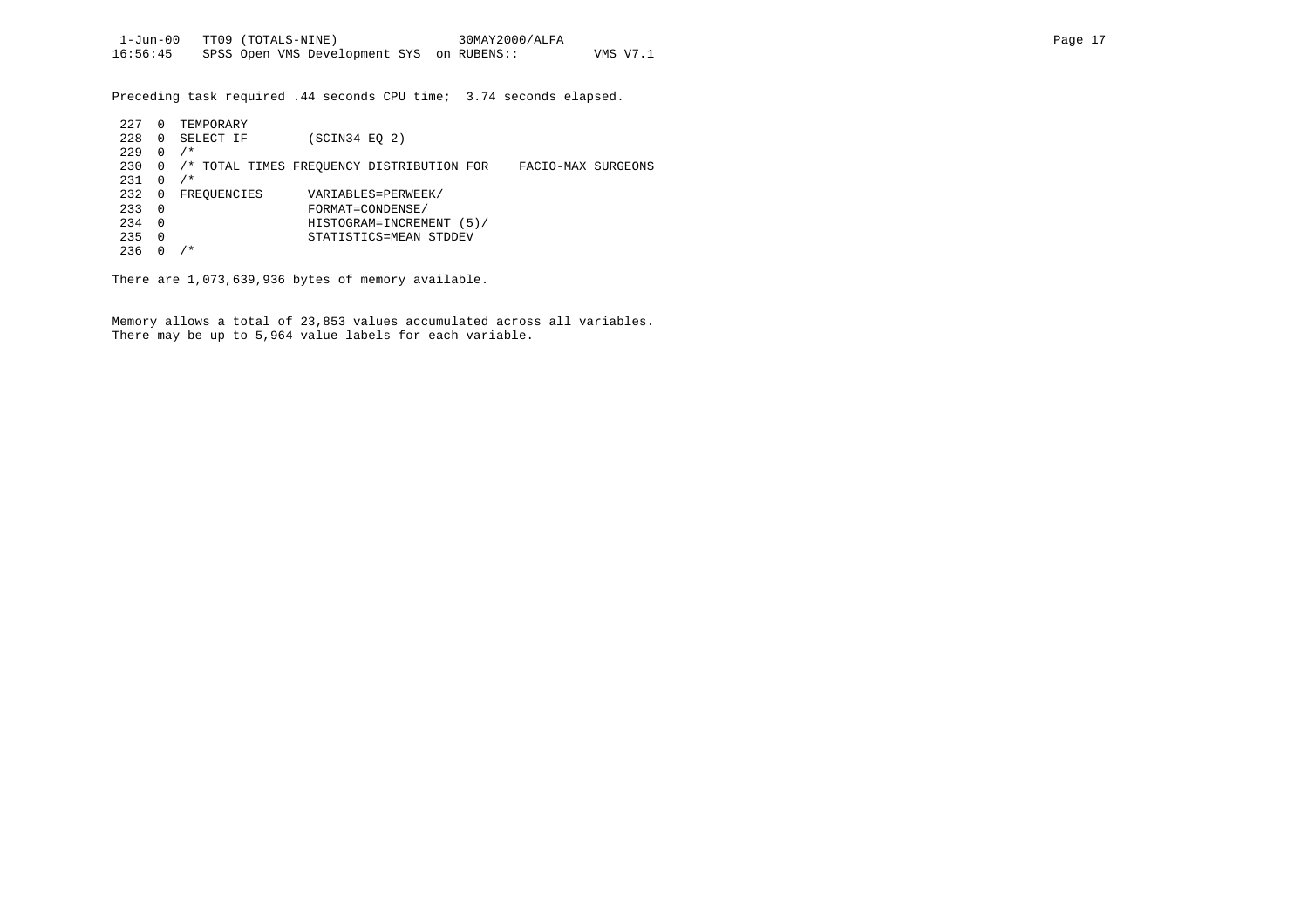Preceding task required .44 seconds CPU time; 3.74 seconds elapsed.

```
 227  0  TEMPORARY
 228  0  SELECT IF        (SCIN34 EQ 2)
 229  0  /*
 230  0  /* TOTAL TIMES FREQUENCY DISTRIBUTION FOR    FACIO-MAX SURGEONS
 231  0  /*
 232  0  FREQUENCIES      VARIABLES=PERWEEK/
 233  0                   FORMAT=CONDENSE/
 234  0                   HISTOGRAM=INCREMENT (5)/
 235  0                   STATISTICS=MEAN STDDEV
 236  0  /*
```

There are 1,073,639,936 bytes of memory available.

Memory allows a total of 23,853 values accumulated across all variables.
There may be up to 5,964 value labels for each variable.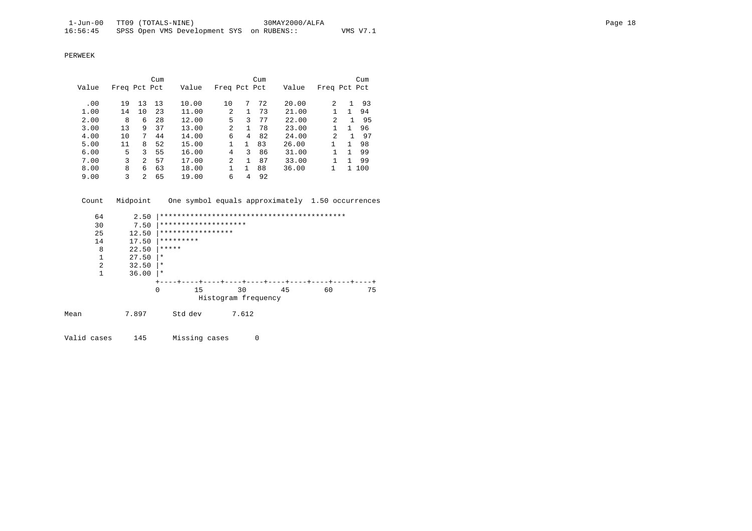PERWEEK

| Value | Freq | Pct | Cum Pct | Value | Freq | Pct | Cum Pct | Value | Freq | Pct | Cum Pct |
|---|---|---|---|---|---|---|---|---|---|---|---|
| .00 | 19 | 13 | 13 | 10.00 | 10 | 7 | 72 | 20.00 | 2 | 1 | 93 |
| 1.00 | 14 | 10 | 23 | 11.00 | 2 | 1 | 73 | 21.00 | 1 | 1 | 94 |
| 2.00 | 8 | 6 | 28 | 12.00 | 5 | 3 | 77 | 22.00 | 2 | 1 | 95 |
| 3.00 | 13 | 9 | 37 | 13.00 | 2 | 1 | 78 | 23.00 | 1 | 1 | 96 |
| 4.00 | 10 | 7 | 44 | 14.00 | 6 | 4 | 82 | 24.00 | 2 | 1 | 97 |
| 5.00 | 11 | 8 | 52 | 15.00 | 1 | 1 | 83 | 26.00 | 1 | 1 | 98 |
| 6.00 | 5 | 3 | 55 | 16.00 | 4 | 3 | 86 | 31.00 | 1 | 1 | 99 |
| 7.00 | 3 | 2 | 57 | 17.00 | 2 | 1 | 87 | 33.00 | 1 | 1 | 99 |
| 8.00 | 8 | 6 | 63 | 18.00 | 1 | 1 | 88 | 36.00 | 1 | 1 | 100 |
| 9.00 | 3 | 2 | 65 | 19.00 | 6 | 4 | 92 | | | | |

```
 Count   Midpoint    One symbol equals approximately  1.50 occurrences

    64       2.50 |*******************************************
    30       7.50 |********************
    25      12.50 |*****************
    14      17.50 |*********
     8      22.50 |*****
     1      27.50 |*
     2      32.50 |*
     1      36.00 |*
                  +----+----+----+----+----+----+----+----+----+----+
                  0        15        30        45        60        75
                            Histogram frequency
```

Mean 7.897 Std dev 7.612

Valid cases 145 Missing cases 0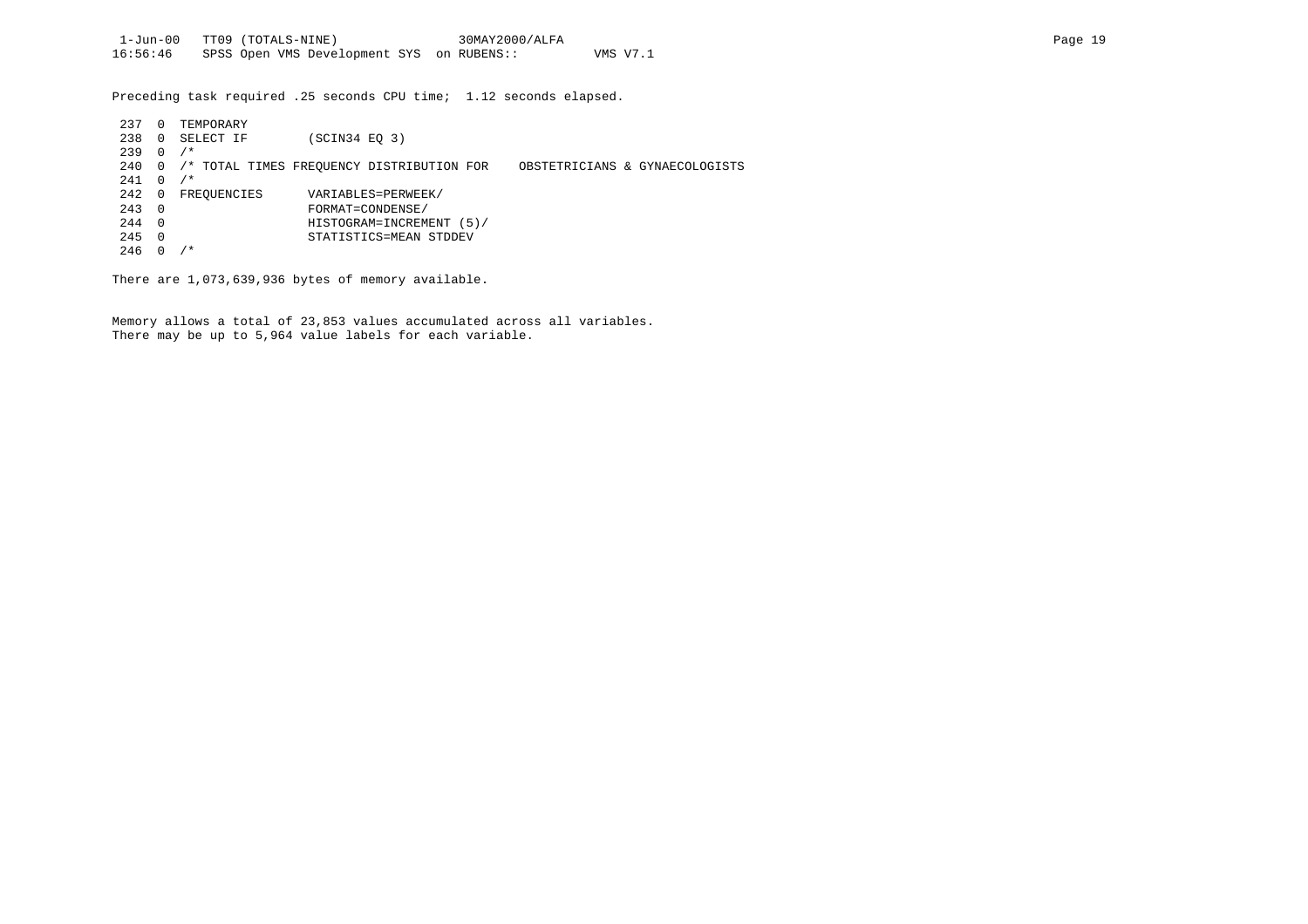Preceding task required .25 seconds CPU time;  1.12 seconds elapsed.

```
 237  0  TEMPORARY
 238  0  SELECT IF        (SCIN34 EQ 3)
 239  0  /*
 240  0  /* TOTAL TIMES FREQUENCY DISTRIBUTION FOR    OBSTETRICIANS & GYNAECOLOGISTS
 241  0  /*
 242  0  FREQUENCIES      VARIABLES=PERWEEK/
 243  0                   FORMAT=CONDENSE/
 244  0                   HISTOGRAM=INCREMENT (5)/
 245  0                   STATISTICS=MEAN STDDEV
 246  0  /*
```

There are 1,073,639,936 bytes of memory available.

Memory allows a total of 23,853 values accumulated across all variables.
There may be up to 5,964 value labels for each variable.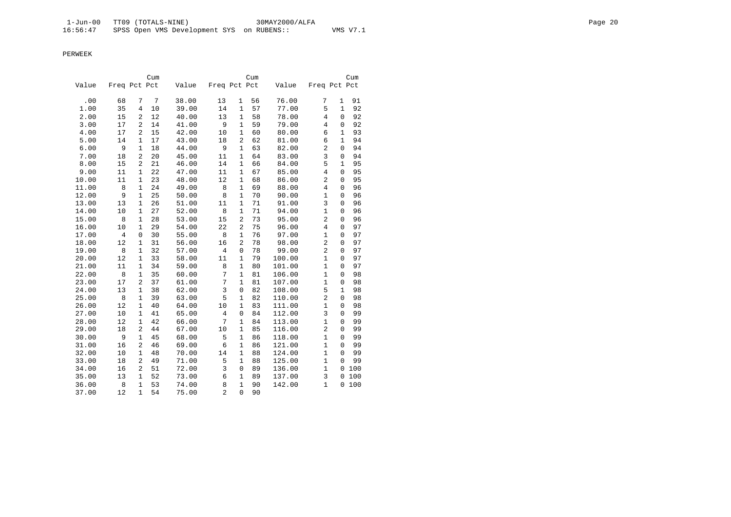PERWEEK

| Value | Freq | Pct | Cum Pct | Value | Freq | Pct | Cum Pct | Value | Freq | Pct | Cum Pct |
|---|---|---|---|---|---|---|---|---|---|---|---|
| .00 | 68 | 7 | 7 | 38.00 | 13 | 1 | 56 | 76.00 | 7 | 1 | 91 |
| 1.00 | 35 | 4 | 10 | 39.00 | 14 | 1 | 57 | 77.00 | 5 | 1 | 92 |
| 2.00 | 15 | 2 | 12 | 40.00 | 13 | 1 | 58 | 78.00 | 4 | 0 | 92 |
| 3.00 | 17 | 2 | 14 | 41.00 | 9 | 1 | 59 | 79.00 | 4 | 0 | 92 |
| 4.00 | 17 | 2 | 15 | 42.00 | 10 | 1 | 60 | 80.00 | 6 | 1 | 93 |
| 5.00 | 14 | 1 | 17 | 43.00 | 18 | 2 | 62 | 81.00 | 6 | 1 | 94 |
| 6.00 | 9 | 1 | 18 | 44.00 | 9 | 1 | 63 | 82.00 | 2 | 0 | 94 |
| 7.00 | 18 | 2 | 20 | 45.00 | 11 | 1 | 64 | 83.00 | 3 | 0 | 94 |
| 8.00 | 15 | 2 | 21 | 46.00 | 14 | 1 | 66 | 84.00 | 5 | 1 | 95 |
| 9.00 | 11 | 1 | 22 | 47.00 | 11 | 1 | 67 | 85.00 | 4 | 0 | 95 |
| 10.00 | 11 | 1 | 23 | 48.00 | 12 | 1 | 68 | 86.00 | 2 | 0 | 95 |
| 11.00 | 8 | 1 | 24 | 49.00 | 8 | 1 | 69 | 88.00 | 4 | 0 | 96 |
| 12.00 | 9 | 1 | 25 | 50.00 | 8 | 1 | 70 | 90.00 | 1 | 0 | 96 |
| 13.00 | 13 | 1 | 26 | 51.00 | 11 | 1 | 71 | 91.00 | 3 | 0 | 96 |
| 14.00 | 10 | 1 | 27 | 52.00 | 8 | 1 | 71 | 94.00 | 1 | 0 | 96 |
| 15.00 | 8 | 1 | 28 | 53.00 | 15 | 2 | 73 | 95.00 | 2 | 0 | 96 |
| 16.00 | 10 | 1 | 29 | 54.00 | 22 | 2 | 75 | 96.00 | 4 | 0 | 97 |
| 17.00 | 4 | 0 | 30 | 55.00 | 8 | 1 | 76 | 97.00 | 1 | 0 | 97 |
| 18.00 | 12 | 1 | 31 | 56.00 | 16 | 2 | 78 | 98.00 | 2 | 0 | 97 |
| 19.00 | 8 | 1 | 32 | 57.00 | 4 | 0 | 78 | 99.00 | 2 | 0 | 97 |
| 20.00 | 12 | 1 | 33 | 58.00 | 11 | 1 | 79 | 100.00 | 1 | 0 | 97 |
| 21.00 | 11 | 1 | 34 | 59.00 | 8 | 1 | 80 | 101.00 | 1 | 0 | 97 |
| 22.00 | 8 | 1 | 35 | 60.00 | 7 | 1 | 81 | 106.00 | 1 | 0 | 98 |
| 23.00 | 17 | 2 | 37 | 61.00 | 7 | 1 | 81 | 107.00 | 1 | 0 | 98 |
| 24.00 | 13 | 1 | 38 | 62.00 | 3 | 0 | 82 | 108.00 | 5 | 1 | 98 |
| 25.00 | 8 | 1 | 39 | 63.00 | 5 | 1 | 82 | 110.00 | 2 | 0 | 98 |
| 26.00 | 12 | 1 | 40 | 64.00 | 10 | 1 | 83 | 111.00 | 1 | 0 | 98 |
| 27.00 | 10 | 1 | 41 | 65.00 | 4 | 0 | 84 | 112.00 | 3 | 0 | 99 |
| 28.00 | 12 | 1 | 42 | 66.00 | 7 | 1 | 84 | 113.00 | 1 | 0 | 99 |
| 29.00 | 18 | 2 | 44 | 67.00 | 10 | 1 | 85 | 116.00 | 2 | 0 | 99 |
| 30.00 | 9 | 1 | 45 | 68.00 | 5 | 1 | 86 | 118.00 | 1 | 0 | 99 |
| 31.00 | 16 | 2 | 46 | 69.00 | 6 | 1 | 86 | 121.00 | 1 | 0 | 99 |
| 32.00 | 10 | 1 | 48 | 70.00 | 14 | 1 | 88 | 124.00 | 1 | 0 | 99 |
| 33.00 | 18 | 2 | 49 | 71.00 | 5 | 1 | 88 | 125.00 | 1 | 0 | 99 |
| 34.00 | 16 | 2 | 51 | 72.00 | 3 | 0 | 89 | 136.00 | 1 | 0 | 100 |
| 35.00 | 13 | 1 | 52 | 73.00 | 6 | 1 | 89 | 137.00 | 3 | 0 | 100 |
| 36.00 | 8 | 1 | 53 | 74.00 | 8 | 1 | 90 | 142.00 | 1 | 0 | 100 |
| 37.00 | 12 | 1 | 54 | 75.00 | 2 | 0 | 90 | | | | |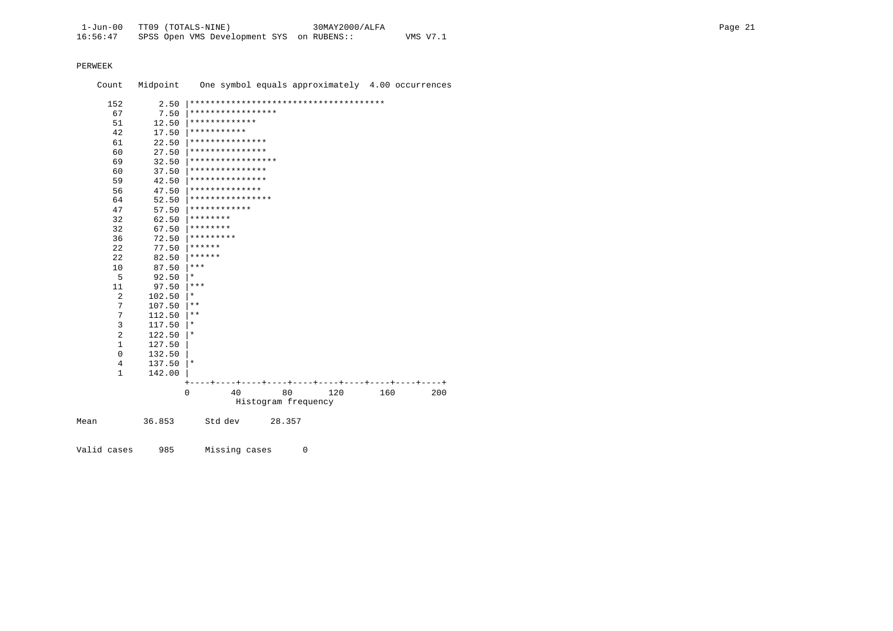PERWEEK

```
    Count   Midpoint    One symbol equals approximately  4.00 occurrences

      152       2.50 |**************************************
       67       7.50 |*****************
       51      12.50 |*************
       42      17.50 |***********
       61      22.50 |***************
       60      27.50 |***************
       69      32.50 |*****************
       60      37.50 |***************
       59      42.50 |***************
       56      47.50 |**************
       64      52.50 |****************
       47      57.50 |************
       32      62.50 |********
       32      67.50 |********
       36      72.50 |*********
       22      77.50 |******
       22      82.50 |******
       10      87.50 |***
        5      92.50 |*
       11      97.50 |***
        2     102.50 |*
        7     107.50 |**
        7     112.50 |**
        3     117.50 |*
        2     122.50 |*
        1     127.50 |
        0     132.50 |
        4     137.50 |*
        1     142.00 |
                     +----+----+----+----+----+----+----+----+----+----+
                     0        40        80       120       160       200
                               Histogram frequency

Mean         36.853      Std dev      28.357


Valid cases     985      Missing cases      0
```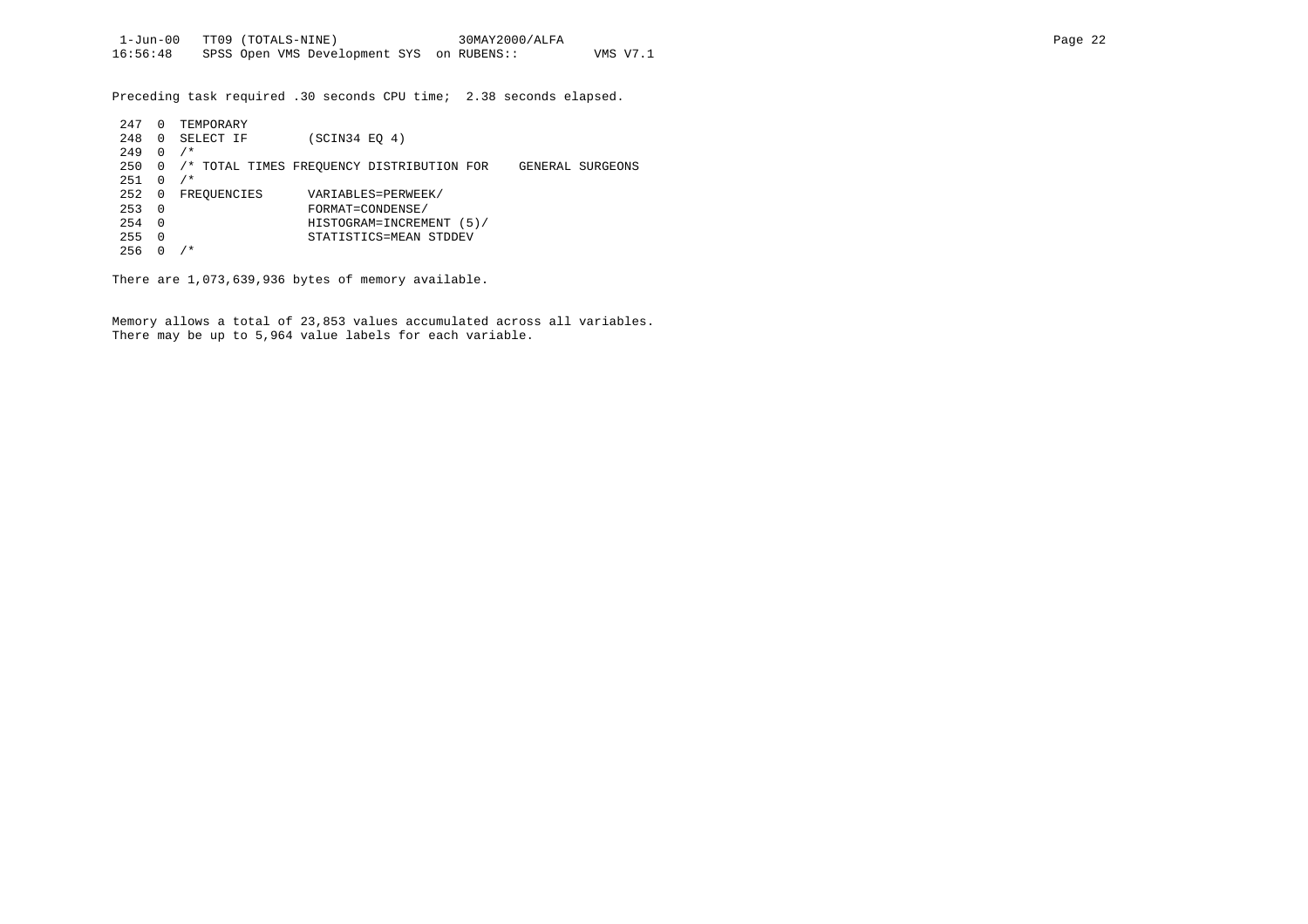Preceding task required .30 seconds CPU time;  2.38 seconds elapsed.

```
 247  0  TEMPORARY
 248  0  SELECT IF        (SCIN34 EQ 4)
 249  0  /*
 250  0  /* TOTAL TIMES FREQUENCY DISTRIBUTION FOR    GENERAL SURGEONS
 251  0  /*
 252  0  FREQUENCIES      VARIABLES=PERWEEK/
 253  0                   FORMAT=CONDENSE/
 254  0                   HISTOGRAM=INCREMENT (5)/
 255  0                   STATISTICS=MEAN STDDEV
 256  0  /*
```

There are 1,073,639,936 bytes of memory available.

Memory allows a total of 23,853 values accumulated across all variables.
There may be up to 5,964 value labels for each variable.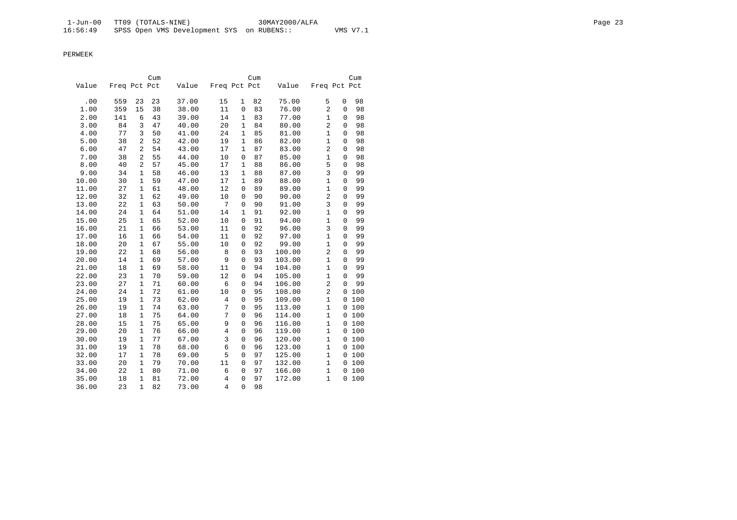PERWEEK

| Value | Freq | Pct | Cum Pct | Value | Freq | Pct | Cum Pct | Value | Freq | Pct | Cum Pct |
|---|---|---|---|---|---|---|---|---|---|---|---|
| .00 | 559 | 23 | 23 | 37.00 | 15 | 1 | 82 | 75.00 | 5 | 0 | 98 |
| 1.00 | 359 | 15 | 38 | 38.00 | 11 | 0 | 83 | 76.00 | 2 | 0 | 98 |
| 2.00 | 141 | 6 | 43 | 39.00 | 14 | 1 | 83 | 77.00 | 1 | 0 | 98 |
| 3.00 | 84 | 3 | 47 | 40.00 | 20 | 1 | 84 | 80.00 | 2 | 0 | 98 |
| 4.00 | 77 | 3 | 50 | 41.00 | 24 | 1 | 85 | 81.00 | 1 | 0 | 98 |
| 5.00 | 38 | 2 | 52 | 42.00 | 19 | 1 | 86 | 82.00 | 1 | 0 | 98 |
| 6.00 | 47 | 2 | 54 | 43.00 | 17 | 1 | 87 | 83.00 | 2 | 0 | 98 |
| 7.00 | 38 | 2 | 55 | 44.00 | 10 | 0 | 87 | 85.00 | 1 | 0 | 98 |
| 8.00 | 40 | 2 | 57 | 45.00 | 17 | 1 | 88 | 86.00 | 5 | 0 | 98 |
| 9.00 | 34 | 1 | 58 | 46.00 | 13 | 1 | 88 | 87.00 | 3 | 0 | 99 |
| 10.00 | 30 | 1 | 59 | 47.00 | 17 | 1 | 89 | 88.00 | 1 | 0 | 99 |
| 11.00 | 27 | 1 | 61 | 48.00 | 12 | 0 | 89 | 89.00 | 1 | 0 | 99 |
| 12.00 | 32 | 1 | 62 | 49.00 | 10 | 0 | 90 | 90.00 | 2 | 0 | 99 |
| 13.00 | 22 | 1 | 63 | 50.00 | 7 | 0 | 90 | 91.00 | 3 | 0 | 99 |
| 14.00 | 24 | 1 | 64 | 51.00 | 14 | 1 | 91 | 92.00 | 1 | 0 | 99 |
| 15.00 | 25 | 1 | 65 | 52.00 | 10 | 0 | 91 | 94.00 | 1 | 0 | 99 |
| 16.00 | 21 | 1 | 66 | 53.00 | 11 | 0 | 92 | 96.00 | 3 | 0 | 99 |
| 17.00 | 16 | 1 | 66 | 54.00 | 11 | 0 | 92 | 97.00 | 1 | 0 | 99 |
| 18.00 | 20 | 1 | 67 | 55.00 | 10 | 0 | 92 | 99.00 | 1 | 0 | 99 |
| 19.00 | 22 | 1 | 68 | 56.00 | 8 | 0 | 93 | 100.00 | 2 | 0 | 99 |
| 20.00 | 14 | 1 | 69 | 57.00 | 9 | 0 | 93 | 103.00 | 1 | 0 | 99 |
| 21.00 | 18 | 1 | 69 | 58.00 | 11 | 0 | 94 | 104.00 | 1 | 0 | 99 |
| 22.00 | 23 | 1 | 70 | 59.00 | 12 | 0 | 94 | 105.00 | 1 | 0 | 99 |
| 23.00 | 27 | 1 | 71 | 60.00 | 6 | 0 | 94 | 106.00 | 2 | 0 | 99 |
| 24.00 | 24 | 1 | 72 | 61.00 | 10 | 0 | 95 | 108.00 | 2 | 0 | 100 |
| 25.00 | 19 | 1 | 73 | 62.00 | 4 | 0 | 95 | 109.00 | 1 | 0 | 100 |
| 26.00 | 19 | 1 | 74 | 63.00 | 7 | 0 | 95 | 113.00 | 1 | 0 | 100 |
| 27.00 | 18 | 1 | 75 | 64.00 | 7 | 0 | 96 | 114.00 | 1 | 0 | 100 |
| 28.00 | 15 | 1 | 75 | 65.00 | 9 | 0 | 96 | 116.00 | 1 | 0 | 100 |
| 29.00 | 20 | 1 | 76 | 66.00 | 4 | 0 | 96 | 119.00 | 1 | 0 | 100 |
| 30.00 | 19 | 1 | 77 | 67.00 | 3 | 0 | 96 | 120.00 | 1 | 0 | 100 |
| 31.00 | 19 | 1 | 78 | 68.00 | 6 | 0 | 96 | 123.00 | 1 | 0 | 100 |
| 32.00 | 17 | 1 | 78 | 69.00 | 5 | 0 | 97 | 125.00 | 1 | 0 | 100 |
| 33.00 | 20 | 1 | 79 | 70.00 | 11 | 0 | 97 | 132.00 | 1 | 0 | 100 |
| 34.00 | 22 | 1 | 80 | 71.00 | 6 | 0 | 97 | 166.00 | 1 | 0 | 100 |
| 35.00 | 18 | 1 | 81 | 72.00 | 4 | 0 | 97 | 172.00 | 1 | 0 | 100 |
| 36.00 | 23 | 1 | 82 | 73.00 | 4 | 0 | 98 | | | | |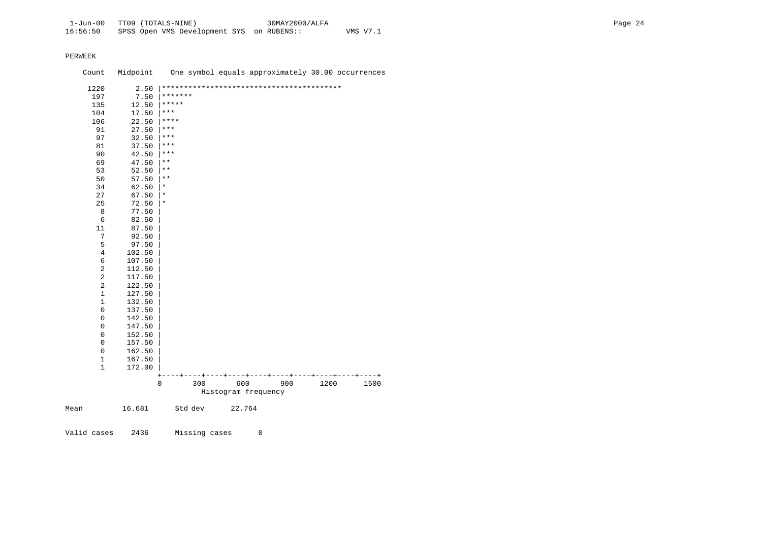PERWEEK

```
    Count   Midpoint    One symbol equals approximately 30.00 occurrences

     1220       2.50 |*****************************************
      197       7.50 |*******
      135      12.50 |*****
      104      17.50 |***
      106      22.50 |****
       91      27.50 |***
       97      32.50 |***
       81      37.50 |***
       90      42.50 |***
       69      47.50 |**
       53      52.50 |**
       50      57.50 |**
       34      62.50 |*
       27      67.50 |*
       25      72.50 |*
        8      77.50 |
        6      82.50 |
       11      87.50 |
        7      92.50 |
        5      97.50 |
        4     102.50 |
        6     107.50 |
        2     112.50 |
        2     117.50 |
        2     122.50 |
        1     127.50 |
        1     132.50 |
        0     137.50 |
        0     142.50 |
        0     147.50 |
        0     152.50 |
        0     157.50 |
        0     162.50 |
        1     167.50 |
        1     172.00 |
                     +----+----+----+----+----+----+----+----+----+----+
                     0       300       600       900      1200      1500
                               Histogram frequency

Mean         16.681      Std dev      22.764


Valid cases    2436      Missing cases      0
```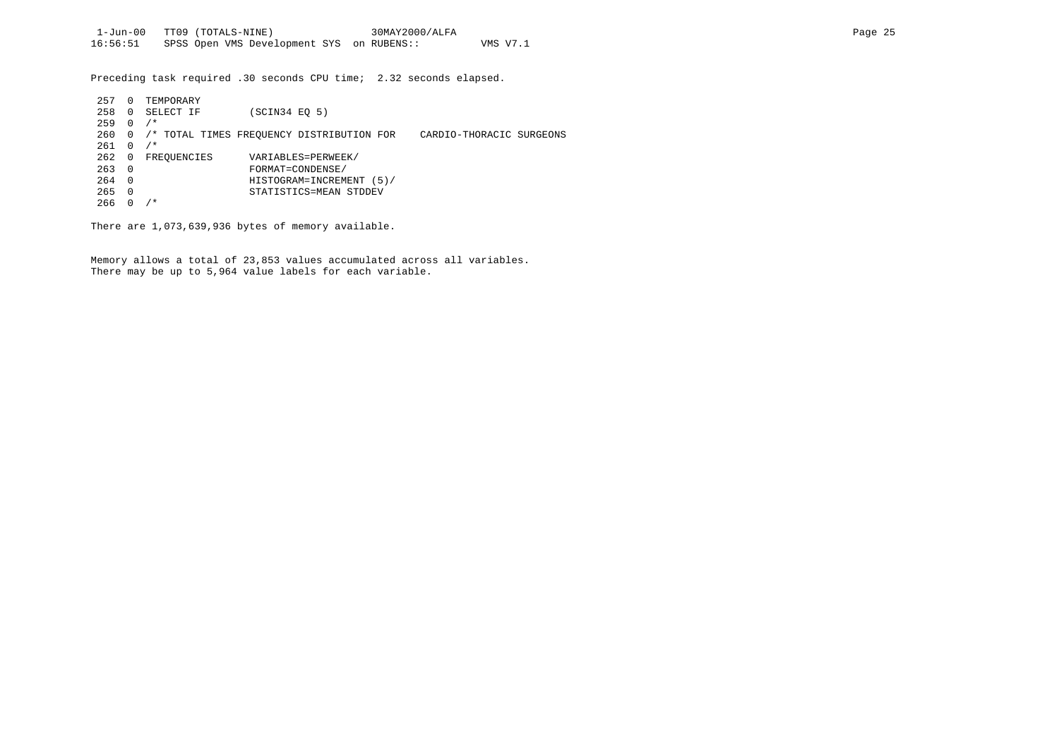Preceding task required .30 seconds CPU time;  2.32 seconds elapsed.

```
 257  0  TEMPORARY
 258  0  SELECT IF        (SCIN34 EQ 5)
 259  0  /*
 260  0  /* TOTAL TIMES FREQUENCY DISTRIBUTION FOR    CARDIO-THORACIC SURGEONS
 261  0  /*
 262  0  FREQUENCIES      VARIABLES=PERWEEK/
 263  0                   FORMAT=CONDENSE/
 264  0                   HISTOGRAM=INCREMENT (5)/
 265  0                   STATISTICS=MEAN STDDEV
 266  0  /*
```

There are 1,073,639,936 bytes of memory available.

Memory allows a total of 23,853 values accumulated across all variables.
There may be up to 5,964 value labels for each variable.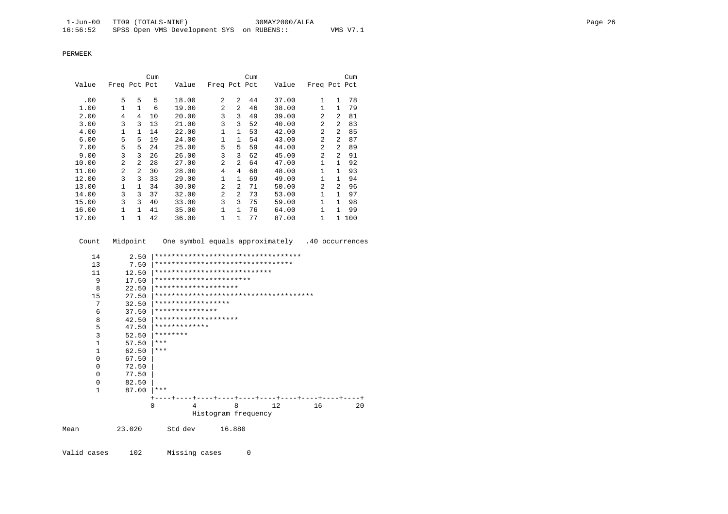PERWEEK

| Value | Freq | Pct | Cum Pct | Value | Freq | Pct | Cum Pct | Value | Freq | Pct | Cum Pct |
|---|---|---|---|---|---|---|---|---|---|---|---|
| .00 | 5 | 5 | 5 | 18.00 | 2 | 2 | 44 | 37.00 | 1 | 1 | 78 |
| 1.00 | 1 | 1 | 6 | 19.00 | 2 | 2 | 46 | 38.00 | 1 | 1 | 79 |
| 2.00 | 4 | 4 | 10 | 20.00 | 3 | 3 | 49 | 39.00 | 2 | 2 | 81 |
| 3.00 | 3 | 3 | 13 | 21.00 | 3 | 3 | 52 | 40.00 | 2 | 2 | 83 |
| 4.00 | 1 | 1 | 14 | 22.00 | 1 | 1 | 53 | 42.00 | 2 | 2 | 85 |
| 6.00 | 5 | 5 | 19 | 24.00 | 1 | 1 | 54 | 43.00 | 2 | 2 | 87 |
| 7.00 | 5 | 5 | 24 | 25.00 | 5 | 5 | 59 | 44.00 | 2 | 2 | 89 |
| 9.00 | 3 | 3 | 26 | 26.00 | 3 | 3 | 62 | 45.00 | 2 | 2 | 91 |
| 10.00 | 2 | 2 | 28 | 27.00 | 2 | 2 | 64 | 47.00 | 1 | 1 | 92 |
| 11.00 | 2 | 2 | 30 | 28.00 | 4 | 4 | 68 | 48.00 | 1 | 1 | 93 |
| 12.00 | 3 | 3 | 33 | 29.00 | 1 | 1 | 69 | 49.00 | 1 | 1 | 94 |
| 13.00 | 1 | 1 | 34 | 30.00 | 2 | 2 | 71 | 50.00 | 2 | 2 | 96 |
| 14.00 | 3 | 3 | 37 | 32.00 | 2 | 2 | 73 | 53.00 | 1 | 1 | 97 |
| 15.00 | 3 | 3 | 40 | 33.00 | 3 | 3 | 75 | 59.00 | 1 | 1 | 98 |
| 16.00 | 1 | 1 | 41 | 35.00 | 1 | 1 | 76 | 64.00 | 1 | 1 | 99 |
| 17.00 | 1 | 1 | 42 | 36.00 | 1 | 1 | 77 | 87.00 | 1 | 1 | 100 |

```
 Count   Midpoint    One symbol equals approximately   .40 occurrences

    14       2.50 |***********************************
    13       7.50 |*********************************
    11      12.50 |****************************
     9      17.50 |***********************
     8      22.50 |********************
    15      27.50 |**************************************
     7      32.50 |******************
     6      37.50 |***************
     8      42.50 |********************
     5      47.50 |*************
     3      52.50 |********
     1      57.50 |***
     1      62.50 |***
     0      67.50 |
     0      72.50 |
     0      77.50 |
     0      82.50 |
     1      87.00 |***
                  +----+----+----+----+----+----+----+----+----+----+
                  0         4         8        12        16        20
                            Histogram frequency

Mean          23.020      Std dev       16.880


Valid cases      102      Missing cases       0
```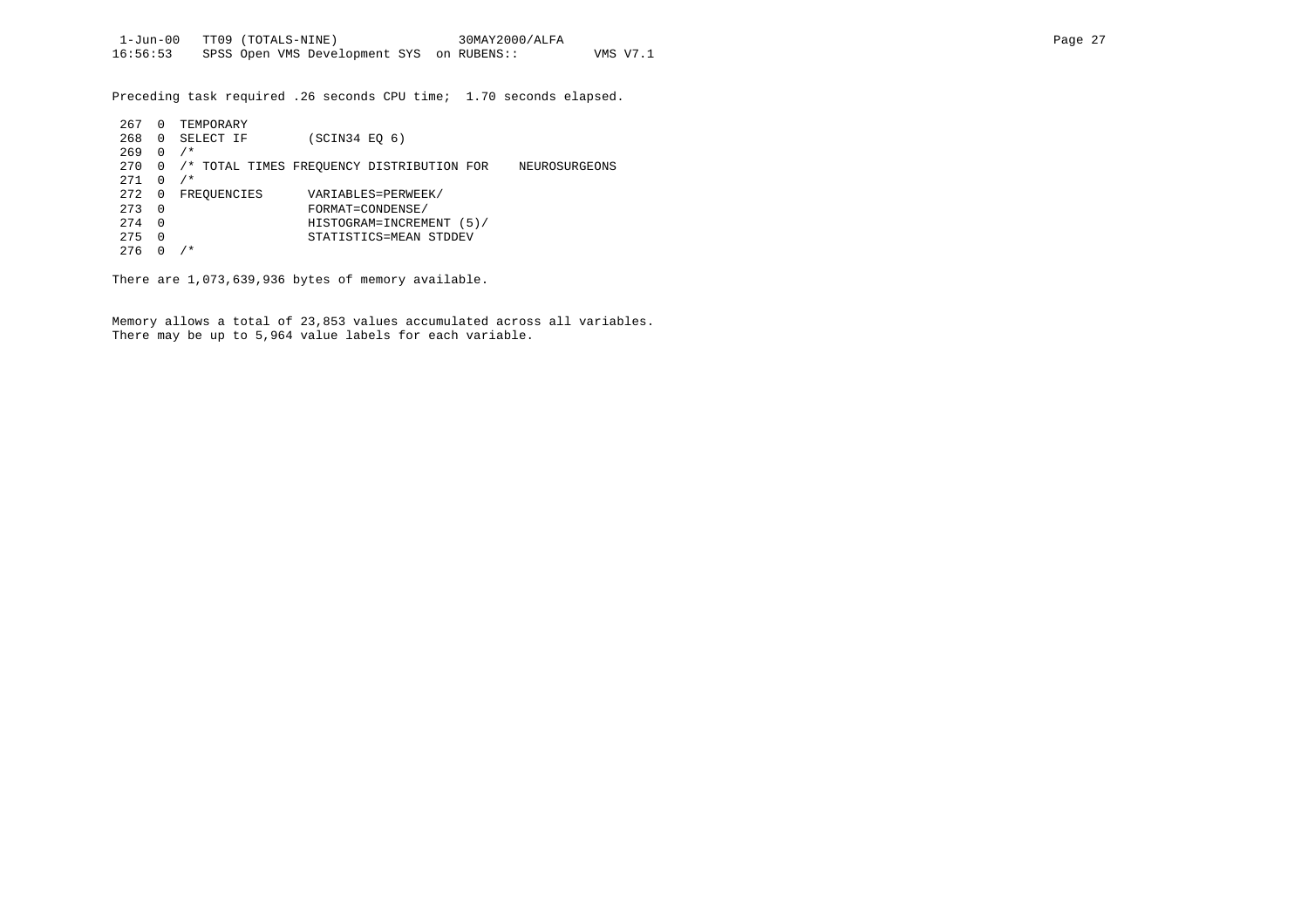Preceding task required .26 seconds CPU time;  1.70 seconds elapsed.

```
 267  0  TEMPORARY
 268  0  SELECT IF        (SCIN34 EQ 6)
 269  0  /*
 270  0  /* TOTAL TIMES FREQUENCY DISTRIBUTION FOR    NEUROSURGEONS
 271  0  /*
 272  0  FREQUENCIES      VARIABLES=PERWEEK/
 273  0                   FORMAT=CONDENSE/
 274  0                   HISTOGRAM=INCREMENT (5)/
 275  0                   STATISTICS=MEAN STDDEV
 276  0  /*
```

There are 1,073,639,936 bytes of memory available.

Memory allows a total of 23,853 values accumulated across all variables.
There may be up to 5,964 value labels for each variable.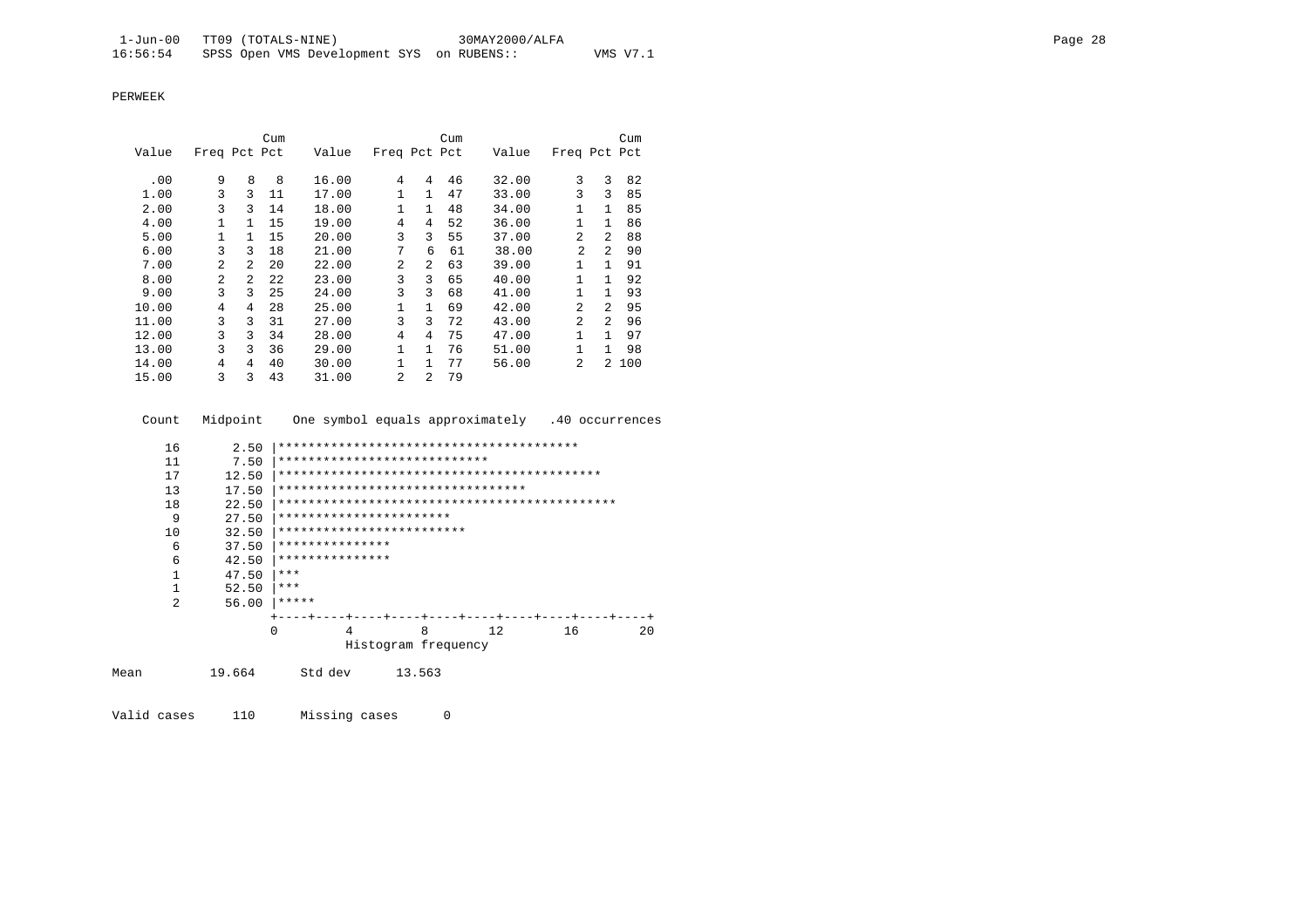PERWEEK

| Value | Freq | Pct | Cum Pct | Value | Freq | Pct | Cum Pct | Value | Freq | Pct | Cum Pct |
|---|---|---|---|---|---|---|---|---|---|---|---|
| .00 | 9 | 8 | 8 | 16.00 | 4 | 4 | 46 | 32.00 | 3 | 3 | 82 |
| 1.00 | 3 | 3 | 11 | 17.00 | 1 | 1 | 47 | 33.00 | 3 | 3 | 85 |
| 2.00 | 3 | 3 | 14 | 18.00 | 1 | 1 | 48 | 34.00 | 1 | 1 | 85 |
| 4.00 | 1 | 1 | 15 | 19.00 | 4 | 4 | 52 | 36.00 | 1 | 1 | 86 |
| 5.00 | 1 | 1 | 15 | 20.00 | 3 | 3 | 55 | 37.00 | 2 | 2 | 88 |
| 6.00 | 3 | 3 | 18 | 21.00 | 7 | 6 | 61 | 38.00 | 2 | 2 | 90 |
| 7.00 | 2 | 2 | 20 | 22.00 | 2 | 2 | 63 | 39.00 | 1 | 1 | 91 |
| 8.00 | 2 | 2 | 22 | 23.00 | 3 | 3 | 65 | 40.00 | 1 | 1 | 92 |
| 9.00 | 3 | 3 | 25 | 24.00 | 3 | 3 | 68 | 41.00 | 1 | 1 | 93 |
| 10.00 | 4 | 4 | 28 | 25.00 | 1 | 1 | 69 | 42.00 | 2 | 2 | 95 |
| 11.00 | 3 | 3 | 31 | 27.00 | 3 | 3 | 72 | 43.00 | 2 | 2 | 96 |
| 12.00 | 3 | 3 | 34 | 28.00 | 4 | 4 | 75 | 47.00 | 1 | 1 | 97 |
| 13.00 | 3 | 3 | 36 | 29.00 | 1 | 1 | 76 | 51.00 | 1 | 1 | 98 |
| 14.00 | 4 | 4 | 40 | 30.00 | 1 | 1 | 77 | 56.00 | 2 | 2 | 100 |
| 15.00 | 3 | 3 | 43 | 31.00 | 2 | 2 | 79 | | | | |

```
 Count   Midpoint    One symbol equals approximately   .40 occurrences

   16       2.50 |****************************************
   11       7.50 |****************************
   17      12.50 |*******************************************
   13      17.50 |*********************************
   18      22.50 |*********************************************
    9      27.50 |***********************
   10      32.50 |*************************
    6      37.50 |***************
    6      42.50 |***************
    1      47.50 |***
    1      52.50 |***
    2      56.00 |*****
                 +----+----+----+----+----+----+----+----+----+----+
                 0         4         8        12        16        20
                           Histogram frequency

Mean         19.664      Std dev      13.563


Valid cases     110      Missing cases      0
```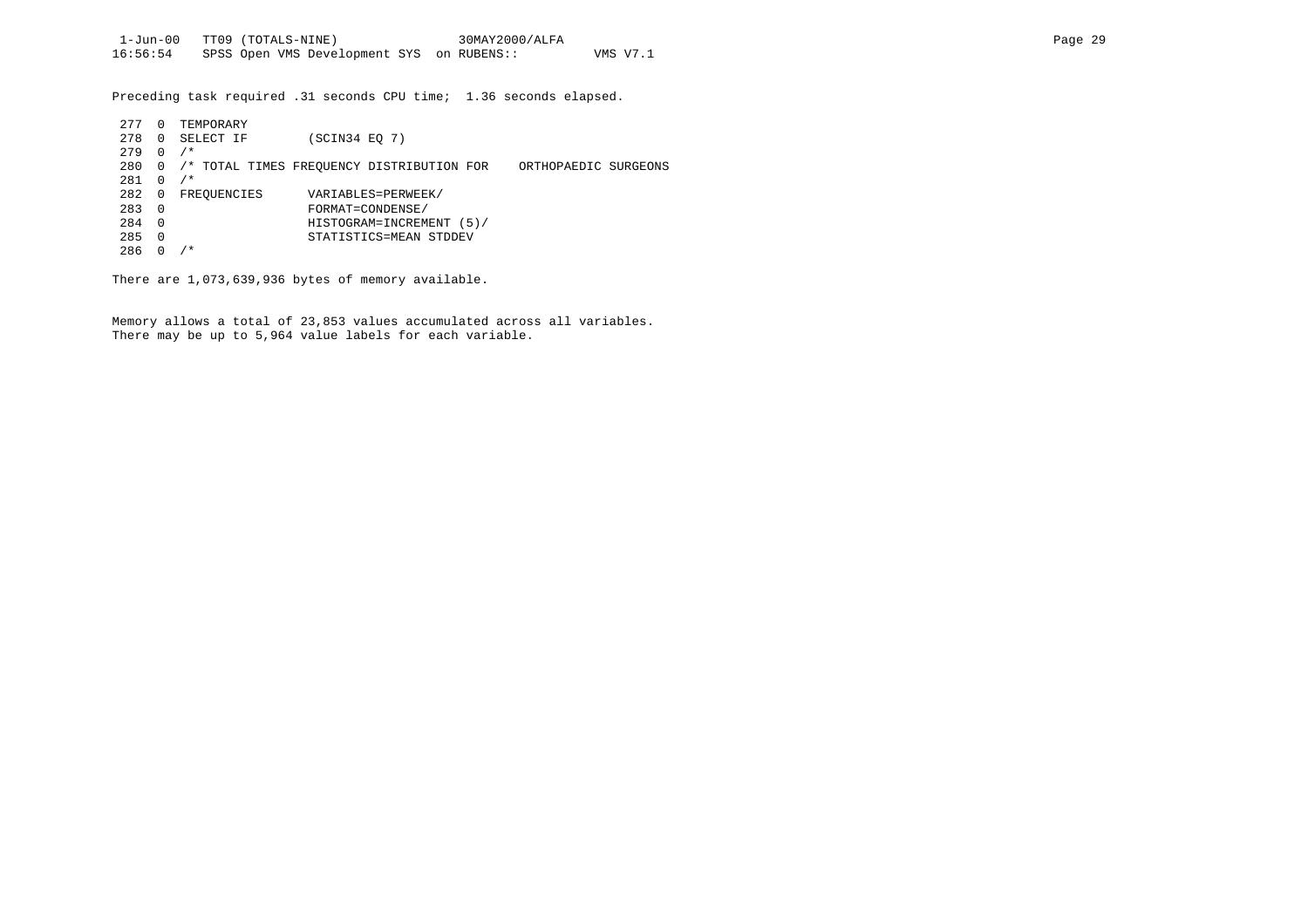Preceding task required .31 seconds CPU time;  1.36 seconds elapsed.

```
 277  0  TEMPORARY
 278  0  SELECT IF        (SCIN34 EQ 7)
 279  0  /*
 280  0  /* TOTAL TIMES FREQUENCY DISTRIBUTION FOR    ORTHOPAEDIC SURGEONS
 281  0  /*
 282  0  FREQUENCIES      VARIABLES=PERWEEK/
 283  0                   FORMAT=CONDENSE/
 284  0                   HISTOGRAM=INCREMENT (5)/
 285  0                   STATISTICS=MEAN STDDEV
 286  0  /*
```

There are 1,073,639,936 bytes of memory available.

Memory allows a total of 23,853 values accumulated across all variables.
There may be up to 5,964 value labels for each variable.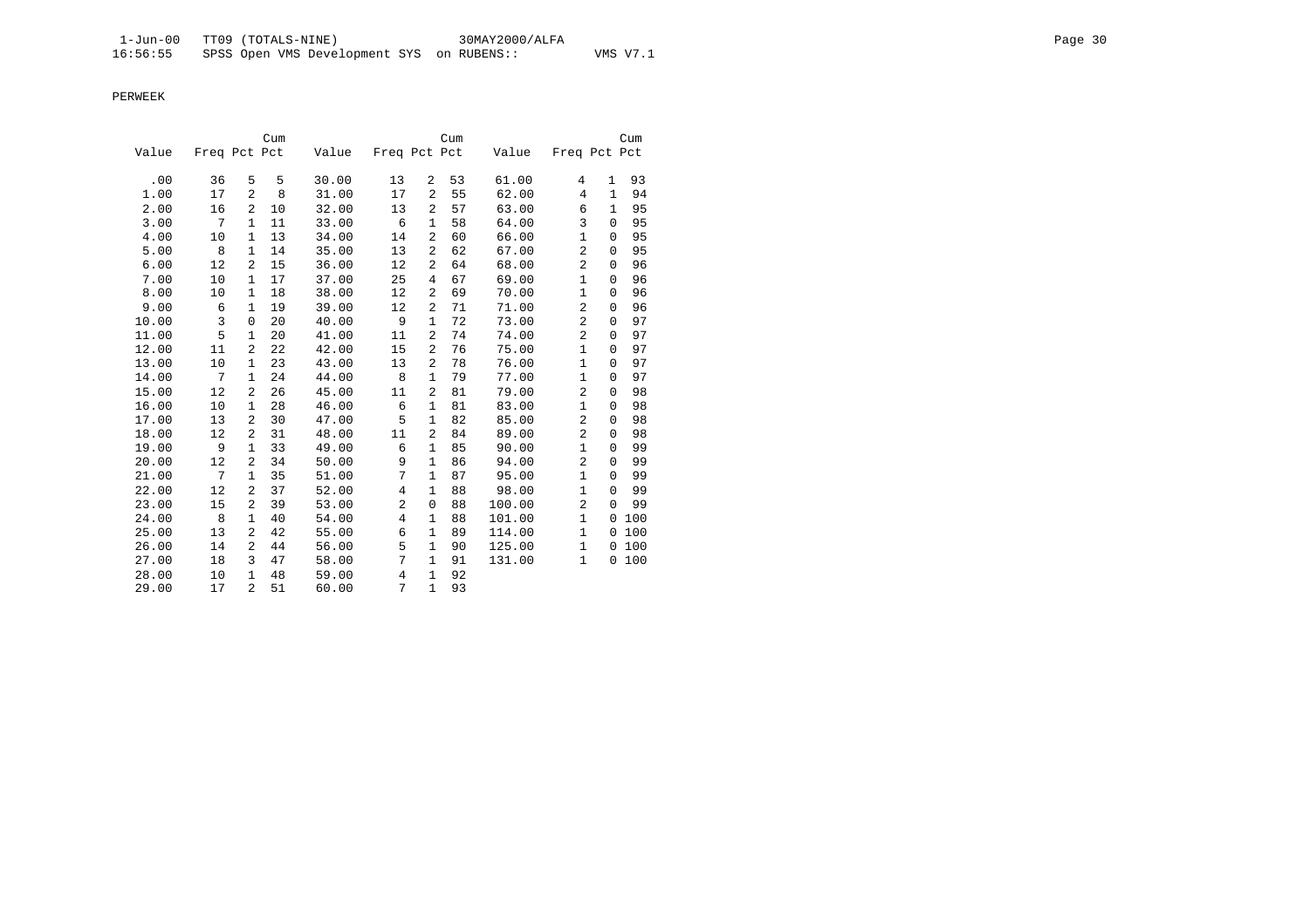PERWEEK

| Value | Freq | Pct | Cum Pct | Value | Freq | Pct | Cum Pct | Value | Freq | Pct | Cum Pct |
|---|---|---|---|---|---|---|---|---|---|---|---|
| .00 | 36 | 5 | 5 | 30.00 | 13 | 2 | 53 | 61.00 | 4 | 1 | 93 |
| 1.00 | 17 | 2 | 8 | 31.00 | 17 | 2 | 55 | 62.00 | 4 | 1 | 94 |
| 2.00 | 16 | 2 | 10 | 32.00 | 13 | 2 | 57 | 63.00 | 6 | 1 | 95 |
| 3.00 | 7 | 1 | 11 | 33.00 | 6 | 1 | 58 | 64.00 | 3 | 0 | 95 |
| 4.00 | 10 | 1 | 13 | 34.00 | 14 | 2 | 60 | 66.00 | 1 | 0 | 95 |
| 5.00 | 8 | 1 | 14 | 35.00 | 13 | 2 | 62 | 67.00 | 2 | 0 | 95 |
| 6.00 | 12 | 2 | 15 | 36.00 | 12 | 2 | 64 | 68.00 | 2 | 0 | 96 |
| 7.00 | 10 | 1 | 17 | 37.00 | 25 | 4 | 67 | 69.00 | 1 | 0 | 96 |
| 8.00 | 10 | 1 | 18 | 38.00 | 12 | 2 | 69 | 70.00 | 1 | 0 | 96 |
| 9.00 | 6 | 1 | 19 | 39.00 | 12 | 2 | 71 | 71.00 | 2 | 0 | 96 |
| 10.00 | 3 | 0 | 20 | 40.00 | 9 | 1 | 72 | 73.00 | 2 | 0 | 97 |
| 11.00 | 5 | 1 | 20 | 41.00 | 11 | 2 | 74 | 74.00 | 2 | 0 | 97 |
| 12.00 | 11 | 2 | 22 | 42.00 | 15 | 2 | 76 | 75.00 | 1 | 0 | 97 |
| 13.00 | 10 | 1 | 23 | 43.00 | 13 | 2 | 78 | 76.00 | 1 | 0 | 97 |
| 14.00 | 7 | 1 | 24 | 44.00 | 8 | 1 | 79 | 77.00 | 1 | 0 | 97 |
| 15.00 | 12 | 2 | 26 | 45.00 | 11 | 2 | 81 | 79.00 | 2 | 0 | 98 |
| 16.00 | 10 | 1 | 28 | 46.00 | 6 | 1 | 81 | 83.00 | 1 | 0 | 98 |
| 17.00 | 13 | 2 | 30 | 47.00 | 5 | 1 | 82 | 85.00 | 2 | 0 | 98 |
| 18.00 | 12 | 2 | 31 | 48.00 | 11 | 2 | 84 | 89.00 | 2 | 0 | 98 |
| 19.00 | 9 | 1 | 33 | 49.00 | 6 | 1 | 85 | 90.00 | 1 | 0 | 99 |
| 20.00 | 12 | 2 | 34 | 50.00 | 9 | 1 | 86 | 94.00 | 2 | 0 | 99 |
| 21.00 | 7 | 1 | 35 | 51.00 | 7 | 1 | 87 | 95.00 | 1 | 0 | 99 |
| 22.00 | 12 | 2 | 37 | 52.00 | 4 | 1 | 88 | 98.00 | 1 | 0 | 99 |
| 23.00 | 15 | 2 | 39 | 53.00 | 2 | 0 | 88 | 100.00 | 2 | 0 | 99 |
| 24.00 | 8 | 1 | 40 | 54.00 | 4 | 1 | 88 | 101.00 | 1 | 0 | 100 |
| 25.00 | 13 | 2 | 42 | 55.00 | 6 | 1 | 89 | 114.00 | 1 | 0 | 100 |
| 26.00 | 14 | 2 | 44 | 56.00 | 5 | 1 | 90 | 125.00 | 1 | 0 | 100 |
| 27.00 | 18 | 3 | 47 | 58.00 | 7 | 1 | 91 | 131.00 | 1 | 0 | 100 |
| 28.00 | 10 | 1 | 48 | 59.00 | 4 | 1 | 92 | | | | |
| 29.00 | 17 | 2 | 51 | 60.00 | 7 | 1 | 93 | | | | |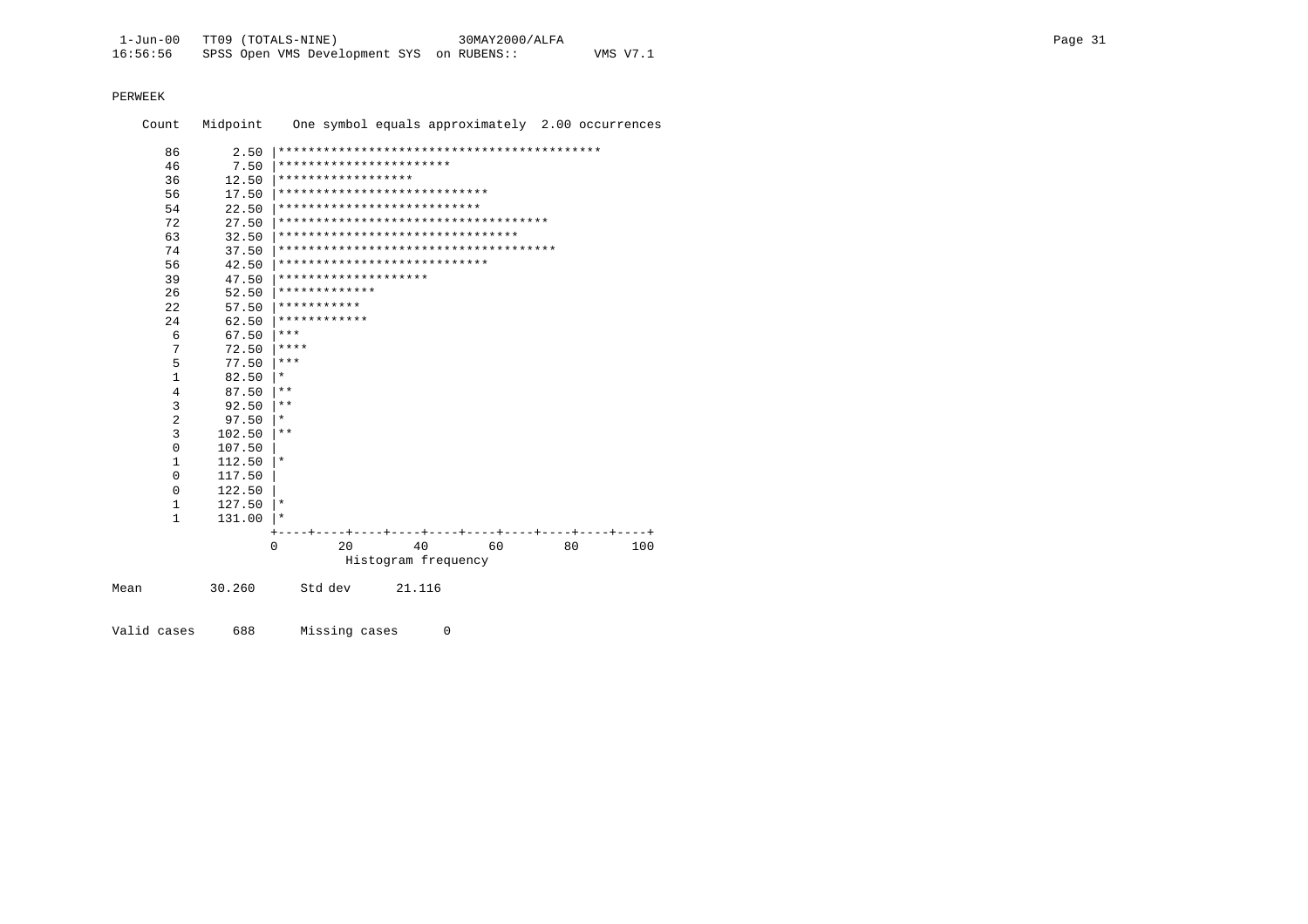PERWEEK

```
    Count   Midpoint    One symbol equals approximately  2.00 occurrences

       86       2.50 |*******************************************
       46       7.50 |***********************
       36      12.50 |******************
       56      17.50 |****************************
       54      22.50 |***************************
       72      27.50 |************************************
       63      32.50 |********************************
       74      37.50 |*************************************
       56      42.50 |****************************
       39      47.50 |********************
       26      52.50 |*************
       22      57.50 |***********
       24      62.50 |************
        6      67.50 |***
        7      72.50 |****
        5      77.50 |***
        1      82.50 |*
        4      87.50 |**
        3      92.50 |**
        2      97.50 |*
        3     102.50 |**
        0     107.50 |
        1     112.50 |*
        0     117.50 |
        0     122.50 |
        1     127.50 |*
        1     131.00 |*
                     +----+----+----+----+----+----+----+----+----+----+
                     0        20        40        60        80       100
                                   Histogram frequency

Mean         30.260      Std dev      21.116


Valid cases     688      Missing cases      0
```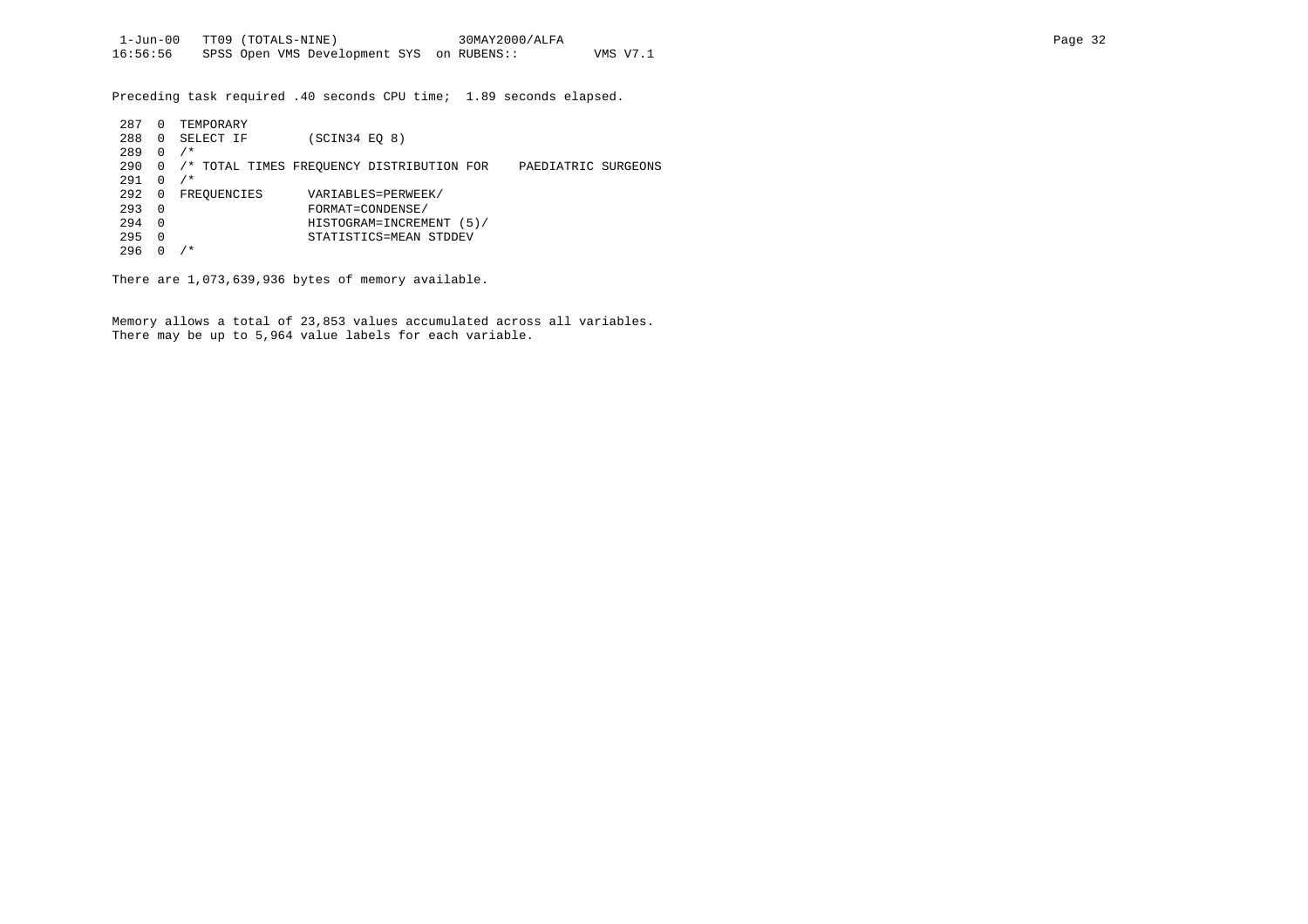Preceding task required .40 seconds CPU time; 1.89 seconds elapsed.

```
 287  0  TEMPORARY
 288  0  SELECT IF        (SCIN34 EQ 8)
 289  0  /*
 290  0  /* TOTAL TIMES FREQUENCY DISTRIBUTION FOR    PAEDIATRIC SURGEONS
 291  0  /*
 292  0  FREQUENCIES      VARIABLES=PERWEEK/
 293  0                   FORMAT=CONDENSE/
 294  0                   HISTOGRAM=INCREMENT (5)/
 295  0                   STATISTICS=MEAN STDDEV
 296  0  /*
```

There are 1,073,639,936 bytes of memory available.

Memory allows a total of 23,853 values accumulated across all variables.
There may be up to 5,964 value labels for each variable.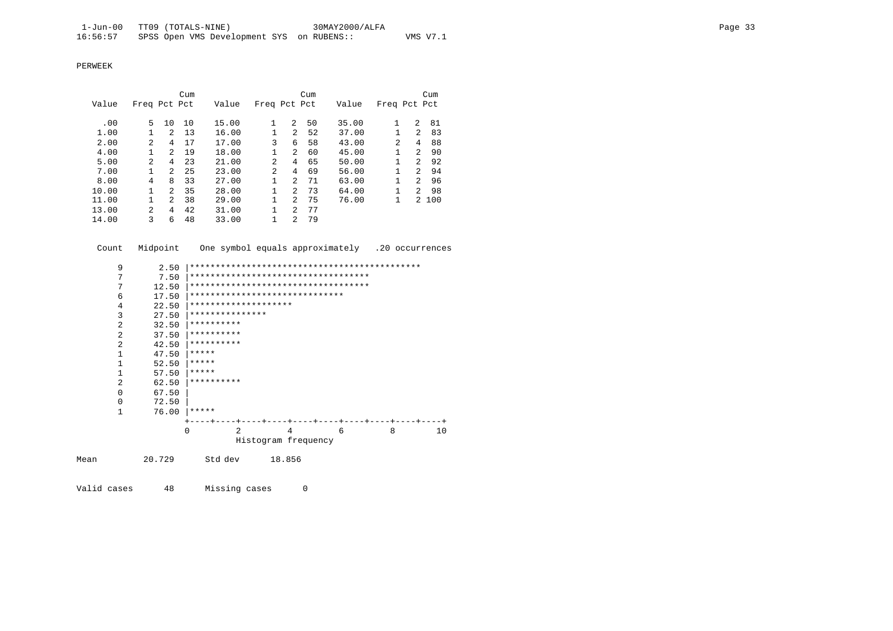PERWEEK

| Value | Freq | Pct | Cum Pct | Value | Freq | Pct | Cum Pct | Value | Freq | Pct | Cum Pct |
|---|---|---|---|---|---|---|---|---|---|---|---|
| .00 | 5 | 10 | 10 | 15.00 | 1 | 2 | 50 | 35.00 | 1 | 2 | 81 |
| 1.00 | 1 | 2 | 13 | 16.00 | 1 | 2 | 52 | 37.00 | 1 | 2 | 83 |
| 2.00 | 2 | 4 | 17 | 17.00 | 3 | 6 | 58 | 43.00 | 2 | 4 | 88 |
| 4.00 | 1 | 2 | 19 | 18.00 | 1 | 2 | 60 | 45.00 | 1 | 2 | 90 |
| 5.00 | 2 | 4 | 23 | 21.00 | 2 | 4 | 65 | 50.00 | 1 | 2 | 92 |
| 7.00 | 1 | 2 | 25 | 23.00 | 2 | 4 | 69 | 56.00 | 1 | 2 | 94 |
| 8.00 | 4 | 8 | 33 | 27.00 | 1 | 2 | 71 | 63.00 | 1 | 2 | 96 |
| 10.00 | 1 | 2 | 35 | 28.00 | 1 | 2 | 73 | 64.00 | 1 | 2 | 98 |
| 11.00 | 1 | 2 | 38 | 29.00 | 1 | 2 | 75 | 76.00 | 1 | 2 | 100 |
| 13.00 | 2 | 4 | 42 | 31.00 | 1 | 2 | 77 | | | | |
| 14.00 | 3 | 6 | 48 | 33.00 | 1 | 2 | 79 | | | | |

```
 Count   Midpoint    One symbol equals approximately   .20 occurrences

     9       2.50 |*********************************************
     7       7.50 |***********************************
     7      12.50 |***********************************
     6      17.50 |******************************
     4      22.50 |********************
     3      27.50 |***************
     2      32.50 |**********
     2      37.50 |**********
     2      42.50 |**********
     1      47.50 |*****
     1      52.50 |*****
     1      57.50 |*****
     2      62.50 |**********
     0      67.50 |
     0      72.50 |
     1      76.00 |*****
                  +----+----+----+----+----+----+----+----+----+----+
                  0         2         4         6         8        10
                            Histogram frequency

Mean         20.729      Std dev      18.856

Valid cases      48      Missing cases      0
```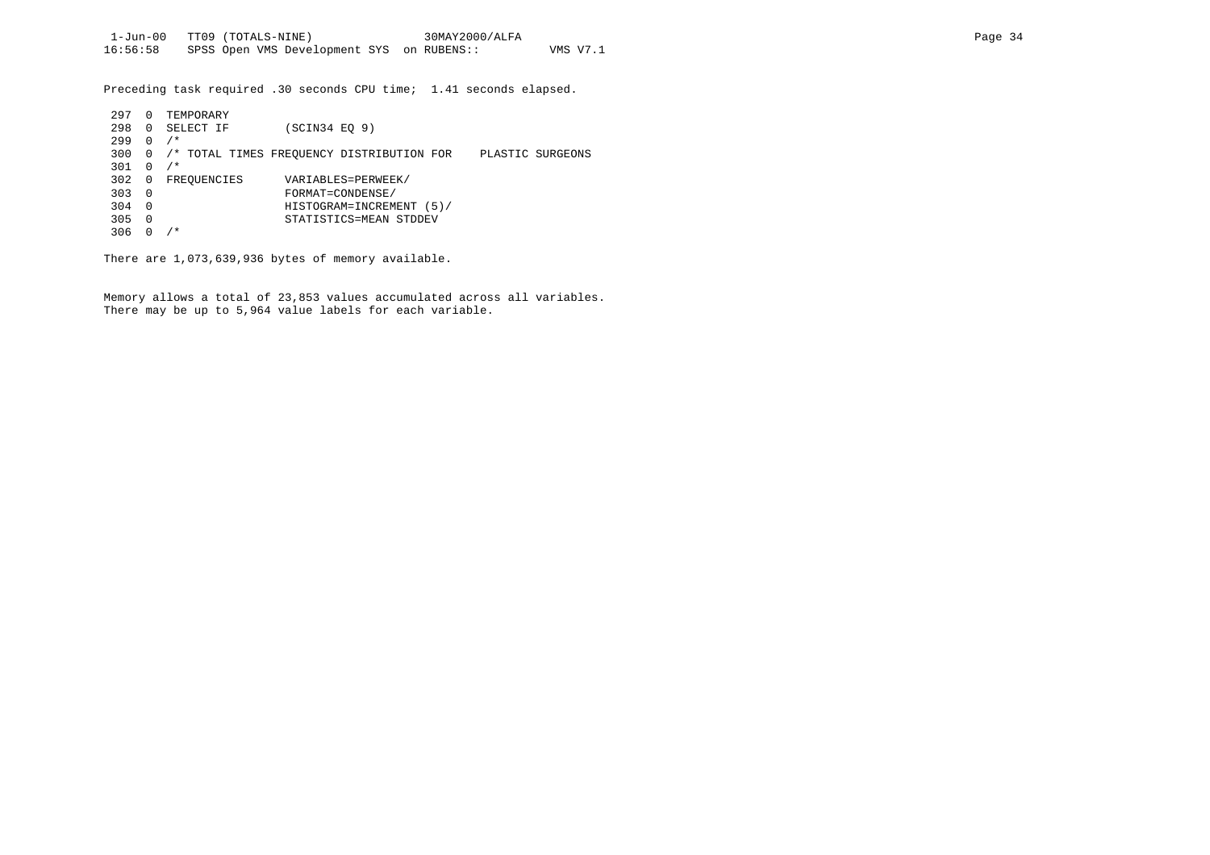Preceding task required .30 seconds CPU time; 1.41 seconds elapsed.

```
 297  0  TEMPORARY
 298  0  SELECT IF        (SCIN34 EQ 9)
 299  0  /*
 300  0  /* TOTAL TIMES FREQUENCY DISTRIBUTION FOR    PLASTIC SURGEONS
 301  0  /*
 302  0  FREQUENCIES      VARIABLES=PERWEEK/
 303  0                   FORMAT=CONDENSE/
 304  0                   HISTOGRAM=INCREMENT (5)/
 305  0                   STATISTICS=MEAN STDDEV
 306  0  /*
```

There are 1,073,639,936 bytes of memory available.

Memory allows a total of 23,853 values accumulated across all variables.
There may be up to 5,964 value labels for each variable.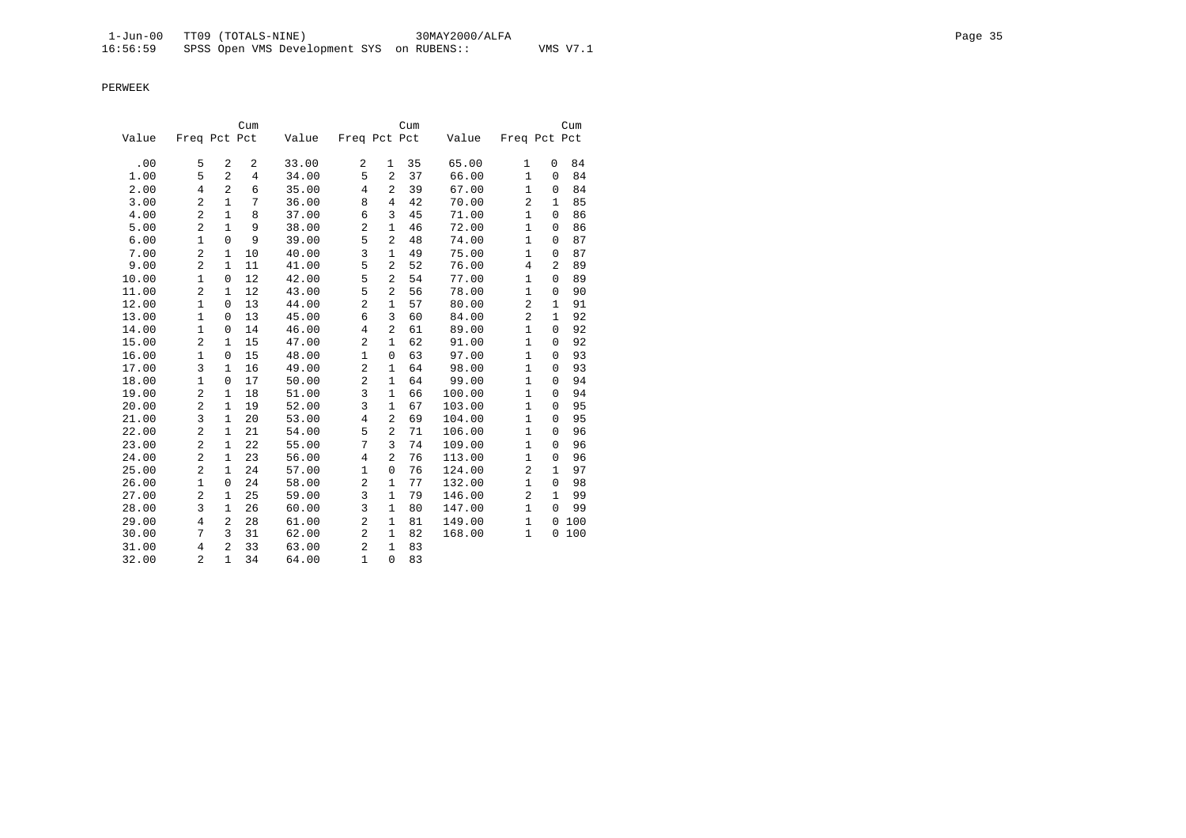PERWEEK

| Value | Freq | Pct | Cum Pct | Value | Freq | Pct | Cum Pct | Value | Freq | Pct | Cum Pct |
|---|---|---|---|---|---|---|---|---|---|---|---|
| .00 | 5 | 2 | 2 | 33.00 | 2 | 1 | 35 | 65.00 | 1 | 0 | 84 |
| 1.00 | 5 | 2 | 4 | 34.00 | 5 | 2 | 37 | 66.00 | 1 | 0 | 84 |
| 2.00 | 4 | 2 | 6 | 35.00 | 4 | 2 | 39 | 67.00 | 1 | 0 | 84 |
| 3.00 | 2 | 1 | 7 | 36.00 | 8 | 4 | 42 | 70.00 | 2 | 1 | 85 |
| 4.00 | 2 | 1 | 8 | 37.00 | 6 | 3 | 45 | 71.00 | 1 | 0 | 86 |
| 5.00 | 2 | 1 | 9 | 38.00 | 2 | 1 | 46 | 72.00 | 1 | 0 | 86 |
| 6.00 | 1 | 0 | 9 | 39.00 | 5 | 2 | 48 | 74.00 | 1 | 0 | 87 |
| 7.00 | 2 | 1 | 10 | 40.00 | 3 | 1 | 49 | 75.00 | 1 | 0 | 87 |
| 9.00 | 2 | 1 | 11 | 41.00 | 5 | 2 | 52 | 76.00 | 4 | 2 | 89 |
| 10.00 | 1 | 0 | 12 | 42.00 | 5 | 2 | 54 | 77.00 | 1 | 0 | 89 |
| 11.00 | 2 | 1 | 12 | 43.00 | 5 | 2 | 56 | 78.00 | 1 | 0 | 90 |
| 12.00 | 1 | 0 | 13 | 44.00 | 2 | 1 | 57 | 80.00 | 2 | 1 | 91 |
| 13.00 | 1 | 0 | 13 | 45.00 | 6 | 3 | 60 | 84.00 | 2 | 1 | 92 |
| 14.00 | 1 | 0 | 14 | 46.00 | 4 | 2 | 61 | 89.00 | 1 | 0 | 92 |
| 15.00 | 2 | 1 | 15 | 47.00 | 2 | 1 | 62 | 91.00 | 1 | 0 | 92 |
| 16.00 | 1 | 0 | 15 | 48.00 | 1 | 0 | 63 | 97.00 | 1 | 0 | 93 |
| 17.00 | 3 | 1 | 16 | 49.00 | 2 | 1 | 64 | 98.00 | 1 | 0 | 93 |
| 18.00 | 1 | 0 | 17 | 50.00 | 2 | 1 | 64 | 99.00 | 1 | 0 | 94 |
| 19.00 | 2 | 1 | 18 | 51.00 | 3 | 1 | 66 | 100.00 | 1 | 0 | 94 |
| 20.00 | 2 | 1 | 19 | 52.00 | 3 | 1 | 67 | 103.00 | 1 | 0 | 95 |
| 21.00 | 3 | 1 | 20 | 53.00 | 4 | 2 | 69 | 104.00 | 1 | 0 | 95 |
| 22.00 | 2 | 1 | 21 | 54.00 | 5 | 2 | 71 | 106.00 | 1 | 0 | 96 |
| 23.00 | 2 | 1 | 22 | 55.00 | 7 | 3 | 74 | 109.00 | 1 | 0 | 96 |
| 24.00 | 2 | 1 | 23 | 56.00 | 4 | 2 | 76 | 113.00 | 1 | 0 | 96 |
| 25.00 | 2 | 1 | 24 | 57.00 | 1 | 0 | 76 | 124.00 | 2 | 1 | 97 |
| 26.00 | 1 | 0 | 24 | 58.00 | 2 | 1 | 77 | 132.00 | 1 | 0 | 98 |
| 27.00 | 2 | 1 | 25 | 59.00 | 3 | 1 | 79 | 146.00 | 2 | 1 | 99 |
| 28.00 | 3 | 1 | 26 | 60.00 | 3 | 1 | 80 | 147.00 | 1 | 0 | 99 |
| 29.00 | 4 | 2 | 28 | 61.00 | 2 | 1 | 81 | 149.00 | 1 | 0 | 100 |
| 30.00 | 7 | 3 | 31 | 62.00 | 2 | 1 | 82 | 168.00 | 1 | 0 | 100 |
| 31.00 | 4 | 2 | 33 | 63.00 | 2 | 1 | 83 | | | | |
| 32.00 | 2 | 1 | 34 | 64.00 | 1 | 0 | 83 | | | | |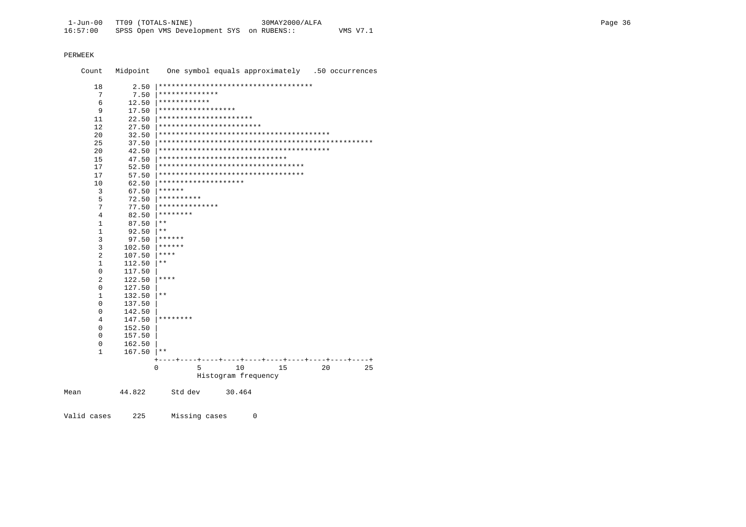PERWEEK

```
    Count   Midpoint    One symbol equals approximately   .50 occurrences

      18       2.50 |************************************
       7       7.50 |**************
       6      12.50 |************
       9      17.50 |******************
      11      22.50 |**********************
      12      27.50 |************************
      20      32.50 |****************************************
      25      37.50 |**************************************************
      20      42.50 |****************************************
      15      47.50 |******************************
      17      52.50 |**********************************
      17      57.50 |**********************************
      10      62.50 |********************
       3      67.50 |******
       5      72.50 |**********
       7      77.50 |**************
       4      82.50 |********
       1      87.50 |**
       1      92.50 |**
       3      97.50 |******
       3     102.50 |******
       2     107.50 |****
       1     112.50 |**
       0     117.50 |
       2     122.50 |****
       0     127.50 |
       1     132.50 |**
       0     137.50 |
       0     142.50 |
       4     147.50 |********
       0     152.50 |
       0     157.50 |
       0     162.50 |
       1     167.50 |**
                    +----+----+----+----+----+----+----+----+----+----+
                    0         5        10        15        20        25
                              Histogram frequency

Mean         44.822      Std dev      30.464


Valid cases     225      Missing cases      0
```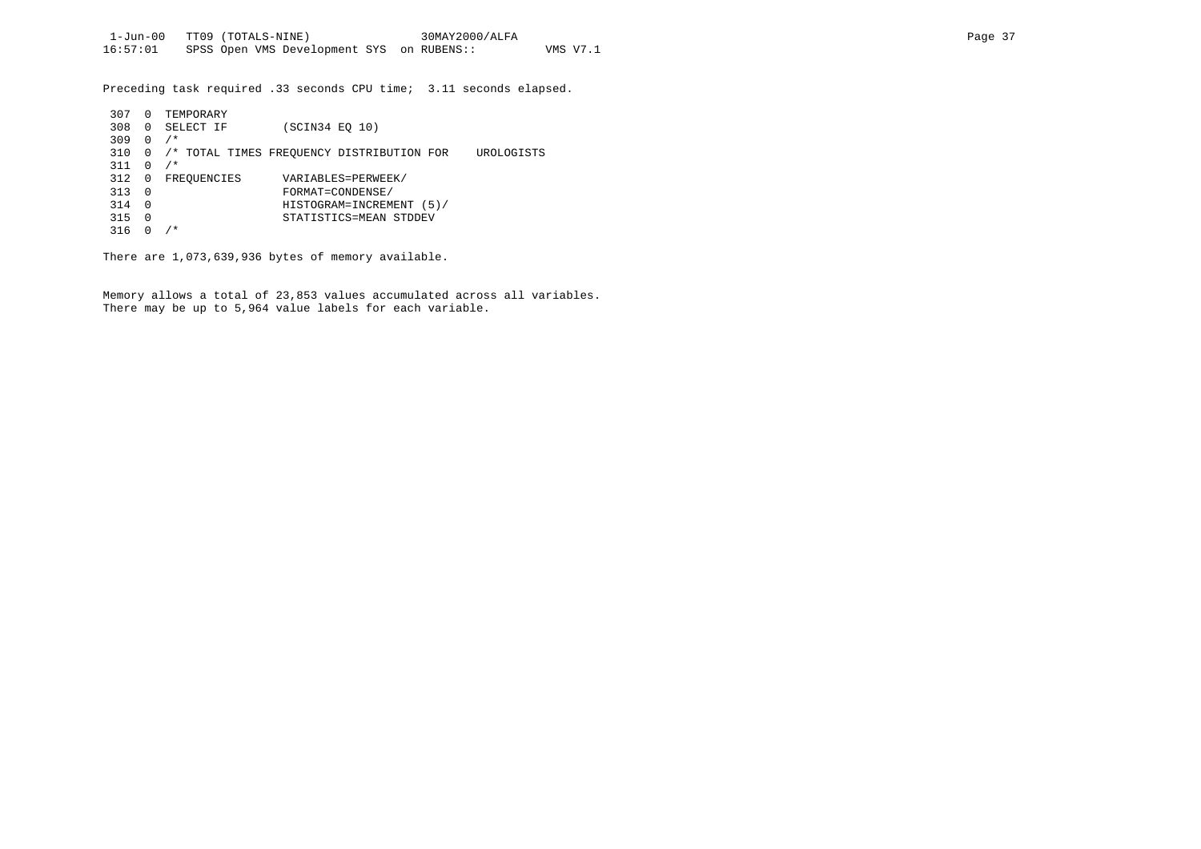Preceding task required .33 seconds CPU time;  3.11 seconds elapsed.

```
 307  0  TEMPORARY
 308  0  SELECT IF        (SCIN34 EQ 10)
 309  0  /*
 310  0  /* TOTAL TIMES FREQUENCY DISTRIBUTION FOR    UROLOGISTS
 311  0  /*
 312  0  FREQUENCIES      VARIABLES=PERWEEK/
 313  0                   FORMAT=CONDENSE/
 314  0                   HISTOGRAM=INCREMENT (5)/
 315  0                   STATISTICS=MEAN STDDEV
 316  0  /*
```

There are 1,073,639,936 bytes of memory available.

Memory allows a total of 23,853 values accumulated across all variables.
There may be up to 5,964 value labels for each variable.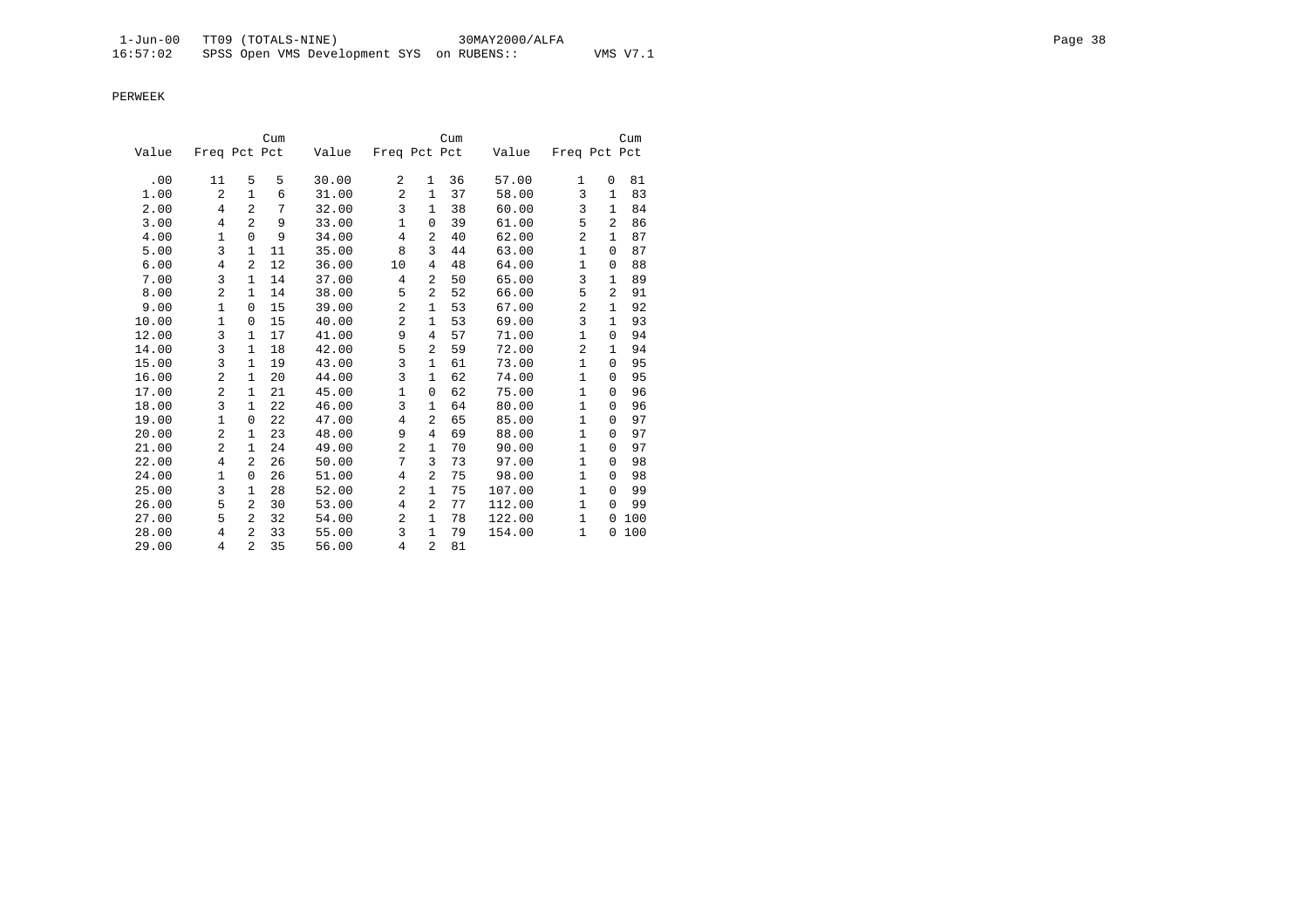PERWEEK

| Value | Freq | Pct | Cum Pct | Value | Freq | Pct | Cum Pct | Value | Freq | Pct | Cum Pct |
|---|---|---|---|---|---|---|---|---|---|---|---|
| .00 | 11 | 5 | 5 | 30.00 | 2 | 1 | 36 | 57.00 | 1 | 0 | 81 |
| 1.00 | 2 | 1 | 6 | 31.00 | 2 | 1 | 37 | 58.00 | 3 | 1 | 83 |
| 2.00 | 4 | 2 | 7 | 32.00 | 3 | 1 | 38 | 60.00 | 3 | 1 | 84 |
| 3.00 | 4 | 2 | 9 | 33.00 | 1 | 0 | 39 | 61.00 | 5 | 2 | 86 |
| 4.00 | 1 | 0 | 9 | 34.00 | 4 | 2 | 40 | 62.00 | 2 | 1 | 87 |
| 5.00 | 3 | 1 | 11 | 35.00 | 8 | 3 | 44 | 63.00 | 1 | 0 | 87 |
| 6.00 | 4 | 2 | 12 | 36.00 | 10 | 4 | 48 | 64.00 | 1 | 0 | 88 |
| 7.00 | 3 | 1 | 14 | 37.00 | 4 | 2 | 50 | 65.00 | 3 | 1 | 89 |
| 8.00 | 2 | 1 | 14 | 38.00 | 5 | 2 | 52 | 66.00 | 5 | 2 | 91 |
| 9.00 | 1 | 0 | 15 | 39.00 | 2 | 1 | 53 | 67.00 | 2 | 1 | 92 |
| 10.00 | 1 | 0 | 15 | 40.00 | 2 | 1 | 53 | 69.00 | 3 | 1 | 93 |
| 12.00 | 3 | 1 | 17 | 41.00 | 9 | 4 | 57 | 71.00 | 1 | 0 | 94 |
| 14.00 | 3 | 1 | 18 | 42.00 | 5 | 2 | 59 | 72.00 | 2 | 1 | 94 |
| 15.00 | 3 | 1 | 19 | 43.00 | 3 | 1 | 61 | 73.00 | 1 | 0 | 95 |
| 16.00 | 2 | 1 | 20 | 44.00 | 3 | 1 | 62 | 74.00 | 1 | 0 | 95 |
| 17.00 | 2 | 1 | 21 | 45.00 | 1 | 0 | 62 | 75.00 | 1 | 0 | 96 |
| 18.00 | 3 | 1 | 22 | 46.00 | 3 | 1 | 64 | 80.00 | 1 | 0 | 96 |
| 19.00 | 1 | 0 | 22 | 47.00 | 4 | 2 | 65 | 85.00 | 1 | 0 | 97 |
| 20.00 | 2 | 1 | 23 | 48.00 | 9 | 4 | 69 | 88.00 | 1 | 0 | 97 |
| 21.00 | 2 | 1 | 24 | 49.00 | 2 | 1 | 70 | 90.00 | 1 | 0 | 97 |
| 22.00 | 4 | 2 | 26 | 50.00 | 7 | 3 | 73 | 97.00 | 1 | 0 | 98 |
| 24.00 | 1 | 0 | 26 | 51.00 | 4 | 2 | 75 | 98.00 | 1 | 0 | 98 |
| 25.00 | 3 | 1 | 28 | 52.00 | 2 | 1 | 75 | 107.00 | 1 | 0 | 99 |
| 26.00 | 5 | 2 | 30 | 53.00 | 4 | 2 | 77 | 112.00 | 1 | 0 | 99 |
| 27.00 | 5 | 2 | 32 | 54.00 | 2 | 1 | 78 | 122.00 | 1 | 0 | 100 |
| 28.00 | 4 | 2 | 33 | 55.00 | 3 | 1 | 79 | 154.00 | 1 | 0 | 100 |
| 29.00 | 4 | 2 | 35 | 56.00 | 4 | 2 | 81 | | | | |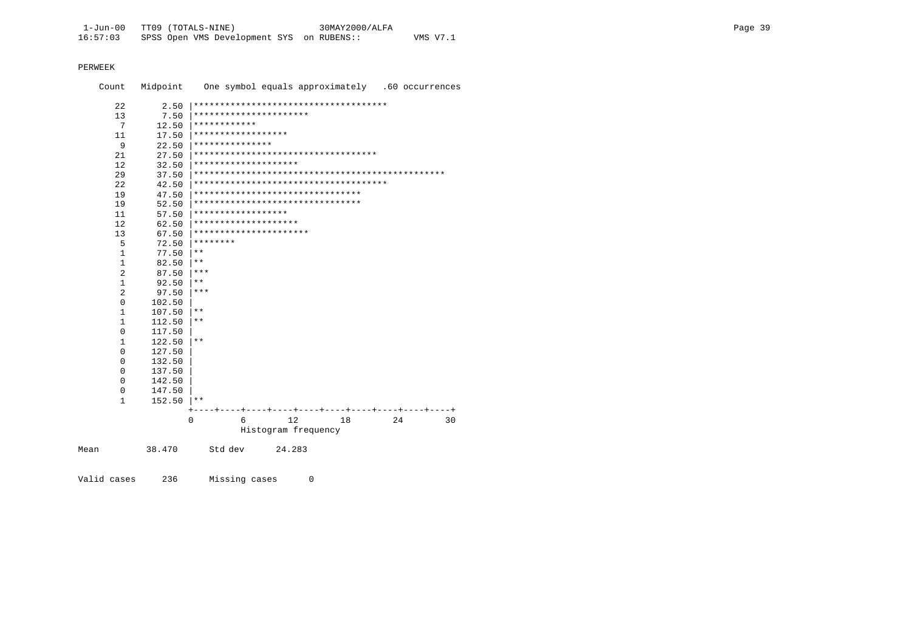PERWEEK

```
Count   Midpoint    One symbol equals approximately   .60 occurrences

  22       2.50 |*************************************
  13       7.50 |**********************
   7      12.50 |************
  11      17.50 |******************
   9      22.50 |***************
  21      27.50 |***********************************
  12      32.50 |********************
  29      37.50 |************************************************
  22      42.50 |*************************************
  19      47.50 |********************************
  19      52.50 |********************************
  11      57.50 |******************
  12      62.50 |********************
  13      67.50 |**********************
   5      72.50 |********
   1      77.50 |**
   1      82.50 |**
   2      87.50 |***
   1      92.50 |**
   2      97.50 |***
   0     102.50 |
   1     107.50 |**
   1     112.50 |**
   0     117.50 |
   1     122.50 |**
   0     127.50 |
   0     132.50 |
   0     137.50 |
   0     142.50 |
   0     147.50 |
   1     152.50 |**
                +----+----+----+----+----+----+----+----+----+----+
                0         6        12        18        24        30
                          Histogram frequency

Mean         38.470      Std dev      24.283


Valid cases     236      Missing cases      0
```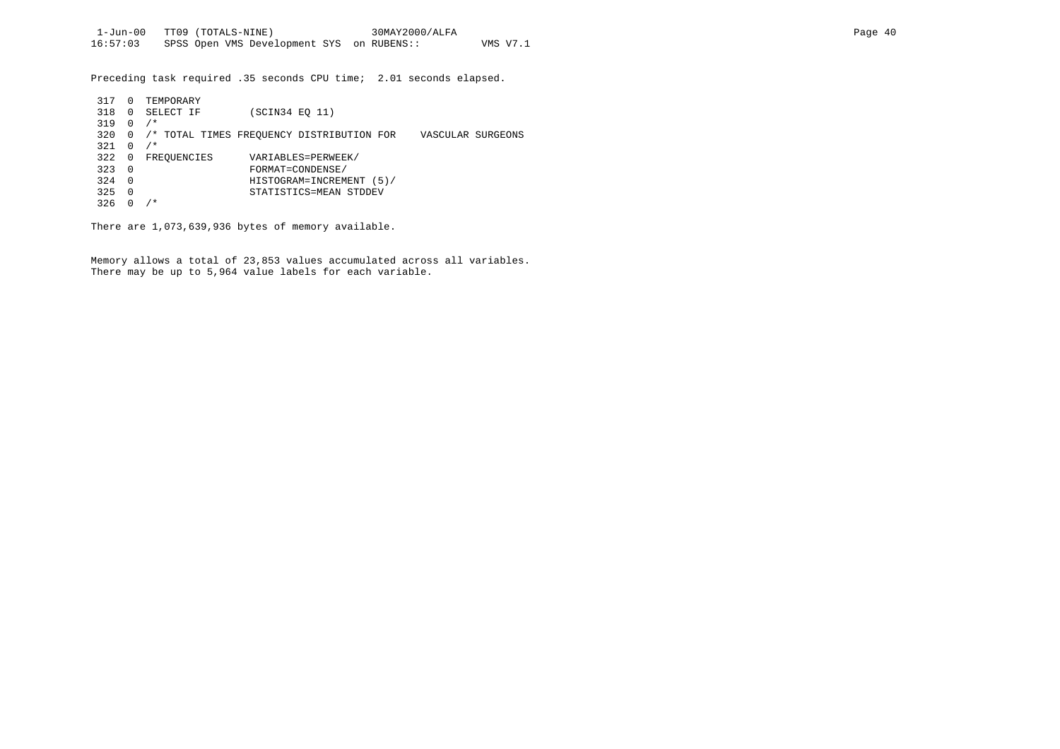Preceding task required .35 seconds CPU time;  2.01 seconds elapsed.

```
 317  0  TEMPORARY
 318  0  SELECT IF        (SCIN34 EQ 11)
 319  0  /*
 320  0  /* TOTAL TIMES FREQUENCY DISTRIBUTION FOR    VASCULAR SURGEONS
 321  0  /*
 322  0  FREQUENCIES      VARIABLES=PERWEEK/
 323  0                   FORMAT=CONDENSE/
 324  0                   HISTOGRAM=INCREMENT (5)/
 325  0                   STATISTICS=MEAN STDDEV
 326  0  /*
```

There are 1,073,639,936 bytes of memory available.

Memory allows a total of 23,853 values accumulated across all variables.
There may be up to 5,964 value labels for each variable.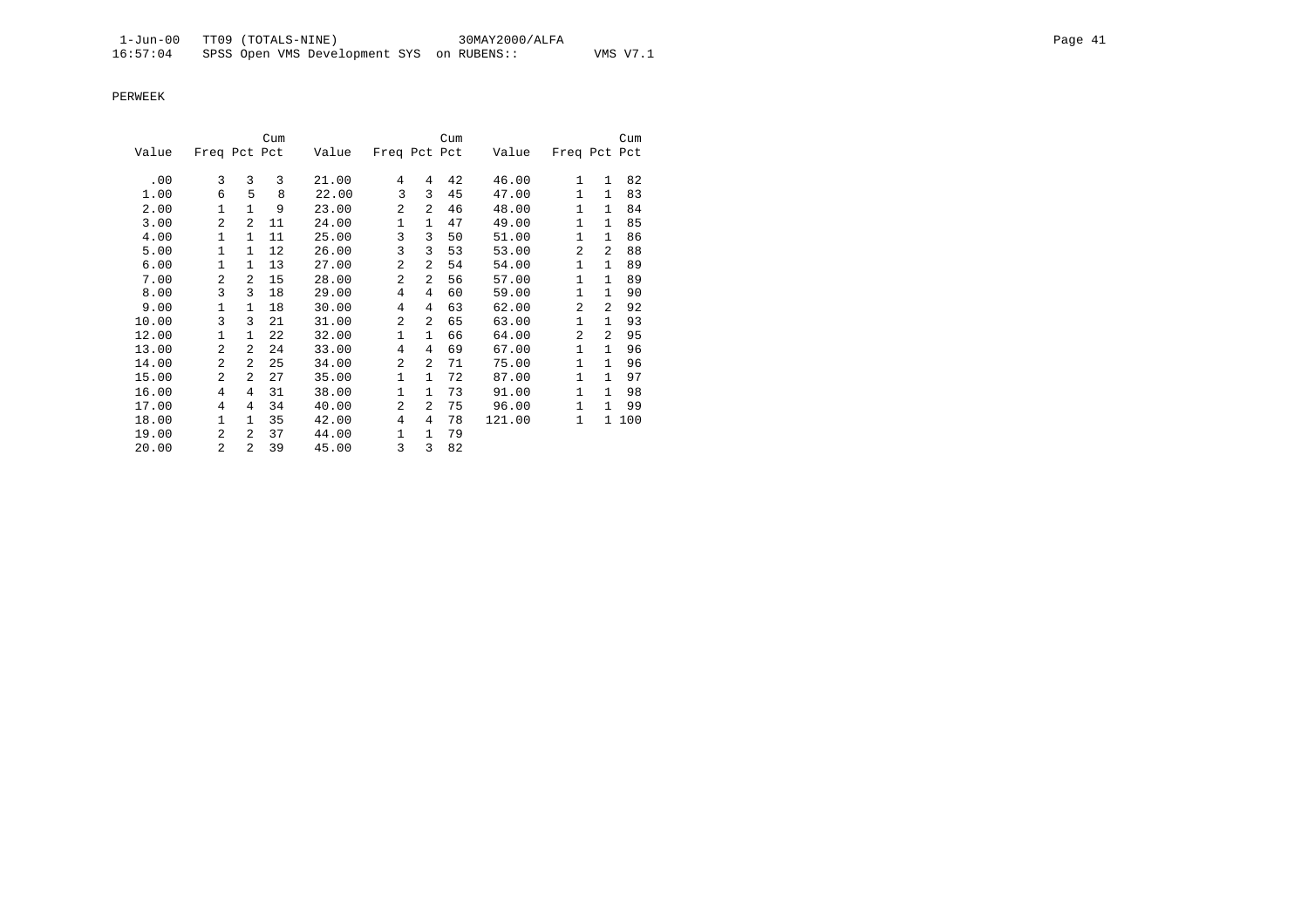PERWEEK

| Value | Freq | Pct | Cum Pct | Value | Freq | Pct | Cum Pct | Value | Freq | Pct | Cum Pct |
|---|---|---|---|---|---|---|---|---|---|---|---|
| .00 | 3 | 3 | 3 | 21.00 | 4 | 4 | 42 | 46.00 | 1 | 1 | 82 |
| 1.00 | 6 | 5 | 8 | 22.00 | 3 | 3 | 45 | 47.00 | 1 | 1 | 83 |
| 2.00 | 1 | 1 | 9 | 23.00 | 2 | 2 | 46 | 48.00 | 1 | 1 | 84 |
| 3.00 | 2 | 2 | 11 | 24.00 | 1 | 1 | 47 | 49.00 | 1 | 1 | 85 |
| 4.00 | 1 | 1 | 11 | 25.00 | 3 | 3 | 50 | 51.00 | 1 | 1 | 86 |
| 5.00 | 1 | 1 | 12 | 26.00 | 3 | 3 | 53 | 53.00 | 2 | 2 | 88 |
| 6.00 | 1 | 1 | 13 | 27.00 | 2 | 2 | 54 | 54.00 | 1 | 1 | 89 |
| 7.00 | 2 | 2 | 15 | 28.00 | 2 | 2 | 56 | 57.00 | 1 | 1 | 89 |
| 8.00 | 3 | 3 | 18 | 29.00 | 4 | 4 | 60 | 59.00 | 1 | 1 | 90 |
| 9.00 | 1 | 1 | 18 | 30.00 | 4 | 4 | 63 | 62.00 | 2 | 2 | 92 |
| 10.00 | 3 | 3 | 21 | 31.00 | 2 | 2 | 65 | 63.00 | 1 | 1 | 93 |
| 12.00 | 1 | 1 | 22 | 32.00 | 1 | 1 | 66 | 64.00 | 2 | 2 | 95 |
| 13.00 | 2 | 2 | 24 | 33.00 | 4 | 4 | 69 | 67.00 | 1 | 1 | 96 |
| 14.00 | 2 | 2 | 25 | 34.00 | 2 | 2 | 71 | 75.00 | 1 | 1 | 96 |
| 15.00 | 2 | 2 | 27 | 35.00 | 1 | 1 | 72 | 87.00 | 1 | 1 | 97 |
| 16.00 | 4 | 4 | 31 | 38.00 | 1 | 1 | 73 | 91.00 | 1 | 1 | 98 |
| 17.00 | 4 | 4 | 34 | 40.00 | 2 | 2 | 75 | 96.00 | 1 | 1 | 99 |
| 18.00 | 1 | 1 | 35 | 42.00 | 4 | 4 | 78 | 121.00 | 1 | 1 | 100 |
| 19.00 | 2 | 2 | 37 | 44.00 | 1 | 1 | 79 | | | | |
| 20.00 | 2 | 2 | 39 | 45.00 | 3 | 3 | 82 | | | | |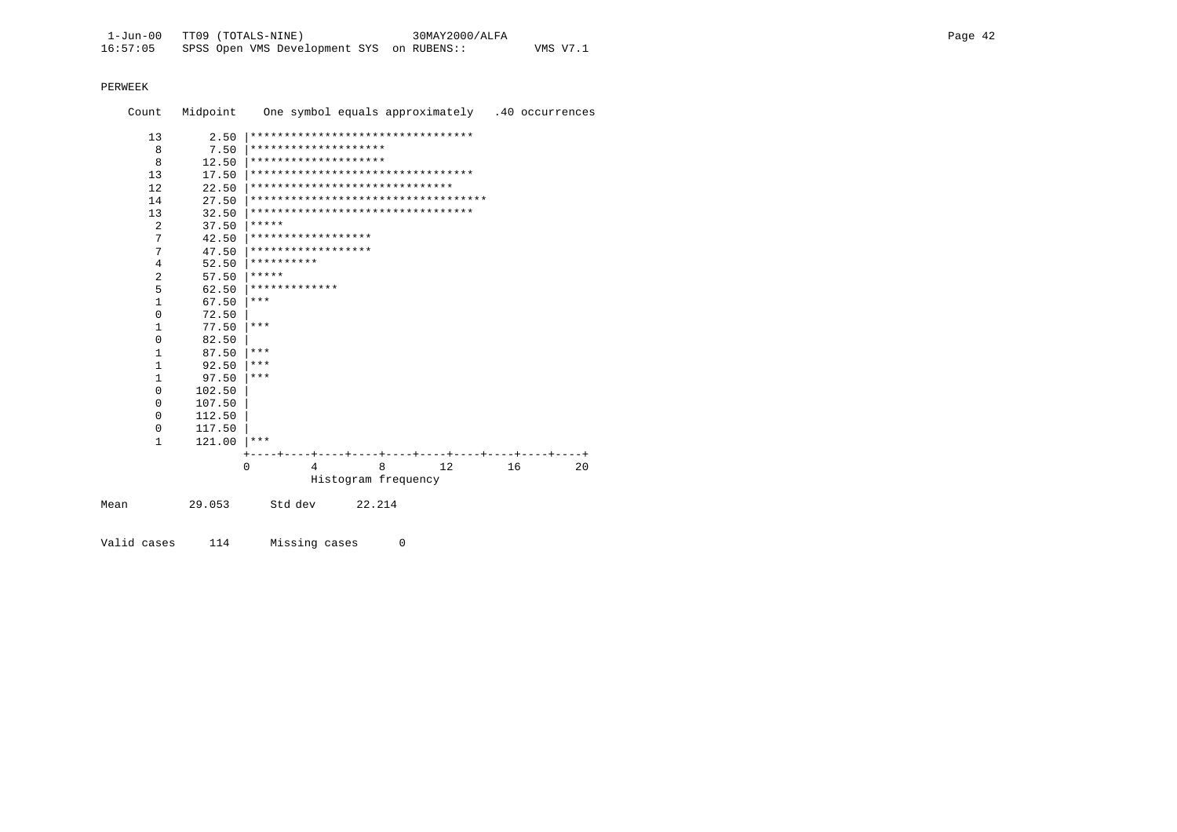PERWEEK

```
    Count   Midpoint    One symbol equals approximately   .40 occurrences

      13       2.50 |*********************************
       8       7.50 |********************
       8      12.50 |********************
      13      17.50 |*********************************
      12      22.50 |******************************
      14      27.50 |***********************************
      13      32.50 |*********************************
       2      37.50 |*****
       7      42.50 |******************
       7      47.50 |******************
       4      52.50 |**********
       2      57.50 |*****
       5      62.50 |*************
       1      67.50 |***
       0      72.50 |
       1      77.50 |***
       0      82.50 |
       1      87.50 |***
       1      92.50 |***
       1      97.50 |***
       0     102.50 |
       0     107.50 |
       0     112.50 |
       0     117.50 |
       1     121.00 |***
                    +----+----+----+----+----+----+----+----+----+----+
                    0         4         8        12        16        20
                              Histogram frequency

Mean          29.053      Std dev      22.214


Valid cases     114      Missing cases      0
```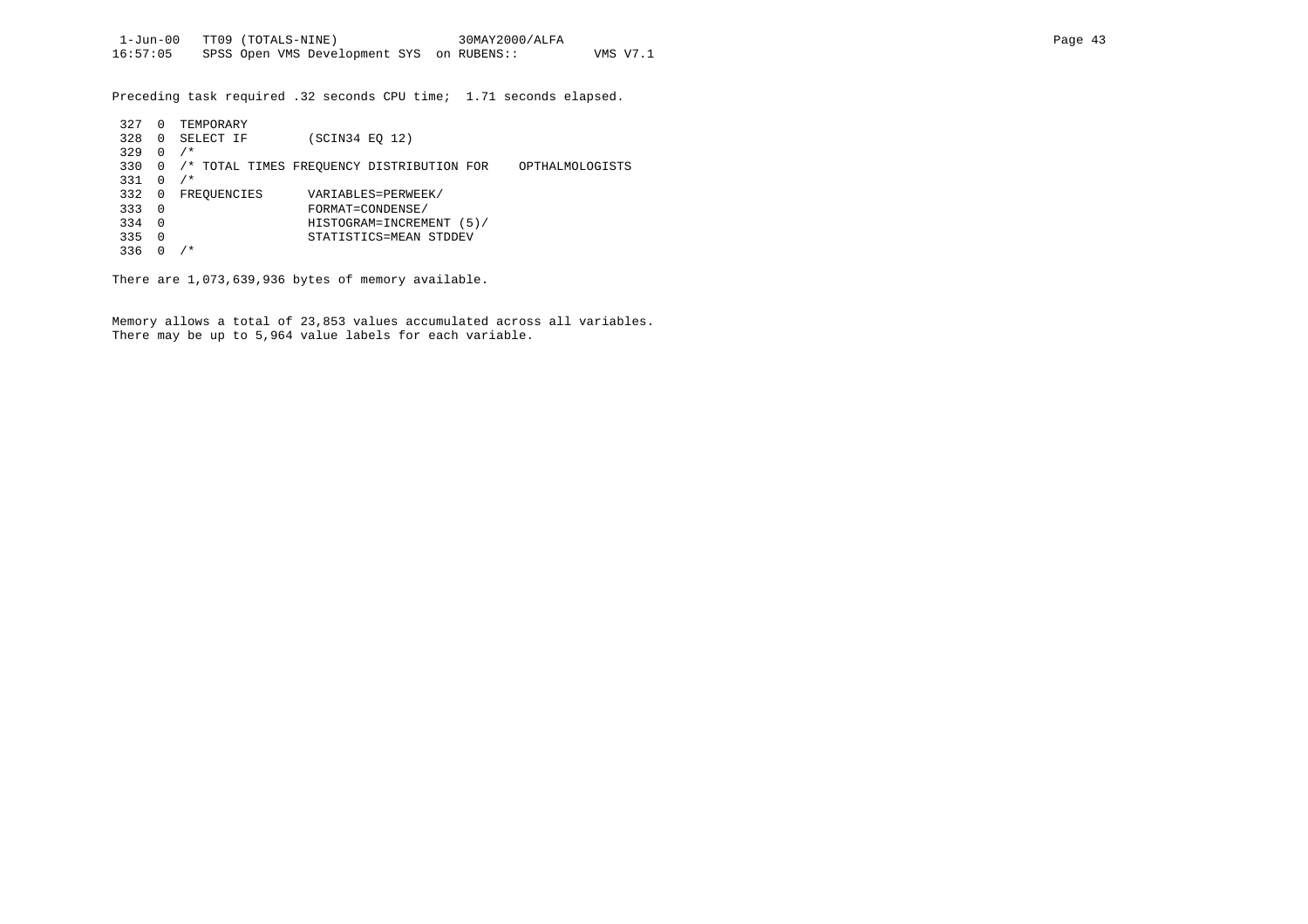Preceding task required .32 seconds CPU time; 1.71 seconds elapsed.

```
 327  0  TEMPORARY
 328  0  SELECT IF        (SCIN34 EQ 12)
 329  0  /*
 330  0  /* TOTAL TIMES FREQUENCY DISTRIBUTION FOR    OPTHALMOLOGISTS
 331  0  /*
 332  0  FREQUENCIES      VARIABLES=PERWEEK/
 333  0                   FORMAT=CONDENSE/
 334  0                   HISTOGRAM=INCREMENT (5)/
 335  0                   STATISTICS=MEAN STDDEV
 336  0  /*
```

There are 1,073,639,936 bytes of memory available.

Memory allows a total of 23,853 values accumulated across all variables.
There may be up to 5,964 value labels for each variable.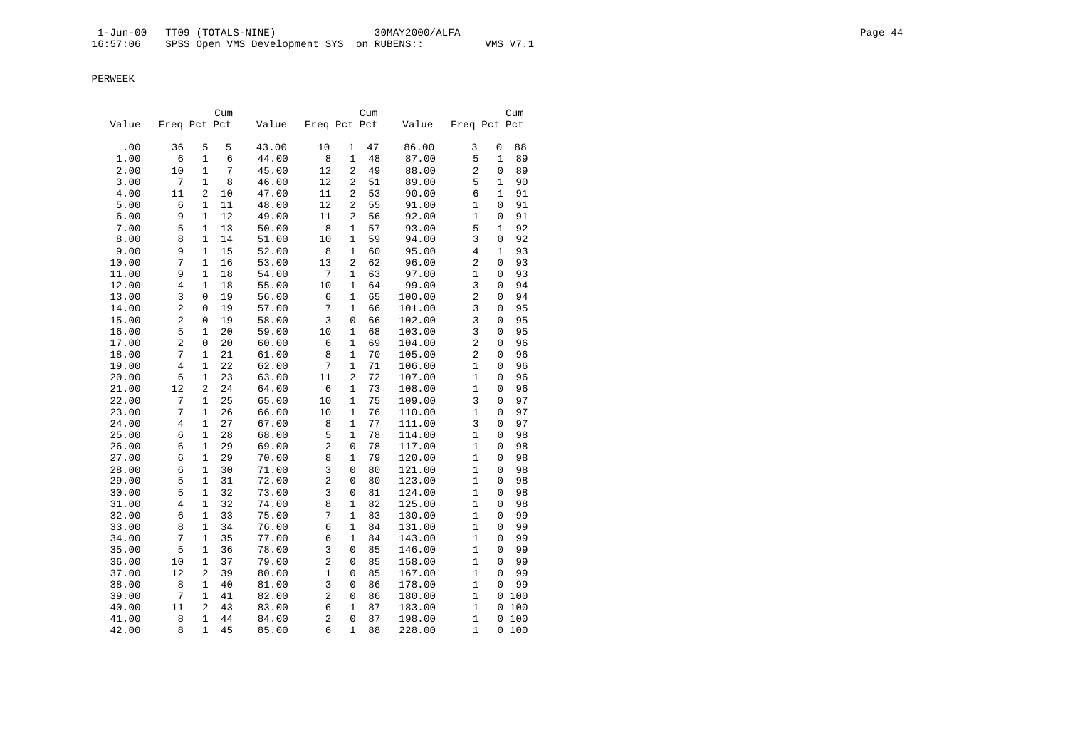PERWEEK

| Value | Freq | Pct | Cum Pct | Value | Freq | Pct | Cum Pct | Value | Freq | Pct | Cum Pct |
|---|---|---|---|---|---|---|---|---|---|---|---|
| .00 | 36 | 5 | 5 | 43.00 | 10 | 1 | 47 | 86.00 | 3 | 0 | 88 |
| 1.00 | 6 | 1 | 6 | 44.00 | 8 | 1 | 48 | 87.00 | 5 | 1 | 89 |
| 2.00 | 10 | 1 | 7 | 45.00 | 12 | 2 | 49 | 88.00 | 2 | 0 | 89 |
| 3.00 | 7 | 1 | 8 | 46.00 | 12 | 2 | 51 | 89.00 | 5 | 1 | 90 |
| 4.00 | 11 | 2 | 10 | 47.00 | 11 | 2 | 53 | 90.00 | 6 | 1 | 91 |
| 5.00 | 6 | 1 | 11 | 48.00 | 12 | 2 | 55 | 91.00 | 1 | 0 | 91 |
| 6.00 | 9 | 1 | 12 | 49.00 | 11 | 2 | 56 | 92.00 | 1 | 0 | 91 |
| 7.00 | 5 | 1 | 13 | 50.00 | 8 | 1 | 57 | 93.00 | 5 | 1 | 92 |
| 8.00 | 8 | 1 | 14 | 51.00 | 10 | 1 | 59 | 94.00 | 3 | 0 | 92 |
| 9.00 | 9 | 1 | 15 | 52.00 | 8 | 1 | 60 | 95.00 | 4 | 1 | 93 |
| 10.00 | 7 | 1 | 16 | 53.00 | 13 | 2 | 62 | 96.00 | 2 | 0 | 93 |
| 11.00 | 9 | 1 | 18 | 54.00 | 7 | 1 | 63 | 97.00 | 1 | 0 | 93 |
| 12.00 | 4 | 1 | 18 | 55.00 | 10 | 1 | 64 | 99.00 | 3 | 0 | 94 |
| 13.00 | 3 | 0 | 19 | 56.00 | 6 | 1 | 65 | 100.00 | 2 | 0 | 94 |
| 14.00 | 2 | 0 | 19 | 57.00 | 7 | 1 | 66 | 101.00 | 3 | 0 | 95 |
| 15.00 | 2 | 0 | 19 | 58.00 | 3 | 0 | 66 | 102.00 | 3 | 0 | 95 |
| 16.00 | 5 | 1 | 20 | 59.00 | 10 | 1 | 68 | 103.00 | 3 | 0 | 95 |
| 17.00 | 2 | 0 | 20 | 60.00 | 6 | 1 | 69 | 104.00 | 2 | 0 | 96 |
| 18.00 | 7 | 1 | 21 | 61.00 | 8 | 1 | 70 | 105.00 | 2 | 0 | 96 |
| 19.00 | 4 | 1 | 22 | 62.00 | 7 | 1 | 71 | 106.00 | 1 | 0 | 96 |
| 20.00 | 6 | 1 | 23 | 63.00 | 11 | 2 | 72 | 107.00 | 1 | 0 | 96 |
| 21.00 | 12 | 2 | 24 | 64.00 | 6 | 1 | 73 | 108.00 | 1 | 0 | 96 |
| 22.00 | 7 | 1 | 25 | 65.00 | 10 | 1 | 75 | 109.00 | 3 | 0 | 97 |
| 23.00 | 7 | 1 | 26 | 66.00 | 10 | 1 | 76 | 110.00 | 1 | 0 | 97 |
| 24.00 | 4 | 1 | 27 | 67.00 | 8 | 1 | 77 | 111.00 | 3 | 0 | 97 |
| 25.00 | 6 | 1 | 28 | 68.00 | 5 | 1 | 78 | 114.00 | 1 | 0 | 98 |
| 26.00 | 6 | 1 | 29 | 69.00 | 2 | 0 | 78 | 117.00 | 1 | 0 | 98 |
| 27.00 | 6 | 1 | 29 | 70.00 | 8 | 1 | 79 | 120.00 | 1 | 0 | 98 |
| 28.00 | 6 | 1 | 30 | 71.00 | 3 | 0 | 80 | 121.00 | 1 | 0 | 98 |
| 29.00 | 5 | 1 | 31 | 72.00 | 2 | 0 | 80 | 123.00 | 1 | 0 | 98 |
| 30.00 | 5 | 1 | 32 | 73.00 | 3 | 0 | 81 | 124.00 | 1 | 0 | 98 |
| 31.00 | 4 | 1 | 32 | 74.00 | 8 | 1 | 82 | 125.00 | 1 | 0 | 98 |
| 32.00 | 6 | 1 | 33 | 75.00 | 7 | 1 | 83 | 130.00 | 1 | 0 | 99 |
| 33.00 | 8 | 1 | 34 | 76.00 | 6 | 1 | 84 | 131.00 | 1 | 0 | 99 |
| 34.00 | 7 | 1 | 35 | 77.00 | 6 | 1 | 84 | 143.00 | 1 | 0 | 99 |
| 35.00 | 5 | 1 | 36 | 78.00 | 3 | 0 | 85 | 146.00 | 1 | 0 | 99 |
| 36.00 | 10 | 1 | 37 | 79.00 | 2 | 0 | 85 | 158.00 | 1 | 0 | 99 |
| 37.00 | 12 | 2 | 39 | 80.00 | 1 | 0 | 85 | 167.00 | 1 | 0 | 99 |
| 38.00 | 8 | 1 | 40 | 81.00 | 3 | 0 | 86 | 178.00 | 1 | 0 | 99 |
| 39.00 | 7 | 1 | 41 | 82.00 | 2 | 0 | 86 | 180.00 | 1 | 0 | 100 |
| 40.00 | 11 | 2 | 43 | 83.00 | 6 | 1 | 87 | 183.00 | 1 | 0 | 100 |
| 41.00 | 8 | 1 | 44 | 84.00 | 2 | 0 | 87 | 198.00 | 1 | 0 | 100 |
| 42.00 | 8 | 1 | 45 | 85.00 | 6 | 1 | 88 | 228.00 | 1 | 0 | 100 |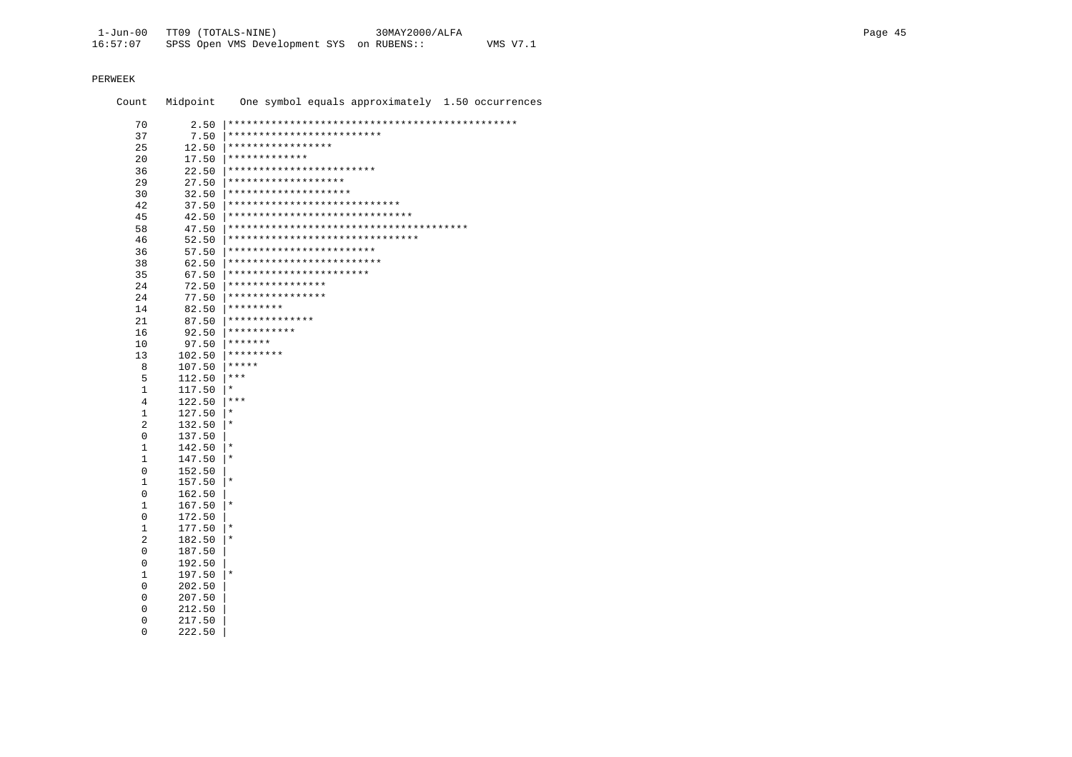PERWEEK

```
Count   Midpoint    One symbol equals approximately  1.50 occurrences

   70       2.50 |***********************************************
   37       7.50 |*************************
   25      12.50 |*****************
   20      17.50 |*************
   36      22.50 |************************
   29      27.50 |*******************
   30      32.50 |********************
   42      37.50 |****************************
   45      42.50 |******************************
   58      47.50 |***************************************
   46      52.50 |*******************************
   36      57.50 |************************
   38      62.50 |*************************
   35      67.50 |***********************
   24      72.50 |****************
   24      77.50 |****************
   14      82.50 |*********
   21      87.50 |**************
   16      92.50 |***********
   10      97.50 |*******
   13     102.50 |*********
    8     107.50 |*****
    5     112.50 |***
    1     117.50 |*
    4     122.50 |***
    1     127.50 |*
    2     132.50 |*
    0     137.50 |
    1     142.50 |*
    1     147.50 |*
    0     152.50 |
    1     157.50 |*
    0     162.50 |
    1     167.50 |*
    0     172.50 |
    1     177.50 |*
    2     182.50 |*
    0     187.50 |
    0     192.50 |
    1     197.50 |*
    0     202.50 |
    0     207.50 |
    0     212.50 |
    0     217.50 |
    0     222.50 |
```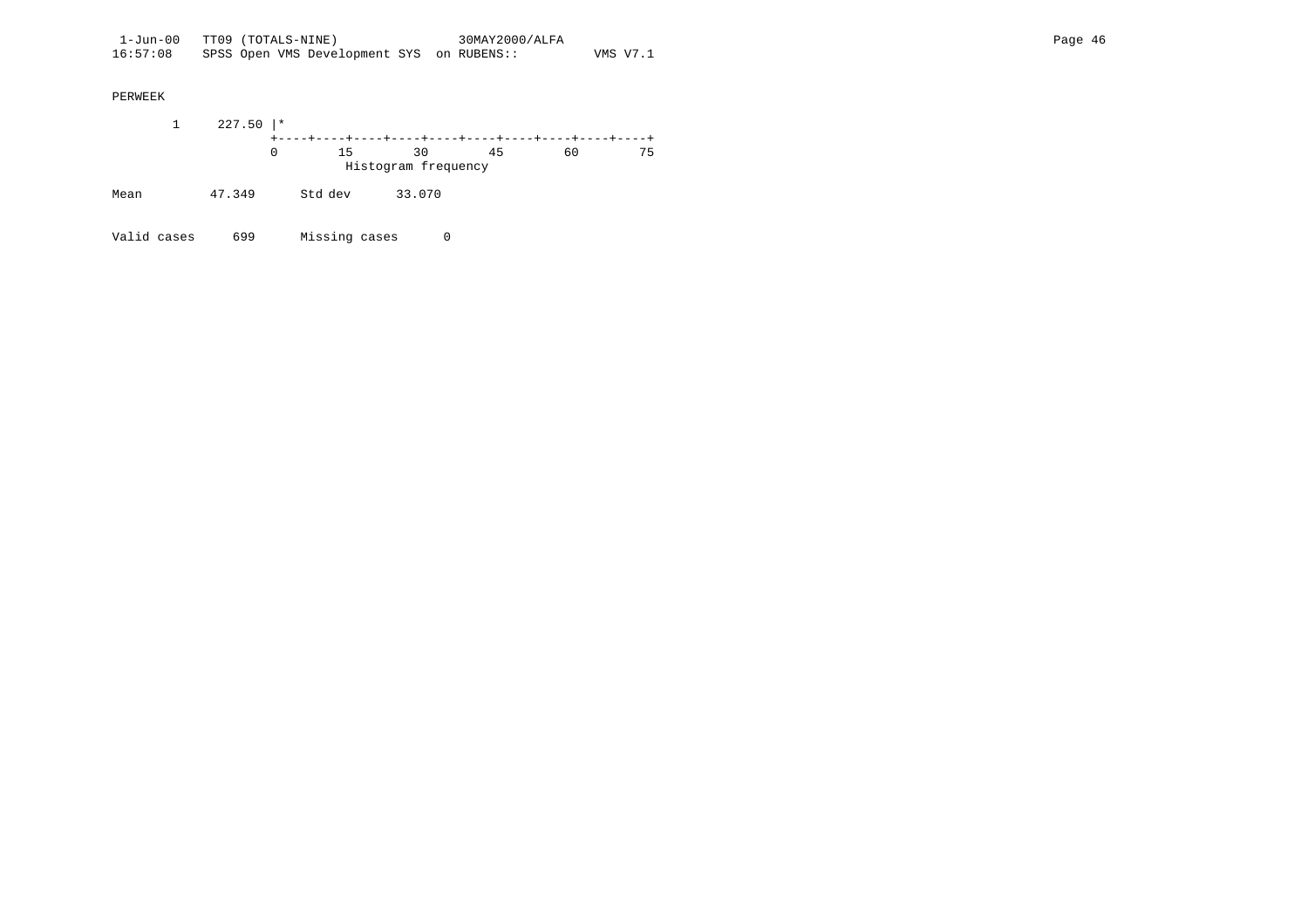PERWEEK

```
       1     227.50 |*
                    +----+----+----+----+----+----+----+----+----+----+
                    0        15        30        45        60        75
                              Histogram frequency

Mean         47.349      Std dev      33.070


Valid cases     699      Missing cases      0
```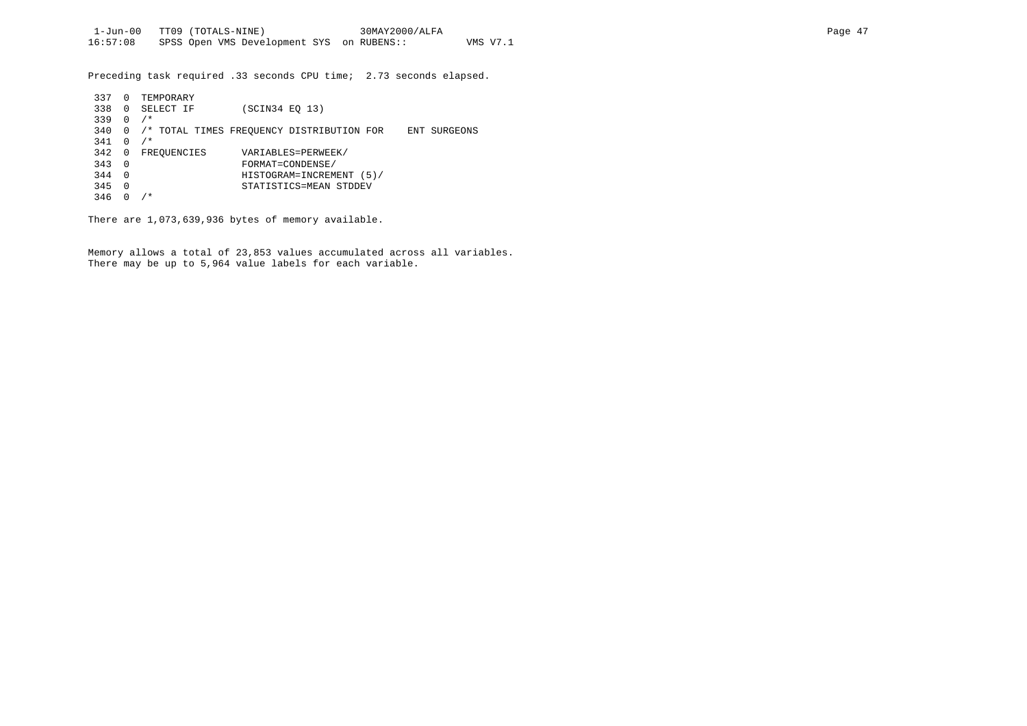Preceding task required .33 seconds CPU time; 2.73 seconds elapsed.

```
 337  0  TEMPORARY
 338  0  SELECT IF        (SCIN34 EQ 13)
 339  0  /*
 340  0  /* TOTAL TIMES FREQUENCY DISTRIBUTION FOR    ENT SURGEONS
 341  0  /*
 342  0  FREQUENCIES      VARIABLES=PERWEEK/
 343  0                   FORMAT=CONDENSE/
 344  0                   HISTOGRAM=INCREMENT (5)/
 345  0                   STATISTICS=MEAN STDDEV
 346  0  /*
```

There are 1,073,639,936 bytes of memory available.

Memory allows a total of 23,853 values accumulated across all variables.
There may be up to 5,964 value labels for each variable.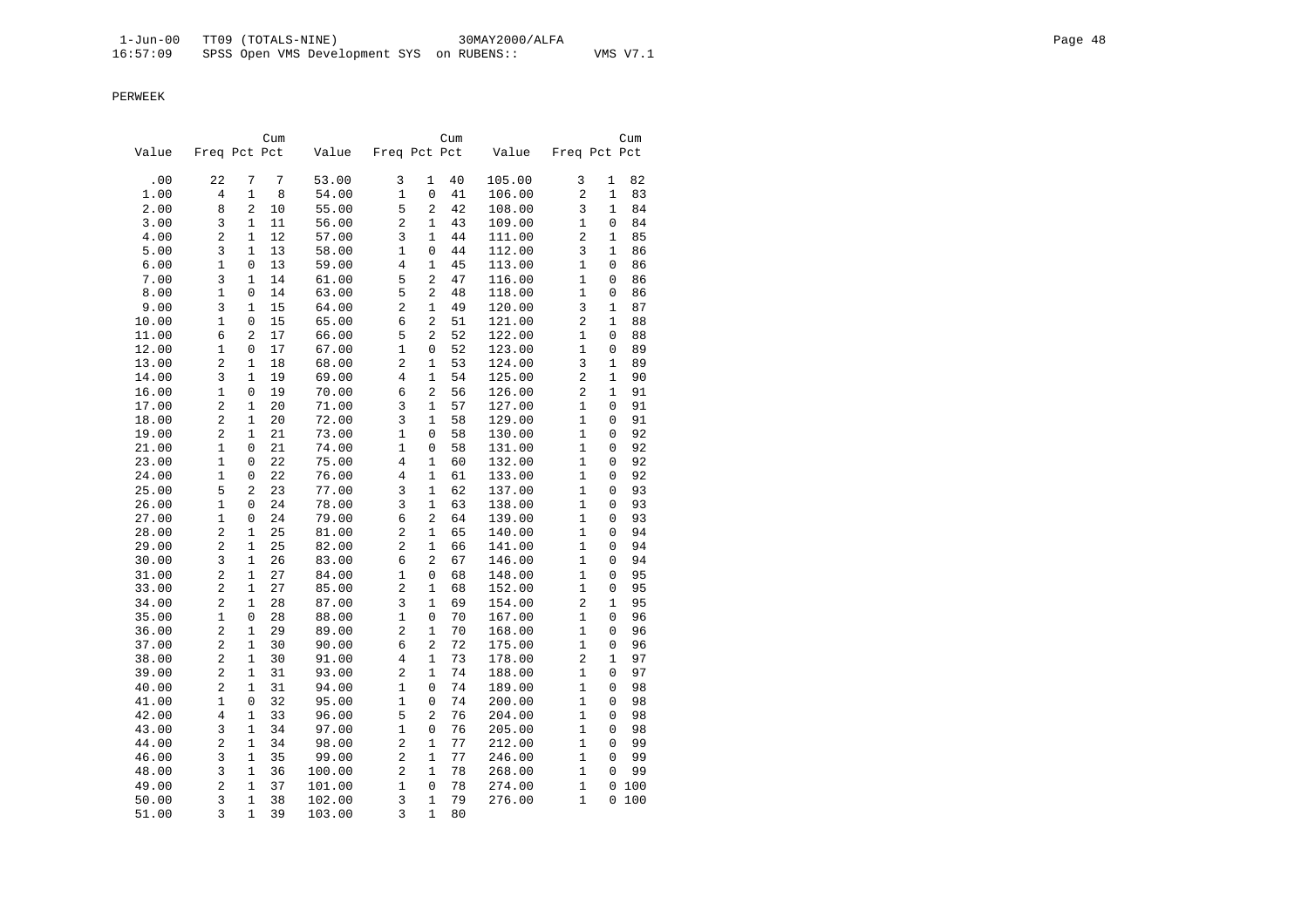PERWEEK

| Value | Freq | Pct | Cum Pct | Value | Freq | Pct | Cum Pct | Value | Freq | Pct | Cum Pct |
|---|---|---|---|---|---|---|---|---|---|---|---|
| .00 | 22 | 7 | 7 | 53.00 | 3 | 1 | 40 | 105.00 | 3 | 1 | 82 |
| 1.00 | 4 | 1 | 8 | 54.00 | 1 | 0 | 41 | 106.00 | 2 | 1 | 83 |
| 2.00 | 8 | 2 | 10 | 55.00 | 5 | 2 | 42 | 108.00 | 3 | 1 | 84 |
| 3.00 | 3 | 1 | 11 | 56.00 | 2 | 1 | 43 | 109.00 | 1 | 0 | 84 |
| 4.00 | 2 | 1 | 12 | 57.00 | 3 | 1 | 44 | 111.00 | 2 | 1 | 85 |
| 5.00 | 3 | 1 | 13 | 58.00 | 1 | 0 | 44 | 112.00 | 3 | 1 | 86 |
| 6.00 | 1 | 0 | 13 | 59.00 | 4 | 1 | 45 | 113.00 | 1 | 0 | 86 |
| 7.00 | 3 | 1 | 14 | 61.00 | 5 | 2 | 47 | 116.00 | 1 | 0 | 86 |
| 8.00 | 1 | 0 | 14 | 63.00 | 5 | 2 | 48 | 118.00 | 1 | 0 | 86 |
| 9.00 | 3 | 1 | 15 | 64.00 | 2 | 1 | 49 | 120.00 | 3 | 1 | 87 |
| 10.00 | 1 | 0 | 15 | 65.00 | 6 | 2 | 51 | 121.00 | 2 | 1 | 88 |
| 11.00 | 6 | 2 | 17 | 66.00 | 5 | 2 | 52 | 122.00 | 1 | 0 | 88 |
| 12.00 | 1 | 0 | 17 | 67.00 | 1 | 0 | 52 | 123.00 | 1 | 0 | 89 |
| 13.00 | 2 | 1 | 18 | 68.00 | 2 | 1 | 53 | 124.00 | 3 | 1 | 89 |
| 14.00 | 3 | 1 | 19 | 69.00 | 4 | 1 | 54 | 125.00 | 2 | 1 | 90 |
| 16.00 | 1 | 0 | 19 | 70.00 | 6 | 2 | 56 | 126.00 | 2 | 1 | 91 |
| 17.00 | 2 | 1 | 20 | 71.00 | 3 | 1 | 57 | 127.00 | 1 | 0 | 91 |
| 18.00 | 2 | 1 | 20 | 72.00 | 3 | 1 | 58 | 129.00 | 1 | 0 | 91 |
| 19.00 | 2 | 1 | 21 | 73.00 | 1 | 0 | 58 | 130.00 | 1 | 0 | 92 |
| 21.00 | 1 | 0 | 21 | 74.00 | 1 | 0 | 58 | 131.00 | 1 | 0 | 92 |
| 23.00 | 1 | 0 | 22 | 75.00 | 4 | 1 | 60 | 132.00 | 1 | 0 | 92 |
| 24.00 | 1 | 0 | 22 | 76.00 | 4 | 1 | 61 | 133.00 | 1 | 0 | 92 |
| 25.00 | 5 | 2 | 23 | 77.00 | 3 | 1 | 62 | 137.00 | 1 | 0 | 93 |
| 26.00 | 1 | 0 | 24 | 78.00 | 3 | 1 | 63 | 138.00 | 1 | 0 | 93 |
| 27.00 | 1 | 0 | 24 | 79.00 | 6 | 2 | 64 | 139.00 | 1 | 0 | 93 |
| 28.00 | 2 | 1 | 25 | 81.00 | 2 | 1 | 65 | 140.00 | 1 | 0 | 94 |
| 29.00 | 2 | 1 | 25 | 82.00 | 2 | 1 | 66 | 141.00 | 1 | 0 | 94 |
| 30.00 | 3 | 1 | 26 | 83.00 | 6 | 2 | 67 | 146.00 | 1 | 0 | 94 |
| 31.00 | 2 | 1 | 27 | 84.00 | 1 | 0 | 68 | 148.00 | 1 | 0 | 95 |
| 33.00 | 2 | 1 | 27 | 85.00 | 2 | 1 | 68 | 152.00 | 1 | 0 | 95 |
| 34.00 | 2 | 1 | 28 | 87.00 | 3 | 1 | 69 | 154.00 | 2 | 1 | 95 |
| 35.00 | 1 | 0 | 28 | 88.00 | 1 | 0 | 70 | 167.00 | 1 | 0 | 96 |
| 36.00 | 2 | 1 | 29 | 89.00 | 2 | 1 | 70 | 168.00 | 1 | 0 | 96 |
| 37.00 | 2 | 1 | 30 | 90.00 | 6 | 2 | 72 | 175.00 | 1 | 0 | 96 |
| 38.00 | 2 | 1 | 30 | 91.00 | 4 | 1 | 73 | 178.00 | 2 | 1 | 97 |
| 39.00 | 2 | 1 | 31 | 93.00 | 2 | 1 | 74 | 188.00 | 1 | 0 | 97 |
| 40.00 | 2 | 1 | 31 | 94.00 | 1 | 0 | 74 | 189.00 | 1 | 0 | 98 |
| 41.00 | 1 | 0 | 32 | 95.00 | 1 | 0 | 74 | 200.00 | 1 | 0 | 98 |
| 42.00 | 4 | 1 | 33 | 96.00 | 5 | 2 | 76 | 204.00 | 1 | 0 | 98 |
| 43.00 | 3 | 1 | 34 | 97.00 | 1 | 0 | 76 | 205.00 | 1 | 0 | 98 |
| 44.00 | 2 | 1 | 34 | 98.00 | 2 | 1 | 77 | 212.00 | 1 | 0 | 99 |
| 46.00 | 3 | 1 | 35 | 99.00 | 2 | 1 | 77 | 246.00 | 1 | 0 | 99 |
| 48.00 | 3 | 1 | 36 | 100.00 | 2 | 1 | 78 | 268.00 | 1 | 0 | 99 |
| 49.00 | 2 | 1 | 37 | 101.00 | 1 | 0 | 78 | 274.00 | 1 | 0 | 100 |
| 50.00 | 3 | 1 | 38 | 102.00 | 3 | 1 | 79 | 276.00 | 1 | 0 | 100 |
| 51.00 | 3 | 1 | 39 | 103.00 | 3 | 1 | 80 | | | | |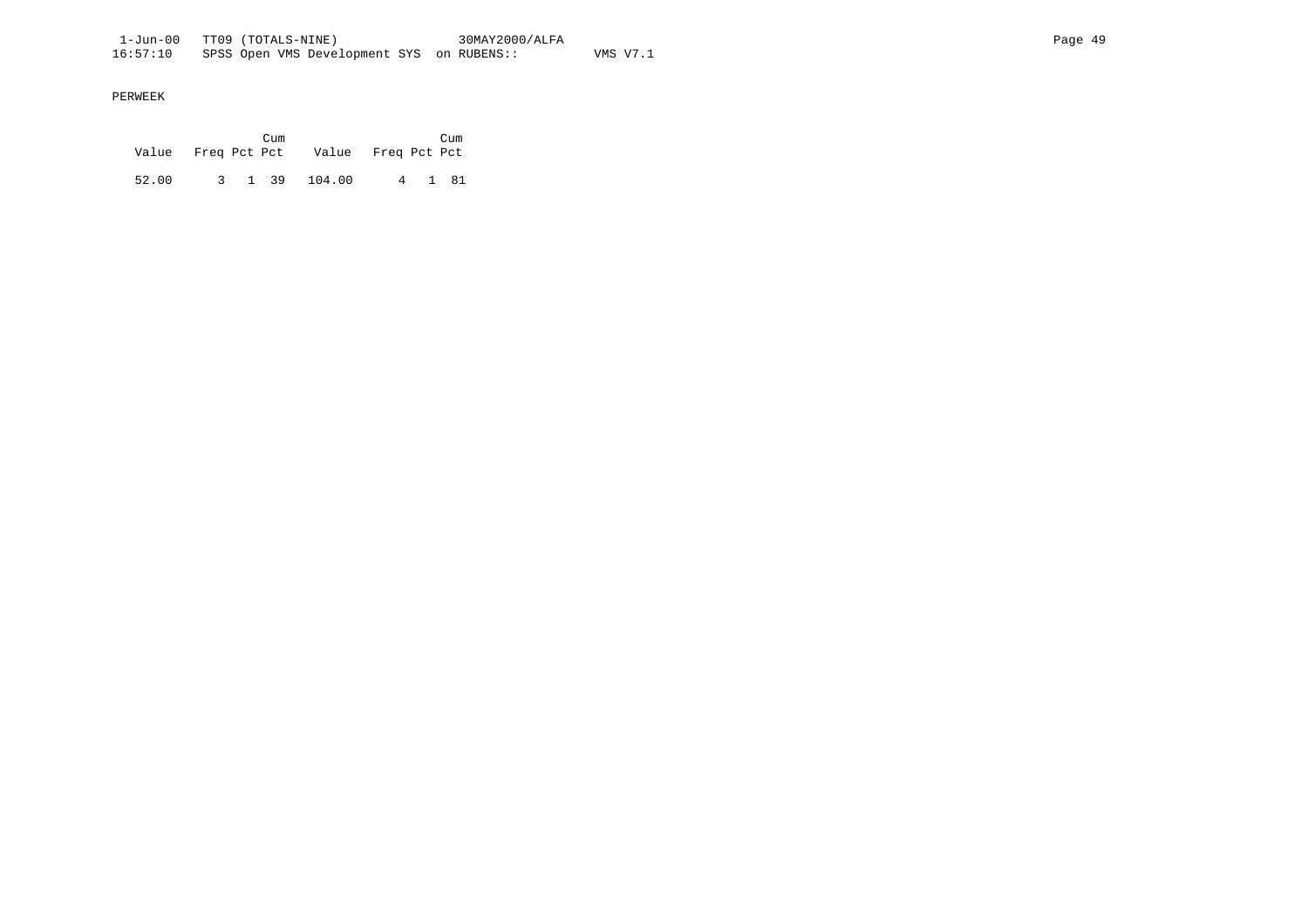PERWEEK

| Value | Freq | Pct | Cum Pct | Value | Freq | Pct | Cum Pct |
|---|---|---|---|---|---|---|---|
| 52.00 | 3 | 1 | 39 | 104.00 | 4 | 1 | 81 |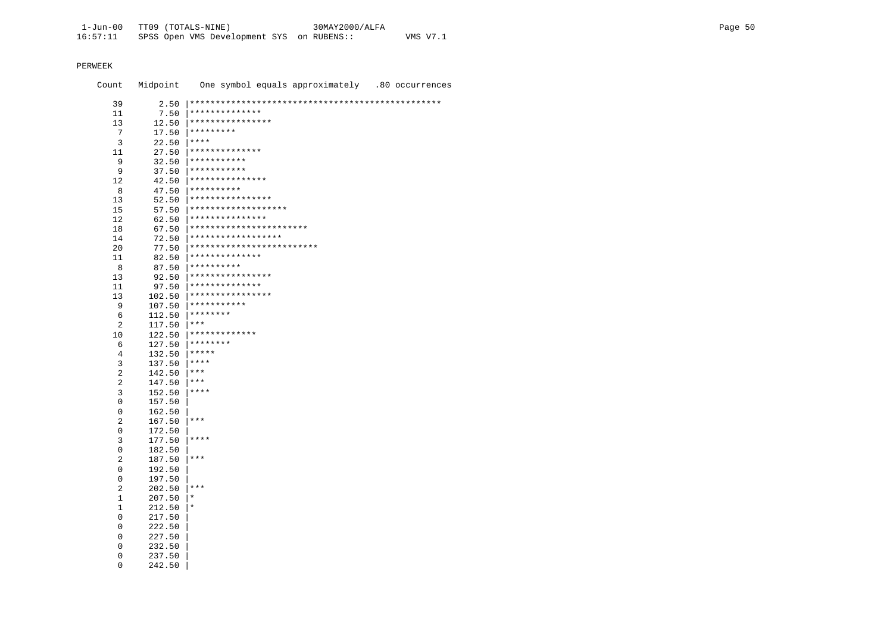PERWEEK

```
    Count   Midpoint    One symbol equals approximately   .80 occurrences

      39       2.50 |*************************************************
      11       7.50 |**************
      13      12.50 |****************
       7      17.50 |*********
       3      22.50 |****
      11      27.50 |**************
       9      32.50 |***********
       9      37.50 |***********
      12      42.50 |***************
       8      47.50 |**********
      13      52.50 |****************
      15      57.50 |*******************
      12      62.50 |***************
      18      67.50 |***********************
      14      72.50 |******************
      20      77.50 |*************************
      11      82.50 |**************
       8      87.50 |**********
      13      92.50 |****************
      11      97.50 |**************
      13     102.50 |****************
       9     107.50 |***********
       6     112.50 |********
       2     117.50 |***
      10     122.50 |*************
       6     127.50 |********
       4     132.50 |*****
       3     137.50 |****
       2     142.50 |***
       2     147.50 |***
       3     152.50 |****
       0     157.50 |
       0     162.50 |
       2     167.50 |***
       0     172.50 |
       3     177.50 |****
       0     182.50 |
       2     187.50 |***
       0     192.50 |
       0     197.50 |
       2     202.50 |***
       1     207.50 |*
       1     212.50 |*
       0     217.50 |
       0     222.50 |
       0     227.50 |
       0     232.50 |
       0     237.50 |
       0     242.50 |
```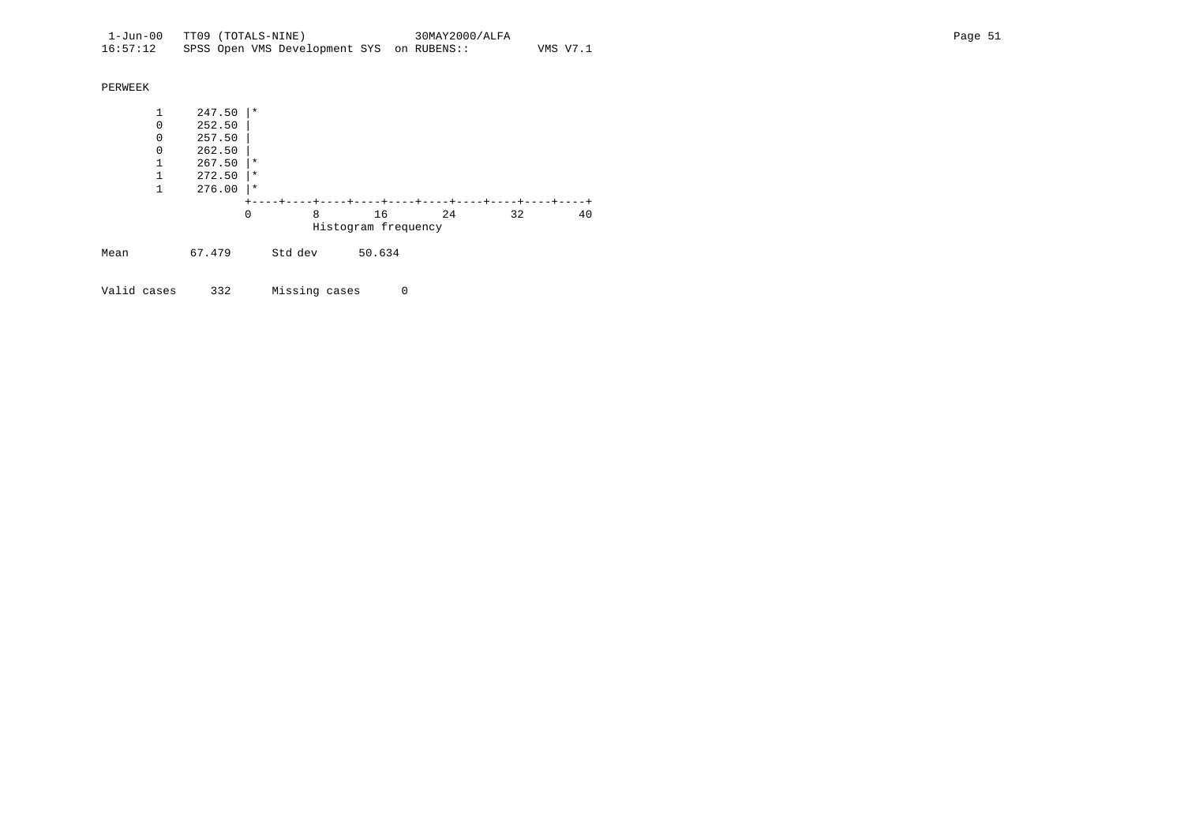PERWEEK

```
       1     247.50 |*
       0     252.50 |
       0     257.50 |
       0     262.50 |
       1     267.50 |*
       1     272.50 |*
       1     276.00 |*
                    +----+----+----+----+----+----+----+----+----+----+
                    0         8        16        24        32        40
                              Histogram frequency
```

```
Mean          67.479      Std dev      50.634


Valid cases     332      Missing cases      0
```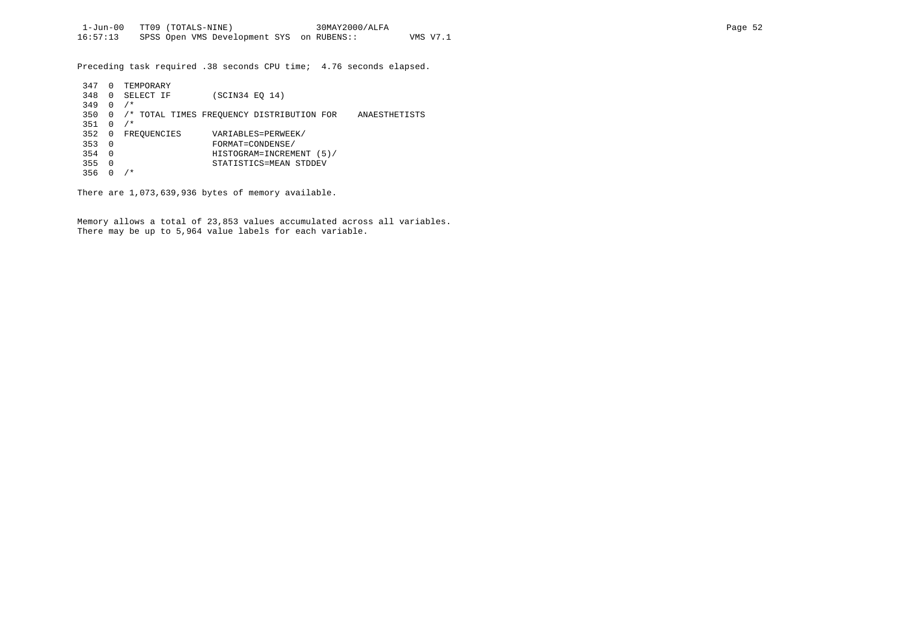Preceding task required .38 seconds CPU time;  4.76 seconds elapsed.

```
 347  0  TEMPORARY
 348  0  SELECT IF        (SCIN34 EQ 14)
 349  0  /*
 350  0  /* TOTAL TIMES FREQUENCY DISTRIBUTION FOR    ANAESTHETISTS
 351  0  /*
 352  0  FREQUENCIES      VARIABLES=PERWEEK/
 353  0                   FORMAT=CONDENSE/
 354  0                   HISTOGRAM=INCREMENT (5)/
 355  0                   STATISTICS=MEAN STDDEV
 356  0  /*
```

There are 1,073,639,936 bytes of memory available.

Memory allows a total of 23,853 values accumulated across all variables.
There may be up to 5,964 value labels for each variable.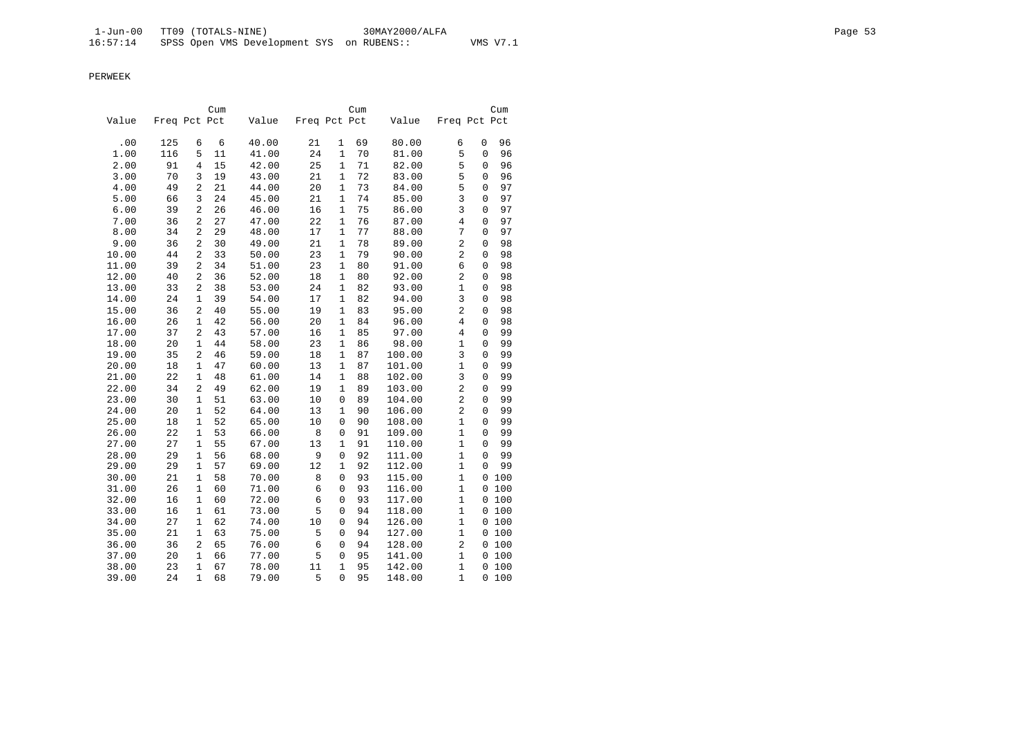PERWEEK

| Value | Freq | Pct | Cum Pct | Value | Freq | Pct | Cum Pct | Value | Freq | Pct | Cum Pct |
|---|---|---|---|---|---|---|---|---|---|---|---|
| .00 | 125 | 6 | 6 | 40.00 | 21 | 1 | 69 | 80.00 | 6 | 0 | 96 |
| 1.00 | 116 | 5 | 11 | 41.00 | 24 | 1 | 70 | 81.00 | 5 | 0 | 96 |
| 2.00 | 91 | 4 | 15 | 42.00 | 25 | 1 | 71 | 82.00 | 5 | 0 | 96 |
| 3.00 | 70 | 3 | 19 | 43.00 | 21 | 1 | 72 | 83.00 | 5 | 0 | 96 |
| 4.00 | 49 | 2 | 21 | 44.00 | 20 | 1 | 73 | 84.00 | 5 | 0 | 97 |
| 5.00 | 66 | 3 | 24 | 45.00 | 21 | 1 | 74 | 85.00 | 3 | 0 | 97 |
| 6.00 | 39 | 2 | 26 | 46.00 | 16 | 1 | 75 | 86.00 | 3 | 0 | 97 |
| 7.00 | 36 | 2 | 27 | 47.00 | 22 | 1 | 76 | 87.00 | 4 | 0 | 97 |
| 8.00 | 34 | 2 | 29 | 48.00 | 17 | 1 | 77 | 88.00 | 7 | 0 | 97 |
| 9.00 | 36 | 2 | 30 | 49.00 | 21 | 1 | 78 | 89.00 | 2 | 0 | 98 |
| 10.00 | 44 | 2 | 33 | 50.00 | 23 | 1 | 79 | 90.00 | 2 | 0 | 98 |
| 11.00 | 39 | 2 | 34 | 51.00 | 23 | 1 | 80 | 91.00 | 6 | 0 | 98 |
| 12.00 | 40 | 2 | 36 | 52.00 | 18 | 1 | 80 | 92.00 | 2 | 0 | 98 |
| 13.00 | 33 | 2 | 38 | 53.00 | 24 | 1 | 82 | 93.00 | 1 | 0 | 98 |
| 14.00 | 24 | 1 | 39 | 54.00 | 17 | 1 | 82 | 94.00 | 3 | 0 | 98 |
| 15.00 | 36 | 2 | 40 | 55.00 | 19 | 1 | 83 | 95.00 | 2 | 0 | 98 |
| 16.00 | 26 | 1 | 42 | 56.00 | 20 | 1 | 84 | 96.00 | 4 | 0 | 98 |
| 17.00 | 37 | 2 | 43 | 57.00 | 16 | 1 | 85 | 97.00 | 4 | 0 | 99 |
| 18.00 | 20 | 1 | 44 | 58.00 | 23 | 1 | 86 | 98.00 | 1 | 0 | 99 |
| 19.00 | 35 | 2 | 46 | 59.00 | 18 | 1 | 87 | 100.00 | 3 | 0 | 99 |
| 20.00 | 18 | 1 | 47 | 60.00 | 13 | 1 | 87 | 101.00 | 1 | 0 | 99 |
| 21.00 | 22 | 1 | 48 | 61.00 | 14 | 1 | 88 | 102.00 | 3 | 0 | 99 |
| 22.00 | 34 | 2 | 49 | 62.00 | 19 | 1 | 89 | 103.00 | 2 | 0 | 99 |
| 23.00 | 30 | 1 | 51 | 63.00 | 10 | 0 | 89 | 104.00 | 2 | 0 | 99 |
| 24.00 | 20 | 1 | 52 | 64.00 | 13 | 1 | 90 | 106.00 | 2 | 0 | 99 |
| 25.00 | 18 | 1 | 52 | 65.00 | 10 | 0 | 90 | 108.00 | 1 | 0 | 99 |
| 26.00 | 22 | 1 | 53 | 66.00 | 8 | 0 | 91 | 109.00 | 1 | 0 | 99 |
| 27.00 | 27 | 1 | 55 | 67.00 | 13 | 1 | 91 | 110.00 | 1 | 0 | 99 |
| 28.00 | 29 | 1 | 56 | 68.00 | 9 | 0 | 92 | 111.00 | 1 | 0 | 99 |
| 29.00 | 29 | 1 | 57 | 69.00 | 12 | 1 | 92 | 112.00 | 1 | 0 | 99 |
| 30.00 | 21 | 1 | 58 | 70.00 | 8 | 0 | 93 | 115.00 | 1 | 0 | 100 |
| 31.00 | 26 | 1 | 60 | 71.00 | 6 | 0 | 93 | 116.00 | 1 | 0 | 100 |
| 32.00 | 16 | 1 | 60 | 72.00 | 6 | 0 | 93 | 117.00 | 1 | 0 | 100 |
| 33.00 | 16 | 1 | 61 | 73.00 | 5 | 0 | 94 | 118.00 | 1 | 0 | 100 |
| 34.00 | 27 | 1 | 62 | 74.00 | 10 | 0 | 94 | 126.00 | 1 | 0 | 100 |
| 35.00 | 21 | 1 | 63 | 75.00 | 5 | 0 | 94 | 127.00 | 1 | 0 | 100 |
| 36.00 | 36 | 2 | 65 | 76.00 | 6 | 0 | 94 | 128.00 | 2 | 0 | 100 |
| 37.00 | 20 | 1 | 66 | 77.00 | 5 | 0 | 95 | 141.00 | 1 | 0 | 100 |
| 38.00 | 23 | 1 | 67 | 78.00 | 11 | 1 | 95 | 142.00 | 1 | 0 | 100 |
| 39.00 | 24 | 1 | 68 | 79.00 | 5 | 0 | 95 | 148.00 | 1 | 0 | 100 |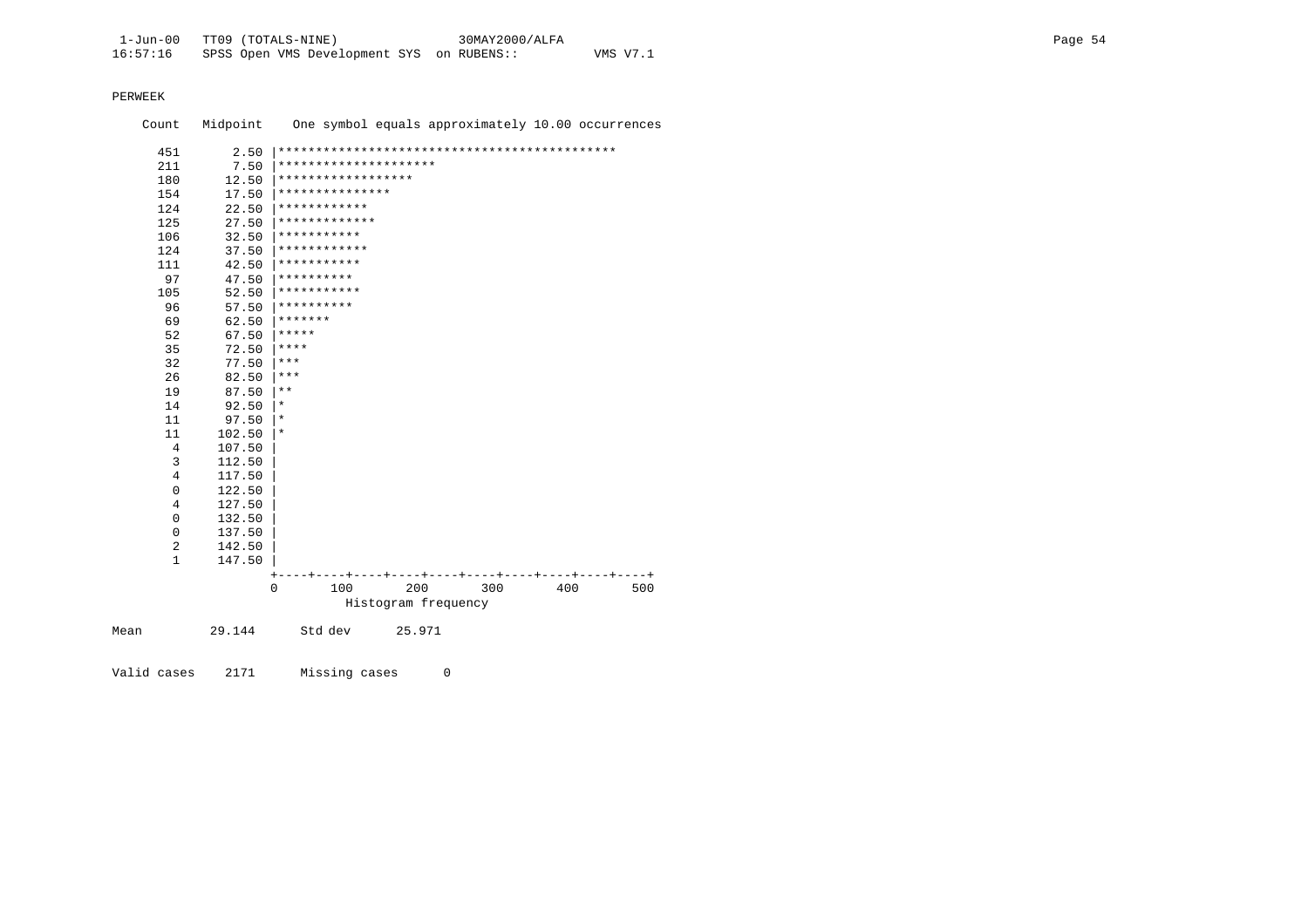PERWEEK

```
    Count   Midpoint    One symbol equals approximately 10.00 occurrences

      451       2.50 |*********************************************
      211       7.50 |*********************
      180      12.50 |******************
      154      17.50 |***************
      124      22.50 |************
      125      27.50 |*************
      106      32.50 |***********
      124      37.50 |************
      111      42.50 |***********
       97      47.50 |**********
      105      52.50 |***********
       96      57.50 |**********
       69      62.50 |*******
       52      67.50 |*****
       35      72.50 |****
       32      77.50 |***
       26      82.50 |***
       19      87.50 |**
       14      92.50 |*
       11      97.50 |*
       11     102.50 |*
        4     107.50 |
        3     112.50 |
        4     117.50 |
        0     122.50 |
        4     127.50 |
        0     132.50 |
        0     137.50 |
        2     142.50 |
        1     147.50 |
                     +----+----+----+----+----+----+----+----+----+----+
                     0        100       200       300       400       500
                                 Histogram frequency

Mean          29.144      Std dev      25.971


Valid cases    2171      Missing cases      0
```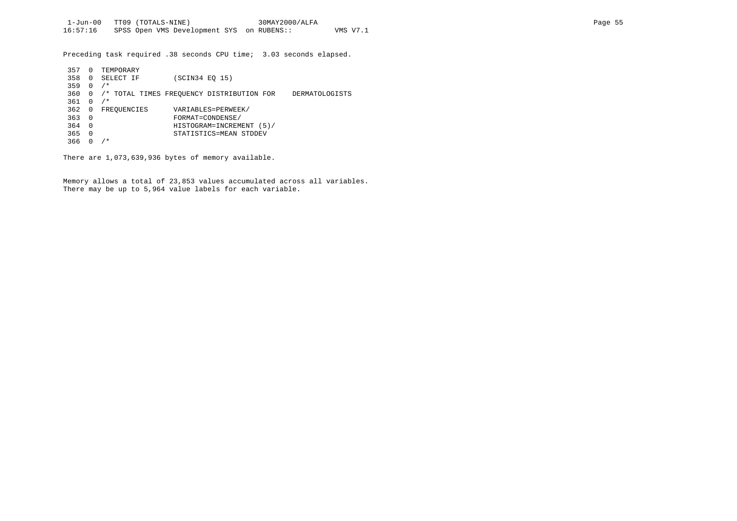Preceding task required .38 seconds CPU time;  3.03 seconds elapsed.

```
 357  0  TEMPORARY
 358  0  SELECT IF        (SCIN34 EQ 15)
 359  0  /*
 360  0  /* TOTAL TIMES FREQUENCY DISTRIBUTION FOR    DERMATOLOGISTS
 361  0  /*
 362  0  FREQUENCIES      VARIABLES=PERWEEK/
 363  0                   FORMAT=CONDENSE/
 364  0                   HISTOGRAM=INCREMENT (5)/
 365  0                   STATISTICS=MEAN STDDEV
 366  0  /*
```

There are 1,073,639,936 bytes of memory available.

Memory allows a total of 23,853 values accumulated across all variables.
There may be up to 5,964 value labels for each variable.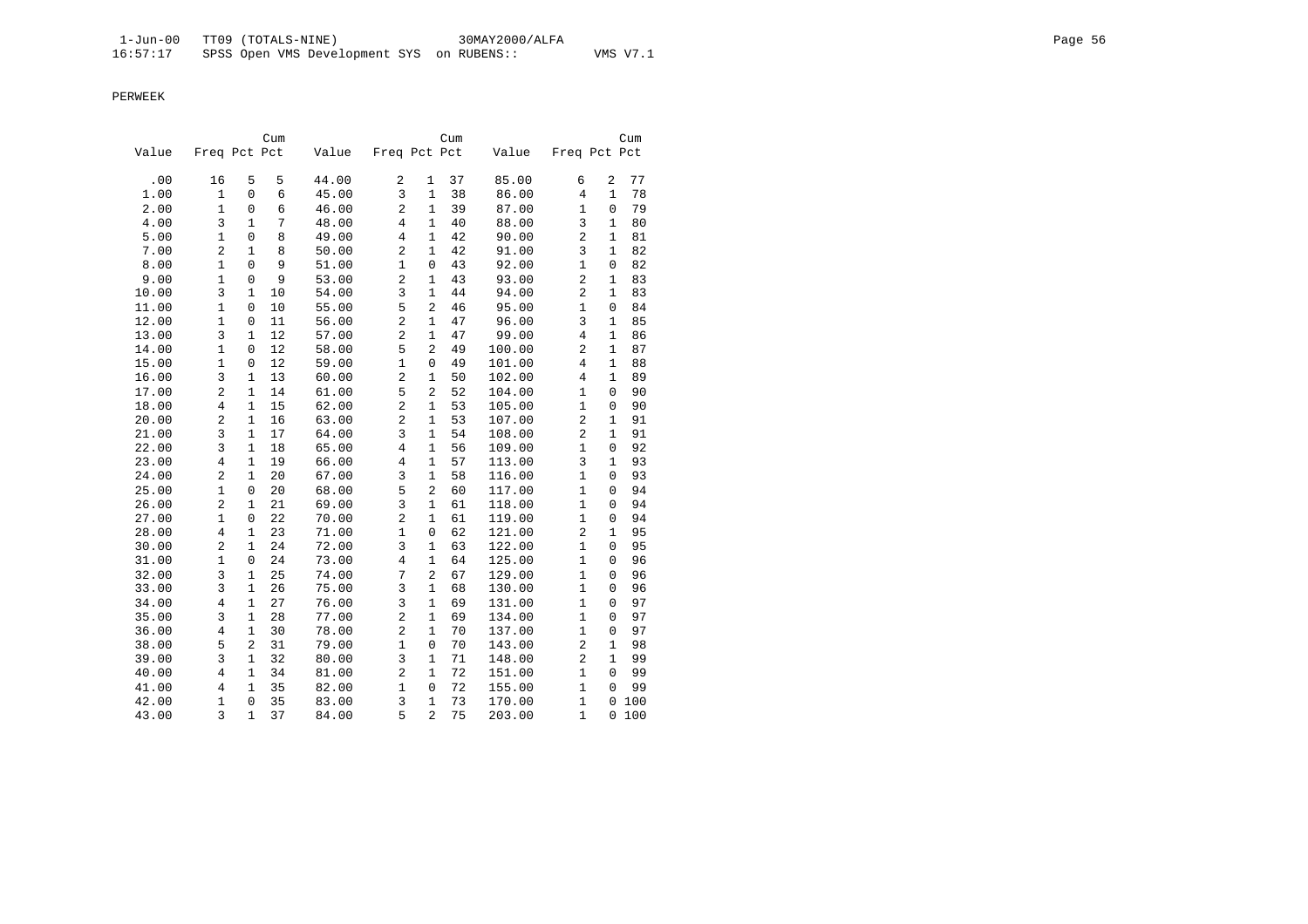PERWEEK

| Value | Freq | Pct | Cum Pct | Value | Freq | Pct | Cum Pct | Value | Freq | Pct | Cum Pct |
|---|---|---|---|---|---|---|---|---|---|---|---|
| .00 | 16 | 5 | 5 | 44.00 | 2 | 1 | 37 | 85.00 | 6 | 2 | 77 |
| 1.00 | 1 | 0 | 6 | 45.00 | 3 | 1 | 38 | 86.00 | 4 | 1 | 78 |
| 2.00 | 1 | 0 | 6 | 46.00 | 2 | 1 | 39 | 87.00 | 1 | 0 | 79 |
| 4.00 | 3 | 1 | 7 | 48.00 | 4 | 1 | 40 | 88.00 | 3 | 1 | 80 |
| 5.00 | 1 | 0 | 8 | 49.00 | 4 | 1 | 42 | 90.00 | 2 | 1 | 81 |
| 7.00 | 2 | 1 | 8 | 50.00 | 2 | 1 | 42 | 91.00 | 3 | 1 | 82 |
| 8.00 | 1 | 0 | 9 | 51.00 | 1 | 0 | 43 | 92.00 | 1 | 0 | 82 |
| 9.00 | 1 | 0 | 9 | 53.00 | 2 | 1 | 43 | 93.00 | 2 | 1 | 83 |
| 10.00 | 3 | 1 | 10 | 54.00 | 3 | 1 | 44 | 94.00 | 2 | 1 | 83 |
| 11.00 | 1 | 0 | 10 | 55.00 | 5 | 2 | 46 | 95.00 | 1 | 0 | 84 |
| 12.00 | 1 | 0 | 11 | 56.00 | 2 | 1 | 47 | 96.00 | 3 | 1 | 85 |
| 13.00 | 3 | 1 | 12 | 57.00 | 2 | 1 | 47 | 99.00 | 4 | 1 | 86 |
| 14.00 | 1 | 0 | 12 | 58.00 | 5 | 2 | 49 | 100.00 | 2 | 1 | 87 |
| 15.00 | 1 | 0 | 12 | 59.00 | 1 | 0 | 49 | 101.00 | 4 | 1 | 88 |
| 16.00 | 3 | 1 | 13 | 60.00 | 2 | 1 | 50 | 102.00 | 4 | 1 | 89 |
| 17.00 | 2 | 1 | 14 | 61.00 | 5 | 2 | 52 | 104.00 | 1 | 0 | 90 |
| 18.00 | 4 | 1 | 15 | 62.00 | 2 | 1 | 53 | 105.00 | 1 | 0 | 90 |
| 20.00 | 2 | 1 | 16 | 63.00 | 2 | 1 | 53 | 107.00 | 2 | 1 | 91 |
| 21.00 | 3 | 1 | 17 | 64.00 | 3 | 1 | 54 | 108.00 | 2 | 1 | 91 |
| 22.00 | 3 | 1 | 18 | 65.00 | 4 | 1 | 56 | 109.00 | 1 | 0 | 92 |
| 23.00 | 4 | 1 | 19 | 66.00 | 4 | 1 | 57 | 113.00 | 3 | 1 | 93 |
| 24.00 | 2 | 1 | 20 | 67.00 | 3 | 1 | 58 | 116.00 | 1 | 0 | 93 |
| 25.00 | 1 | 0 | 20 | 68.00 | 5 | 2 | 60 | 117.00 | 1 | 0 | 94 |
| 26.00 | 2 | 1 | 21 | 69.00 | 3 | 1 | 61 | 118.00 | 1 | 0 | 94 |
| 27.00 | 1 | 0 | 22 | 70.00 | 2 | 1 | 61 | 119.00 | 1 | 0 | 94 |
| 28.00 | 4 | 1 | 23 | 71.00 | 1 | 0 | 62 | 121.00 | 2 | 1 | 95 |
| 30.00 | 2 | 1 | 24 | 72.00 | 3 | 1 | 63 | 122.00 | 1 | 0 | 95 |
| 31.00 | 1 | 0 | 24 | 73.00 | 4 | 1 | 64 | 125.00 | 1 | 0 | 96 |
| 32.00 | 3 | 1 | 25 | 74.00 | 7 | 2 | 67 | 129.00 | 1 | 0 | 96 |
| 33.00 | 3 | 1 | 26 | 75.00 | 3 | 1 | 68 | 130.00 | 1 | 0 | 96 |
| 34.00 | 4 | 1 | 27 | 76.00 | 3 | 1 | 69 | 131.00 | 1 | 0 | 97 |
| 35.00 | 3 | 1 | 28 | 77.00 | 2 | 1 | 69 | 134.00 | 1 | 0 | 97 |
| 36.00 | 4 | 1 | 30 | 78.00 | 2 | 1 | 70 | 137.00 | 1 | 0 | 97 |
| 38.00 | 5 | 2 | 31 | 79.00 | 1 | 0 | 70 | 143.00 | 2 | 1 | 98 |
| 39.00 | 3 | 1 | 32 | 80.00 | 3 | 1 | 71 | 148.00 | 2 | 1 | 99 |
| 40.00 | 4 | 1 | 34 | 81.00 | 2 | 1 | 72 | 151.00 | 1 | 0 | 99 |
| 41.00 | 4 | 1 | 35 | 82.00 | 1 | 0 | 72 | 155.00 | 1 | 0 | 99 |
| 42.00 | 1 | 0 | 35 | 83.00 | 3 | 1 | 73 | 170.00 | 1 | 0 | 100 |
| 43.00 | 3 | 1 | 37 | 84.00 | 5 | 2 | 75 | 203.00 | 1 | 0 | 100 |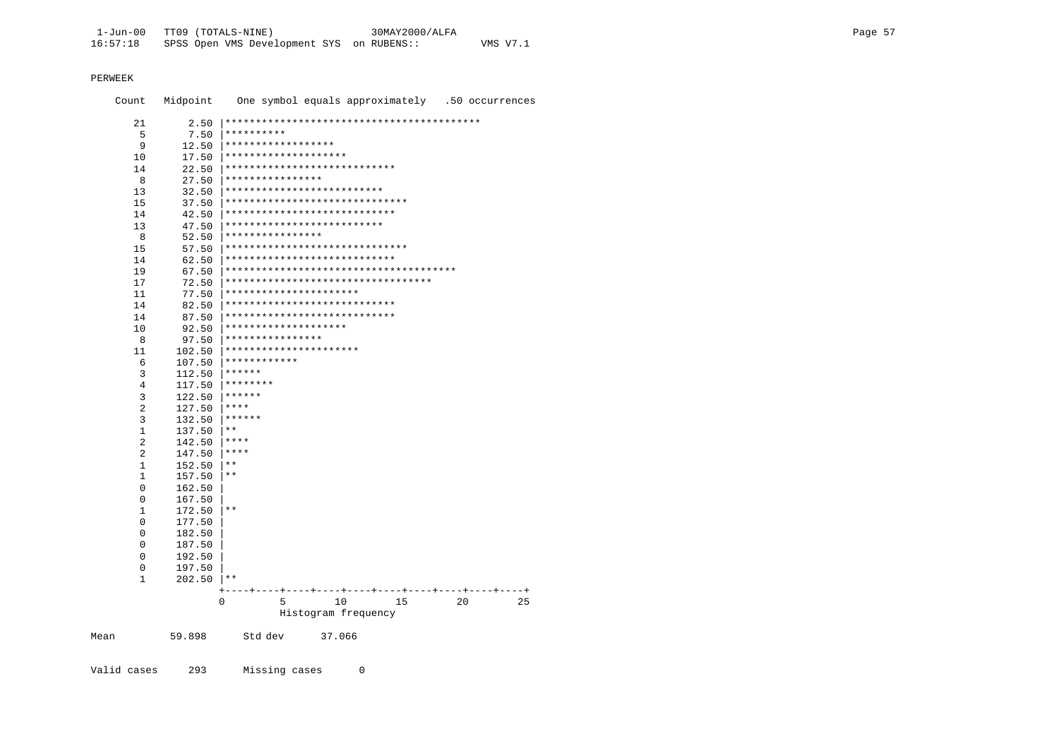PERWEEK

```
   Count   Midpoint    One symbol equals approximately   .50 occurrences

      21       2.50 |******************************************
       5       7.50 |**********
       9      12.50 |******************
      10      17.50 |********************
      14      22.50 |****************************
       8      27.50 |****************
      13      32.50 |**************************
      15      37.50 |******************************
      14      42.50 |****************************
      13      47.50 |**************************
       8      52.50 |****************
      15      57.50 |******************************
      14      62.50 |****************************
      19      67.50 |**************************************
      17      72.50 |**********************************
      11      77.50 |**********************
      14      82.50 |****************************
      14      87.50 |****************************
      10      92.50 |********************
       8      97.50 |****************
      11     102.50 |**********************
       6     107.50 |************
       3     112.50 |******
       4     117.50 |********
       3     122.50 |******
       2     127.50 |****
       3     132.50 |******
       1     137.50 |**
       2     142.50 |****
       2     147.50 |****
       1     152.50 |**
       1     157.50 |**
       0     162.50 |
       0     167.50 |
       1     172.50 |**
       0     177.50 |
       0     182.50 |
       0     187.50 |
       0     192.50 |
       0     197.50 |
       1     202.50 |**
                    +----+----+----+----+----+----+----+----+----+----+
                    0         5        10        15        20        25
                              Histogram frequency

Mean         59.898      Std dev      37.066


Valid cases     293      Missing cases      0
```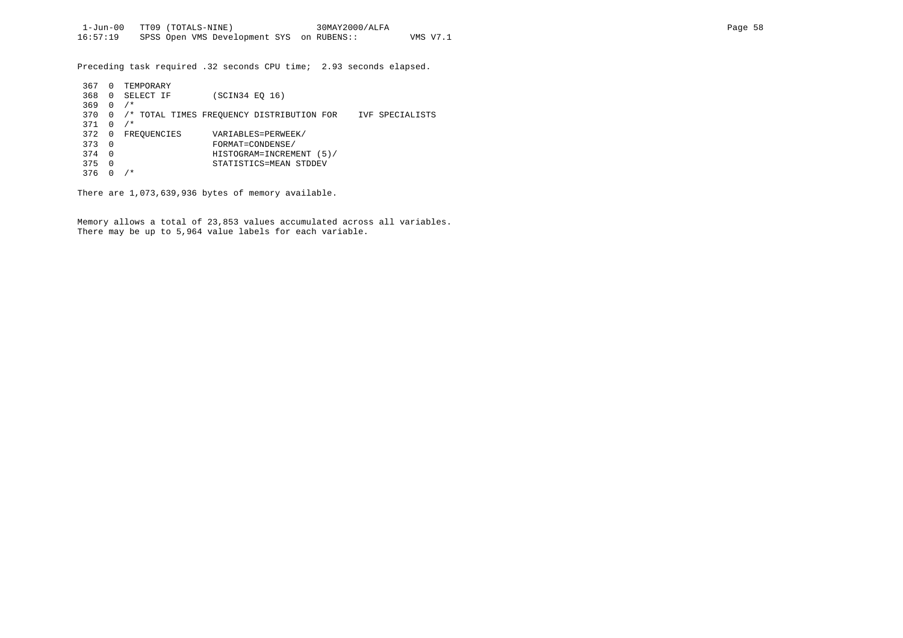Preceding task required .32 seconds CPU time;  2.93 seconds elapsed.

```
 367  0  TEMPORARY
 368  0  SELECT IF        (SCIN34 EQ 16)
 369  0  /*
 370  0  /* TOTAL TIMES FREQUENCY DISTRIBUTION FOR    IVF SPECIALISTS
 371  0  /*
 372  0  FREQUENCIES      VARIABLES=PERWEEK/
 373  0                   FORMAT=CONDENSE/
 374  0                   HISTOGRAM=INCREMENT (5)/
 375  0                   STATISTICS=MEAN STDDEV
 376  0  /*
```

There are 1,073,639,936 bytes of memory available.

Memory allows a total of 23,853 values accumulated across all variables.
There may be up to 5,964 value labels for each variable.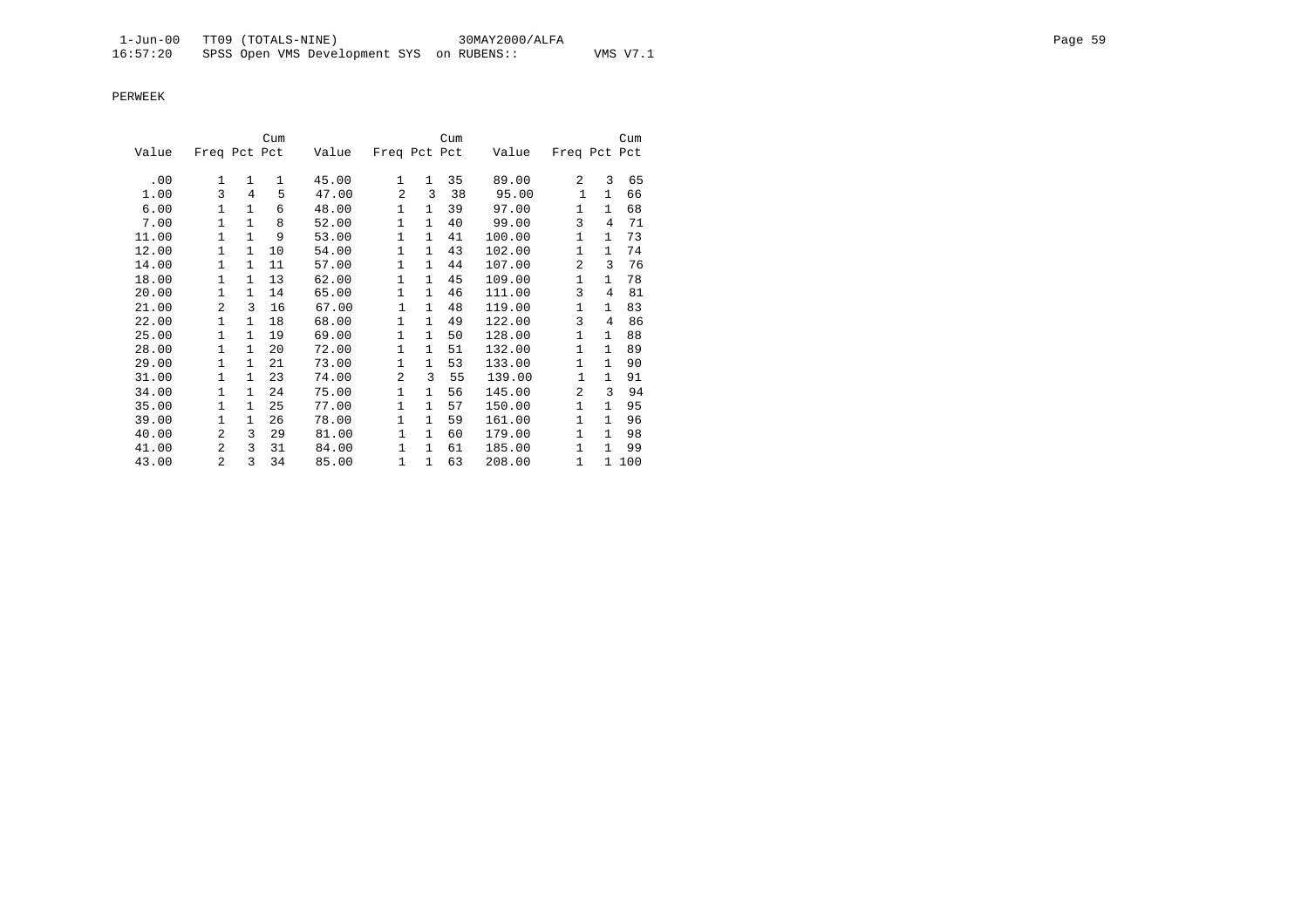PERWEEK

| Value | Freq | Pct | Cum Pct | Value | Freq | Pct | Cum Pct | Value | Freq | Pct | Cum Pct |
|---|---|---|---|---|---|---|---|---|---|---|---|
| .00 | 1 | 1 | 1 | 45.00 | 1 | 1 | 35 | 89.00 | 2 | 3 | 65 |
| 1.00 | 3 | 4 | 5 | 47.00 | 2 | 3 | 38 | 95.00 | 1 | 1 | 66 |
| 6.00 | 1 | 1 | 6 | 48.00 | 1 | 1 | 39 | 97.00 | 1 | 1 | 68 |
| 7.00 | 1 | 1 | 8 | 52.00 | 1 | 1 | 40 | 99.00 | 3 | 4 | 71 |
| 11.00 | 1 | 1 | 9 | 53.00 | 1 | 1 | 41 | 100.00 | 1 | 1 | 73 |
| 12.00 | 1 | 1 | 10 | 54.00 | 1 | 1 | 43 | 102.00 | 1 | 1 | 74 |
| 14.00 | 1 | 1 | 11 | 57.00 | 1 | 1 | 44 | 107.00 | 2 | 3 | 76 |
| 18.00 | 1 | 1 | 13 | 62.00 | 1 | 1 | 45 | 109.00 | 1 | 1 | 78 |
| 20.00 | 1 | 1 | 14 | 65.00 | 1 | 1 | 46 | 111.00 | 3 | 4 | 81 |
| 21.00 | 2 | 3 | 16 | 67.00 | 1 | 1 | 48 | 119.00 | 1 | 1 | 83 |
| 22.00 | 1 | 1 | 18 | 68.00 | 1 | 1 | 49 | 122.00 | 3 | 4 | 86 |
| 25.00 | 1 | 1 | 19 | 69.00 | 1 | 1 | 50 | 128.00 | 1 | 1 | 88 |
| 28.00 | 1 | 1 | 20 | 72.00 | 1 | 1 | 51 | 132.00 | 1 | 1 | 89 |
| 29.00 | 1 | 1 | 21 | 73.00 | 1 | 1 | 53 | 133.00 | 1 | 1 | 90 |
| 31.00 | 1 | 1 | 23 | 74.00 | 2 | 3 | 55 | 139.00 | 1 | 1 | 91 |
| 34.00 | 1 | 1 | 24 | 75.00 | 1 | 1 | 56 | 145.00 | 2 | 3 | 94 |
| 35.00 | 1 | 1 | 25 | 77.00 | 1 | 1 | 57 | 150.00 | 1 | 1 | 95 |
| 39.00 | 1 | 1 | 26 | 78.00 | 1 | 1 | 59 | 161.00 | 1 | 1 | 96 |
| 40.00 | 2 | 3 | 29 | 81.00 | 1 | 1 | 60 | 179.00 | 1 | 1 | 98 |
| 41.00 | 2 | 3 | 31 | 84.00 | 1 | 1 | 61 | 185.00 | 1 | 1 | 99 |
| 43.00 | 2 | 3 | 34 | 85.00 | 1 | 1 | 63 | 208.00 | 1 | 1 | 100 |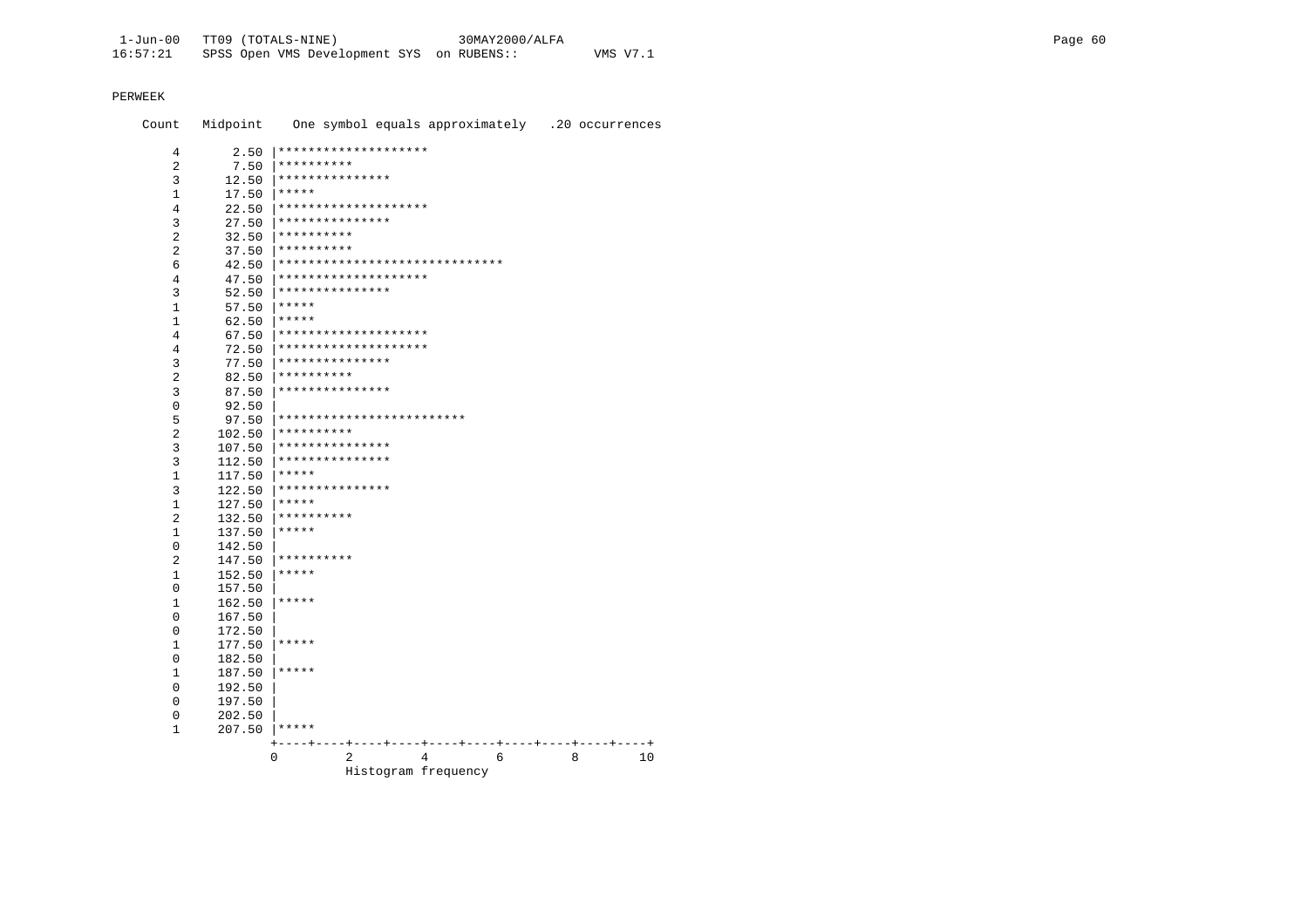PERWEEK

```
Count   Midpoint    One symbol equals approximately   .20 occurrences

    4       2.50 |********************
    2       7.50 |**********
    3      12.50 |***************
    1      17.50 |*****
    4      22.50 |********************
    3      27.50 |***************
    2      32.50 |**********
    2      37.50 |**********
    6      42.50 |******************************
    4      47.50 |********************
    3      52.50 |***************
    1      57.50 |*****
    1      62.50 |*****
    4      67.50 |********************
    4      72.50 |********************
    3      77.50 |***************
    2      82.50 |**********
    3      87.50 |***************
    0      92.50 |
    5      97.50 |*************************
    2     102.50 |**********
    3     107.50 |***************
    3     112.50 |***************
    1     117.50 |*****
    3     122.50 |***************
    1     127.50 |*****
    2     132.50 |**********
    1     137.50 |*****
    0     142.50 |
    2     147.50 |**********
    1     152.50 |*****
    0     157.50 |
    1     162.50 |*****
    0     167.50 |
    0     172.50 |
    1     177.50 |*****
    0     182.50 |
    1     187.50 |*****
    0     192.50 |
    0     197.50 |
    0     202.50 |
    1     207.50 |*****
                 +----+----+----+----+----+----+----+----+----+----+
                 0         2         4         6         8        10
                           Histogram frequency
```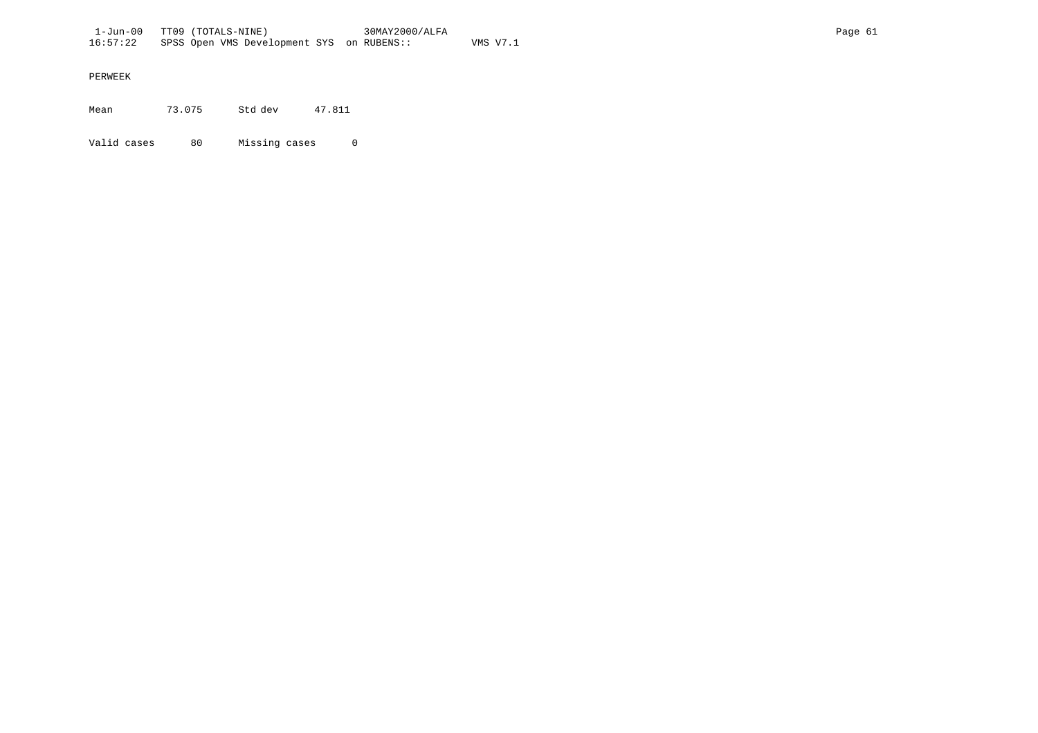PERWEEK

| Mean | 73.075 | Std dev | 47.811 |
|---|---|---|---|
| Valid cases | 80 | Missing cases | 0 |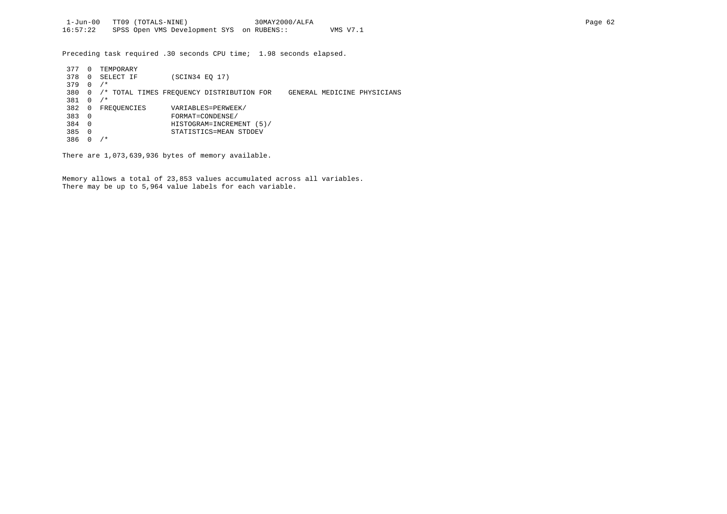Preceding task required .30 seconds CPU time;  1.98 seconds elapsed.

```
 377  0  TEMPORARY
 378  0  SELECT IF        (SCIN34 EQ 17)
 379  0  /*
 380  0  /* TOTAL TIMES FREQUENCY DISTRIBUTION FOR    GENERAL MEDICINE PHYSICIANS
 381  0  /*
 382  0  FREQUENCIES      VARIABLES=PERWEEK/
 383  0                   FORMAT=CONDENSE/
 384  0                   HISTOGRAM=INCREMENT (5)/
 385  0                   STATISTICS=MEAN STDDEV
 386  0  /*
```

There are 1,073,639,936 bytes of memory available.

Memory allows a total of 23,853 values accumulated across all variables.
There may be up to 5,964 value labels for each variable.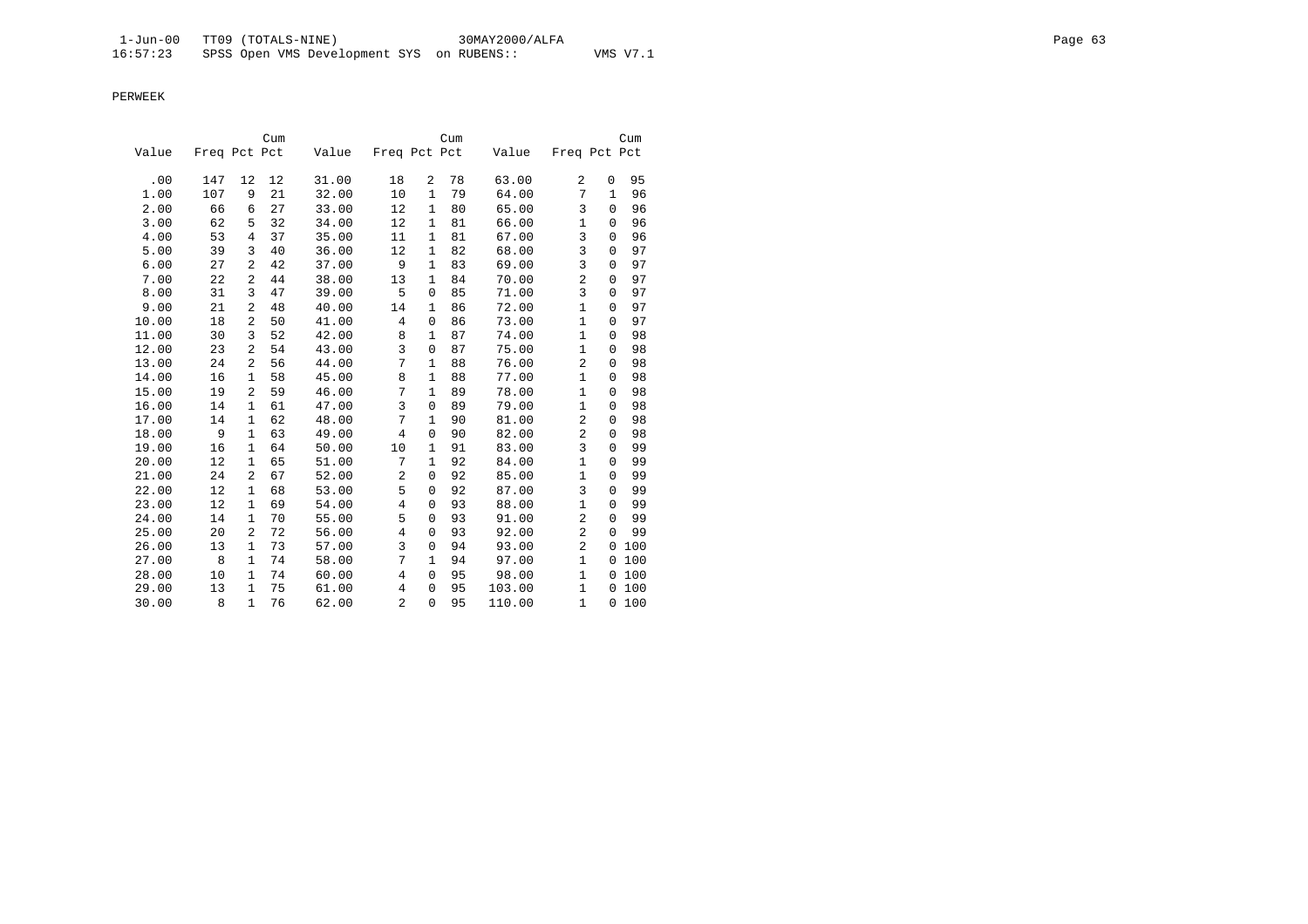PERWEEK

| Value | Freq | Pct | Cum Pct | Value | Freq | Pct | Cum Pct | Value | Freq | Pct | Cum Pct |
|---|---|---|---|---|---|---|---|---|---|---|---|
| .00 | 147 | 12 | 12 | 31.00 | 18 | 2 | 78 | 63.00 | 2 | 0 | 95 |
| 1.00 | 107 | 9 | 21 | 32.00 | 10 | 1 | 79 | 64.00 | 7 | 1 | 96 |
| 2.00 | 66 | 6 | 27 | 33.00 | 12 | 1 | 80 | 65.00 | 3 | 0 | 96 |
| 3.00 | 62 | 5 | 32 | 34.00 | 12 | 1 | 81 | 66.00 | 1 | 0 | 96 |
| 4.00 | 53 | 4 | 37 | 35.00 | 11 | 1 | 81 | 67.00 | 3 | 0 | 96 |
| 5.00 | 39 | 3 | 40 | 36.00 | 12 | 1 | 82 | 68.00 | 3 | 0 | 97 |
| 6.00 | 27 | 2 | 42 | 37.00 | 9 | 1 | 83 | 69.00 | 3 | 0 | 97 |
| 7.00 | 22 | 2 | 44 | 38.00 | 13 | 1 | 84 | 70.00 | 2 | 0 | 97 |
| 8.00 | 31 | 3 | 47 | 39.00 | 5 | 0 | 85 | 71.00 | 3 | 0 | 97 |
| 9.00 | 21 | 2 | 48 | 40.00 | 14 | 1 | 86 | 72.00 | 1 | 0 | 97 |
| 10.00 | 18 | 2 | 50 | 41.00 | 4 | 0 | 86 | 73.00 | 1 | 0 | 97 |
| 11.00 | 30 | 3 | 52 | 42.00 | 8 | 1 | 87 | 74.00 | 1 | 0 | 98 |
| 12.00 | 23 | 2 | 54 | 43.00 | 3 | 0 | 87 | 75.00 | 1 | 0 | 98 |
| 13.00 | 24 | 2 | 56 | 44.00 | 7 | 1 | 88 | 76.00 | 2 | 0 | 98 |
| 14.00 | 16 | 1 | 58 | 45.00 | 8 | 1 | 88 | 77.00 | 1 | 0 | 98 |
| 15.00 | 19 | 2 | 59 | 46.00 | 7 | 1 | 89 | 78.00 | 1 | 0 | 98 |
| 16.00 | 14 | 1 | 61 | 47.00 | 3 | 0 | 89 | 79.00 | 1 | 0 | 98 |
| 17.00 | 14 | 1 | 62 | 48.00 | 7 | 1 | 90 | 81.00 | 2 | 0 | 98 |
| 18.00 | 9 | 1 | 63 | 49.00 | 4 | 0 | 90 | 82.00 | 2 | 0 | 98 |
| 19.00 | 16 | 1 | 64 | 50.00 | 10 | 1 | 91 | 83.00 | 3 | 0 | 99 |
| 20.00 | 12 | 1 | 65 | 51.00 | 7 | 1 | 92 | 84.00 | 1 | 0 | 99 |
| 21.00 | 24 | 2 | 67 | 52.00 | 2 | 0 | 92 | 85.00 | 1 | 0 | 99 |
| 22.00 | 12 | 1 | 68 | 53.00 | 5 | 0 | 92 | 87.00 | 3 | 0 | 99 |
| 23.00 | 12 | 1 | 69 | 54.00 | 4 | 0 | 93 | 88.00 | 1 | 0 | 99 |
| 24.00 | 14 | 1 | 70 | 55.00 | 5 | 0 | 93 | 91.00 | 2 | 0 | 99 |
| 25.00 | 20 | 2 | 72 | 56.00 | 4 | 0 | 93 | 92.00 | 2 | 0 | 99 |
| 26.00 | 13 | 1 | 73 | 57.00 | 3 | 0 | 94 | 93.00 | 2 | 0 | 100 |
| 27.00 | 8 | 1 | 74 | 58.00 | 7 | 1 | 94 | 97.00 | 1 | 0 | 100 |
| 28.00 | 10 | 1 | 74 | 60.00 | 4 | 0 | 95 | 98.00 | 1 | 0 | 100 |
| 29.00 | 13 | 1 | 75 | 61.00 | 4 | 0 | 95 | 103.00 | 1 | 0 | 100 |
| 30.00 | 8 | 1 | 76 | 62.00 | 2 | 0 | 95 | 110.00 | 1 | 0 | 100 |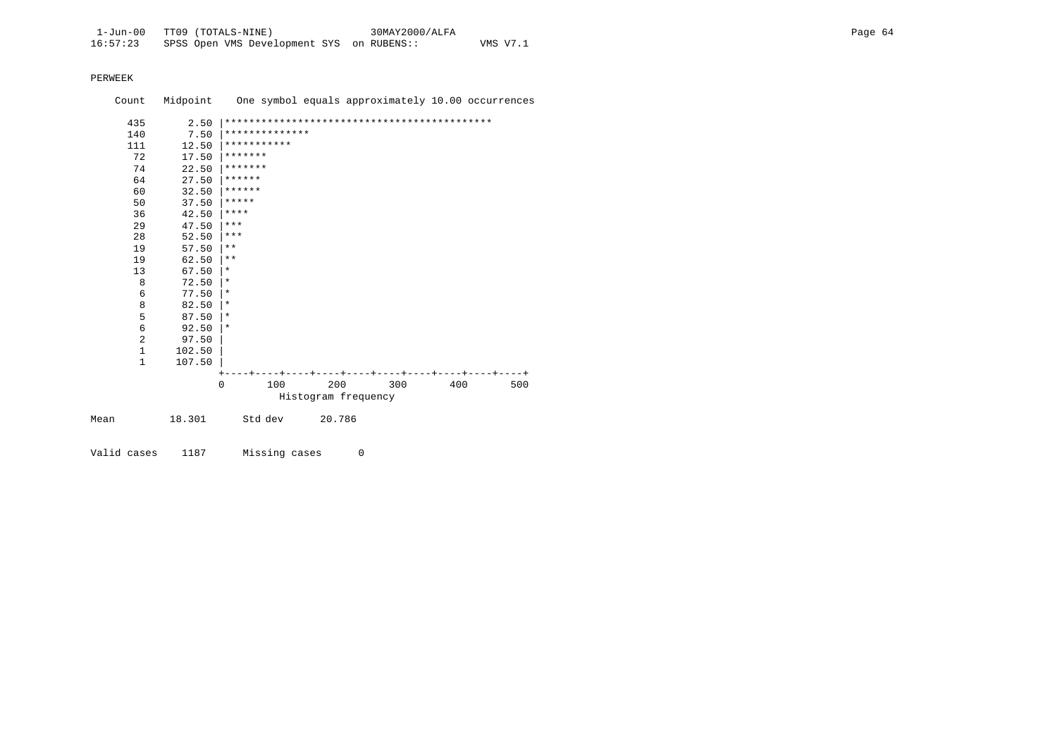PERWEEK

```
    Count   Midpoint    One symbol equals approximately 10.00 occurrences

     435       2.50 |********************************************
     140       7.50 |**************
     111      12.50 |***********
      72      17.50 |*******
      74      22.50 |*******
      64      27.50 |******
      60      32.50 |******
      50      37.50 |*****
      36      42.50 |****
      29      47.50 |***
      28      52.50 |***
      19      57.50 |**
      19      62.50 |**
      13      67.50 |*
       8      72.50 |*
       6      77.50 |*
       8      82.50 |*
       5      87.50 |*
       6      92.50 |*
       2      97.50 |
       1     102.50 |
       1     107.50 |
                    +----+----+----+----+----+----+----+----+----+----+
                    0       100       200       300       400       500
                              Histogram frequency

Mean         18.301      Std dev      20.786


Valid cases    1187      Missing cases      0
```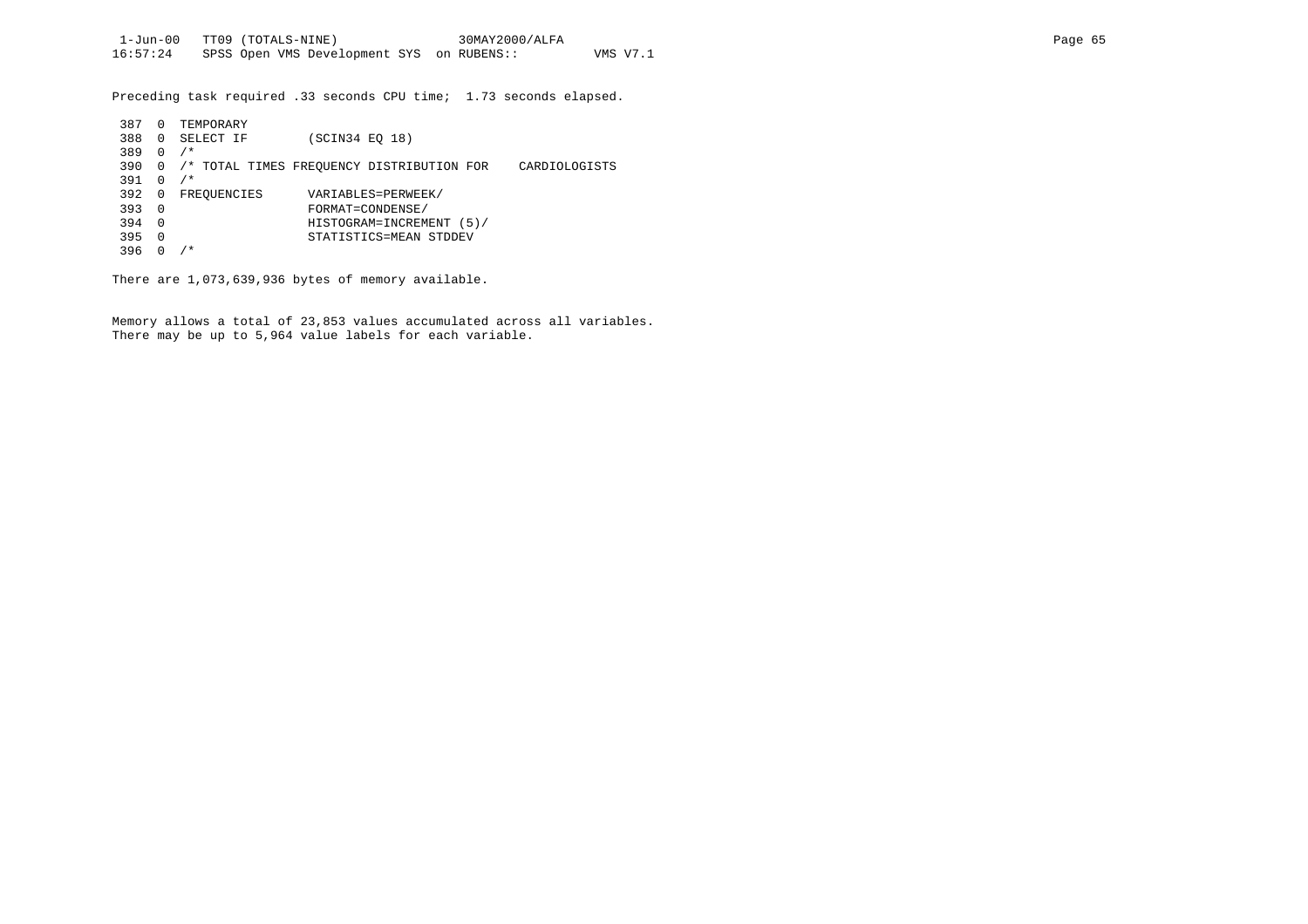Preceding task required .33 seconds CPU time; 1.73 seconds elapsed.

```
 387  0  TEMPORARY
 388  0  SELECT IF        (SCIN34 EQ 18)
 389  0  /*
 390  0  /* TOTAL TIMES FREQUENCY DISTRIBUTION FOR    CARDIOLOGISTS
 391  0  /*
 392  0  FREQUENCIES      VARIABLES=PERWEEK/
 393  0                   FORMAT=CONDENSE/
 394  0                   HISTOGRAM=INCREMENT (5)/
 395  0                   STATISTICS=MEAN STDDEV
 396  0  /*
```

There are 1,073,639,936 bytes of memory available.

Memory allows a total of 23,853 values accumulated across all variables.
There may be up to 5,964 value labels for each variable.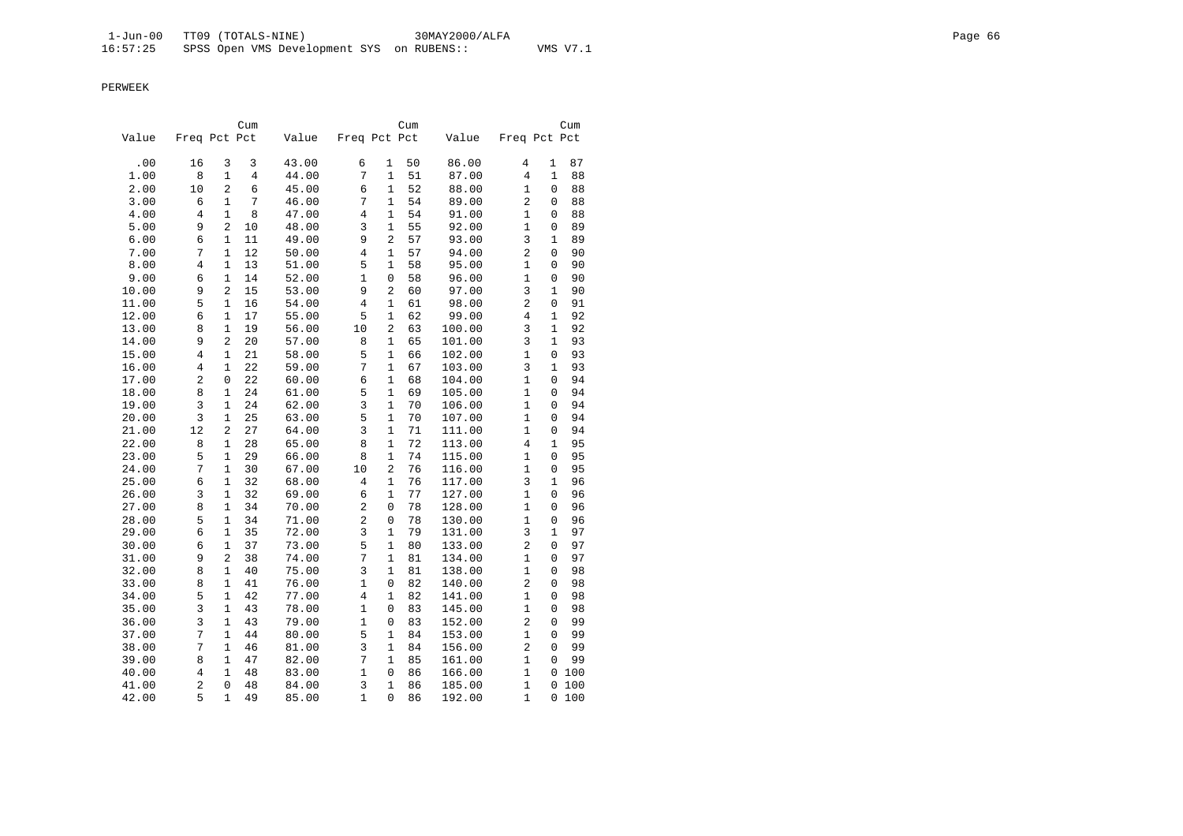PERWEEK

| Value | Freq | Pct | Cum Pct | Value | Freq | Pct | Cum Pct | Value | Freq | Pct | Cum Pct |
|---|---|---|---|---|---|---|---|---|---|---|---|
| .00 | 16 | 3 | 3 | 43.00 | 6 | 1 | 50 | 86.00 | 4 | 1 | 87 |
| 1.00 | 8 | 1 | 4 | 44.00 | 7 | 1 | 51 | 87.00 | 4 | 1 | 88 |
| 2.00 | 10 | 2 | 6 | 45.00 | 6 | 1 | 52 | 88.00 | 1 | 0 | 88 |
| 3.00 | 6 | 1 | 7 | 46.00 | 7 | 1 | 54 | 89.00 | 2 | 0 | 88 |
| 4.00 | 4 | 1 | 8 | 47.00 | 4 | 1 | 54 | 91.00 | 1 | 0 | 88 |
| 5.00 | 9 | 2 | 10 | 48.00 | 3 | 1 | 55 | 92.00 | 1 | 0 | 89 |
| 6.00 | 6 | 1 | 11 | 49.00 | 9 | 2 | 57 | 93.00 | 3 | 1 | 89 |
| 7.00 | 7 | 1 | 12 | 50.00 | 4 | 1 | 57 | 94.00 | 2 | 0 | 90 |
| 8.00 | 4 | 1 | 13 | 51.00 | 5 | 1 | 58 | 95.00 | 1 | 0 | 90 |
| 9.00 | 6 | 1 | 14 | 52.00 | 1 | 0 | 58 | 96.00 | 1 | 0 | 90 |
| 10.00 | 9 | 2 | 15 | 53.00 | 9 | 2 | 60 | 97.00 | 3 | 1 | 90 |
| 11.00 | 5 | 1 | 16 | 54.00 | 4 | 1 | 61 | 98.00 | 2 | 0 | 91 |
| 12.00 | 6 | 1 | 17 | 55.00 | 5 | 1 | 62 | 99.00 | 4 | 1 | 92 |
| 13.00 | 8 | 1 | 19 | 56.00 | 10 | 2 | 63 | 100.00 | 3 | 1 | 92 |
| 14.00 | 9 | 2 | 20 | 57.00 | 8 | 1 | 65 | 101.00 | 3 | 1 | 93 |
| 15.00 | 4 | 1 | 21 | 58.00 | 5 | 1 | 66 | 102.00 | 1 | 0 | 93 |
| 16.00 | 4 | 1 | 22 | 59.00 | 7 | 1 | 67 | 103.00 | 3 | 1 | 93 |
| 17.00 | 2 | 0 | 22 | 60.00 | 6 | 1 | 68 | 104.00 | 1 | 0 | 94 |
| 18.00 | 8 | 1 | 24 | 61.00 | 5 | 1 | 69 | 105.00 | 1 | 0 | 94 |
| 19.00 | 3 | 1 | 24 | 62.00 | 3 | 1 | 70 | 106.00 | 1 | 0 | 94 |
| 20.00 | 3 | 1 | 25 | 63.00 | 5 | 1 | 70 | 107.00 | 1 | 0 | 94 |
| 21.00 | 12 | 2 | 27 | 64.00 | 3 | 1 | 71 | 111.00 | 1 | 0 | 94 |
| 22.00 | 8 | 1 | 28 | 65.00 | 8 | 1 | 72 | 113.00 | 4 | 1 | 95 |
| 23.00 | 5 | 1 | 29 | 66.00 | 8 | 1 | 74 | 115.00 | 1 | 0 | 95 |
| 24.00 | 7 | 1 | 30 | 67.00 | 10 | 2 | 76 | 116.00 | 1 | 0 | 95 |
| 25.00 | 6 | 1 | 32 | 68.00 | 4 | 1 | 76 | 117.00 | 3 | 1 | 96 |
| 26.00 | 3 | 1 | 32 | 69.00 | 6 | 1 | 77 | 127.00 | 1 | 0 | 96 |
| 27.00 | 8 | 1 | 34 | 70.00 | 2 | 0 | 78 | 128.00 | 1 | 0 | 96 |
| 28.00 | 5 | 1 | 34 | 71.00 | 2 | 0 | 78 | 130.00 | 1 | 0 | 96 |
| 29.00 | 6 | 1 | 35 | 72.00 | 3 | 1 | 79 | 131.00 | 3 | 1 | 97 |
| 30.00 | 6 | 1 | 37 | 73.00 | 5 | 1 | 80 | 133.00 | 2 | 0 | 97 |
| 31.00 | 9 | 2 | 38 | 74.00 | 7 | 1 | 81 | 134.00 | 1 | 0 | 97 |
| 32.00 | 8 | 1 | 40 | 75.00 | 3 | 1 | 81 | 138.00 | 1 | 0 | 98 |
| 33.00 | 8 | 1 | 41 | 76.00 | 1 | 0 | 82 | 140.00 | 2 | 0 | 98 |
| 34.00 | 5 | 1 | 42 | 77.00 | 4 | 1 | 82 | 141.00 | 1 | 0 | 98 |
| 35.00 | 3 | 1 | 43 | 78.00 | 1 | 0 | 83 | 145.00 | 1 | 0 | 98 |
| 36.00 | 3 | 1 | 43 | 79.00 | 1 | 0 | 83 | 152.00 | 2 | 0 | 99 |
| 37.00 | 7 | 1 | 44 | 80.00 | 5 | 1 | 84 | 153.00 | 1 | 0 | 99 |
| 38.00 | 7 | 1 | 46 | 81.00 | 3 | 1 | 84 | 156.00 | 2 | 0 | 99 |
| 39.00 | 8 | 1 | 47 | 82.00 | 7 | 1 | 85 | 161.00 | 1 | 0 | 99 |
| 40.00 | 4 | 1 | 48 | 83.00 | 1 | 0 | 86 | 166.00 | 1 | 0 | 100 |
| 41.00 | 2 | 0 | 48 | 84.00 | 3 | 1 | 86 | 185.00 | 1 | 0 | 100 |
| 42.00 | 5 | 1 | 49 | 85.00 | 1 | 0 | 86 | 192.00 | 1 | 0 | 100 |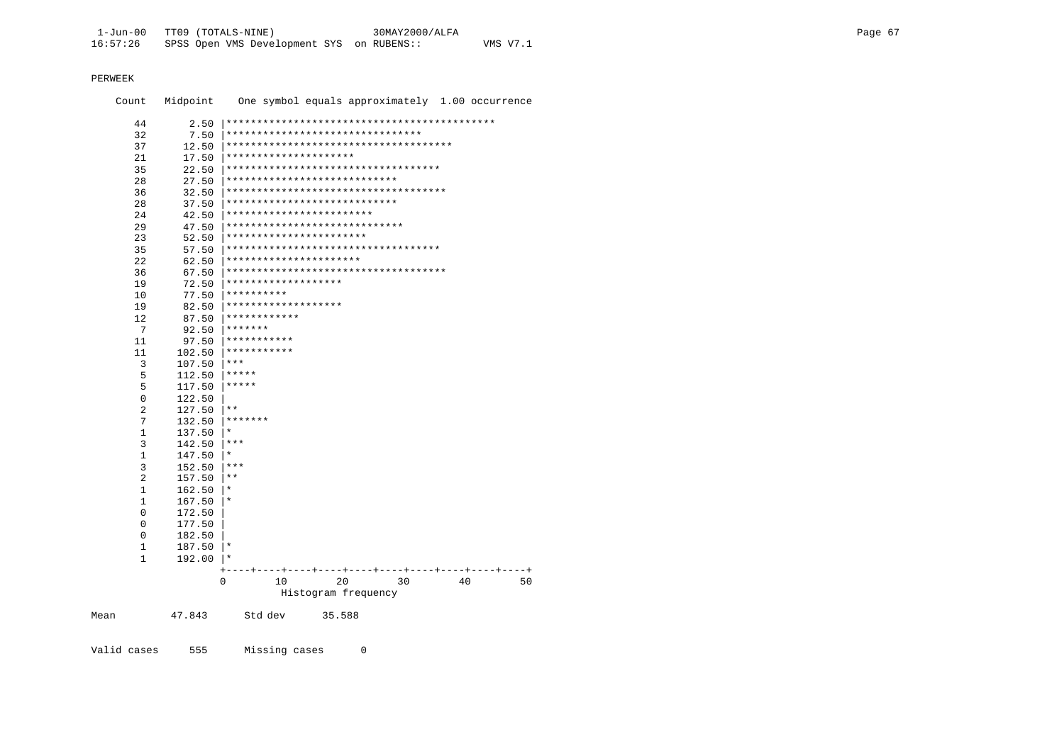PERWEEK

```
    Count   Midpoint    One symbol equals approximately  1.00 occurrence

       44       2.50 |********************************************
       32       7.50 |********************************
       37      12.50 |*************************************
       21      17.50 |*********************
       35      22.50 |***********************************
       28      27.50 |****************************
       36      32.50 |************************************
       28      37.50 |****************************
       24      42.50 |************************
       29      47.50 |*****************************
       23      52.50 |***********************
       35      57.50 |***********************************
       22      62.50 |**********************
       36      67.50 |************************************
       19      72.50 |*******************
       10      77.50 |**********
       19      82.50 |*******************
       12      87.50 |************
        7      92.50 |*******
       11      97.50 |***********
       11     102.50 |***********
        3     107.50 |***
        5     112.50 |*****
        5     117.50 |*****
        0     122.50 |
        2     127.50 |**
        7     132.50 |*******
        1     137.50 |*
        3     142.50 |***
        1     147.50 |*
        3     152.50 |***
        2     157.50 |**
        1     162.50 |*
        1     167.50 |*
        0     172.50 |
        0     177.50 |
        0     182.50 |
        1     187.50 |*
        1     192.00 |*
                     +----+----+----+----+----+----+----+----+----+----+
                     0         10        20        30        40        50
                               Histogram frequency

Mean          47.843      Std dev      35.588


Valid cases      555      Missing cases       0
```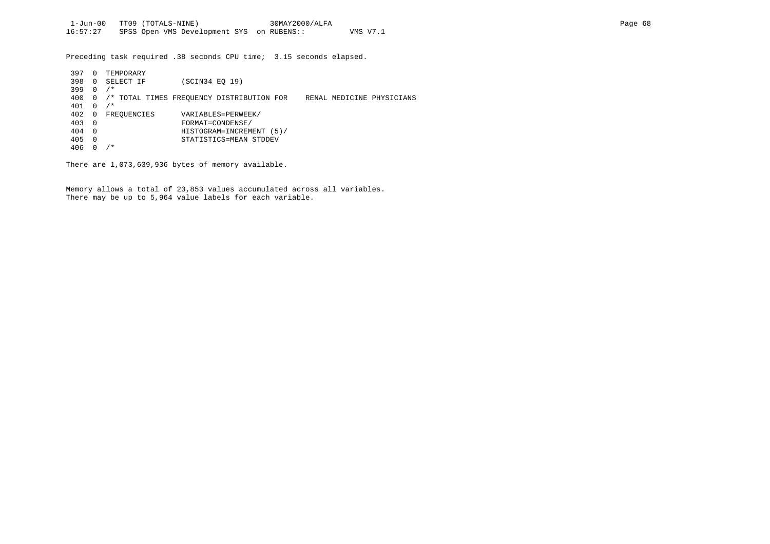Preceding task required .38 seconds CPU time;  3.15 seconds elapsed.

```
 397  0  TEMPORARY
 398  0  SELECT IF        (SCIN34 EQ 19)
 399  0  /*
 400  0  /* TOTAL TIMES FREQUENCY DISTRIBUTION FOR    RENAL MEDICINE PHYSICIANS
 401  0  /*
 402  0  FREQUENCIES      VARIABLES=PERWEEK/
 403  0                   FORMAT=CONDENSE/
 404  0                   HISTOGRAM=INCREMENT (5)/
 405  0                   STATISTICS=MEAN STDDEV
 406  0  /*
```

There are 1,073,639,936 bytes of memory available.

Memory allows a total of 23,853 values accumulated across all variables.
There may be up to 5,964 value labels for each variable.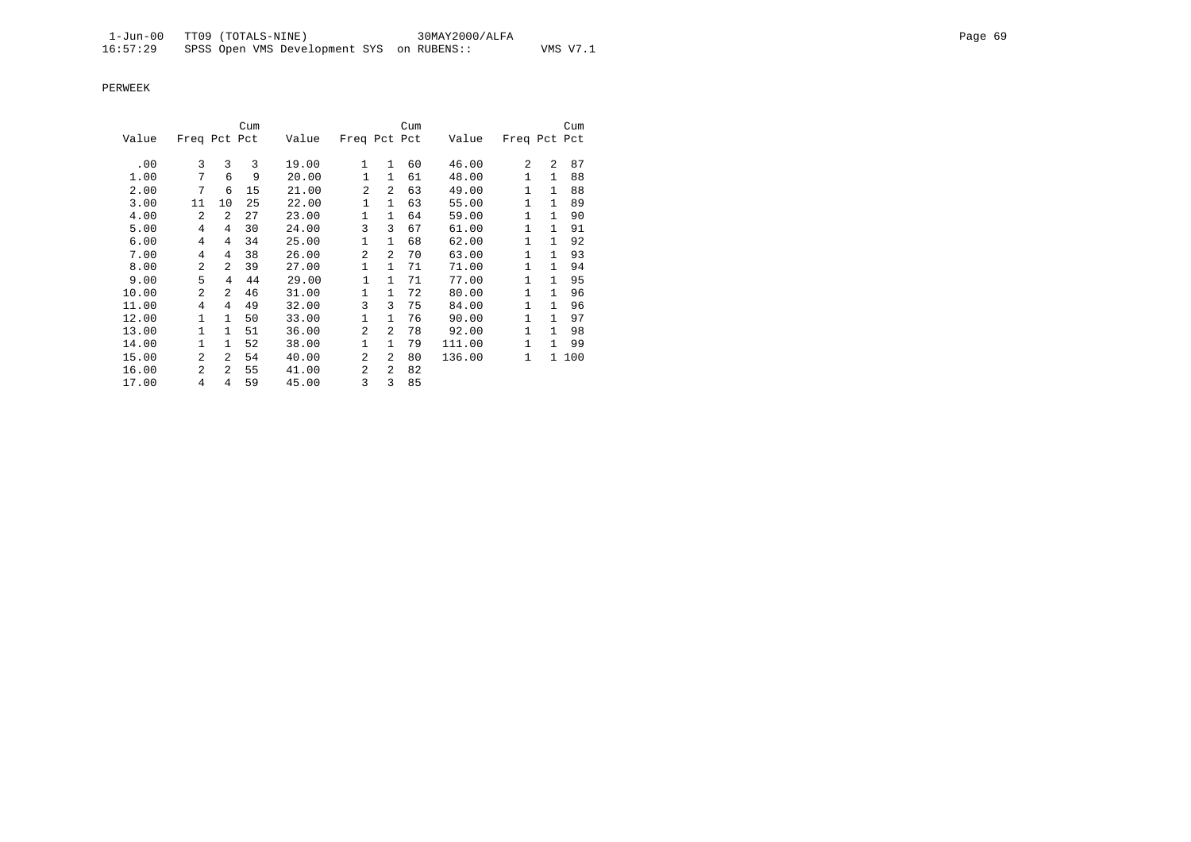PERWEEK

| Value | Freq | Pct | Cum Pct | Value | Freq | Pct | Cum Pct | Value | Freq | Pct | Cum Pct |
|---|---|---|---|---|---|---|---|---|---|---|---|
| .00 | 3 | 3 | 3 | 19.00 | 1 | 1 | 60 | 46.00 | 2 | 2 | 87 |
| 1.00 | 7 | 6 | 9 | 20.00 | 1 | 1 | 61 | 48.00 | 1 | 1 | 88 |
| 2.00 | 7 | 6 | 15 | 21.00 | 2 | 2 | 63 | 49.00 | 1 | 1 | 88 |
| 3.00 | 11 | 10 | 25 | 22.00 | 1 | 1 | 63 | 55.00 | 1 | 1 | 89 |
| 4.00 | 2 | 2 | 27 | 23.00 | 1 | 1 | 64 | 59.00 | 1 | 1 | 90 |
| 5.00 | 4 | 4 | 30 | 24.00 | 3 | 3 | 67 | 61.00 | 1 | 1 | 91 |
| 6.00 | 4 | 4 | 34 | 25.00 | 1 | 1 | 68 | 62.00 | 1 | 1 | 92 |
| 7.00 | 4 | 4 | 38 | 26.00 | 2 | 2 | 70 | 63.00 | 1 | 1 | 93 |
| 8.00 | 2 | 2 | 39 | 27.00 | 1 | 1 | 71 | 71.00 | 1 | 1 | 94 |
| 9.00 | 5 | 4 | 44 | 29.00 | 1 | 1 | 71 | 77.00 | 1 | 1 | 95 |
| 10.00 | 2 | 2 | 46 | 31.00 | 1 | 1 | 72 | 80.00 | 1 | 1 | 96 |
| 11.00 | 4 | 4 | 49 | 32.00 | 3 | 3 | 75 | 84.00 | 1 | 1 | 96 |
| 12.00 | 1 | 1 | 50 | 33.00 | 1 | 1 | 76 | 90.00 | 1 | 1 | 97 |
| 13.00 | 1 | 1 | 51 | 36.00 | 2 | 2 | 78 | 92.00 | 1 | 1 | 98 |
| 14.00 | 1 | 1 | 52 | 38.00 | 1 | 1 | 79 | 111.00 | 1 | 1 | 99 |
| 15.00 | 2 | 2 | 54 | 40.00 | 2 | 2 | 80 | 136.00 | 1 | 1 | 100 |
| 16.00 | 2 | 2 | 55 | 41.00 | 2 | 2 | 82 | | | | |
| 17.00 | 4 | 4 | 59 | 45.00 | 3 | 3 | 85 | | | | |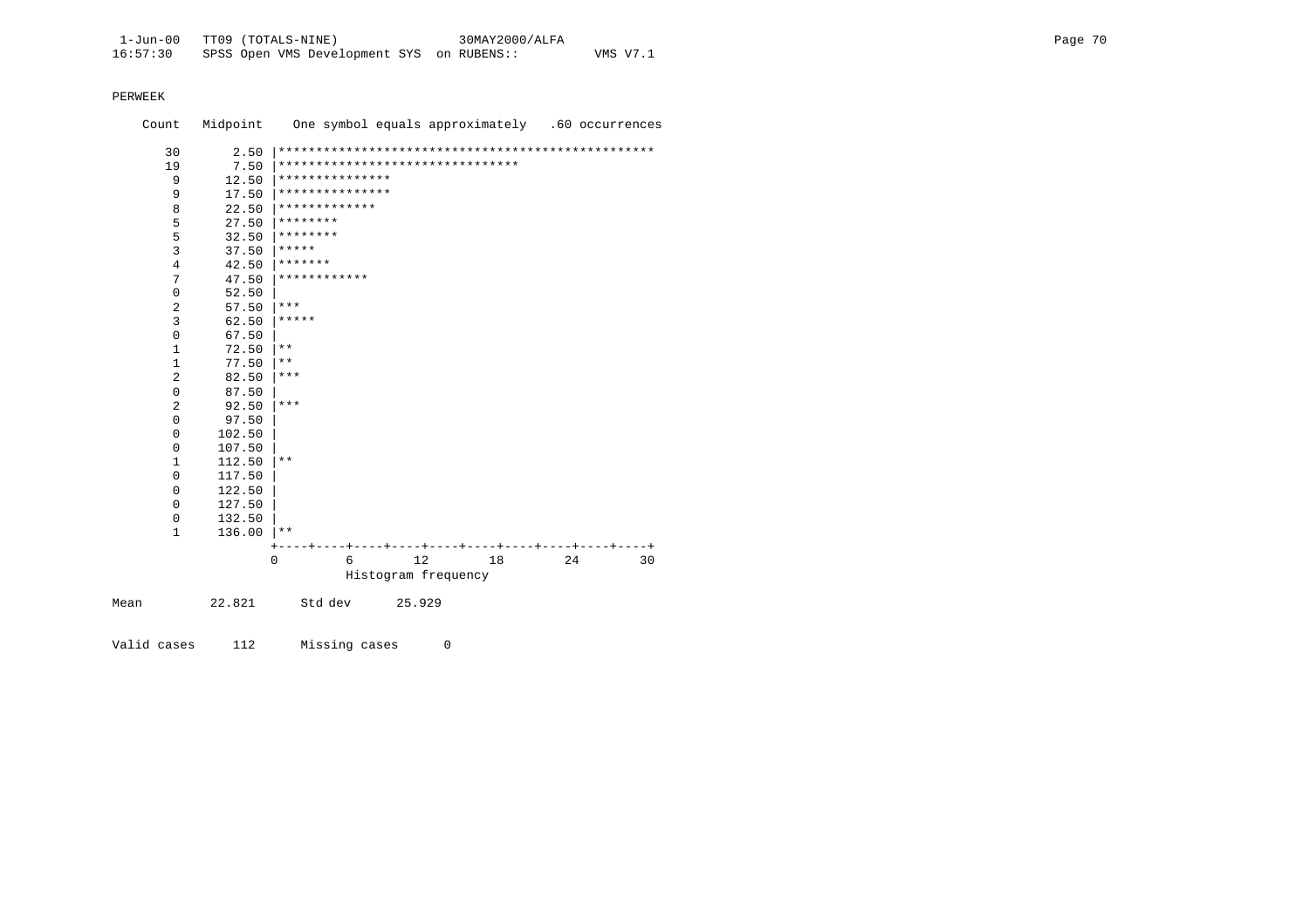PERWEEK

```
    Count   Midpoint    One symbol equals approximately   .60 occurrences

      30       2.50 |**************************************************
      19       7.50 |********************************
       9      12.50 |***************
       9      17.50 |***************
       8      22.50 |*************
       5      27.50 |********
       5      32.50 |********
       3      37.50 |*****
       4      42.50 |*******
       7      47.50 |************
       0      52.50 |
       2      57.50 |***
       3      62.50 |*****
       0      67.50 |
       1      72.50 |**
       1      77.50 |**
       2      82.50 |***
       0      87.50 |
       2      92.50 |***
       0      97.50 |
       0     102.50 |
       0     107.50 |
       1     112.50 |**
       0     117.50 |
       0     122.50 |
       0     127.50 |
       0     132.50 |
       1     136.00 |**
                    +----+----+----+----+----+----+----+----+----+----+
                    0         6        12        18        24        30
                              Histogram frequency

Mean         22.821      Std dev      25.929


Valid cases     112      Missing cases      0
```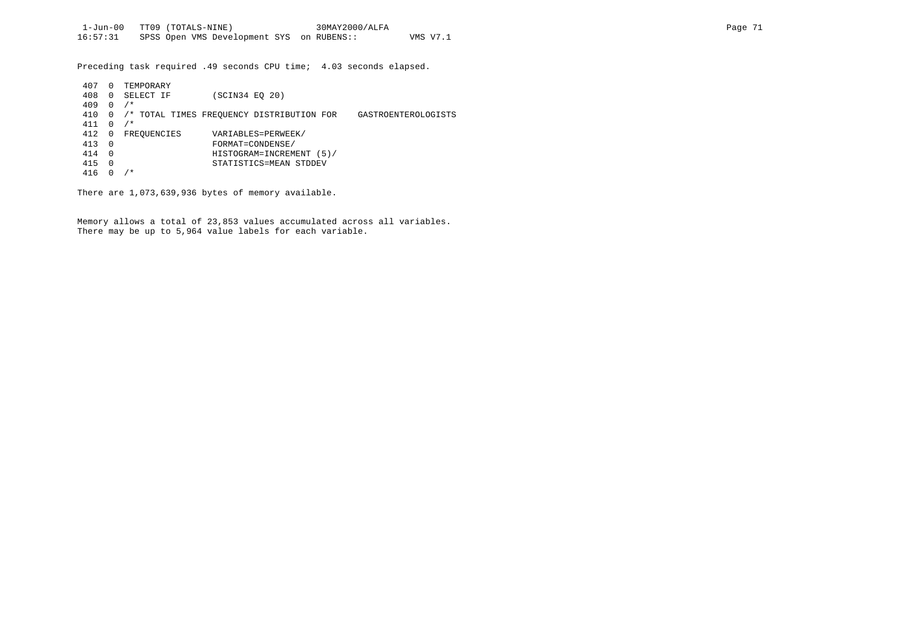Preceding task required .49 seconds CPU time; 4.03 seconds elapsed.

```
 407  0  TEMPORARY
 408  0  SELECT IF        (SCIN34 EQ 20)
 409  0  /*
 410  0  /* TOTAL TIMES FREQUENCY DISTRIBUTION FOR    GASTROENTEROLOGISTS
 411  0  /*
 412  0  FREQUENCIES      VARIABLES=PERWEEK/
 413  0                   FORMAT=CONDENSE/
 414  0                   HISTOGRAM=INCREMENT (5)/
 415  0                   STATISTICS=MEAN STDDEV
 416  0  /*
```

There are 1,073,639,936 bytes of memory available.

Memory allows a total of 23,853 values accumulated across all variables.
There may be up to 5,964 value labels for each variable.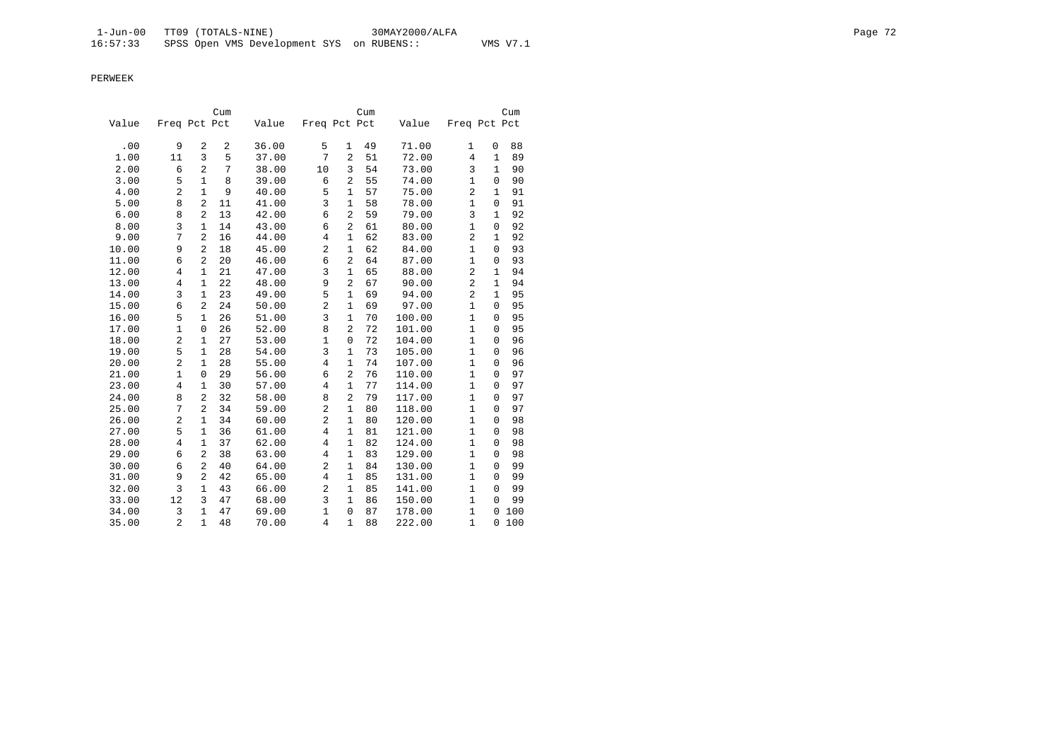PERWEEK

| Value | Freq | Pct | Cum Pct | Value | Freq | Pct | Cum Pct | Value | Freq | Pct | Cum Pct |
|---|---|---|---|---|---|---|---|---|---|---|---|
| .00 | 9 | 2 | 2 | 36.00 | 5 | 1 | 49 | 71.00 | 1 | 0 | 88 |
| 1.00 | 11 | 3 | 5 | 37.00 | 7 | 2 | 51 | 72.00 | 4 | 1 | 89 |
| 2.00 | 6 | 2 | 7 | 38.00 | 10 | 3 | 54 | 73.00 | 3 | 1 | 90 |
| 3.00 | 5 | 1 | 8 | 39.00 | 6 | 2 | 55 | 74.00 | 1 | 0 | 90 |
| 4.00 | 2 | 1 | 9 | 40.00 | 5 | 1 | 57 | 75.00 | 2 | 1 | 91 |
| 5.00 | 8 | 2 | 11 | 41.00 | 3 | 1 | 58 | 78.00 | 1 | 0 | 91 |
| 6.00 | 8 | 2 | 13 | 42.00 | 6 | 2 | 59 | 79.00 | 3 | 1 | 92 |
| 8.00 | 3 | 1 | 14 | 43.00 | 6 | 2 | 61 | 80.00 | 1 | 0 | 92 |
| 9.00 | 7 | 2 | 16 | 44.00 | 4 | 1 | 62 | 83.00 | 2 | 1 | 92 |
| 10.00 | 9 | 2 | 18 | 45.00 | 2 | 1 | 62 | 84.00 | 1 | 0 | 93 |
| 11.00 | 6 | 2 | 20 | 46.00 | 6 | 2 | 64 | 87.00 | 1 | 0 | 93 |
| 12.00 | 4 | 1 | 21 | 47.00 | 3 | 1 | 65 | 88.00 | 2 | 1 | 94 |
| 13.00 | 4 | 1 | 22 | 48.00 | 9 | 2 | 67 | 90.00 | 2 | 1 | 94 |
| 14.00 | 3 | 1 | 23 | 49.00 | 5 | 1 | 69 | 94.00 | 2 | 1 | 95 |
| 15.00 | 6 | 2 | 24 | 50.00 | 2 | 1 | 69 | 97.00 | 1 | 0 | 95 |
| 16.00 | 5 | 1 | 26 | 51.00 | 3 | 1 | 70 | 100.00 | 1 | 0 | 95 |
| 17.00 | 1 | 0 | 26 | 52.00 | 8 | 2 | 72 | 101.00 | 1 | 0 | 95 |
| 18.00 | 2 | 1 | 27 | 53.00 | 1 | 0 | 72 | 104.00 | 1 | 0 | 96 |
| 19.00 | 5 | 1 | 28 | 54.00 | 3 | 1 | 73 | 105.00 | 1 | 0 | 96 |
| 20.00 | 2 | 1 | 28 | 55.00 | 4 | 1 | 74 | 107.00 | 1 | 0 | 96 |
| 21.00 | 1 | 0 | 29 | 56.00 | 6 | 2 | 76 | 110.00 | 1 | 0 | 97 |
| 23.00 | 4 | 1 | 30 | 57.00 | 4 | 1 | 77 | 114.00 | 1 | 0 | 97 |
| 24.00 | 8 | 2 | 32 | 58.00 | 8 | 2 | 79 | 117.00 | 1 | 0 | 97 |
| 25.00 | 7 | 2 | 34 | 59.00 | 2 | 1 | 80 | 118.00 | 1 | 0 | 97 |
| 26.00 | 2 | 1 | 34 | 60.00 | 2 | 1 | 80 | 120.00 | 1 | 0 | 98 |
| 27.00 | 5 | 1 | 36 | 61.00 | 4 | 1 | 81 | 121.00 | 1 | 0 | 98 |
| 28.00 | 4 | 1 | 37 | 62.00 | 4 | 1 | 82 | 124.00 | 1 | 0 | 98 |
| 29.00 | 6 | 2 | 38 | 63.00 | 4 | 1 | 83 | 129.00 | 1 | 0 | 98 |
| 30.00 | 6 | 2 | 40 | 64.00 | 2 | 1 | 84 | 130.00 | 1 | 0 | 99 |
| 31.00 | 9 | 2 | 42 | 65.00 | 4 | 1 | 85 | 131.00 | 1 | 0 | 99 |
| 32.00 | 3 | 1 | 43 | 66.00 | 2 | 1 | 85 | 141.00 | 1 | 0 | 99 |
| 33.00 | 12 | 3 | 47 | 68.00 | 3 | 1 | 86 | 150.00 | 1 | 0 | 99 |
| 34.00 | 3 | 1 | 47 | 69.00 | 1 | 0 | 87 | 178.00 | 1 | 0 | 100 |
| 35.00 | 2 | 1 | 48 | 70.00 | 4 | 1 | 88 | 222.00 | 1 | 0 | 100 |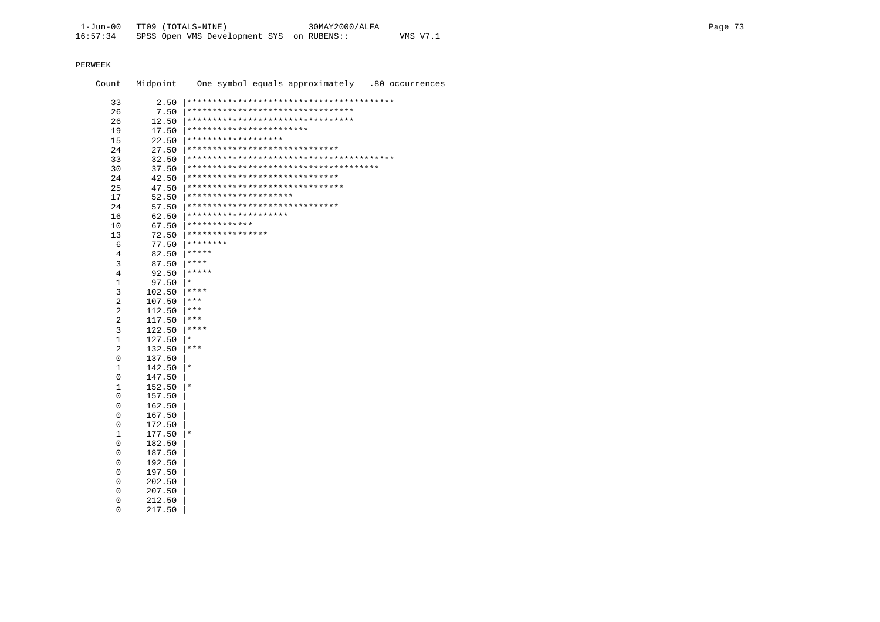PERWEEK

```
 Count   Midpoint    One symbol equals approximately   .80 occurrences

    33       2.50 |*****************************************
    26       7.50 |*********************************
    26      12.50 |*********************************
    19      17.50 |************************
    15      22.50 |*******************
    24      27.50 |******************************
    33      32.50 |*****************************************
    30      37.50 |**************************************
    24      42.50 |******************************
    25      47.50 |*******************************
    17      52.50 |*********************
    24      57.50 |******************************
    16      62.50 |********************
    10      67.50 |*************
    13      72.50 |****************
     6      77.50 |********
     4      82.50 |*****
     3      87.50 |****
     4      92.50 |*****
     1      97.50 |*
     3     102.50 |****
     2     107.50 |***
     2     112.50 |***
     2     117.50 |***
     3     122.50 |****
     1     127.50 |*
     2     132.50 |***
     0     137.50 |
     1     142.50 |*
     0     147.50 |
     1     152.50 |*
     0     157.50 |
     0     162.50 |
     0     167.50 |
     0     172.50 |
     1     177.50 |*
     0     182.50 |
     0     187.50 |
     0     192.50 |
     0     197.50 |
     0     202.50 |
     0     207.50 |
     0     212.50 |
     0     217.50 |
```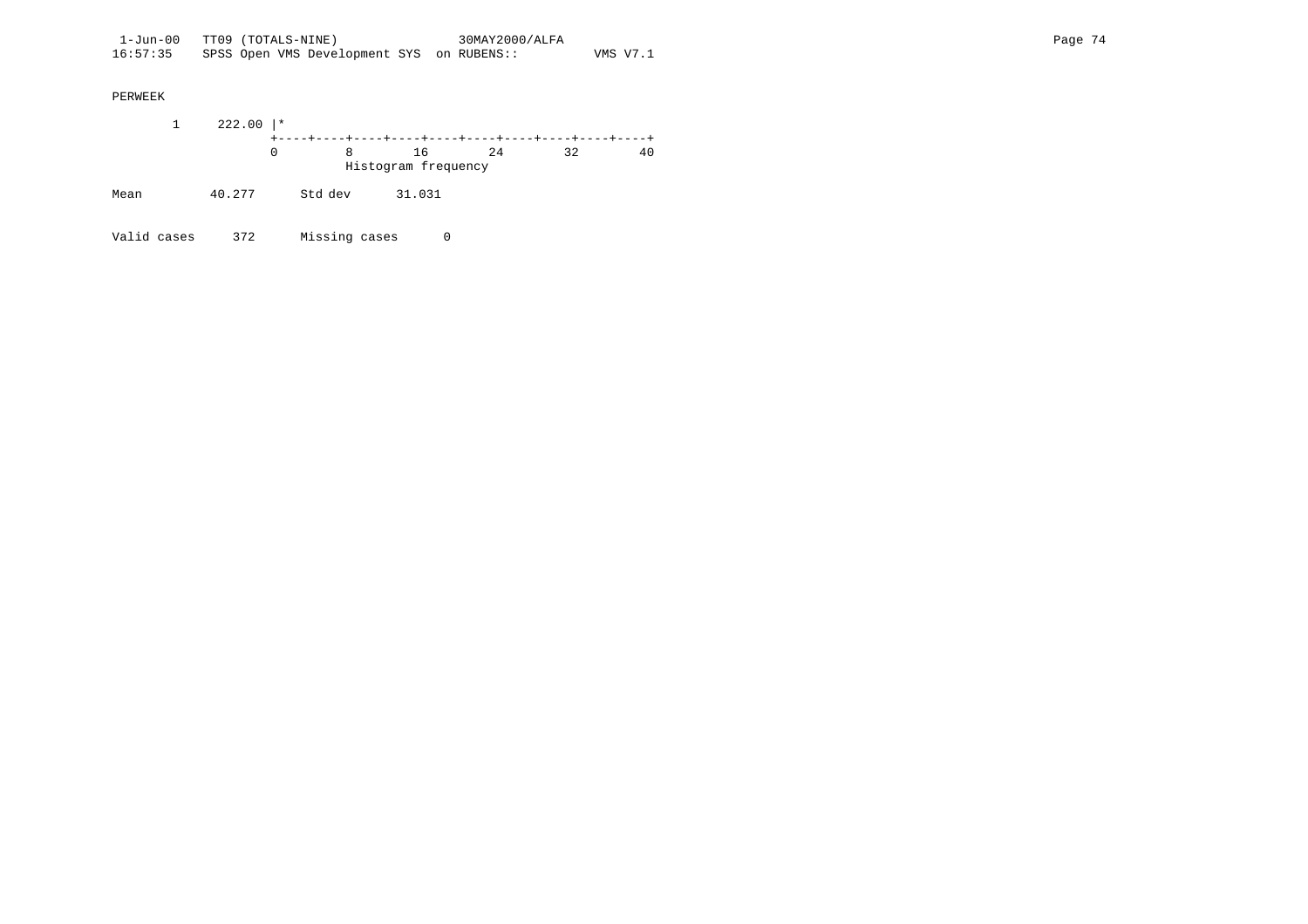PERWEEK

```
       1     222.00 |*
                    +----+----+----+----+----+----+----+----+----+----+
                    0         8        16        24        32        40
                              Histogram frequency
```

Mean 40.277 Std dev 31.031

Valid cases 372 Missing cases 0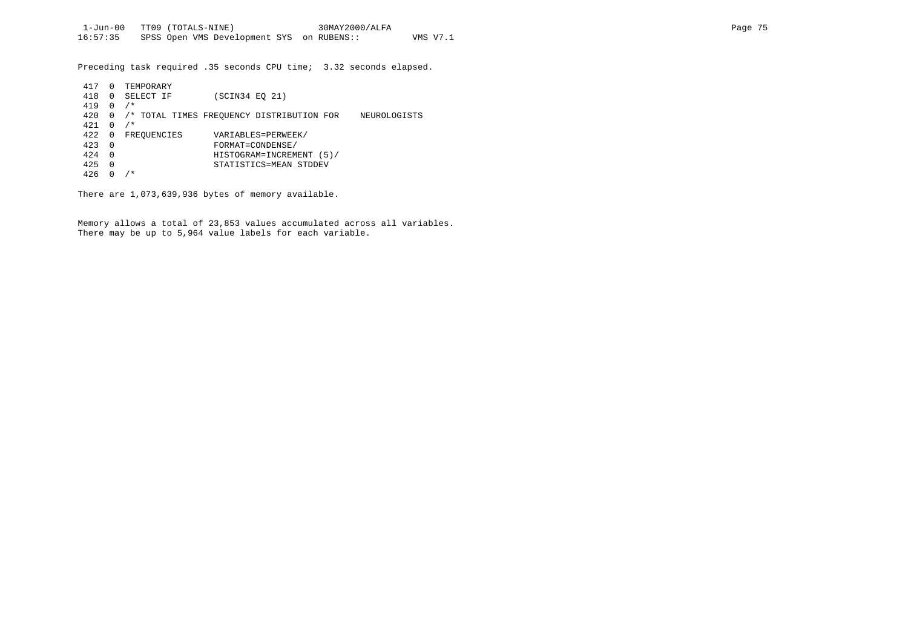Preceding task required .35 seconds CPU time;  3.32 seconds elapsed.

```
 417  0  TEMPORARY
 418  0  SELECT IF        (SCIN34 EQ 21)
 419  0  /*
 420  0  /* TOTAL TIMES FREQUENCY DISTRIBUTION FOR    NEUROLOGISTS
 421  0  /*
 422  0  FREQUENCIES      VARIABLES=PERWEEK/
 423  0                   FORMAT=CONDENSE/
 424  0                   HISTOGRAM=INCREMENT (5)/
 425  0                   STATISTICS=MEAN STDDEV
 426  0  /*
```

There are 1,073,639,936 bytes of memory available.

Memory allows a total of 23,853 values accumulated across all variables.
There may be up to 5,964 value labels for each variable.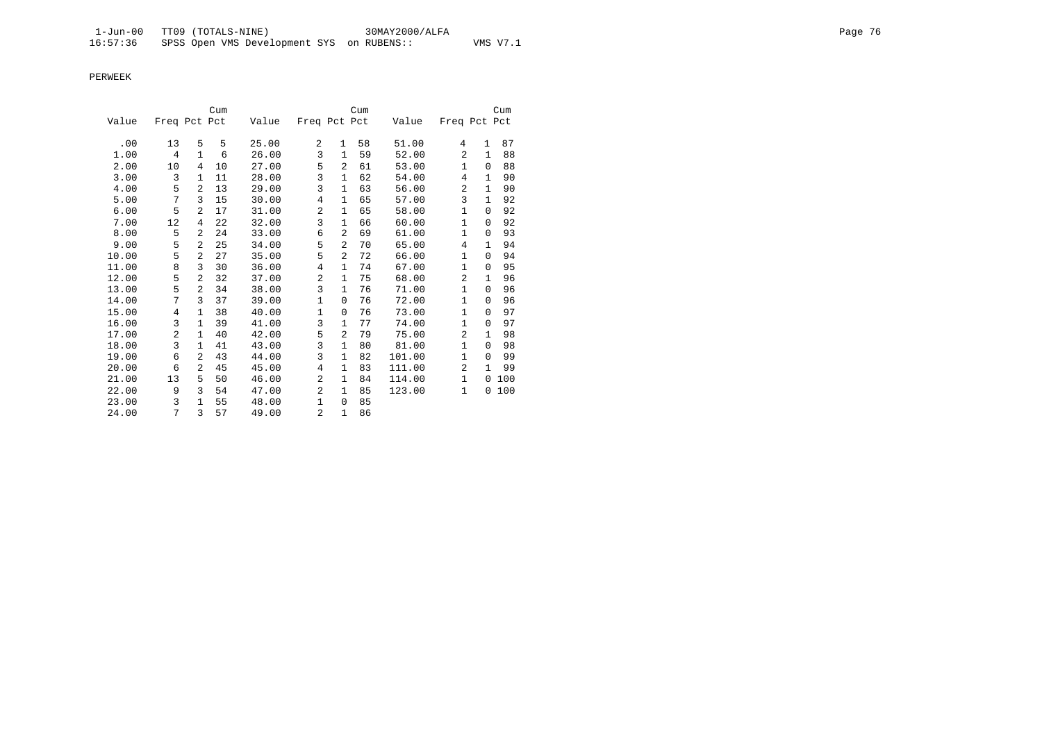PERWEEK

| Value | Freq | Pct | Cum Pct | Value | Freq | Pct | Cum Pct | Value | Freq | Pct | Cum Pct |
|---|---|---|---|---|---|---|---|---|---|---|---|
| .00 | 13 | 5 | 5 | 25.00 | 2 | 1 | 58 | 51.00 | 4 | 1 | 87 |
| 1.00 | 4 | 1 | 6 | 26.00 | 3 | 1 | 59 | 52.00 | 2 | 1 | 88 |
| 2.00 | 10 | 4 | 10 | 27.00 | 5 | 2 | 61 | 53.00 | 1 | 0 | 88 |
| 3.00 | 3 | 1 | 11 | 28.00 | 3 | 1 | 62 | 54.00 | 4 | 1 | 90 |
| 4.00 | 5 | 2 | 13 | 29.00 | 3 | 1 | 63 | 56.00 | 2 | 1 | 90 |
| 5.00 | 7 | 3 | 15 | 30.00 | 4 | 1 | 65 | 57.00 | 3 | 1 | 92 |
| 6.00 | 5 | 2 | 17 | 31.00 | 2 | 1 | 65 | 58.00 | 1 | 0 | 92 |
| 7.00 | 12 | 4 | 22 | 32.00 | 3 | 1 | 66 | 60.00 | 1 | 0 | 92 |
| 8.00 | 5 | 2 | 24 | 33.00 | 6 | 2 | 69 | 61.00 | 1 | 0 | 93 |
| 9.00 | 5 | 2 | 25 | 34.00 | 5 | 2 | 70 | 65.00 | 4 | 1 | 94 |
| 10.00 | 5 | 2 | 27 | 35.00 | 5 | 2 | 72 | 66.00 | 1 | 0 | 94 |
| 11.00 | 8 | 3 | 30 | 36.00 | 4 | 1 | 74 | 67.00 | 1 | 0 | 95 |
| 12.00 | 5 | 2 | 32 | 37.00 | 2 | 1 | 75 | 68.00 | 2 | 1 | 96 |
| 13.00 | 5 | 2 | 34 | 38.00 | 3 | 1 | 76 | 71.00 | 1 | 0 | 96 |
| 14.00 | 7 | 3 | 37 | 39.00 | 1 | 0 | 76 | 72.00 | 1 | 0 | 96 |
| 15.00 | 4 | 1 | 38 | 40.00 | 1 | 0 | 76 | 73.00 | 1 | 0 | 97 |
| 16.00 | 3 | 1 | 39 | 41.00 | 3 | 1 | 77 | 74.00 | 1 | 0 | 97 |
| 17.00 | 2 | 1 | 40 | 42.00 | 5 | 2 | 79 | 75.00 | 2 | 1 | 98 |
| 18.00 | 3 | 1 | 41 | 43.00 | 3 | 1 | 80 | 81.00 | 1 | 0 | 98 |
| 19.00 | 6 | 2 | 43 | 44.00 | 3 | 1 | 82 | 101.00 | 1 | 0 | 99 |
| 20.00 | 6 | 2 | 45 | 45.00 | 4 | 1 | 83 | 111.00 | 2 | 1 | 99 |
| 21.00 | 13 | 5 | 50 | 46.00 | 2 | 1 | 84 | 114.00 | 1 | 0 | 100 |
| 22.00 | 9 | 3 | 54 | 47.00 | 2 | 1 | 85 | 123.00 | 1 | 0 | 100 |
| 23.00 | 3 | 1 | 55 | 48.00 | 1 | 0 | 85 | | | | |
| 24.00 | 7 | 3 | 57 | 49.00 | 2 | 1 | 86 | | | | |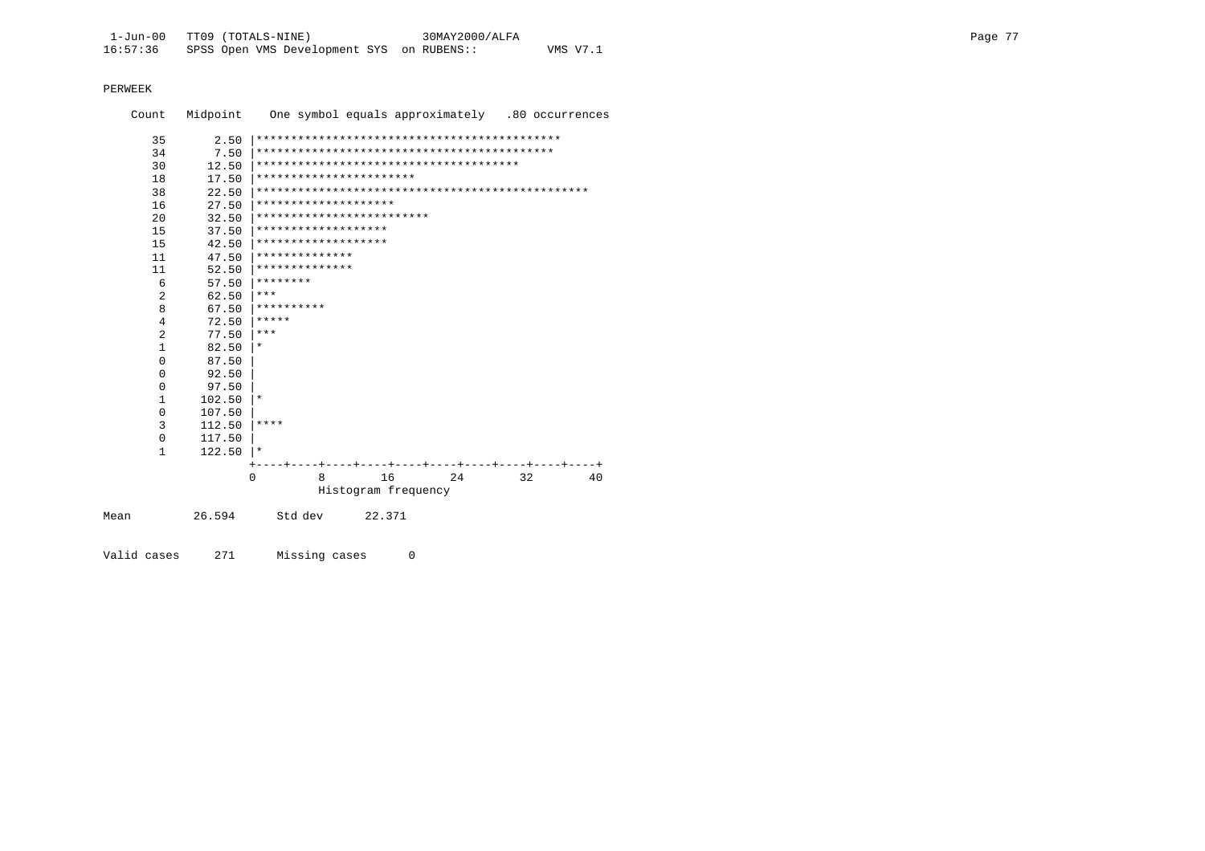PERWEEK

```
    Count   Midpoint    One symbol equals approximately   .80 occurrences

       35       2.50 |********************************************
       34       7.50 |*******************************************
       30      12.50 |**************************************
       18      17.50 |***********************
       38      22.50 |************************************************
       16      27.50 |********************
       20      32.50 |*************************
       15      37.50 |*******************
       15      42.50 |*******************
       11      47.50 |**************
       11      52.50 |**************
        6      57.50 |********
        2      62.50 |***
        8      67.50 |**********
        4      72.50 |*****
        2      77.50 |***
        1      82.50 |*
        0      87.50 |
        0      92.50 |
        0      97.50 |
        1     102.50 |*
        0     107.50 |
        3     112.50 |****
        0     117.50 |
        1     122.50 |*
                     +----+----+----+----+----+----+----+----+----+----+
                     0         8        16        24        32        40
                               Histogram frequency

Mean          26.594      Std dev      22.371


Valid cases     271      Missing cases      0
```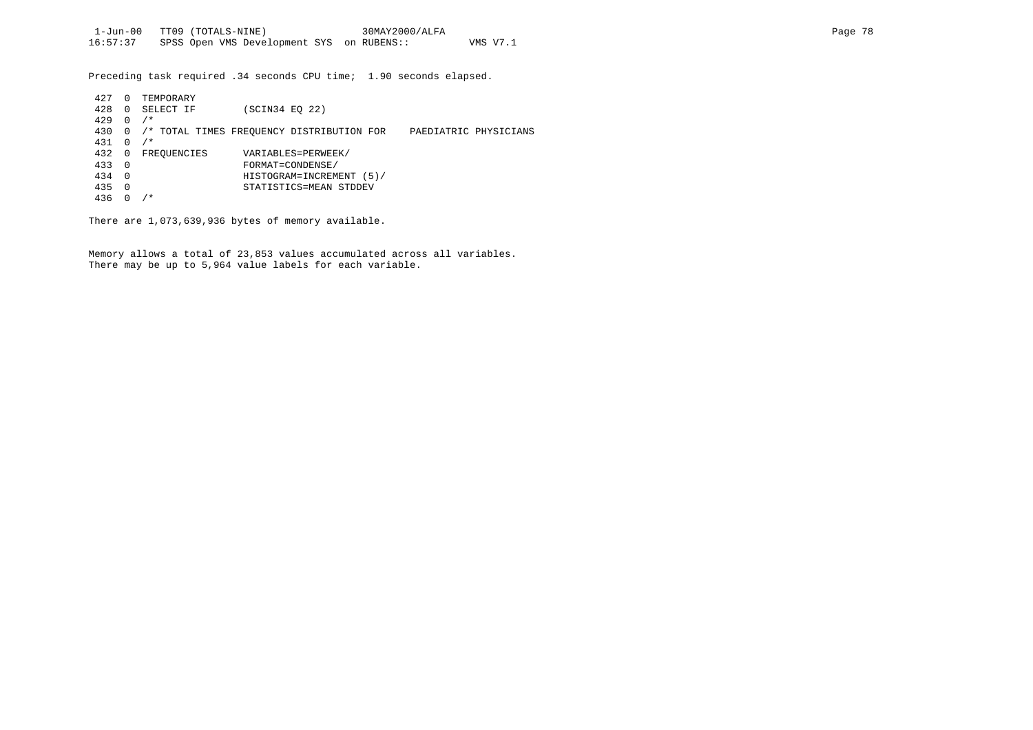Preceding task required .34 seconds CPU time;  1.90 seconds elapsed.

```
 427  0  TEMPORARY
 428  0  SELECT IF        (SCIN34 EQ 22)
 429  0  /*
 430  0  /* TOTAL TIMES FREQUENCY DISTRIBUTION FOR    PAEDIATRIC PHYSICIANS
 431  0  /*
 432  0  FREQUENCIES      VARIABLES=PERWEEK/
 433  0                   FORMAT=CONDENSE/
 434  0                   HISTOGRAM=INCREMENT (5)/
 435  0                   STATISTICS=MEAN STDDEV
 436  0  /*
```

There are 1,073,639,936 bytes of memory available.

Memory allows a total of 23,853 values accumulated across all variables.
There may be up to 5,964 value labels for each variable.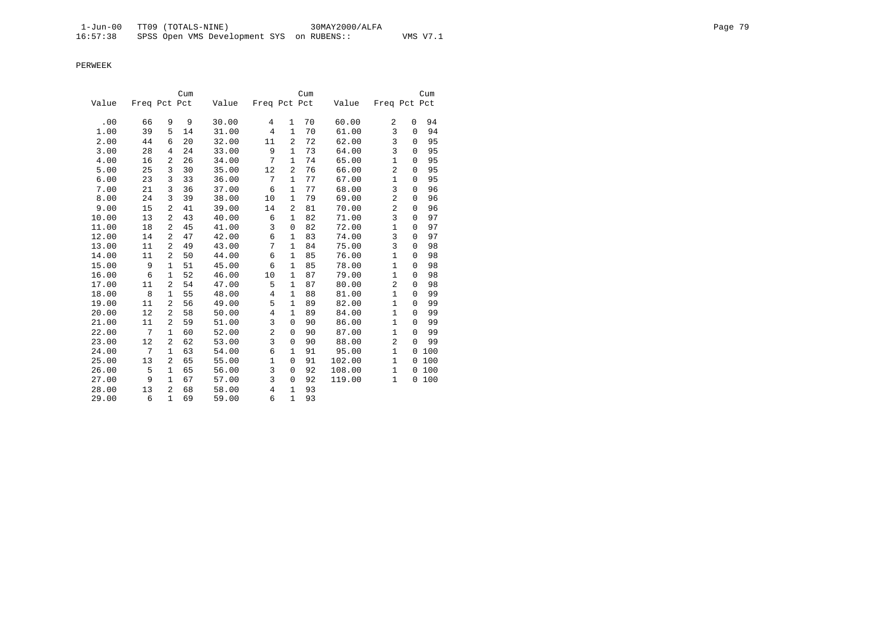PERWEEK

| Value | Freq | Pct | Cum Pct | Value | Freq | Pct | Cum Pct | Value | Freq | Pct | Cum Pct |
|---|---|---|---|---|---|---|---|---|---|---|---|
| .00 | 66 | 9 | 9 | 30.00 | 4 | 1 | 70 | 60.00 | 2 | 0 | 94 |
| 1.00 | 39 | 5 | 14 | 31.00 | 4 | 1 | 70 | 61.00 | 3 | 0 | 94 |
| 2.00 | 44 | 6 | 20 | 32.00 | 11 | 2 | 72 | 62.00 | 3 | 0 | 95 |
| 3.00 | 28 | 4 | 24 | 33.00 | 9 | 1 | 73 | 64.00 | 3 | 0 | 95 |
| 4.00 | 16 | 2 | 26 | 34.00 | 7 | 1 | 74 | 65.00 | 1 | 0 | 95 |
| 5.00 | 25 | 3 | 30 | 35.00 | 12 | 2 | 76 | 66.00 | 2 | 0 | 95 |
| 6.00 | 23 | 3 | 33 | 36.00 | 7 | 1 | 77 | 67.00 | 1 | 0 | 95 |
| 7.00 | 21 | 3 | 36 | 37.00 | 6 | 1 | 77 | 68.00 | 3 | 0 | 96 |
| 8.00 | 24 | 3 | 39 | 38.00 | 10 | 1 | 79 | 69.00 | 2 | 0 | 96 |
| 9.00 | 15 | 2 | 41 | 39.00 | 14 | 2 | 81 | 70.00 | 2 | 0 | 96 |
| 10.00 | 13 | 2 | 43 | 40.00 | 6 | 1 | 82 | 71.00 | 3 | 0 | 97 |
| 11.00 | 18 | 2 | 45 | 41.00 | 3 | 0 | 82 | 72.00 | 1 | 0 | 97 |
| 12.00 | 14 | 2 | 47 | 42.00 | 6 | 1 | 83 | 74.00 | 3 | 0 | 97 |
| 13.00 | 11 | 2 | 49 | 43.00 | 7 | 1 | 84 | 75.00 | 3 | 0 | 98 |
| 14.00 | 11 | 2 | 50 | 44.00 | 6 | 1 | 85 | 76.00 | 1 | 0 | 98 |
| 15.00 | 9 | 1 | 51 | 45.00 | 6 | 1 | 85 | 78.00 | 1 | 0 | 98 |
| 16.00 | 6 | 1 | 52 | 46.00 | 10 | 1 | 87 | 79.00 | 1 | 0 | 98 |
| 17.00 | 11 | 2 | 54 | 47.00 | 5 | 1 | 87 | 80.00 | 2 | 0 | 98 |
| 18.00 | 8 | 1 | 55 | 48.00 | 4 | 1 | 88 | 81.00 | 1 | 0 | 99 |
| 19.00 | 11 | 2 | 56 | 49.00 | 5 | 1 | 89 | 82.00 | 1 | 0 | 99 |
| 20.00 | 12 | 2 | 58 | 50.00 | 4 | 1 | 89 | 84.00 | 1 | 0 | 99 |
| 21.00 | 11 | 2 | 59 | 51.00 | 3 | 0 | 90 | 86.00 | 1 | 0 | 99 |
| 22.00 | 7 | 1 | 60 | 52.00 | 2 | 0 | 90 | 87.00 | 1 | 0 | 99 |
| 23.00 | 12 | 2 | 62 | 53.00 | 3 | 0 | 90 | 88.00 | 2 | 0 | 99 |
| 24.00 | 7 | 1 | 63 | 54.00 | 6 | 1 | 91 | 95.00 | 1 | 0 | 100 |
| 25.00 | 13 | 2 | 65 | 55.00 | 1 | 0 | 91 | 102.00 | 1 | 0 | 100 |
| 26.00 | 5 | 1 | 65 | 56.00 | 3 | 0 | 92 | 108.00 | 1 | 0 | 100 |
| 27.00 | 9 | 1 | 67 | 57.00 | 3 | 0 | 92 | 119.00 | 1 | 0 | 100 |
| 28.00 | 13 | 2 | 68 | 58.00 | 4 | 1 | 93 | | | | |
| 29.00 | 6 | 1 | 69 | 59.00 | 6 | 1 | 93 | | | | |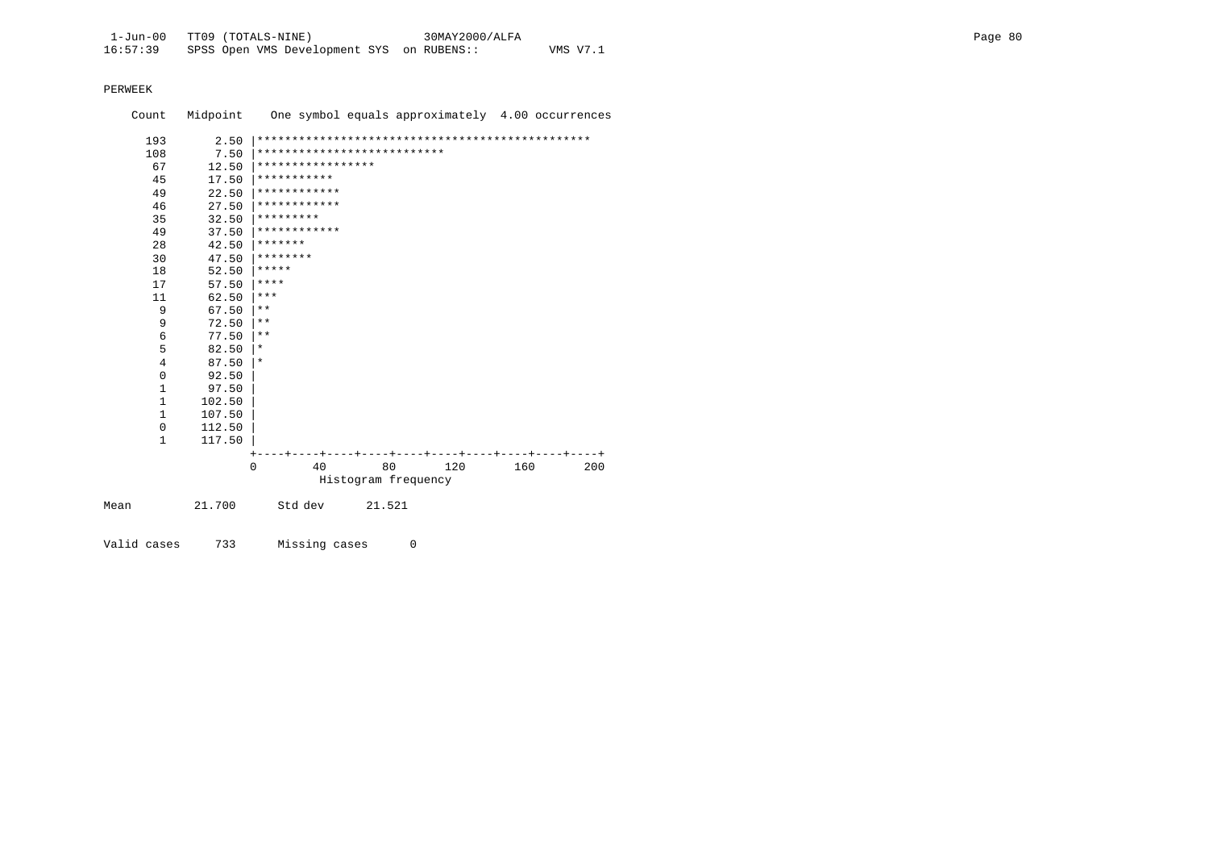PERWEEK

```
    Count   Midpoint    One symbol equals approximately  4.00 occurrences

     193       2.50 |************************************************
     108       7.50 |***************************
      67      12.50 |*****************
      45      17.50 |***********
      49      22.50 |************
      46      27.50 |************
      35      32.50 |*********
      49      37.50 |************
      28      42.50 |*******
      30      47.50 |********
      18      52.50 |*****
      17      57.50 |****
      11      62.50 |***
       9      67.50 |**
       9      72.50 |**
       6      77.50 |**
       5      82.50 |*
       4      87.50 |*
       0      92.50 |
       1      97.50 |
       1     102.50 |
       1     107.50 |
       0     112.50 |
       1     117.50 |
                    +----+----+----+----+----+----+----+----+----+----+
                    0        40        80       120       160       200
                              Histogram frequency

Mean         21.700      Std dev      21.521


Valid cases     733      Missing cases      0
```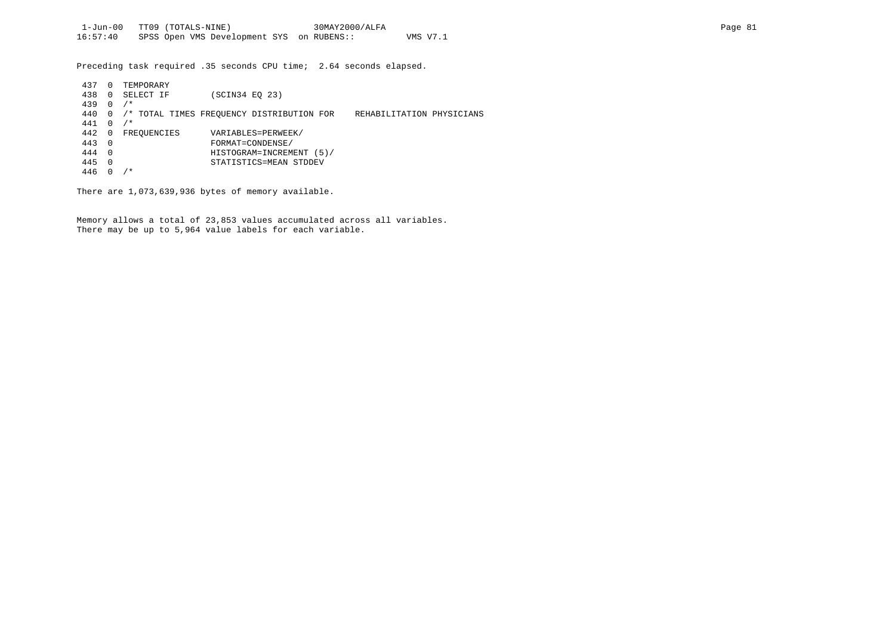Preceding task required .35 seconds CPU time; 2.64 seconds elapsed.

```
 437  0  TEMPORARY
 438  0  SELECT IF        (SCIN34 EQ 23)
 439  0  /*
 440  0  /* TOTAL TIMES FREQUENCY DISTRIBUTION FOR    REHABILITATION PHYSICIANS
 441  0  /*
 442  0  FREQUENCIES      VARIABLES=PERWEEK/
 443  0                   FORMAT=CONDENSE/
 444  0                   HISTOGRAM=INCREMENT (5)/
 445  0                   STATISTICS=MEAN STDDEV
 446  0  /*
```

There are 1,073,639,936 bytes of memory available.

Memory allows a total of 23,853 values accumulated across all variables.
There may be up to 5,964 value labels for each variable.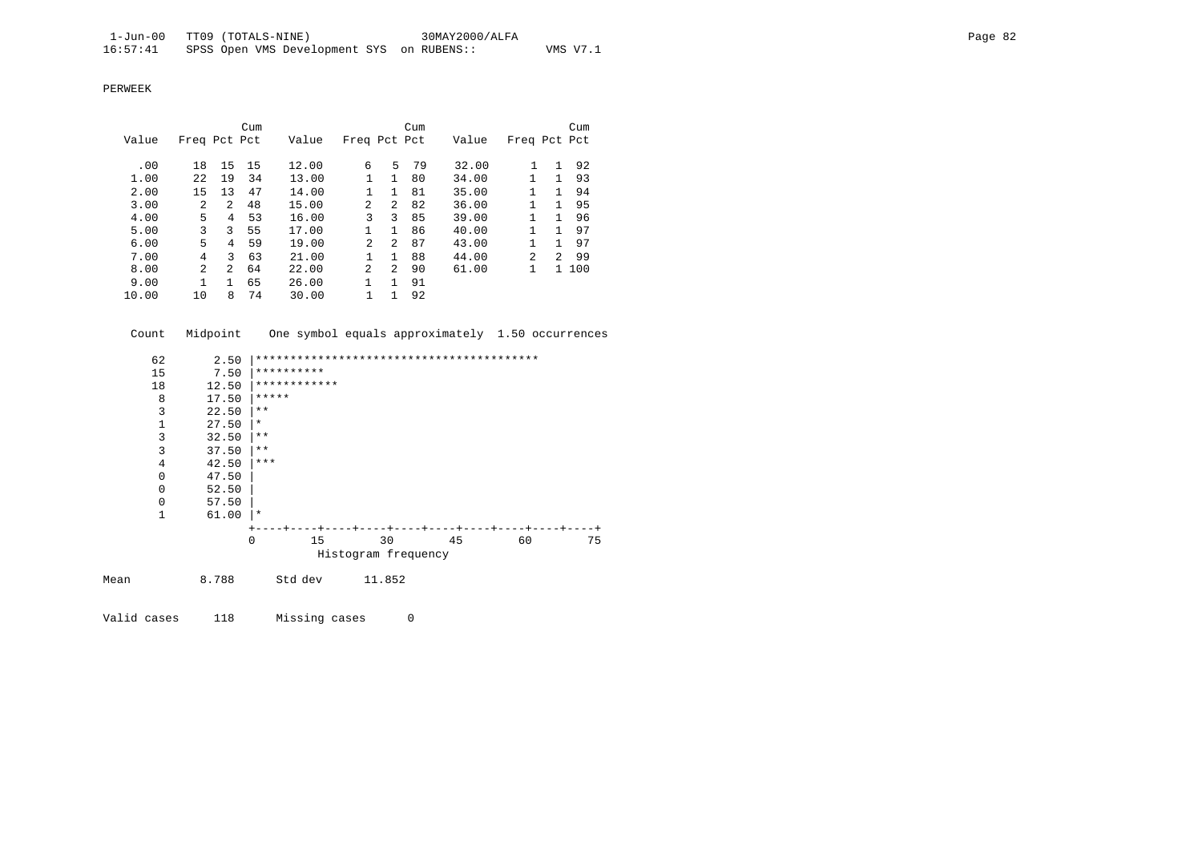PERWEEK

| Value | Freq | Pct | Cum Pct | Value | Freq | Pct | Cum Pct | Value | Freq | Pct | Cum Pct |
|---|---|---|---|---|---|---|---|---|---|---|---|
| .00 | 18 | 15 | 15 | 12.00 | 6 | 5 | 79 | 32.00 | 1 | 1 | 92 |
| 1.00 | 22 | 19 | 34 | 13.00 | 1 | 1 | 80 | 34.00 | 1 | 1 | 93 |
| 2.00 | 15 | 13 | 47 | 14.00 | 1 | 1 | 81 | 35.00 | 1 | 1 | 94 |
| 3.00 | 2 | 2 | 48 | 15.00 | 2 | 2 | 82 | 36.00 | 1 | 1 | 95 |
| 4.00 | 5 | 4 | 53 | 16.00 | 3 | 3 | 85 | 39.00 | 1 | 1 | 96 |
| 5.00 | 3 | 3 | 55 | 17.00 | 1 | 1 | 86 | 40.00 | 1 | 1 | 97 |
| 6.00 | 5 | 4 | 59 | 19.00 | 2 | 2 | 87 | 43.00 | 1 | 1 | 97 |
| 7.00 | 4 | 3 | 63 | 21.00 | 1 | 1 | 88 | 44.00 | 2 | 2 | 99 |
| 8.00 | 2 | 2 | 64 | 22.00 | 2 | 2 | 90 | 61.00 | 1 | 1 | 100 |
| 9.00 | 1 | 1 | 65 | 26.00 | 1 | 1 | 91 | | | | |
| 10.00 | 10 | 8 | 74 | 30.00 | 1 | 1 | 92 | | | | |

```
 Count   Midpoint    One symbol equals approximately  1.50 occurrences

    62       2.50 |*****************************************
    15       7.50 |**********
    18      12.50 |************
     8      17.50 |*****
     3      22.50 |**
     1      27.50 |*
     3      32.50 |**
     3      37.50 |**
     4      42.50 |***
     0      47.50 |
     0      52.50 |
     0      57.50 |
     1      61.00 |*
                  +----+----+----+----+----+----+----+----+----+----+
                  0         15        30        45        60        75
                            Histogram frequency
```

Mean 8.788 Std dev 11.852

Valid cases 118 Missing cases 0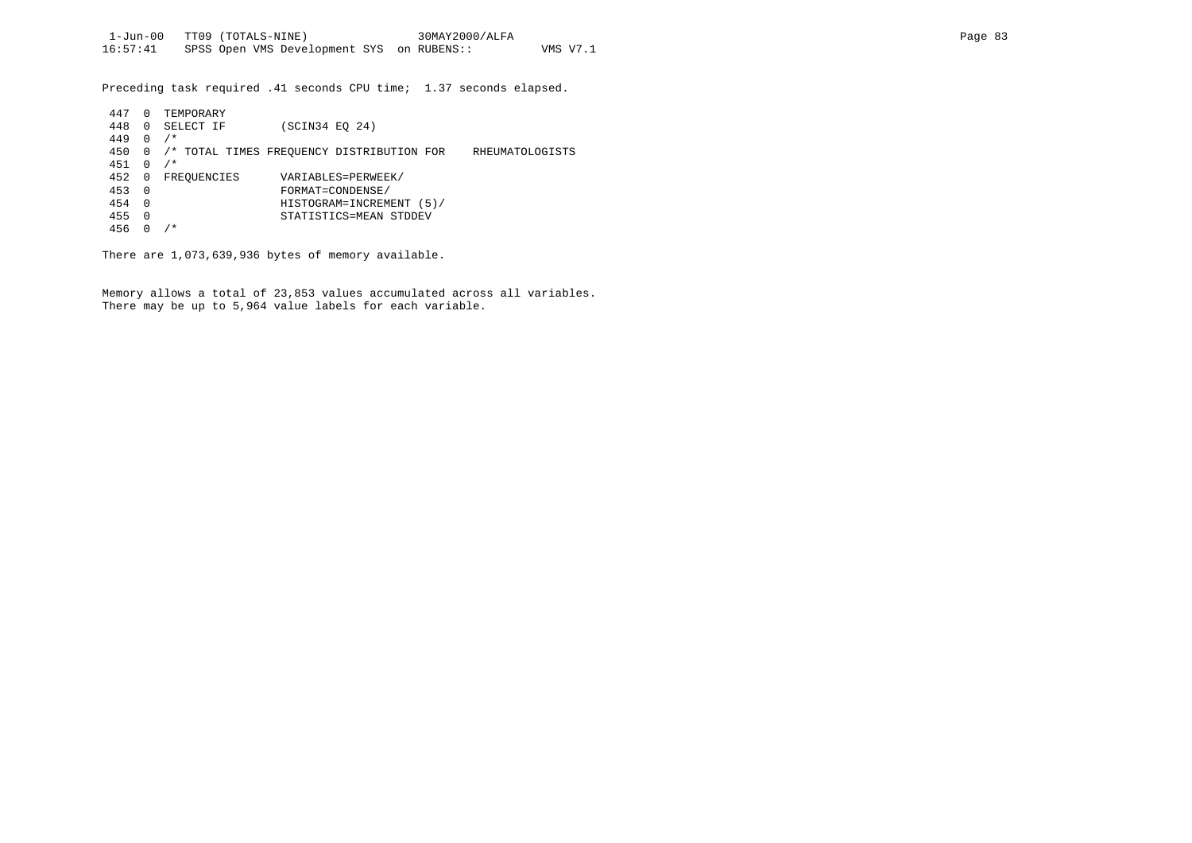Preceding task required .41 seconds CPU time;  1.37 seconds elapsed.

```
 447  0  TEMPORARY
 448  0  SELECT IF        (SCIN34 EQ 24)
 449  0  /*
 450  0  /* TOTAL TIMES FREQUENCY DISTRIBUTION FOR    RHEUMATOLOGISTS
 451  0  /*
 452  0  FREQUENCIES      VARIABLES=PERWEEK/
 453  0                   FORMAT=CONDENSE/
 454  0                   HISTOGRAM=INCREMENT (5)/
 455  0                   STATISTICS=MEAN STDDEV
 456  0  /*
```

There are 1,073,639,936 bytes of memory available.

Memory allows a total of 23,853 values accumulated across all variables.
There may be up to 5,964 value labels for each variable.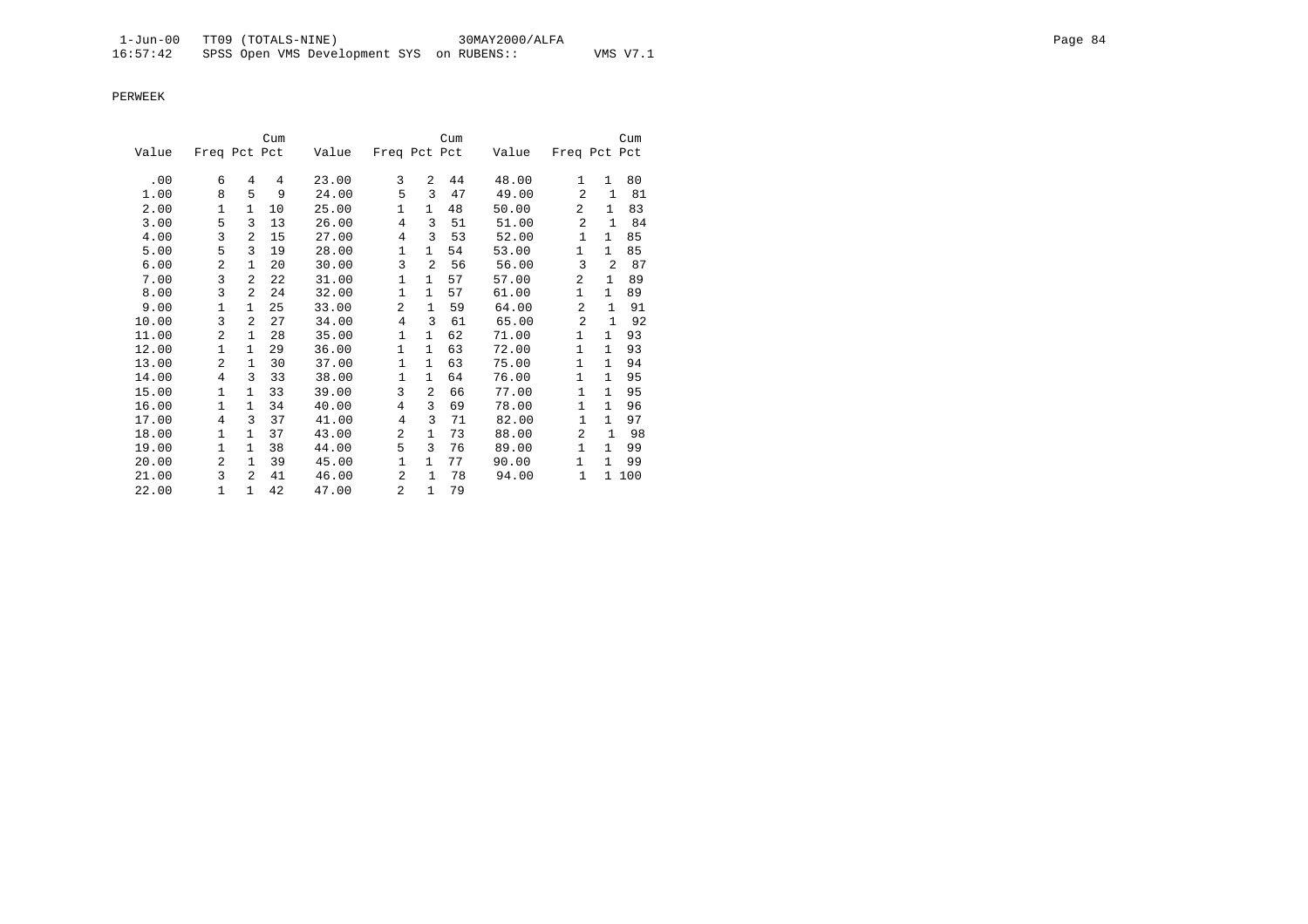PERWEEK

| Value | Freq | Pct | Cum Pct | Value | Freq | Pct | Cum Pct | Value | Freq | Pct | Cum Pct |
|---|---|---|---|---|---|---|---|---|---|---|---|
| .00 | 6 | 4 | 4 | 23.00 | 3 | 2 | 44 | 48.00 | 1 | 1 | 80 |
| 1.00 | 8 | 5 | 9 | 24.00 | 5 | 3 | 47 | 49.00 | 2 | 1 | 81 |
| 2.00 | 1 | 1 | 10 | 25.00 | 1 | 1 | 48 | 50.00 | 2 | 1 | 83 |
| 3.00 | 5 | 3 | 13 | 26.00 | 4 | 3 | 51 | 51.00 | 2 | 1 | 84 |
| 4.00 | 3 | 2 | 15 | 27.00 | 4 | 3 | 53 | 52.00 | 1 | 1 | 85 |
| 5.00 | 5 | 3 | 19 | 28.00 | 1 | 1 | 54 | 53.00 | 1 | 1 | 85 |
| 6.00 | 2 | 1 | 20 | 30.00 | 3 | 2 | 56 | 56.00 | 3 | 2 | 87 |
| 7.00 | 3 | 2 | 22 | 31.00 | 1 | 1 | 57 | 57.00 | 2 | 1 | 89 |
| 8.00 | 3 | 2 | 24 | 32.00 | 1 | 1 | 57 | 61.00 | 1 | 1 | 89 |
| 9.00 | 1 | 1 | 25 | 33.00 | 2 | 1 | 59 | 64.00 | 2 | 1 | 91 |
| 10.00 | 3 | 2 | 27 | 34.00 | 4 | 3 | 61 | 65.00 | 2 | 1 | 92 |
| 11.00 | 2 | 1 | 28 | 35.00 | 1 | 1 | 62 | 71.00 | 1 | 1 | 93 |
| 12.00 | 1 | 1 | 29 | 36.00 | 1 | 1 | 63 | 72.00 | 1 | 1 | 93 |
| 13.00 | 2 | 1 | 30 | 37.00 | 1 | 1 | 63 | 75.00 | 1 | 1 | 94 |
| 14.00 | 4 | 3 | 33 | 38.00 | 1 | 1 | 64 | 76.00 | 1 | 1 | 95 |
| 15.00 | 1 | 1 | 33 | 39.00 | 3 | 2 | 66 | 77.00 | 1 | 1 | 95 |
| 16.00 | 1 | 1 | 34 | 40.00 | 4 | 3 | 69 | 78.00 | 1 | 1 | 96 |
| 17.00 | 4 | 3 | 37 | 41.00 | 4 | 3 | 71 | 82.00 | 1 | 1 | 97 |
| 18.00 | 1 | 1 | 37 | 43.00 | 2 | 1 | 73 | 88.00 | 2 | 1 | 98 |
| 19.00 | 1 | 1 | 38 | 44.00 | 5 | 3 | 76 | 89.00 | 1 | 1 | 99 |
| 20.00 | 2 | 1 | 39 | 45.00 | 1 | 1 | 77 | 90.00 | 1 | 1 | 99 |
| 21.00 | 3 | 2 | 41 | 46.00 | 2 | 1 | 78 | 94.00 | 1 | 1 | 100 |
| 22.00 | 1 | 1 | 42 | 47.00 | 2 | 1 | 79 | | | | |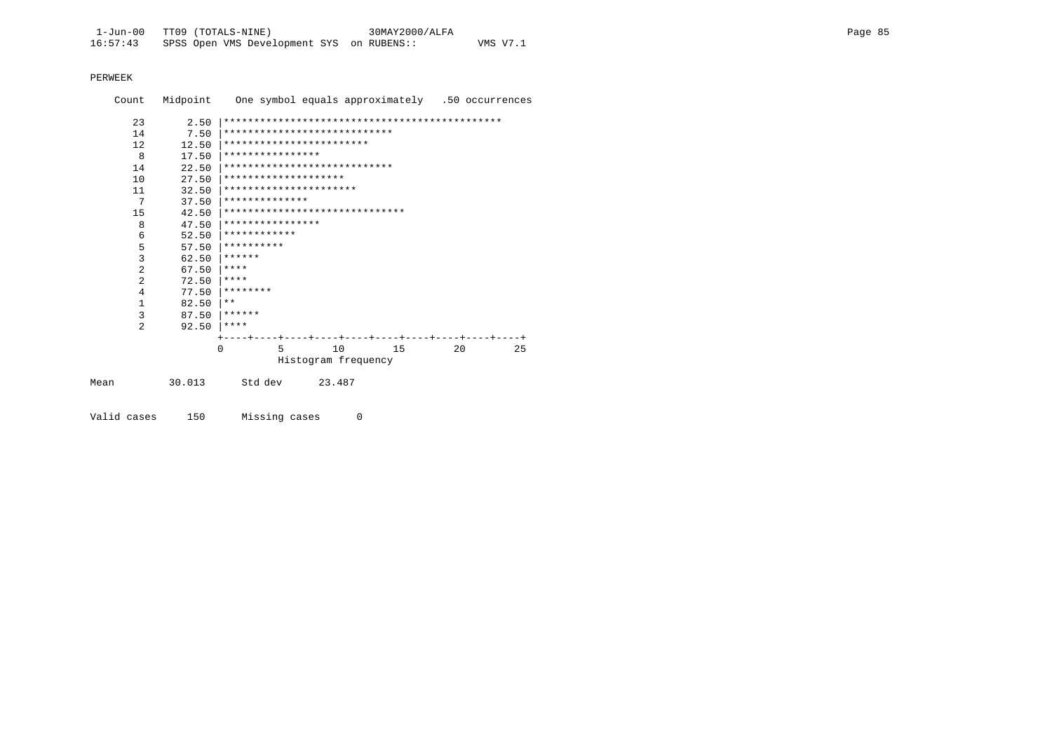PERWEEK

```
    Count   Midpoint    One symbol equals approximately   .50 occurrences

       23       2.50 |**********************************************
       14       7.50 |****************************
       12      12.50 |************************
        8      17.50 |****************
       14      22.50 |****************************
       10      27.50 |********************
       11      32.50 |**********************
        7      37.50 |**************
       15      42.50 |******************************
        8      47.50 |****************
        6      52.50 |************
        5      57.50 |**********
        3      62.50 |******
        2      67.50 |****
        2      72.50 |****
        4      77.50 |********
        1      82.50 |**
        3      87.50 |******
        2      92.50 |****
                     +----+----+----+----+----+----+----+----+----+----+
                     0         5        10        15        20        25
                               Histogram frequency

Mean         30.013      Std dev      23.487


Valid cases     150      Missing cases      0
```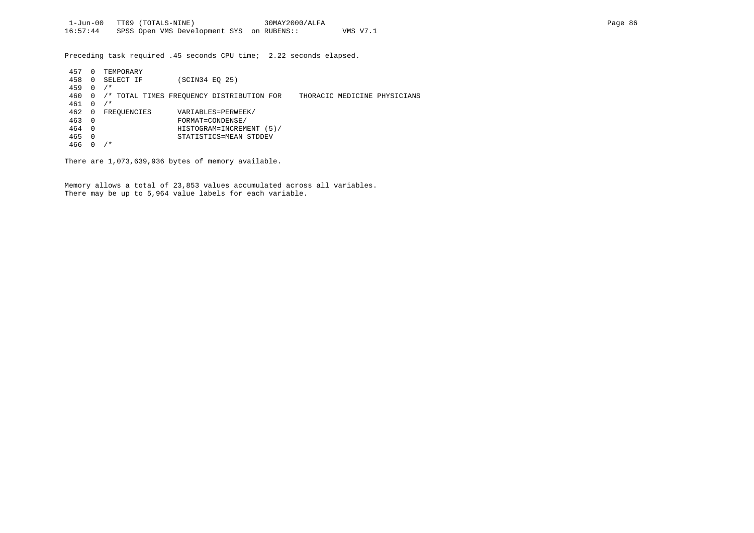Preceding task required .45 seconds CPU time;  2.22 seconds elapsed.

```
 457  0  TEMPORARY
 458  0  SELECT IF        (SCIN34 EQ 25)
 459  0  /*
 460  0  /* TOTAL TIMES FREQUENCY DISTRIBUTION FOR    THORACIC MEDICINE PHYSICIANS
 461  0  /*
 462  0  FREQUENCIES      VARIABLES=PERWEEK/
 463  0                   FORMAT=CONDENSE/
 464  0                   HISTOGRAM=INCREMENT (5)/
 465  0                   STATISTICS=MEAN STDDEV
 466  0  /*
```

There are 1,073,639,936 bytes of memory available.

Memory allows a total of 23,853 values accumulated across all variables.
There may be up to 5,964 value labels for each variable.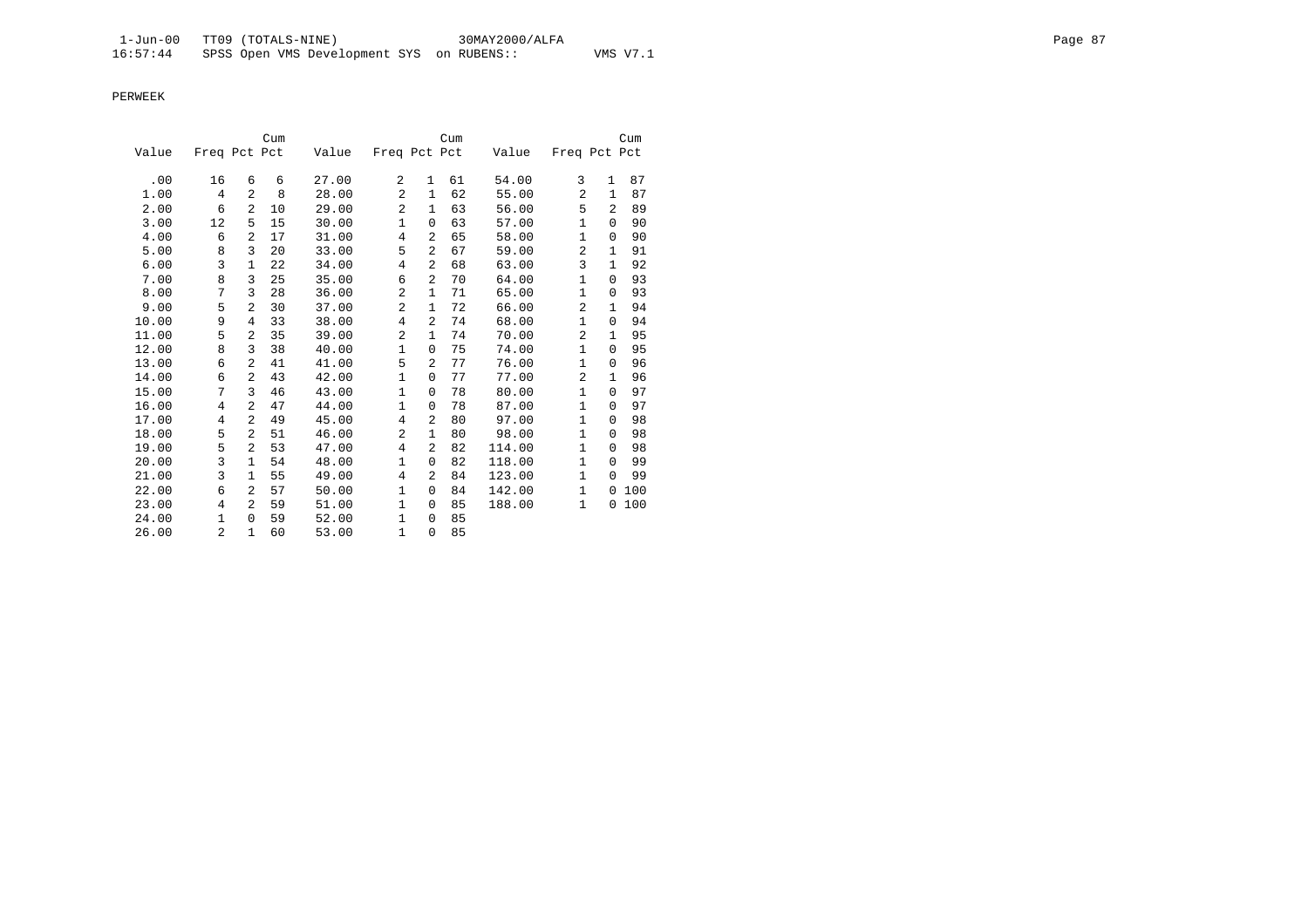PERWEEK

| Value | Freq | Pct | Cum Pct | Value | Freq | Pct | Cum Pct | Value | Freq | Pct | Cum Pct |
|---|---|---|---|---|---|---|---|---|---|---|---|
| .00 | 16 | 6 | 6 | 27.00 | 2 | 1 | 61 | 54.00 | 3 | 1 | 87 |
| 1.00 | 4 | 2 | 8 | 28.00 | 2 | 1 | 62 | 55.00 | 2 | 1 | 87 |
| 2.00 | 6 | 2 | 10 | 29.00 | 2 | 1 | 63 | 56.00 | 5 | 2 | 89 |
| 3.00 | 12 | 5 | 15 | 30.00 | 1 | 0 | 63 | 57.00 | 1 | 0 | 90 |
| 4.00 | 6 | 2 | 17 | 31.00 | 4 | 2 | 65 | 58.00 | 1 | 0 | 90 |
| 5.00 | 8 | 3 | 20 | 33.00 | 5 | 2 | 67 | 59.00 | 2 | 1 | 91 |
| 6.00 | 3 | 1 | 22 | 34.00 | 4 | 2 | 68 | 63.00 | 3 | 1 | 92 |
| 7.00 | 8 | 3 | 25 | 35.00 | 6 | 2 | 70 | 64.00 | 1 | 0 | 93 |
| 8.00 | 7 | 3 | 28 | 36.00 | 2 | 1 | 71 | 65.00 | 1 | 0 | 93 |
| 9.00 | 5 | 2 | 30 | 37.00 | 2 | 1 | 72 | 66.00 | 2 | 1 | 94 |
| 10.00 | 9 | 4 | 33 | 38.00 | 4 | 2 | 74 | 68.00 | 1 | 0 | 94 |
| 11.00 | 5 | 2 | 35 | 39.00 | 2 | 1 | 74 | 70.00 | 2 | 1 | 95 |
| 12.00 | 8 | 3 | 38 | 40.00 | 1 | 0 | 75 | 74.00 | 1 | 0 | 95 |
| 13.00 | 6 | 2 | 41 | 41.00 | 5 | 2 | 77 | 76.00 | 1 | 0 | 96 |
| 14.00 | 6 | 2 | 43 | 42.00 | 1 | 0 | 77 | 77.00 | 2 | 1 | 96 |
| 15.00 | 7 | 3 | 46 | 43.00 | 1 | 0 | 78 | 80.00 | 1 | 0 | 97 |
| 16.00 | 4 | 2 | 47 | 44.00 | 1 | 0 | 78 | 87.00 | 1 | 0 | 97 |
| 17.00 | 4 | 2 | 49 | 45.00 | 4 | 2 | 80 | 97.00 | 1 | 0 | 98 |
| 18.00 | 5 | 2 | 51 | 46.00 | 2 | 1 | 80 | 98.00 | 1 | 0 | 98 |
| 19.00 | 5 | 2 | 53 | 47.00 | 4 | 2 | 82 | 114.00 | 1 | 0 | 98 |
| 20.00 | 3 | 1 | 54 | 48.00 | 1 | 0 | 82 | 118.00 | 1 | 0 | 99 |
| 21.00 | 3 | 1 | 55 | 49.00 | 4 | 2 | 84 | 123.00 | 1 | 0 | 99 |
| 22.00 | 6 | 2 | 57 | 50.00 | 1 | 0 | 84 | 142.00 | 1 | 0 | 100 |
| 23.00 | 4 | 2 | 59 | 51.00 | 1 | 0 | 85 | 188.00 | 1 | 0 | 100 |
| 24.00 | 1 | 0 | 59 | 52.00 | 1 | 0 | 85 | | | | |
| 26.00 | 2 | 1 | 60 | 53.00 | 1 | 0 | 85 | | | | |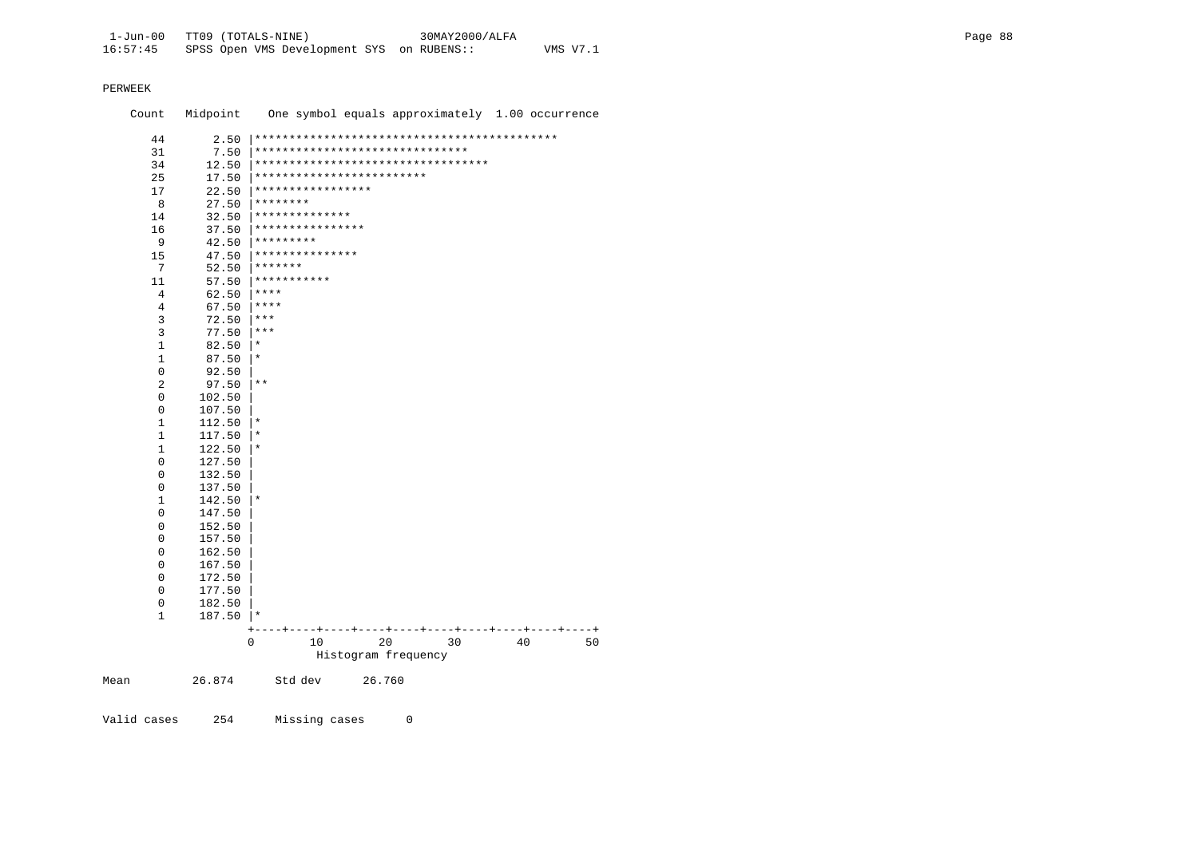PERWEEK

```
    Count   Midpoint    One symbol equals approximately  1.00 occurrence

      44       2.50 |********************************************
      31       7.50 |*******************************
      34      12.50 |**********************************
      25      17.50 |*************************
      17      22.50 |*****************
       8      27.50 |********
      14      32.50 |**************
      16      37.50 |****************
       9      42.50 |*********
      15      47.50 |***************
       7      52.50 |*******
      11      57.50 |***********
       4      62.50 |****
       4      67.50 |****
       3      72.50 |***
       3      77.50 |***
       1      82.50 |*
       1      87.50 |*
       0      92.50 |
       2      97.50 |**
       0     102.50 |
       0     107.50 |
       1     112.50 |*
       1     117.50 |*
       1     122.50 |*
       0     127.50 |
       0     132.50 |
       0     137.50 |
       1     142.50 |*
       0     147.50 |
       0     152.50 |
       0     157.50 |
       0     162.50 |
       0     167.50 |
       0     172.50 |
       0     177.50 |
       0     182.50 |
       1     187.50 |*
                    +----+----+----+----+----+----+----+----+----+----+
                    0         10        20        30        40        50
                              Histogram frequency

Mean         26.874      Std dev      26.760


Valid cases     254      Missing cases      0
```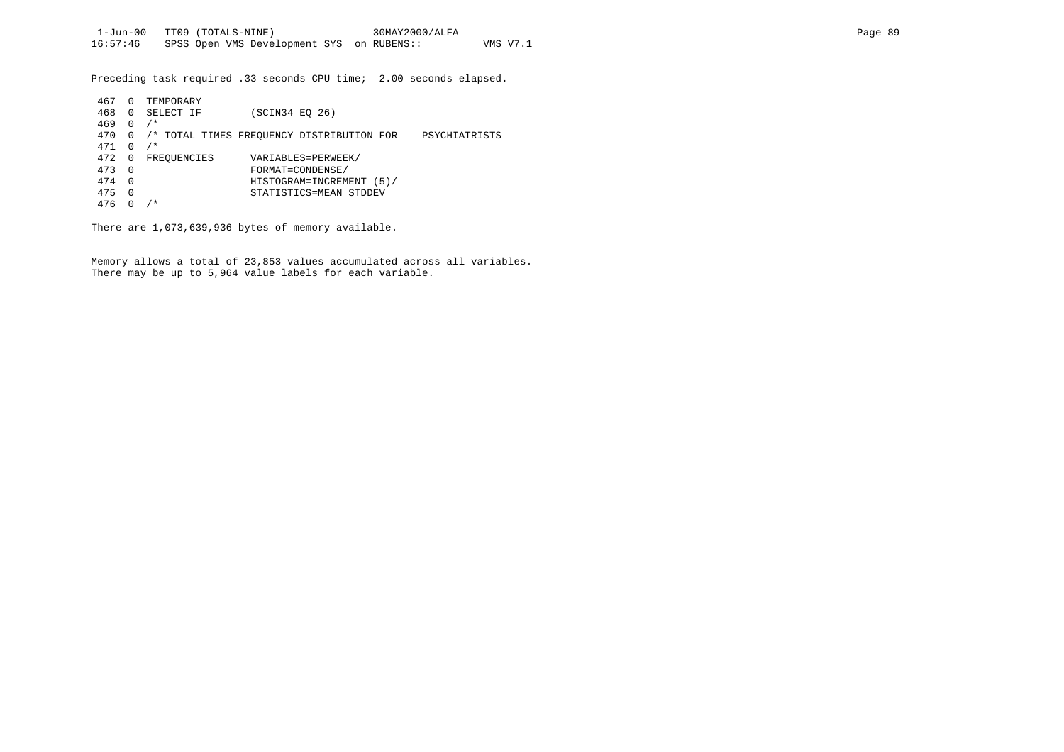Preceding task required .33 seconds CPU time; 2.00 seconds elapsed.

```
 467  0  TEMPORARY
 468  0  SELECT IF        (SCIN34 EQ 26)
 469  0  /*
 470  0  /* TOTAL TIMES FREQUENCY DISTRIBUTION FOR    PSYCHIATRISTS
 471  0  /*
 472  0  FREQUENCIES      VARIABLES=PERWEEK/
 473  0                   FORMAT=CONDENSE/
 474  0                   HISTOGRAM=INCREMENT (5)/
 475  0                   STATISTICS=MEAN STDDEV
 476  0  /*
```

There are 1,073,639,936 bytes of memory available.

Memory allows a total of 23,853 values accumulated across all variables.
There may be up to 5,964 value labels for each variable.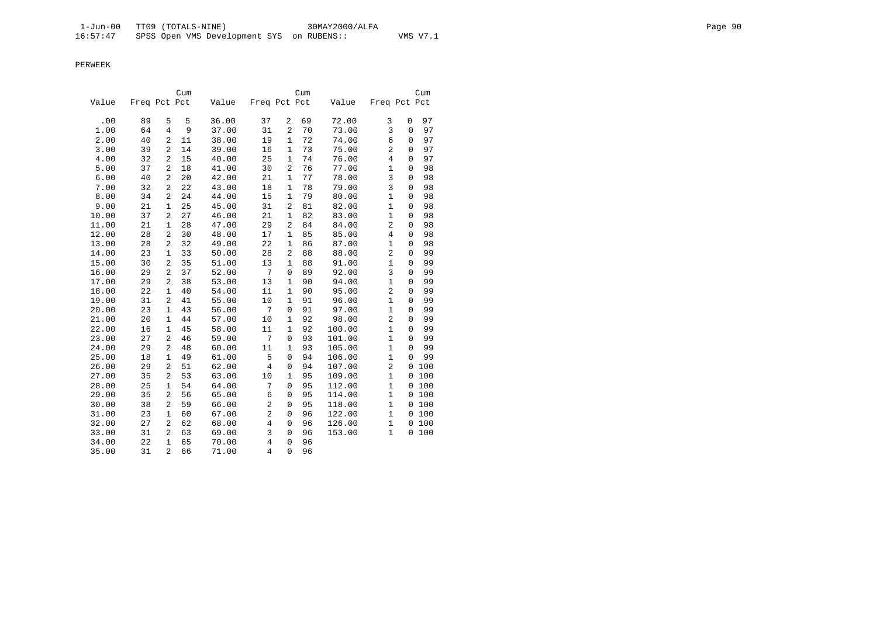PERWEEK

| Value | Freq | Pct | Cum Pct | Value | Freq | Pct | Cum Pct | Value | Freq | Pct | Cum Pct |
|---|---|---|---|---|---|---|---|---|---|---|---|
| .00 | 89 | 5 | 5 | 36.00 | 37 | 2 | 69 | 72.00 | 3 | 0 | 97 |
| 1.00 | 64 | 4 | 9 | 37.00 | 31 | 2 | 70 | 73.00 | 3 | 0 | 97 |
| 2.00 | 40 | 2 | 11 | 38.00 | 19 | 1 | 72 | 74.00 | 6 | 0 | 97 |
| 3.00 | 39 | 2 | 14 | 39.00 | 16 | 1 | 73 | 75.00 | 2 | 0 | 97 |
| 4.00 | 32 | 2 | 15 | 40.00 | 25 | 1 | 74 | 76.00 | 4 | 0 | 97 |
| 5.00 | 37 | 2 | 18 | 41.00 | 30 | 2 | 76 | 77.00 | 1 | 0 | 98 |
| 6.00 | 40 | 2 | 20 | 42.00 | 21 | 1 | 77 | 78.00 | 3 | 0 | 98 |
| 7.00 | 32 | 2 | 22 | 43.00 | 18 | 1 | 78 | 79.00 | 3 | 0 | 98 |
| 8.00 | 34 | 2 | 24 | 44.00 | 15 | 1 | 79 | 80.00 | 1 | 0 | 98 |
| 9.00 | 21 | 1 | 25 | 45.00 | 31 | 2 | 81 | 82.00 | 1 | 0 | 98 |
| 10.00 | 37 | 2 | 27 | 46.00 | 21 | 1 | 82 | 83.00 | 1 | 0 | 98 |
| 11.00 | 21 | 1 | 28 | 47.00 | 29 | 2 | 84 | 84.00 | 2 | 0 | 98 |
| 12.00 | 28 | 2 | 30 | 48.00 | 17 | 1 | 85 | 85.00 | 4 | 0 | 98 |
| 13.00 | 28 | 2 | 32 | 49.00 | 22 | 1 | 86 | 87.00 | 1 | 0 | 98 |
| 14.00 | 23 | 1 | 33 | 50.00 | 28 | 2 | 88 | 88.00 | 2 | 0 | 99 |
| 15.00 | 30 | 2 | 35 | 51.00 | 13 | 1 | 88 | 91.00 | 1 | 0 | 99 |
| 16.00 | 29 | 2 | 37 | 52.00 | 7 | 0 | 89 | 92.00 | 3 | 0 | 99 |
| 17.00 | 29 | 2 | 38 | 53.00 | 13 | 1 | 90 | 94.00 | 1 | 0 | 99 |
| 18.00 | 22 | 1 | 40 | 54.00 | 11 | 1 | 90 | 95.00 | 2 | 0 | 99 |
| 19.00 | 31 | 2 | 41 | 55.00 | 10 | 1 | 91 | 96.00 | 1 | 0 | 99 |
| 20.00 | 23 | 1 | 43 | 56.00 | 7 | 0 | 91 | 97.00 | 1 | 0 | 99 |
| 21.00 | 20 | 1 | 44 | 57.00 | 10 | 1 | 92 | 98.00 | 2 | 0 | 99 |
| 22.00 | 16 | 1 | 45 | 58.00 | 11 | 1 | 92 | 100.00 | 1 | 0 | 99 |
| 23.00 | 27 | 2 | 46 | 59.00 | 7 | 0 | 93 | 101.00 | 1 | 0 | 99 |
| 24.00 | 29 | 2 | 48 | 60.00 | 11 | 1 | 93 | 105.00 | 1 | 0 | 99 |
| 25.00 | 18 | 1 | 49 | 61.00 | 5 | 0 | 94 | 106.00 | 1 | 0 | 99 |
| 26.00 | 29 | 2 | 51 | 62.00 | 4 | 0 | 94 | 107.00 | 2 | 0 | 100 |
| 27.00 | 35 | 2 | 53 | 63.00 | 10 | 1 | 95 | 109.00 | 1 | 0 | 100 |
| 28.00 | 25 | 1 | 54 | 64.00 | 7 | 0 | 95 | 112.00 | 1 | 0 | 100 |
| 29.00 | 35 | 2 | 56 | 65.00 | 6 | 0 | 95 | 114.00 | 1 | 0 | 100 |
| 30.00 | 38 | 2 | 59 | 66.00 | 2 | 0 | 95 | 118.00 | 1 | 0 | 100 |
| 31.00 | 23 | 1 | 60 | 67.00 | 2 | 0 | 96 | 122.00 | 1 | 0 | 100 |
| 32.00 | 27 | 2 | 62 | 68.00 | 4 | 0 | 96 | 126.00 | 1 | 0 | 100 |
| 33.00 | 31 | 2 | 63 | 69.00 | 3 | 0 | 96 | 153.00 | 1 | 0 | 100 |
| 34.00 | 22 | 1 | 65 | 70.00 | 4 | 0 | 96 | | | | |
| 35.00 | 31 | 2 | 66 | 71.00 | 4 | 0 | 96 | | | | |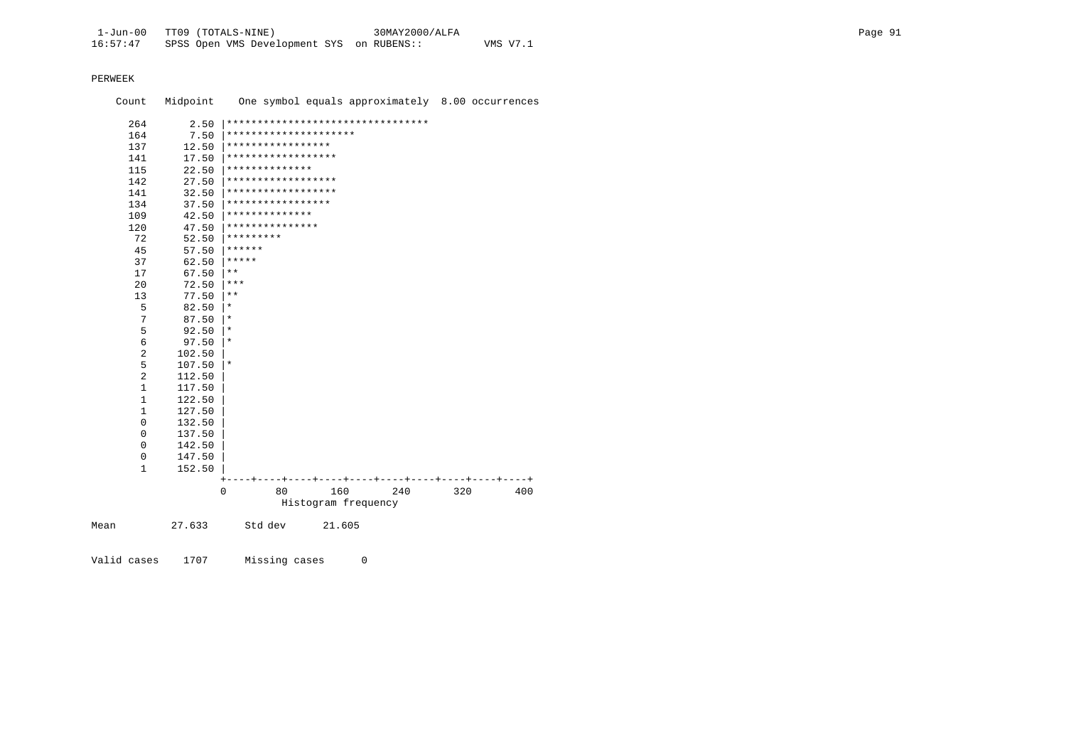PERWEEK

```
    Count   Midpoint    One symbol equals approximately  8.00 occurrences

      264       2.50 |*********************************
      164       7.50 |*********************
      137      12.50 |*****************
      141      17.50 |******************
      115      22.50 |**************
      142      27.50 |******************
      141      32.50 |******************
      134      37.50 |*****************
      109      42.50 |**************
      120      47.50 |***************
       72      52.50 |*********
       45      57.50 |******
       37      62.50 |*****
       17      67.50 |**
       20      72.50 |***
       13      77.50 |**
        5      82.50 |*
        7      87.50 |*
        5      92.50 |*
        6      97.50 |*
        2     102.50 |
        5     107.50 |*
        2     112.50 |
        1     117.50 |
        1     122.50 |
        1     127.50 |
        0     132.50 |
        0     137.50 |
        0     142.50 |
        0     147.50 |
        1     152.50 |
                     +----+----+----+----+----+----+----+----+----+----+
                     0        80       160       240       320       400
                               Histogram frequency

Mean          27.633      Std dev      21.605


Valid cases    1707      Missing cases      0
```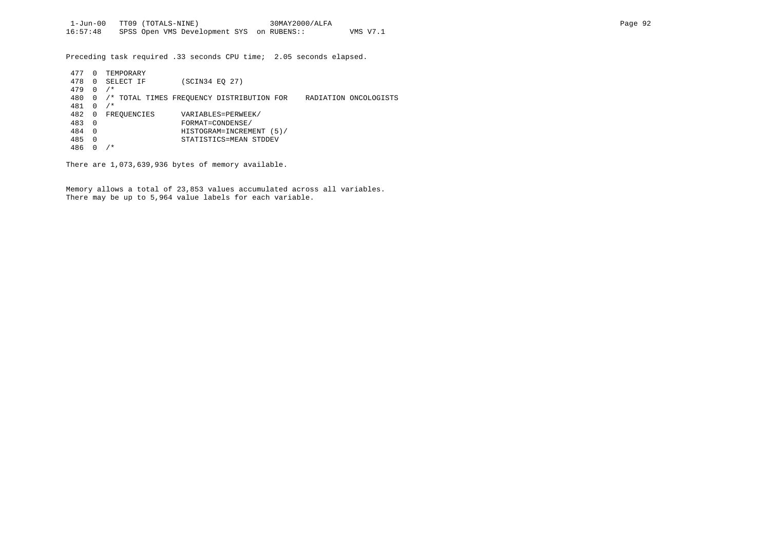Preceding task required .33 seconds CPU time;  2.05 seconds elapsed.

```
 477  0  TEMPORARY
 478  0  SELECT IF        (SCIN34 EQ 27)
 479  0  /*
 480  0  /* TOTAL TIMES FREQUENCY DISTRIBUTION FOR    RADIATION ONCOLOGISTS
 481  0  /*
 482  0  FREQUENCIES      VARIABLES=PERWEEK/
 483  0                   FORMAT=CONDENSE/
 484  0                   HISTOGRAM=INCREMENT (5)/
 485  0                   STATISTICS=MEAN STDDEV
 486  0  /*
```

There are 1,073,639,936 bytes of memory available.

Memory allows a total of 23,853 values accumulated across all variables.
There may be up to 5,964 value labels for each variable.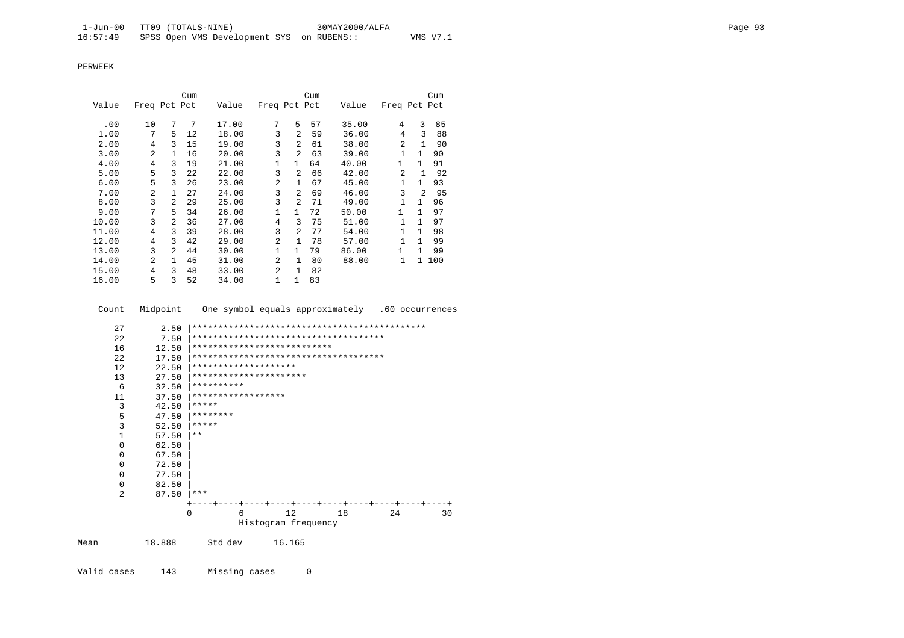PERWEEK

| Value | Freq | Pct | Cum Pct | Value | Freq | Pct | Cum Pct | Value | Freq | Pct | Cum Pct |
|---|---|---|---|---|---|---|---|---|---|---|---|
| .00 | 10 | 7 | 7 | 17.00 | 7 | 5 | 57 | 35.00 | 4 | 3 | 85 |
| 1.00 | 7 | 5 | 12 | 18.00 | 3 | 2 | 59 | 36.00 | 4 | 3 | 88 |
| 2.00 | 4 | 3 | 15 | 19.00 | 3 | 2 | 61 | 38.00 | 2 | 1 | 90 |
| 3.00 | 2 | 1 | 16 | 20.00 | 3 | 2 | 63 | 39.00 | 1 | 1 | 90 |
| 4.00 | 4 | 3 | 19 | 21.00 | 1 | 1 | 64 | 40.00 | 1 | 1 | 91 |
| 5.00 | 5 | 3 | 22 | 22.00 | 3 | 2 | 66 | 42.00 | 2 | 1 | 92 |
| 6.00 | 5 | 3 | 26 | 23.00 | 2 | 1 | 67 | 45.00 | 1 | 1 | 93 |
| 7.00 | 2 | 1 | 27 | 24.00 | 3 | 2 | 69 | 46.00 | 3 | 2 | 95 |
| 8.00 | 3 | 2 | 29 | 25.00 | 3 | 2 | 71 | 49.00 | 1 | 1 | 96 |
| 9.00 | 7 | 5 | 34 | 26.00 | 1 | 1 | 72 | 50.00 | 1 | 1 | 97 |
| 10.00 | 3 | 2 | 36 | 27.00 | 4 | 3 | 75 | 51.00 | 1 | 1 | 97 |
| 11.00 | 4 | 3 | 39 | 28.00 | 3 | 2 | 77 | 54.00 | 1 | 1 | 98 |
| 12.00 | 4 | 3 | 42 | 29.00 | 2 | 1 | 78 | 57.00 | 1 | 1 | 99 |
| 13.00 | 3 | 2 | 44 | 30.00 | 1 | 1 | 79 | 86.00 | 1 | 1 | 99 |
| 14.00 | 2 | 1 | 45 | 31.00 | 2 | 1 | 80 | 88.00 | 1 | 1 | 100 |
| 15.00 | 4 | 3 | 48 | 33.00 | 2 | 1 | 82 | | | | |
| 16.00 | 5 | 3 | 52 | 34.00 | 1 | 1 | 83 | | | | |

```
 Count   Midpoint    One symbol equals approximately   .60 occurrences

    27       2.50 |*********************************************
    22       7.50 |*************************************
    16      12.50 |***************************
    22      17.50 |*************************************
    12      22.50 |********************
    13      27.50 |**********************
     6      32.50 |**********
    11      37.50 |******************
     3      42.50 |*****
     5      47.50 |********
     3      52.50 |*****
     1      57.50 |**
     0      62.50 |
     0      67.50 |
     0      72.50 |
     0      77.50 |
     0      82.50 |
     2      87.50 |***
                  +----+----+----+----+----+----+----+----+----+----+
                  0         6        12        18        24        30
                            Histogram frequency
```

Mean 18.888 Std dev 16.165

Valid cases 143 Missing cases 0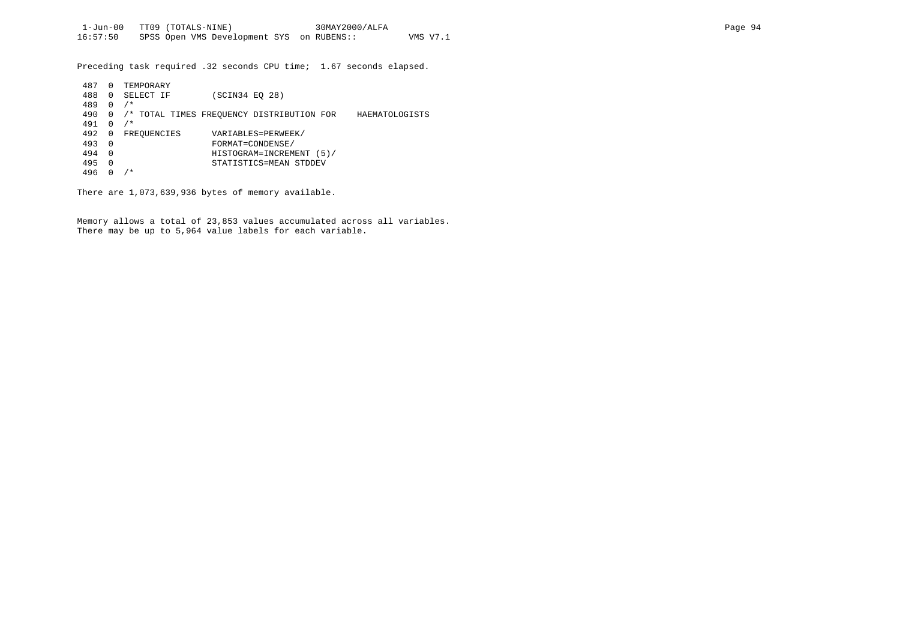Preceding task required .32 seconds CPU time; 1.67 seconds elapsed.

```
 487  0  TEMPORARY
 488  0  SELECT IF        (SCIN34 EQ 28)
 489  0  /*
 490  0  /* TOTAL TIMES FREQUENCY DISTRIBUTION FOR    HAEMATOLOGISTS
 491  0  /*
 492  0  FREQUENCIES      VARIABLES=PERWEEK/
 493  0                   FORMAT=CONDENSE/
 494  0                   HISTOGRAM=INCREMENT (5)/
 495  0                   STATISTICS=MEAN STDDEV
 496  0  /*
```

There are 1,073,639,936 bytes of memory available.

Memory allows a total of 23,853 values accumulated across all variables.
There may be up to 5,964 value labels for each variable.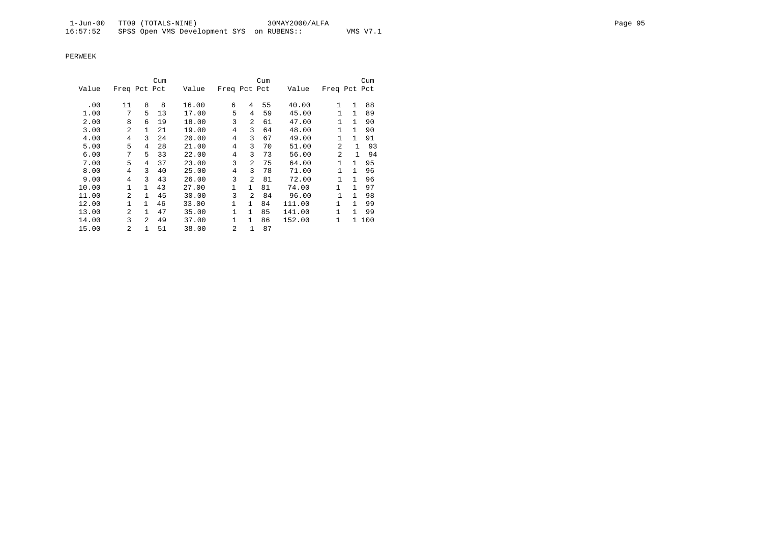PERWEEK

| Value | Freq | Pct | Cum Pct | Value | Freq | Pct | Cum Pct | Value | Freq | Pct | Cum Pct |
|---|---|---|---|---|---|---|---|---|---|---|---|
| .00 | 11 | 8 | 8 | 16.00 | 6 | 4 | 55 | 40.00 | 1 | 1 | 88 |
| 1.00 | 7 | 5 | 13 | 17.00 | 5 | 4 | 59 | 45.00 | 1 | 1 | 89 |
| 2.00 | 8 | 6 | 19 | 18.00 | 3 | 2 | 61 | 47.00 | 1 | 1 | 90 |
| 3.00 | 2 | 1 | 21 | 19.00 | 4 | 3 | 64 | 48.00 | 1 | 1 | 90 |
| 4.00 | 4 | 3 | 24 | 20.00 | 4 | 3 | 67 | 49.00 | 1 | 1 | 91 |
| 5.00 | 5 | 4 | 28 | 21.00 | 4 | 3 | 70 | 51.00 | 2 | 1 | 93 |
| 6.00 | 7 | 5 | 33 | 22.00 | 4 | 3 | 73 | 56.00 | 2 | 1 | 94 |
| 7.00 | 5 | 4 | 37 | 23.00 | 3 | 2 | 75 | 64.00 | 1 | 1 | 95 |
| 8.00 | 4 | 3 | 40 | 25.00 | 4 | 3 | 78 | 71.00 | 1 | 1 | 96 |
| 9.00 | 4 | 3 | 43 | 26.00 | 3 | 2 | 81 | 72.00 | 1 | 1 | 96 |
| 10.00 | 1 | 1 | 43 | 27.00 | 1 | 1 | 81 | 74.00 | 1 | 1 | 97 |
| 11.00 | 2 | 1 | 45 | 30.00 | 3 | 2 | 84 | 96.00 | 1 | 1 | 98 |
| 12.00 | 1 | 1 | 46 | 33.00 | 1 | 1 | 84 | 111.00 | 1 | 1 | 99 |
| 13.00 | 2 | 1 | 47 | 35.00 | 1 | 1 | 85 | 141.00 | 1 | 1 | 99 |
| 14.00 | 3 | 2 | 49 | 37.00 | 1 | 1 | 86 | 152.00 | 1 | 1 | 100 |
| 15.00 | 2 | 1 | 51 | 38.00 | 2 | 1 | 87 | | | | |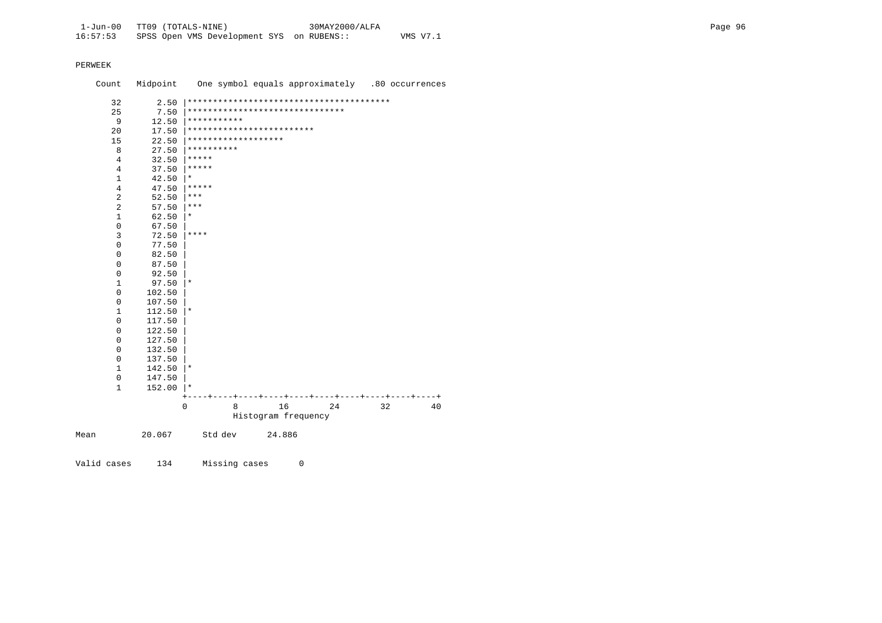PERWEEK

```
    Count   Midpoint    One symbol equals approximately   .80 occurrences

      32       2.50 |****************************************
      25       7.50 |*******************************
       9      12.50 |***********
      20      17.50 |*************************
      15      22.50 |*******************
       8      27.50 |**********
       4      32.50 |*****
       4      37.50 |*****
       1      42.50 |*
       4      47.50 |*****
       2      52.50 |***
       2      57.50 |***
       1      62.50 |*
       0      67.50 |
       3      72.50 |****
       0      77.50 |
       0      82.50 |
       0      87.50 |
       0      92.50 |
       1      97.50 |*
       0     102.50 |
       0     107.50 |
       1     112.50 |*
       0     117.50 |
       0     122.50 |
       0     127.50 |
       0     132.50 |
       0     137.50 |
       1     142.50 |*
       0     147.50 |
       1     152.00 |*
                    +----+----+----+----+----+----+----+----+----+----+
                    0         8        16        24        32        40
                              Histogram frequency

Mean         20.067      Std dev      24.886


Valid cases     134      Missing cases      0
```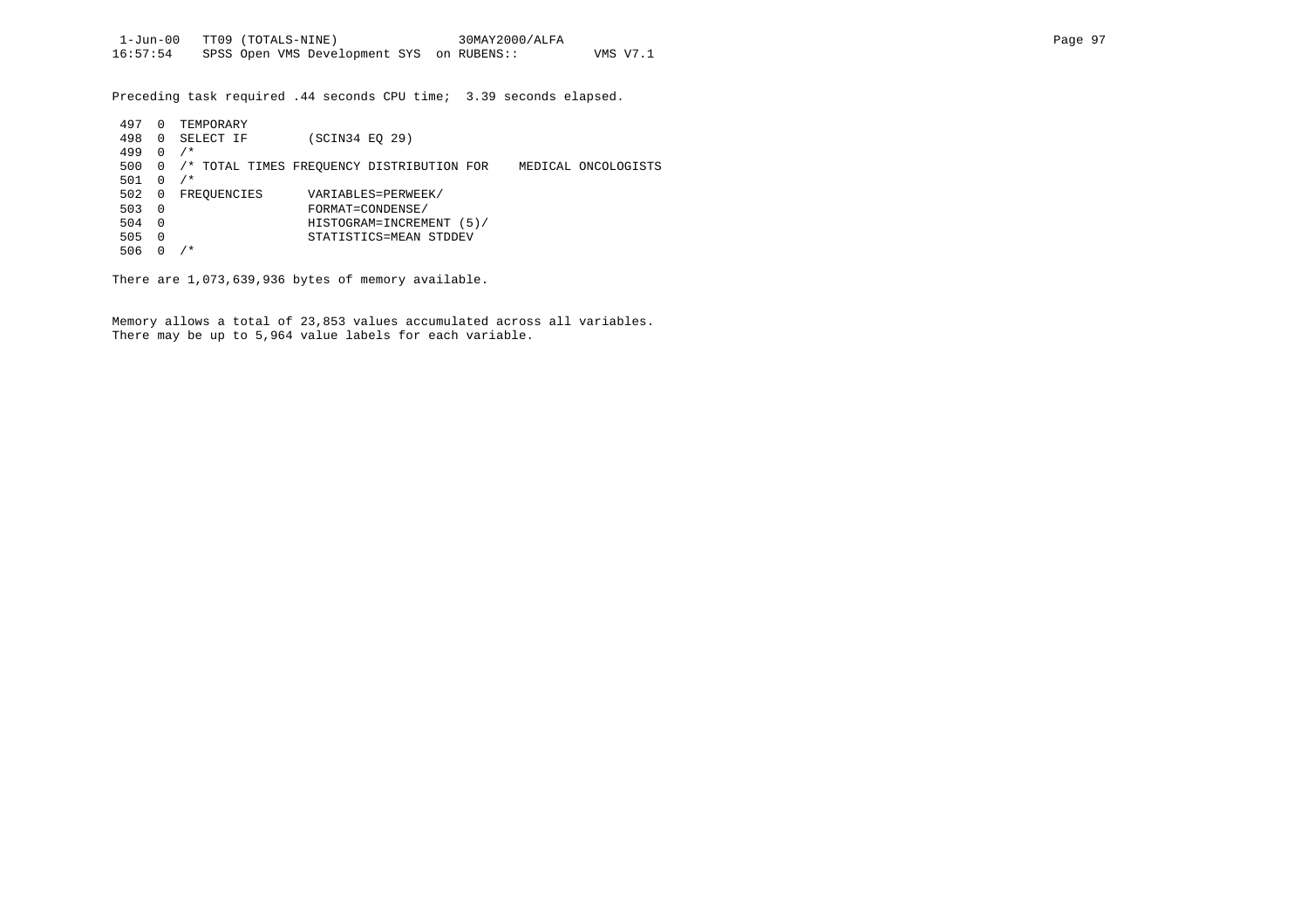Preceding task required .44 seconds CPU time;  3.39 seconds elapsed.

```
 497  0  TEMPORARY
 498  0  SELECT IF        (SCIN34 EQ 29)
 499  0  /*
 500  0  /* TOTAL TIMES FREQUENCY DISTRIBUTION FOR    MEDICAL ONCOLOGISTS
 501  0  /*
 502  0  FREQUENCIES      VARIABLES=PERWEEK/
 503  0                   FORMAT=CONDENSE/
 504  0                   HISTOGRAM=INCREMENT (5)/
 505  0                   STATISTICS=MEAN STDDEV
 506  0  /*
```

There are 1,073,639,936 bytes of memory available.

Memory allows a total of 23,853 values accumulated across all variables.
There may be up to 5,964 value labels for each variable.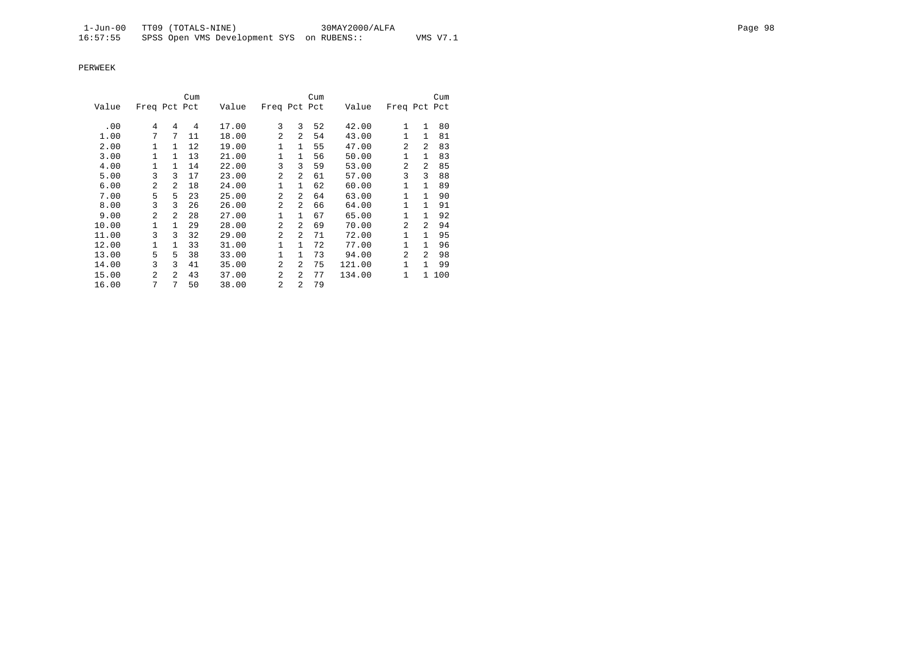PERWEEK

| Value | Freq | Pct | Cum Pct | Value | Freq | Pct | Cum Pct | Value | Freq | Pct | Cum Pct |
|---|---|---|---|---|---|---|---|---|---|---|---|
| .00 | 4 | 4 | 4 | 17.00 | 3 | 3 | 52 | 42.00 | 1 | 1 | 80 |
| 1.00 | 7 | 7 | 11 | 18.00 | 2 | 2 | 54 | 43.00 | 1 | 1 | 81 |
| 2.00 | 1 | 1 | 12 | 19.00 | 1 | 1 | 55 | 47.00 | 2 | 2 | 83 |
| 3.00 | 1 | 1 | 13 | 21.00 | 1 | 1 | 56 | 50.00 | 1 | 1 | 83 |
| 4.00 | 1 | 1 | 14 | 22.00 | 3 | 3 | 59 | 53.00 | 2 | 2 | 85 |
| 5.00 | 3 | 3 | 17 | 23.00 | 2 | 2 | 61 | 57.00 | 3 | 3 | 88 |
| 6.00 | 2 | 2 | 18 | 24.00 | 1 | 1 | 62 | 60.00 | 1 | 1 | 89 |
| 7.00 | 5 | 5 | 23 | 25.00 | 2 | 2 | 64 | 63.00 | 1 | 1 | 90 |
| 8.00 | 3 | 3 | 26 | 26.00 | 2 | 2 | 66 | 64.00 | 1 | 1 | 91 |
| 9.00 | 2 | 2 | 28 | 27.00 | 1 | 1 | 67 | 65.00 | 1 | 1 | 92 |
| 10.00 | 1 | 1 | 29 | 28.00 | 2 | 2 | 69 | 70.00 | 2 | 2 | 94 |
| 11.00 | 3 | 3 | 32 | 29.00 | 2 | 2 | 71 | 72.00 | 1 | 1 | 95 |
| 12.00 | 1 | 1 | 33 | 31.00 | 1 | 1 | 72 | 77.00 | 1 | 1 | 96 |
| 13.00 | 5 | 5 | 38 | 33.00 | 1 | 1 | 73 | 94.00 | 2 | 2 | 98 |
| 14.00 | 3 | 3 | 41 | 35.00 | 2 | 2 | 75 | 121.00 | 1 | 1 | 99 |
| 15.00 | 2 | 2 | 43 | 37.00 | 2 | 2 | 77 | 134.00 | 1 | 1 | 100 |
| 16.00 | 7 | 7 | 50 | 38.00 | 2 | 2 | 79 | | | | |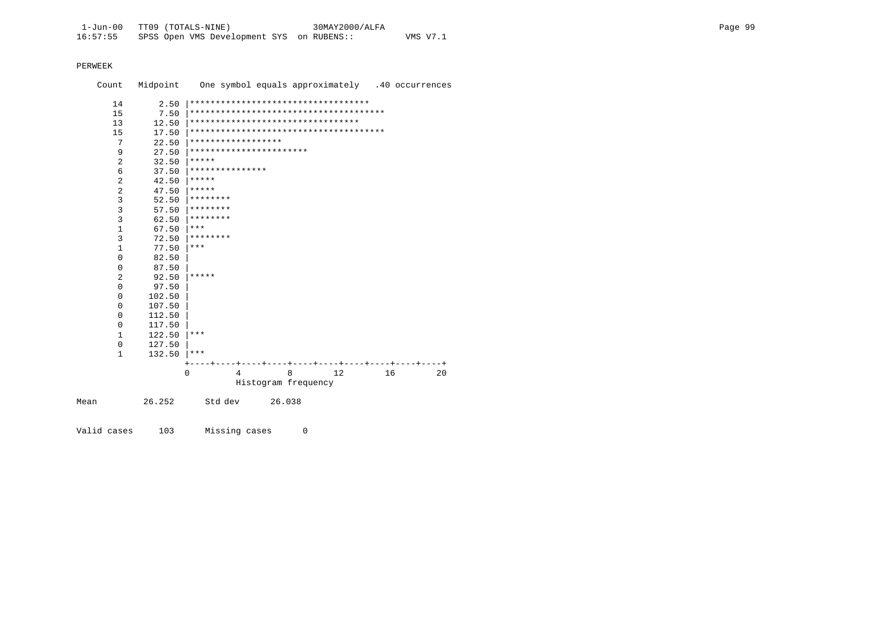PERWEEK

```
    Count   Midpoint    One symbol equals approximately   .40 occurrences

      14       2.50 |***********************************
      15       7.50 |**************************************
      13      12.50 |********************************
      15      17.50 |**************************************
       7      22.50 |******************
       9      27.50 |***********************
       2      32.50 |*****
       6      37.50 |***************
       2      42.50 |*****
       2      47.50 |*****
       3      52.50 |********
       3      57.50 |********
       3      62.50 |********
       1      67.50 |***
       3      72.50 |********
       1      77.50 |***
       0      82.50 |
       0      87.50 |
       2      92.50 |*****
       0      97.50 |
       0     102.50 |
       0     107.50 |
       0     112.50 |
       0     117.50 |
       1     122.50 |***
       0     127.50 |
       1     132.50 |***
                    +----+----+----+----+----+----+----+----+----+----+
                    0         4         8        12        16        20
                              Histogram frequency

Mean         26.252      Std dev      26.038


Valid cases     103      Missing cases      0
```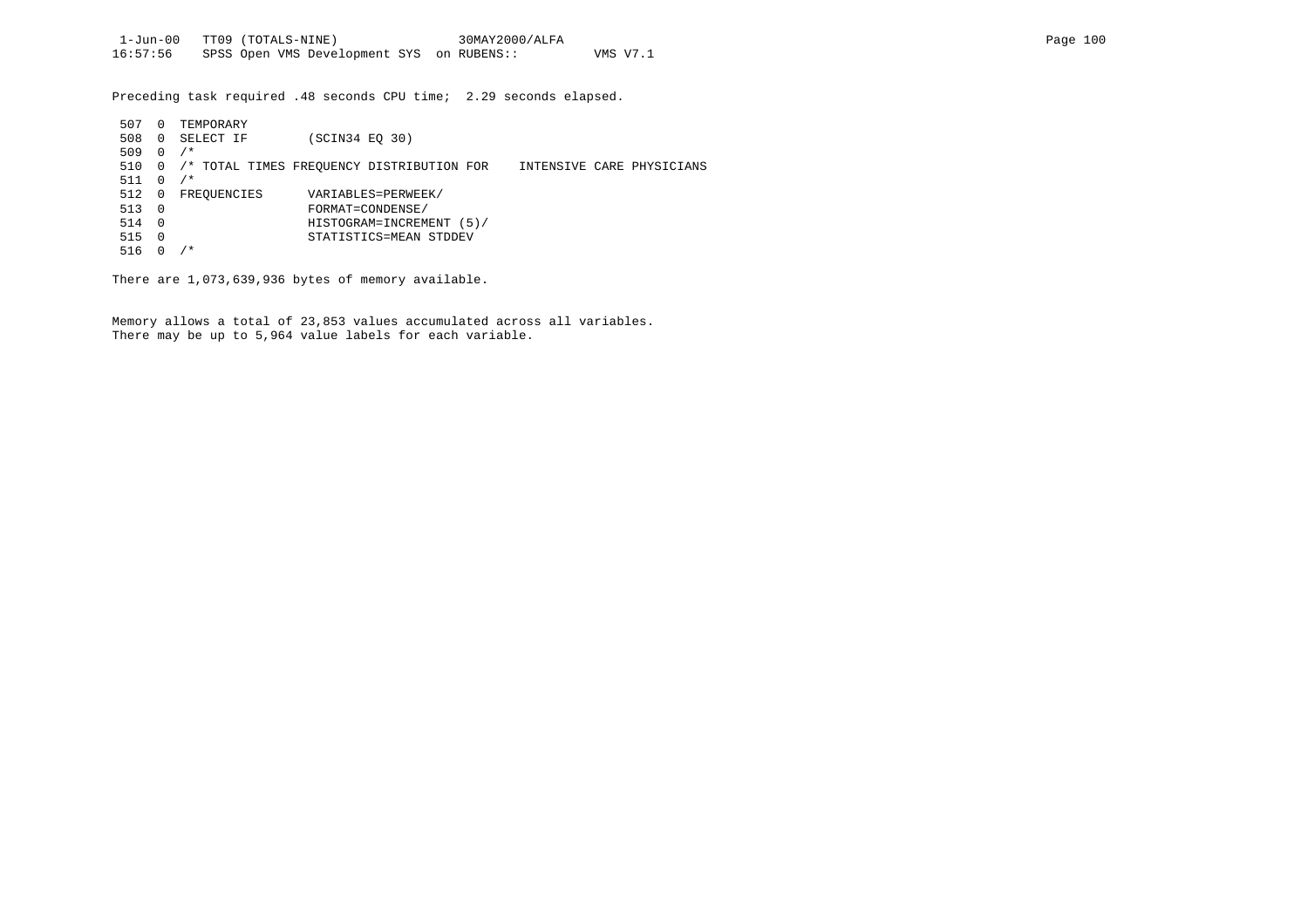Preceding task required .48 seconds CPU time;  2.29 seconds elapsed.

```
 507  0  TEMPORARY
 508  0  SELECT IF        (SCIN34 EQ 30)
 509  0  /*
 510  0  /* TOTAL TIMES FREQUENCY DISTRIBUTION FOR    INTENSIVE CARE PHYSICIANS
 511  0  /*
 512  0  FREQUENCIES      VARIABLES=PERWEEK/
 513  0                   FORMAT=CONDENSE/
 514  0                   HISTOGRAM=INCREMENT (5)/
 515  0                   STATISTICS=MEAN STDDEV
 516  0  /*
```

There are 1,073,639,936 bytes of memory available.

Memory allows a total of 23,853 values accumulated across all variables.
There may be up to 5,964 value labels for each variable.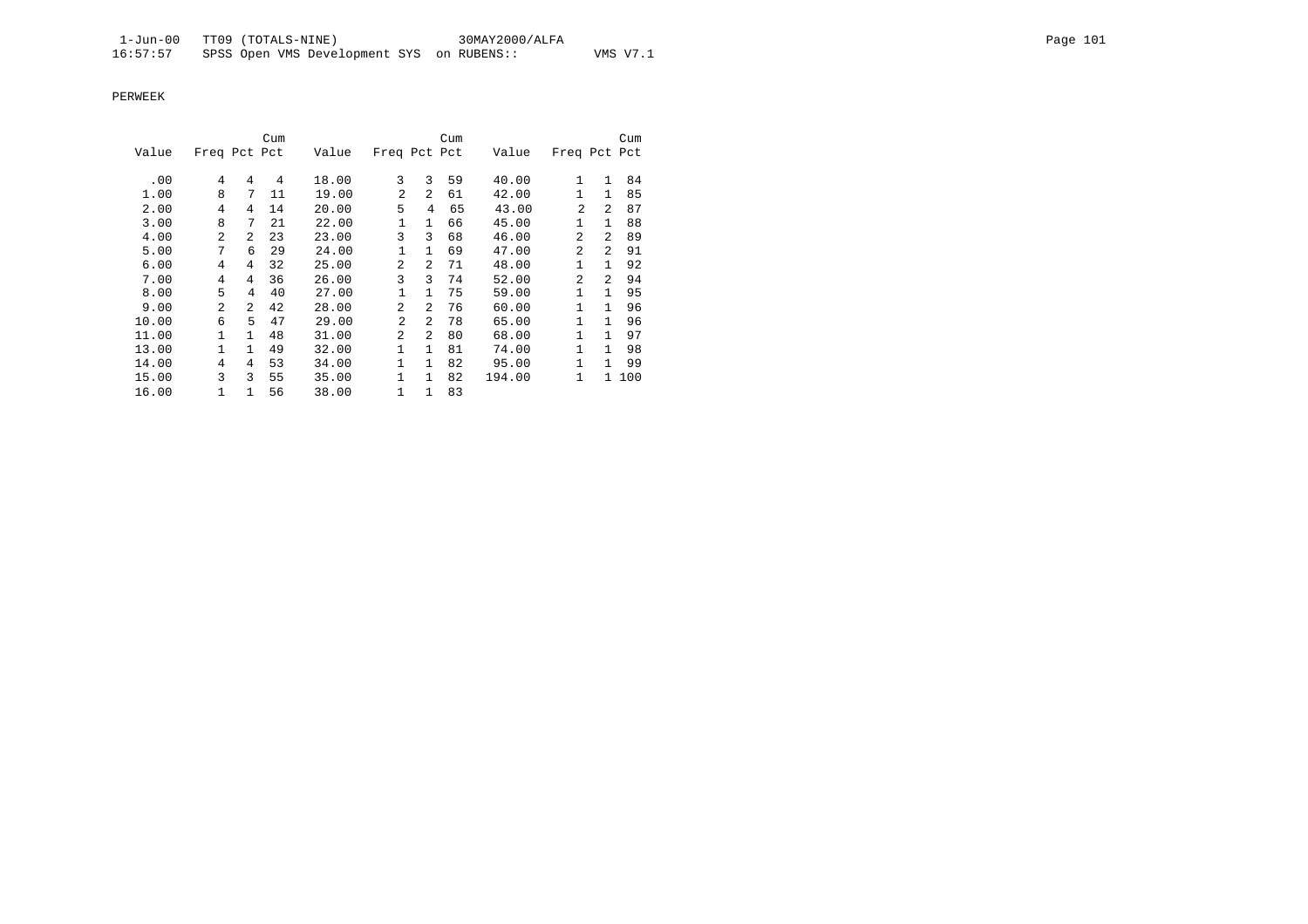PERWEEK

| Value | Freq | Pct | Cum Pct | Value | Freq | Pct | Cum Pct | Value | Freq | Pct | Cum Pct |
|---|---|---|---|---|---|---|---|---|---|---|---|
| .00 | 4 | 4 | 4 | 18.00 | 3 | 3 | 59 | 40.00 | 1 | 1 | 84 |
| 1.00 | 8 | 7 | 11 | 19.00 | 2 | 2 | 61 | 42.00 | 1 | 1 | 85 |
| 2.00 | 4 | 4 | 14 | 20.00 | 5 | 4 | 65 | 43.00 | 2 | 2 | 87 |
| 3.00 | 8 | 7 | 21 | 22.00 | 1 | 1 | 66 | 45.00 | 1 | 1 | 88 |
| 4.00 | 2 | 2 | 23 | 23.00 | 3 | 3 | 68 | 46.00 | 2 | 2 | 89 |
| 5.00 | 7 | 6 | 29 | 24.00 | 1 | 1 | 69 | 47.00 | 2 | 2 | 91 |
| 6.00 | 4 | 4 | 32 | 25.00 | 2 | 2 | 71 | 48.00 | 1 | 1 | 92 |
| 7.00 | 4 | 4 | 36 | 26.00 | 3 | 3 | 74 | 52.00 | 2 | 2 | 94 |
| 8.00 | 5 | 4 | 40 | 27.00 | 1 | 1 | 75 | 59.00 | 1 | 1 | 95 |
| 9.00 | 2 | 2 | 42 | 28.00 | 2 | 2 | 76 | 60.00 | 1 | 1 | 96 |
| 10.00 | 6 | 5 | 47 | 29.00 | 2 | 2 | 78 | 65.00 | 1 | 1 | 96 |
| 11.00 | 1 | 1 | 48 | 31.00 | 2 | 2 | 80 | 68.00 | 1 | 1 | 97 |
| 13.00 | 1 | 1 | 49 | 32.00 | 1 | 1 | 81 | 74.00 | 1 | 1 | 98 |
| 14.00 | 4 | 4 | 53 | 34.00 | 1 | 1 | 82 | 95.00 | 1 | 1 | 99 |
| 15.00 | 3 | 3 | 55 | 35.00 | 1 | 1 | 82 | 194.00 | 1 | 1 | 100 |
| 16.00 | 1 | 1 | 56 | 38.00 | 1 | 1 | 83 | | | | |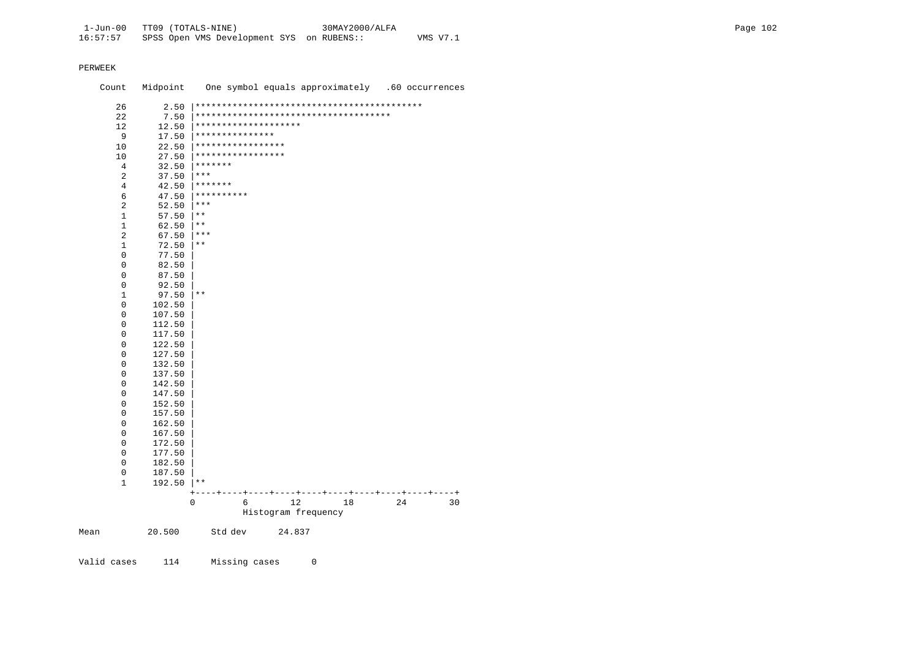PERWEEK

```
    Count   Midpoint    One symbol equals approximately   .60 occurrences

      26       2.50 |*******************************************
      22       7.50 |*************************************
      12      12.50 |********************
       9      17.50 |***************
      10      22.50 |*****************
      10      27.50 |*****************
       4      32.50 |*******
       2      37.50 |***
       4      42.50 |*******
       6      47.50 |**********
       2      52.50 |***
       1      57.50 |**
       1      62.50 |**
       2      67.50 |***
       1      72.50 |**
       0      77.50 |
       0      82.50 |
       0      87.50 |
       0      92.50 |
       1      97.50 |**
       0     102.50 |
       0     107.50 |
       0     112.50 |
       0     117.50 |
       0     122.50 |
       0     127.50 |
       0     132.50 |
       0     137.50 |
       0     142.50 |
       0     147.50 |
       0     152.50 |
       0     157.50 |
       0     162.50 |
       0     167.50 |
       0     172.50 |
       0     177.50 |
       0     182.50 |
       0     187.50 |
       1     192.50 |**
                    +----+----+----+----+----+----+----+----+----+----+
                    0         6        12        18        24        30
                              Histogram frequency

Mean         20.500      Std dev      24.837


Valid cases     114      Missing cases      0
```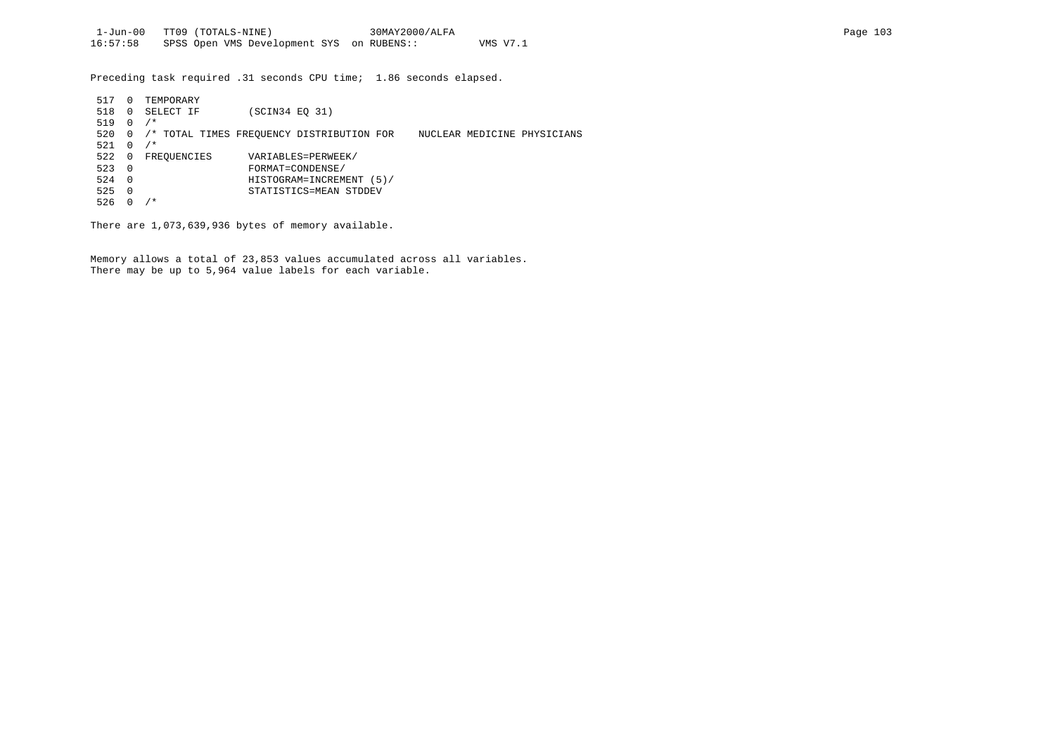Preceding task required .31 seconds CPU time; 1.86 seconds elapsed.

```
 517  0  TEMPORARY
 518  0  SELECT IF        (SCIN34 EQ 31)
 519  0  /*
 520  0  /* TOTAL TIMES FREQUENCY DISTRIBUTION FOR    NUCLEAR MEDICINE PHYSICIANS
 521  0  /*
 522  0  FREQUENCIES      VARIABLES=PERWEEK/
 523  0                   FORMAT=CONDENSE/
 524  0                   HISTOGRAM=INCREMENT (5)/
 525  0                   STATISTICS=MEAN STDDEV
 526  0  /*
```

There are 1,073,639,936 bytes of memory available.

Memory allows a total of 23,853 values accumulated across all variables.
There may be up to 5,964 value labels for each variable.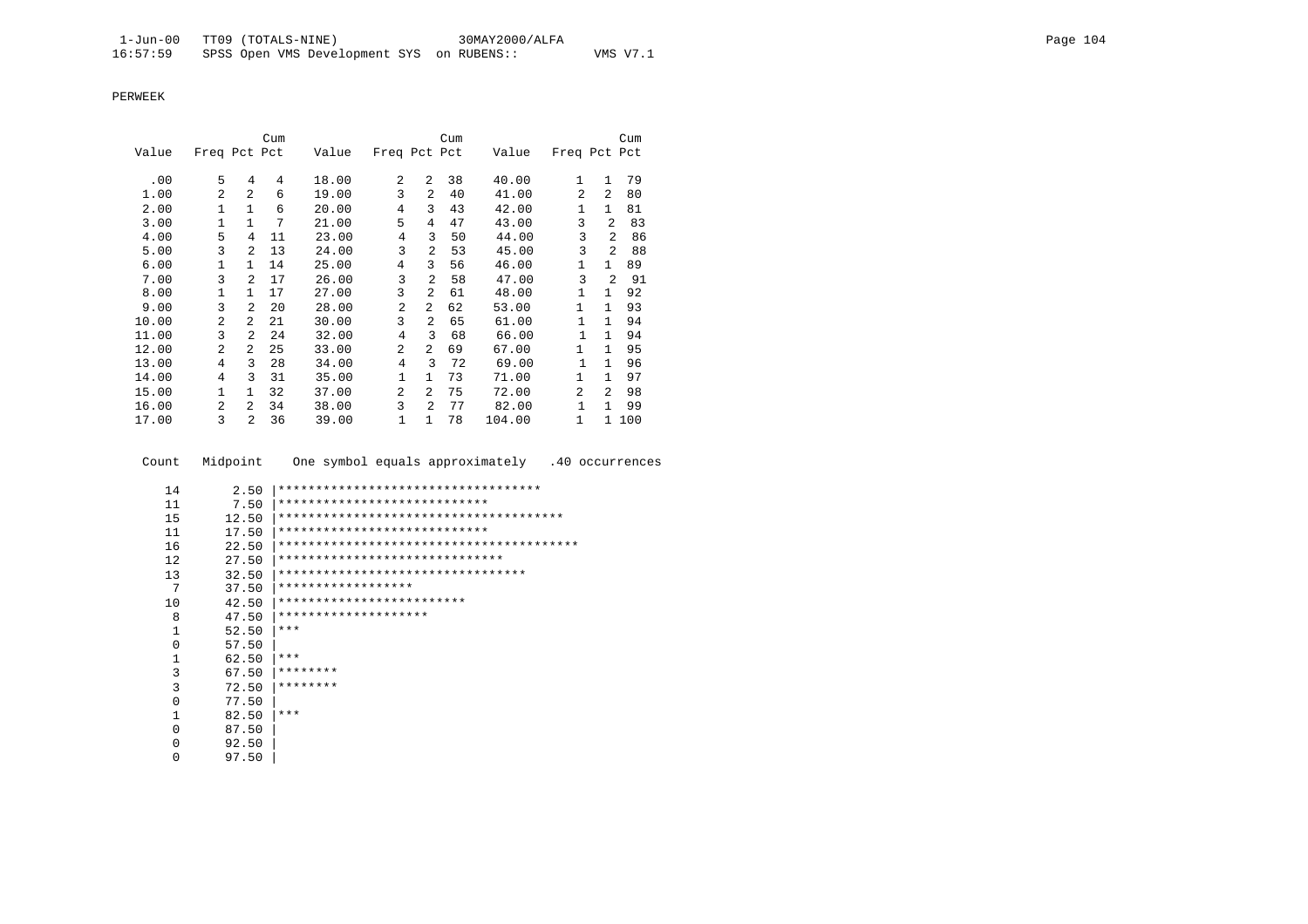PERWEEK

| Value | Freq | Pct | Cum Pct | Value | Freq | Pct | Cum Pct | Value | Freq | Pct | Cum Pct |
|---|---|---|---|---|---|---|---|---|---|---|---|
| .00 | 5 | 4 | 4 | 18.00 | 2 | 2 | 38 | 40.00 | 1 | 1 | 79 |
| 1.00 | 2 | 2 | 6 | 19.00 | 3 | 2 | 40 | 41.00 | 2 | 2 | 80 |
| 2.00 | 1 | 1 | 6 | 20.00 | 4 | 3 | 43 | 42.00 | 1 | 1 | 81 |
| 3.00 | 1 | 1 | 7 | 21.00 | 5 | 4 | 47 | 43.00 | 3 | 2 | 83 |
| 4.00 | 5 | 4 | 11 | 23.00 | 4 | 3 | 50 | 44.00 | 3 | 2 | 86 |
| 5.00 | 3 | 2 | 13 | 24.00 | 3 | 2 | 53 | 45.00 | 3 | 2 | 88 |
| 6.00 | 1 | 1 | 14 | 25.00 | 4 | 3 | 56 | 46.00 | 1 | 1 | 89 |
| 7.00 | 3 | 2 | 17 | 26.00 | 3 | 2 | 58 | 47.00 | 3 | 2 | 91 |
| 8.00 | 1 | 1 | 17 | 27.00 | 3 | 2 | 61 | 48.00 | 1 | 1 | 92 |
| 9.00 | 3 | 2 | 20 | 28.00 | 2 | 2 | 62 | 53.00 | 1 | 1 | 93 |
| 10.00 | 2 | 2 | 21 | 30.00 | 3 | 2 | 65 | 61.00 | 1 | 1 | 94 |
| 11.00 | 3 | 2 | 24 | 32.00 | 4 | 3 | 68 | 66.00 | 1 | 1 | 94 |
| 12.00 | 2 | 2 | 25 | 33.00 | 2 | 2 | 69 | 67.00 | 1 | 1 | 95 |
| 13.00 | 4 | 3 | 28 | 34.00 | 4 | 3 | 72 | 69.00 | 1 | 1 | 96 |
| 14.00 | 4 | 3 | 31 | 35.00 | 1 | 1 | 73 | 71.00 | 1 | 1 | 97 |
| 15.00 | 1 | 1 | 32 | 37.00 | 2 | 2 | 75 | 72.00 | 2 | 2 | 98 |
| 16.00 | 2 | 2 | 34 | 38.00 | 3 | 2 | 77 | 82.00 | 1 | 1 | 99 |
| 17.00 | 3 | 2 | 36 | 39.00 | 1 | 1 | 78 | 104.00 | 1 | 1 | 100 |

```
 Count   Midpoint    One symbol equals approximately   .40 occurrences

    14       2.50 |***********************************
    11       7.50 |****************************
    15      12.50 |**************************************
    11      17.50 |****************************
    16      22.50 |****************************************
    12      27.50 |******************************
    13      32.50 |*********************************
     7      37.50 |******************
    10      42.50 |*************************
     8      47.50 |********************
     1      52.50 |***
     0      57.50 |
     1      62.50 |***
     3      67.50 |********
     3      72.50 |********
     0      77.50 |
     1      82.50 |***
     0      87.50 |
     0      92.50 |
     0      97.50 |
```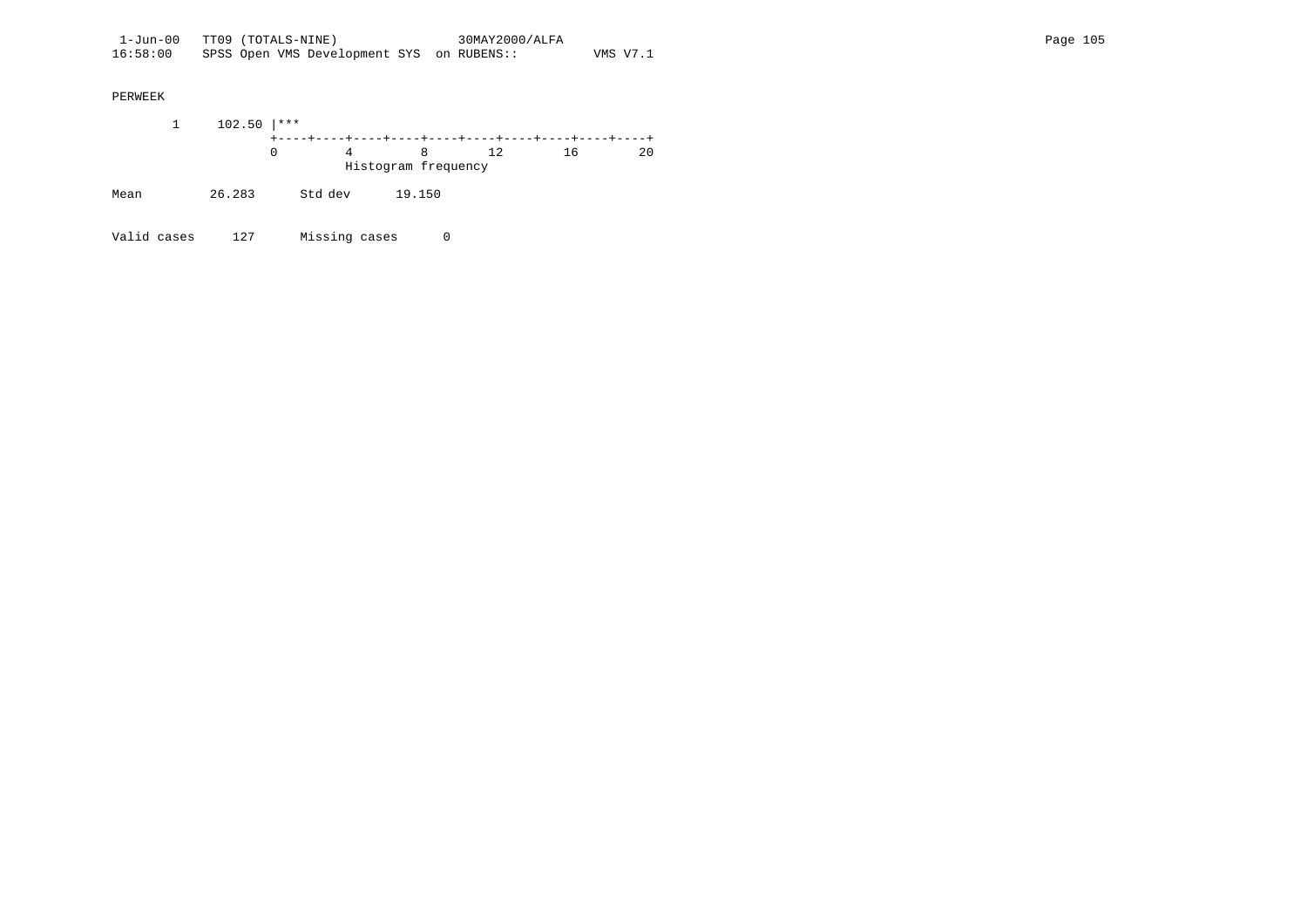PERWEEK

```
       1     102.50 |***
                    +----+----+----+----+----+----+----+----+----+----+
                    0         4         8        12        16        20
                              Histogram frequency

Mean          26.283      Std dev      19.150


Valid cases     127      Missing cases      0
```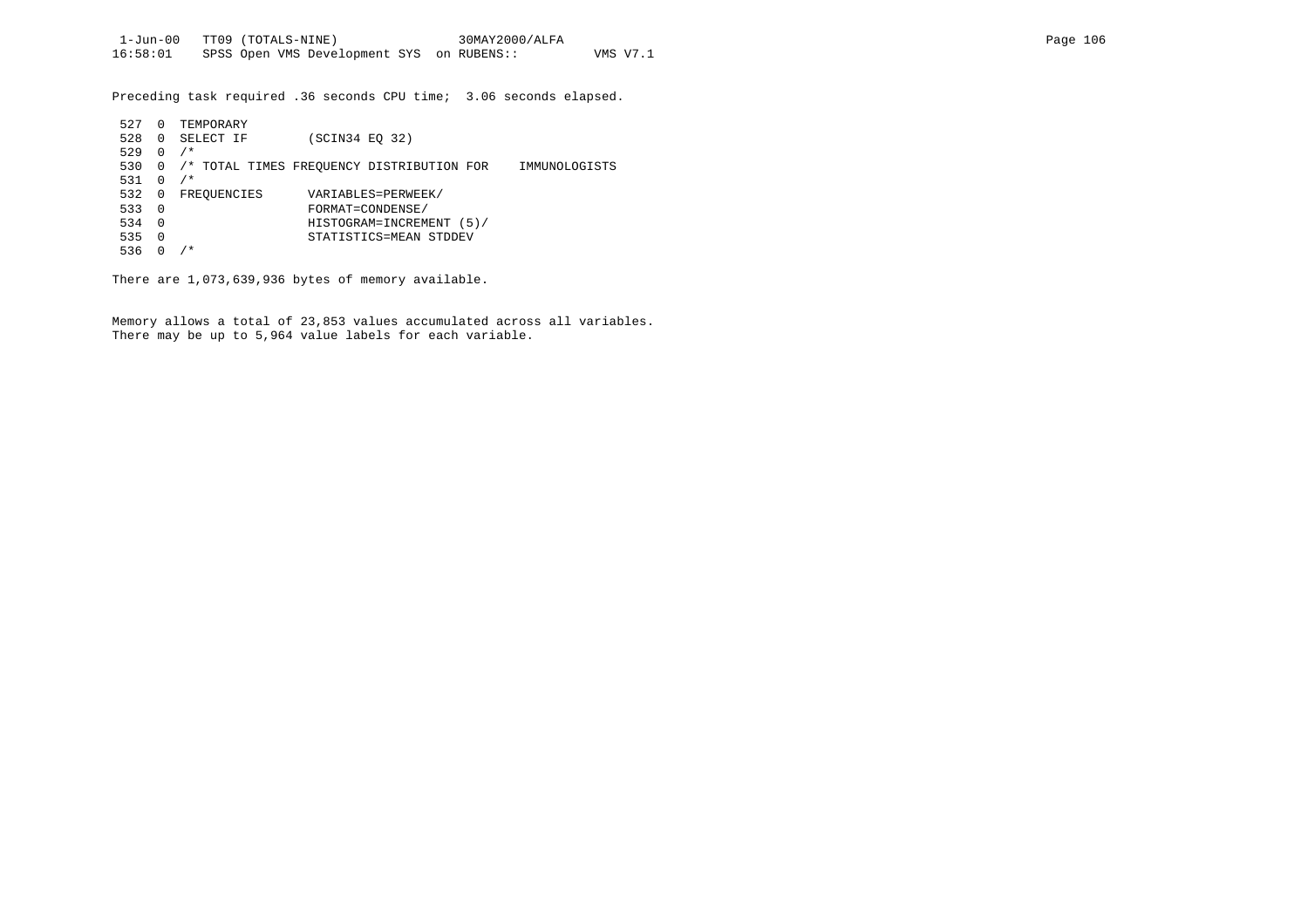Preceding task required .36 seconds CPU time;  3.06 seconds elapsed.

```
 527  0  TEMPORARY
 528  0  SELECT IF        (SCIN34 EQ 32)
 529  0  /*
 530  0  /* TOTAL TIMES FREQUENCY DISTRIBUTION FOR    IMMUNOLOGISTS
 531  0  /*
 532  0  FREQUENCIES      VARIABLES=PERWEEK/
 533  0                   FORMAT=CONDENSE/
 534  0                   HISTOGRAM=INCREMENT (5)/
 535  0                   STATISTICS=MEAN STDDEV
 536  0  /*
```

There are 1,073,639,936 bytes of memory available.

Memory allows a total of 23,853 values accumulated across all variables.
There may be up to 5,964 value labels for each variable.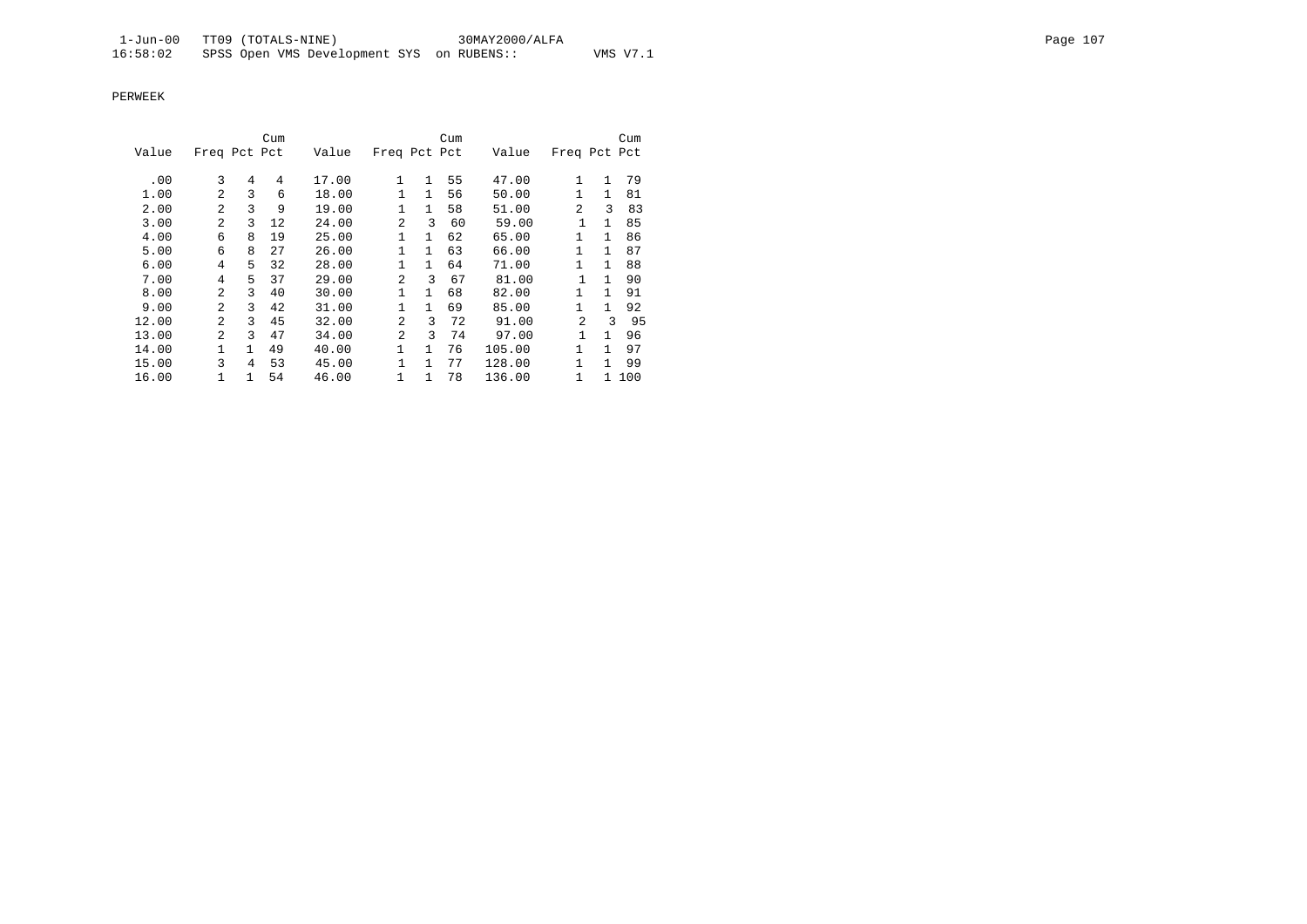PERWEEK

| Value | Freq | Pct | Cum Pct | Value | Freq | Pct | Cum Pct | Value | Freq | Pct | Cum Pct |
|---|---|---|---|---|---|---|---|---|---|---|---|
| .00 | 3 | 4 | 4 | 17.00 | 1 | 1 | 55 | 47.00 | 1 | 1 | 79 |
| 1.00 | 2 | 3 | 6 | 18.00 | 1 | 1 | 56 | 50.00 | 1 | 1 | 81 |
| 2.00 | 2 | 3 | 9 | 19.00 | 1 | 1 | 58 | 51.00 | 2 | 3 | 83 |
| 3.00 | 2 | 3 | 12 | 24.00 | 2 | 3 | 60 | 59.00 | 1 | 1 | 85 |
| 4.00 | 6 | 8 | 19 | 25.00 | 1 | 1 | 62 | 65.00 | 1 | 1 | 86 |
| 5.00 | 6 | 8 | 27 | 26.00 | 1 | 1 | 63 | 66.00 | 1 | 1 | 87 |
| 6.00 | 4 | 5 | 32 | 28.00 | 1 | 1 | 64 | 71.00 | 1 | 1 | 88 |
| 7.00 | 4 | 5 | 37 | 29.00 | 2 | 3 | 67 | 81.00 | 1 | 1 | 90 |
| 8.00 | 2 | 3 | 40 | 30.00 | 1 | 1 | 68 | 82.00 | 1 | 1 | 91 |
| 9.00 | 2 | 3 | 42 | 31.00 | 1 | 1 | 69 | 85.00 | 1 | 1 | 92 |
| 12.00 | 2 | 3 | 45 | 32.00 | 2 | 3 | 72 | 91.00 | 2 | 3 | 95 |
| 13.00 | 2 | 3 | 47 | 34.00 | 2 | 3 | 74 | 97.00 | 1 | 1 | 96 |
| 14.00 | 1 | 1 | 49 | 40.00 | 1 | 1 | 76 | 105.00 | 1 | 1 | 97 |
| 15.00 | 3 | 4 | 53 | 45.00 | 1 | 1 | 77 | 128.00 | 1 | 1 | 99 |
| 16.00 | 1 | 1 | 54 | 46.00 | 1 | 1 | 78 | 136.00 | 1 | 1 | 100 |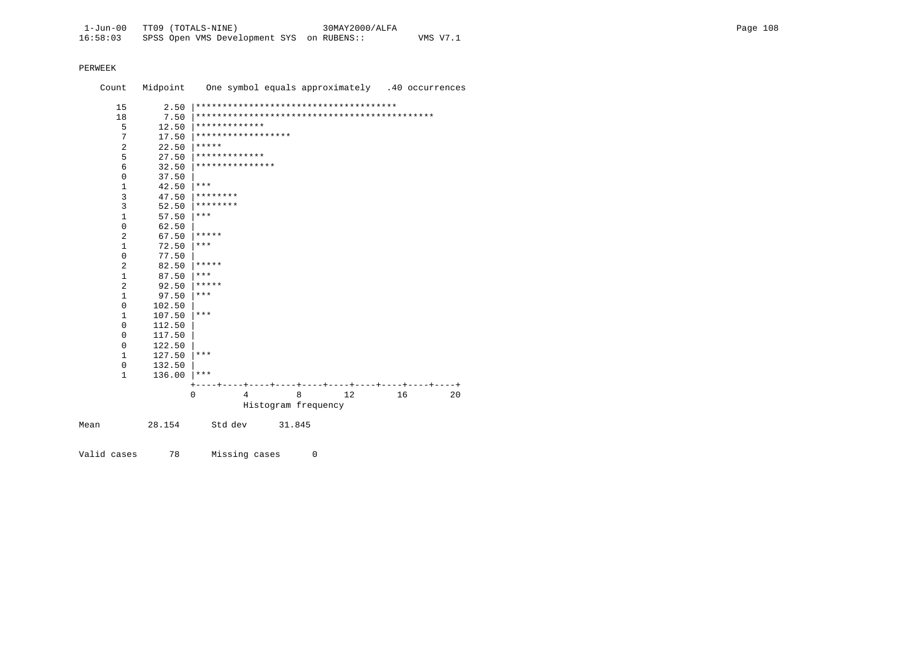PERWEEK

```
    Count   Midpoint    One symbol equals approximately   .40 occurrences

      15       2.50 |**************************************
      18       7.50 |*********************************************
       5      12.50 |*************
       7      17.50 |******************
       2      22.50 |*****
       5      27.50 |*************
       6      32.50 |***************
       0      37.50 |
       1      42.50 |***
       3      47.50 |********
       3      52.50 |********
       1      57.50 |***
       0      62.50 |
       2      67.50 |*****
       1      72.50 |***
       0      77.50 |
       2      82.50 |*****
       1      87.50 |***
       2      92.50 |*****
       1      97.50 |***
       0     102.50 |
       1     107.50 |***
       0     112.50 |
       0     117.50 |
       0     122.50 |
       1     127.50 |***
       0     132.50 |
       1     136.00 |***
                    +----+----+----+----+----+----+----+----+----+----+
                    0         4         8        12        16        20
                              Histogram frequency

Mean         28.154      Std dev      31.845


Valid cases      78      Missing cases      0
```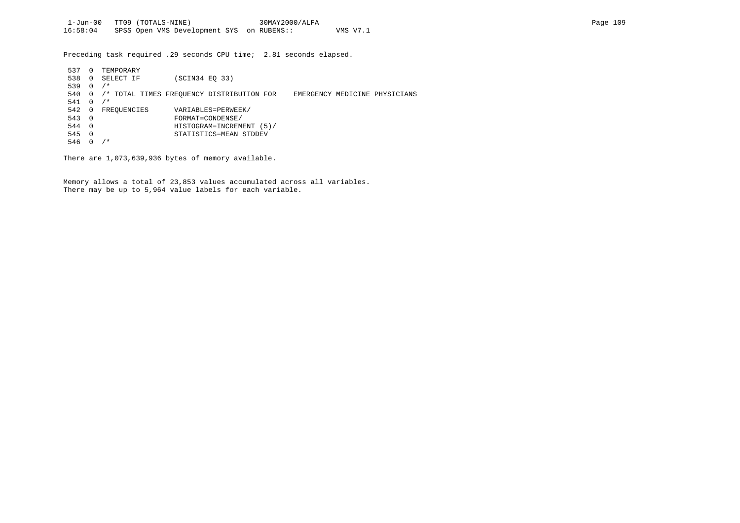Preceding task required .29 seconds CPU time;  2.81 seconds elapsed.

```
 537  0  TEMPORARY
 538  0  SELECT IF        (SCIN34 EQ 33)
 539  0  /*
 540  0  /* TOTAL TIMES FREQUENCY DISTRIBUTION FOR    EMERGENCY MEDICINE PHYSICIANS
 541  0  /*
 542  0  FREQUENCIES      VARIABLES=PERWEEK/
 543  0                   FORMAT=CONDENSE/
 544  0                   HISTOGRAM=INCREMENT (5)/
 545  0                   STATISTICS=MEAN STDDEV
 546  0  /*
```

There are 1,073,639,936 bytes of memory available.

Memory allows a total of 23,853 values accumulated across all variables.
There may be up to 5,964 value labels for each variable.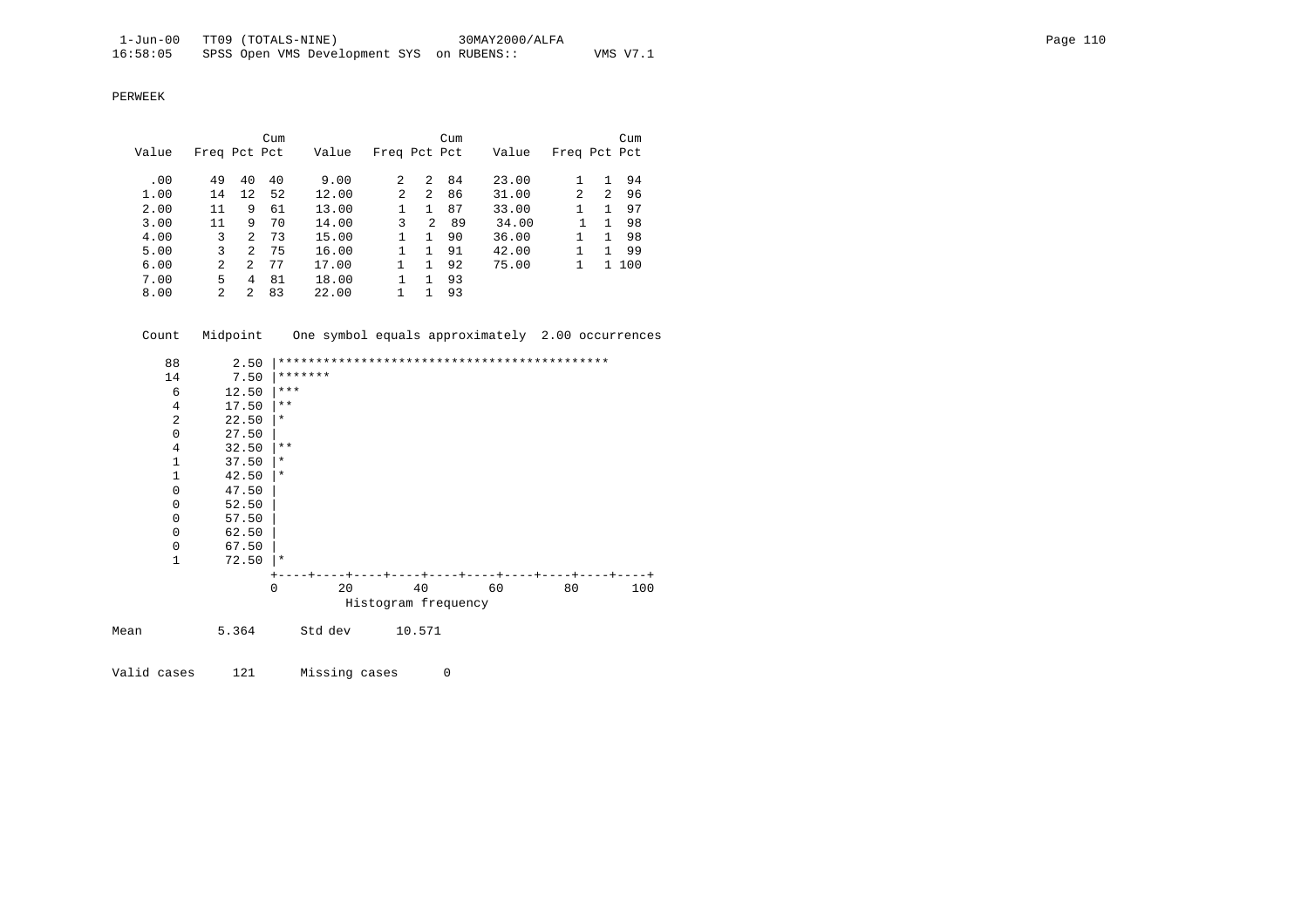PERWEEK

| Value | Freq | Pct | Cum Pct | Value | Freq | Pct | Cum Pct | Value | Freq | Pct | Cum Pct |
|---|---|---|---|---|---|---|---|---|---|---|---|
| .00 | 49 | 40 | 40 | 9.00 | 2 | 2 | 84 | 23.00 | 1 | 1 | 94 |
| 1.00 | 14 | 12 | 52 | 12.00 | 2 | 2 | 86 | 31.00 | 2 | 2 | 96 |
| 2.00 | 11 | 9 | 61 | 13.00 | 1 | 1 | 87 | 33.00 | 1 | 1 | 97 |
| 3.00 | 11 | 9 | 70 | 14.00 | 3 | 2 | 89 | 34.00 | 1 | 1 | 98 |
| 4.00 | 3 | 2 | 73 | 15.00 | 1 | 1 | 90 | 36.00 | 1 | 1 | 98 |
| 5.00 | 3 | 2 | 75 | 16.00 | 1 | 1 | 91 | 42.00 | 1 | 1 | 99 |
| 6.00 | 2 | 2 | 77 | 17.00 | 1 | 1 | 92 | 75.00 | 1 | 1 | 100 |
| 7.00 | 5 | 4 | 81 | 18.00 | 1 | 1 | 93 | | | | |
| 8.00 | 2 | 2 | 83 | 22.00 | 1 | 1 | 93 | | | | |

```
 Count   Midpoint    One symbol equals approximately  2.00 occurrences

    88       2.50 |********************************************
    14       7.50 |*******
     6      12.50 |***
     4      17.50 |**
     2      22.50 |*
     0      27.50 |
     4      32.50 |**
     1      37.50 |*
     1      42.50 |*
     0      47.50 |
     0      52.50 |
     0      57.50 |
     0      62.50 |
     0      67.50 |
     1      72.50 |*
                  +----+----+----+----+----+----+----+----+----+----+
                  0         20        40        60        80       100
                            Histogram frequency
```

Mean 5.364 Std dev 10.571

Valid cases 121 Missing cases 0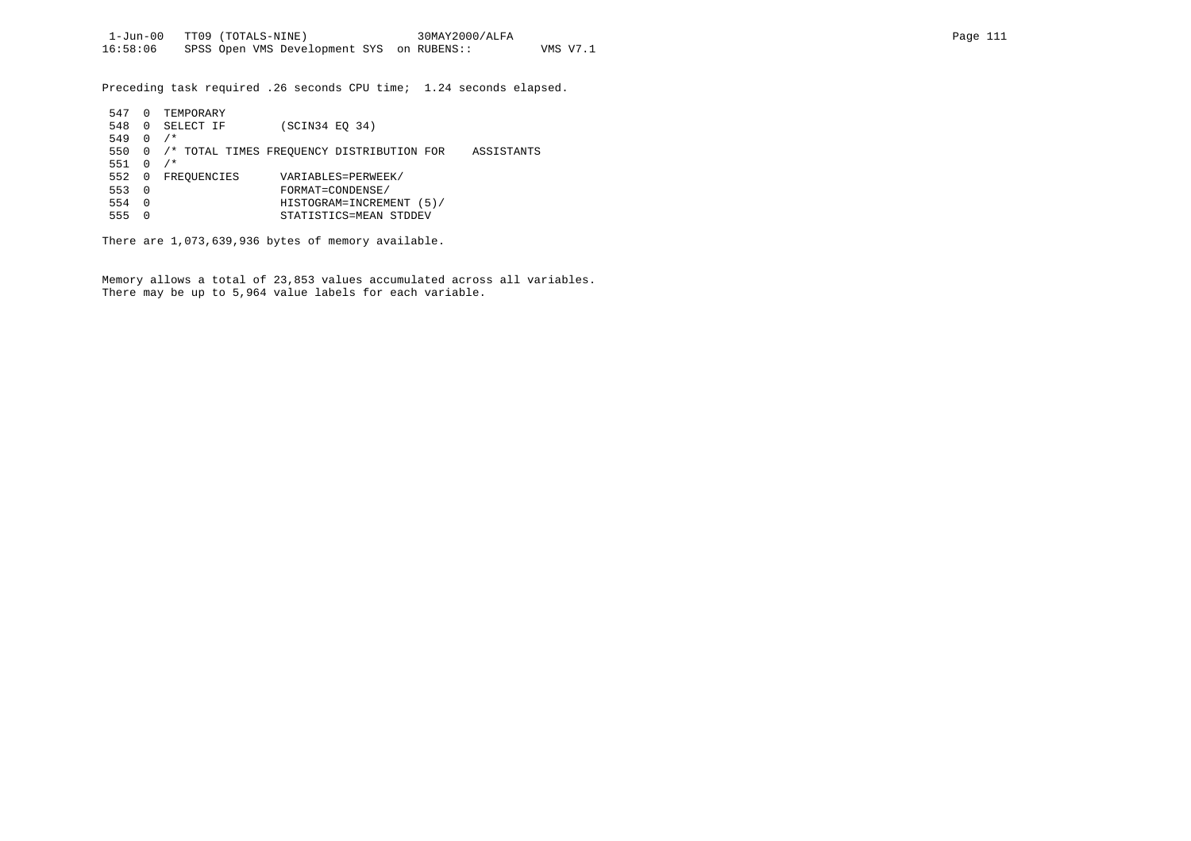Preceding task required .26 seconds CPU time; 1.24 seconds elapsed.

```
 547  0  TEMPORARY
 548  0  SELECT IF        (SCIN34 EQ 34)
 549  0  /*
 550  0  /* TOTAL TIMES FREQUENCY DISTRIBUTION FOR    ASSISTANTS
 551  0  /*
 552  0  FREQUENCIES      VARIABLES=PERWEEK/
 553  0                   FORMAT=CONDENSE/
 554  0                   HISTOGRAM=INCREMENT (5)/
 555  0                   STATISTICS=MEAN STDDEV
```

There are 1,073,639,936 bytes of memory available.

Memory allows a total of 23,853 values accumulated across all variables.
There may be up to 5,964 value labels for each variable.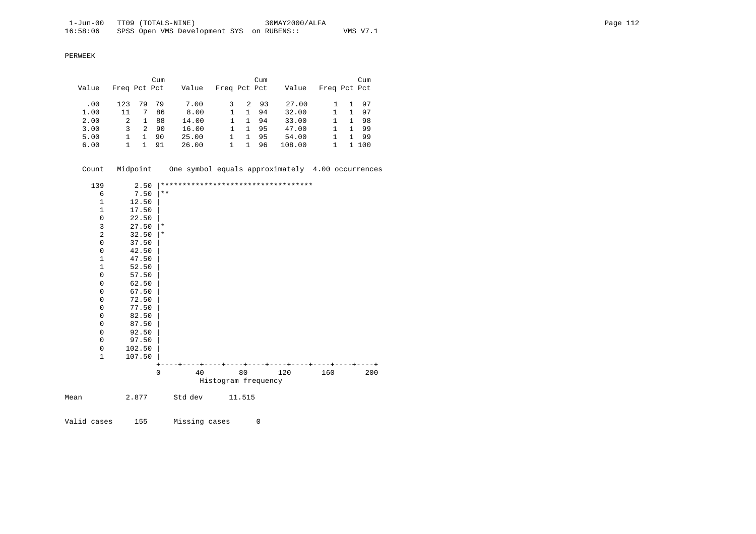PERWEEK

| Value | Freq | Pct | Cum Pct | Value | Freq | Pct | Cum Pct | Value | Freq | Pct | Cum Pct |
|---|---|---|---|---|---|---|---|---|---|---|---|
| .00 | 123 | 79 | 79 | 7.00 | 3 | 2 | 93 | 27.00 | 1 | 1 | 97 |
| 1.00 | 11 | 7 | 86 | 8.00 | 1 | 1 | 94 | 32.00 | 1 | 1 | 97 |
| 2.00 | 2 | 1 | 88 | 14.00 | 1 | 1 | 94 | 33.00 | 1 | 1 | 98 |
| 3.00 | 3 | 2 | 90 | 16.00 | 1 | 1 | 95 | 47.00 | 1 | 1 | 99 |
| 5.00 | 1 | 1 | 90 | 25.00 | 1 | 1 | 95 | 54.00 | 1 | 1 | 99 |
| 6.00 | 1 | 1 | 91 | 26.00 | 1 | 1 | 96 | 108.00 | 1 | 1 | 100 |

```
 Count   Midpoint    One symbol equals approximately  4.00 occurrences

   139       2.50 |***********************************
     6       7.50 |**
     1      12.50 |
     1      17.50 |
     0      22.50 |
     3      27.50 |*
     2      32.50 |*
     0      37.50 |
     0      42.50 |
     1      47.50 |
     1      52.50 |
     0      57.50 |
     0      62.50 |
     0      67.50 |
     0      72.50 |
     0      77.50 |
     0      82.50 |
     0      87.50 |
     0      92.50 |
     0      97.50 |
     0     102.50 |
     1     107.50 |
                  +----+----+----+----+----+----+----+----+----+----+
                  0        40        80       120       160       200
                            Histogram frequency
```

Mean 2.877 Std dev 11.515

Valid cases 155 Missing cases 0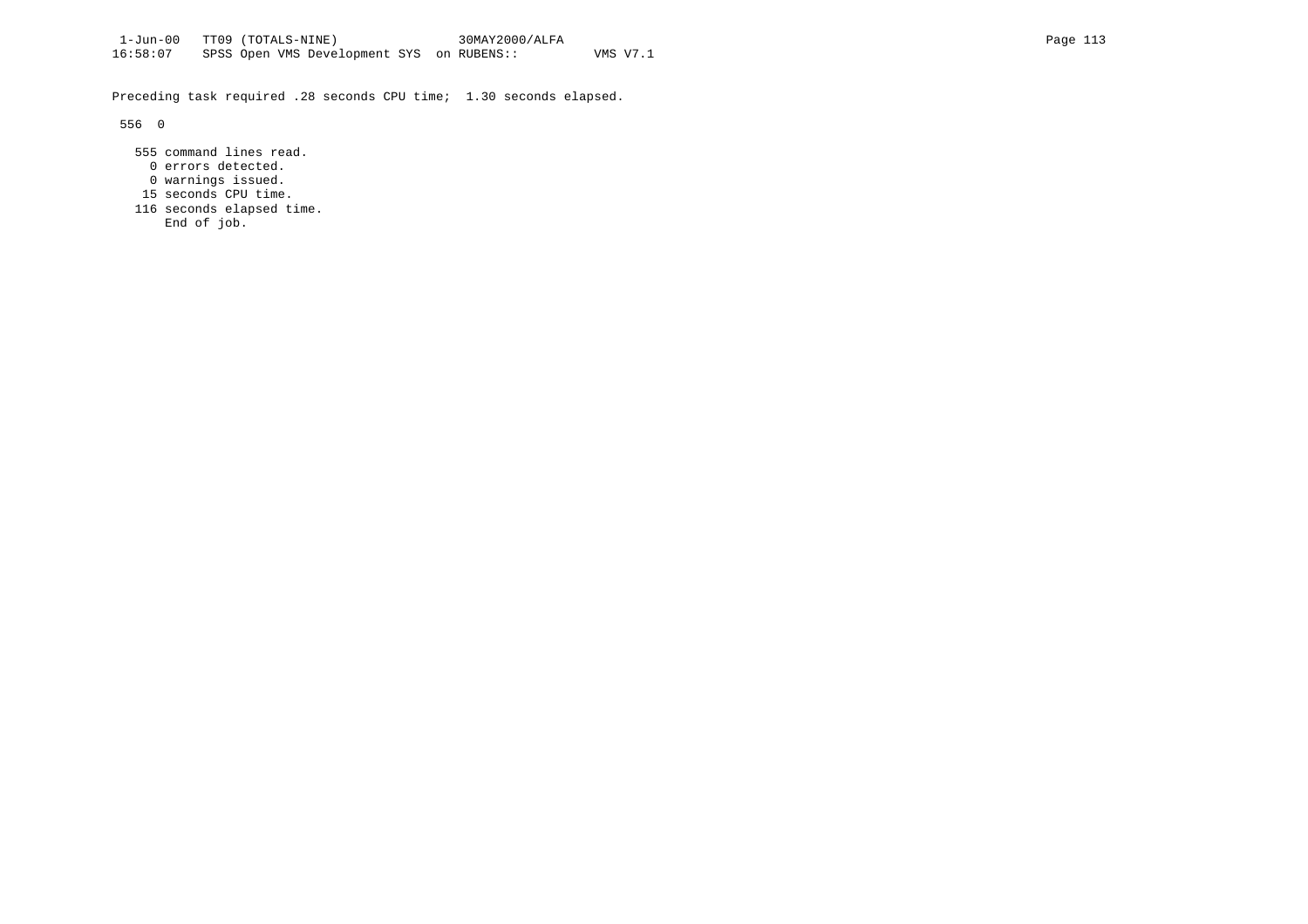Preceding task required .28 seconds CPU time; 1.30 seconds elapsed.

```
 556  0

   555 command lines read.
     0 errors detected.
     0 warnings issued.
    15 seconds CPU time.
   116 seconds elapsed time.
       End of job.
```